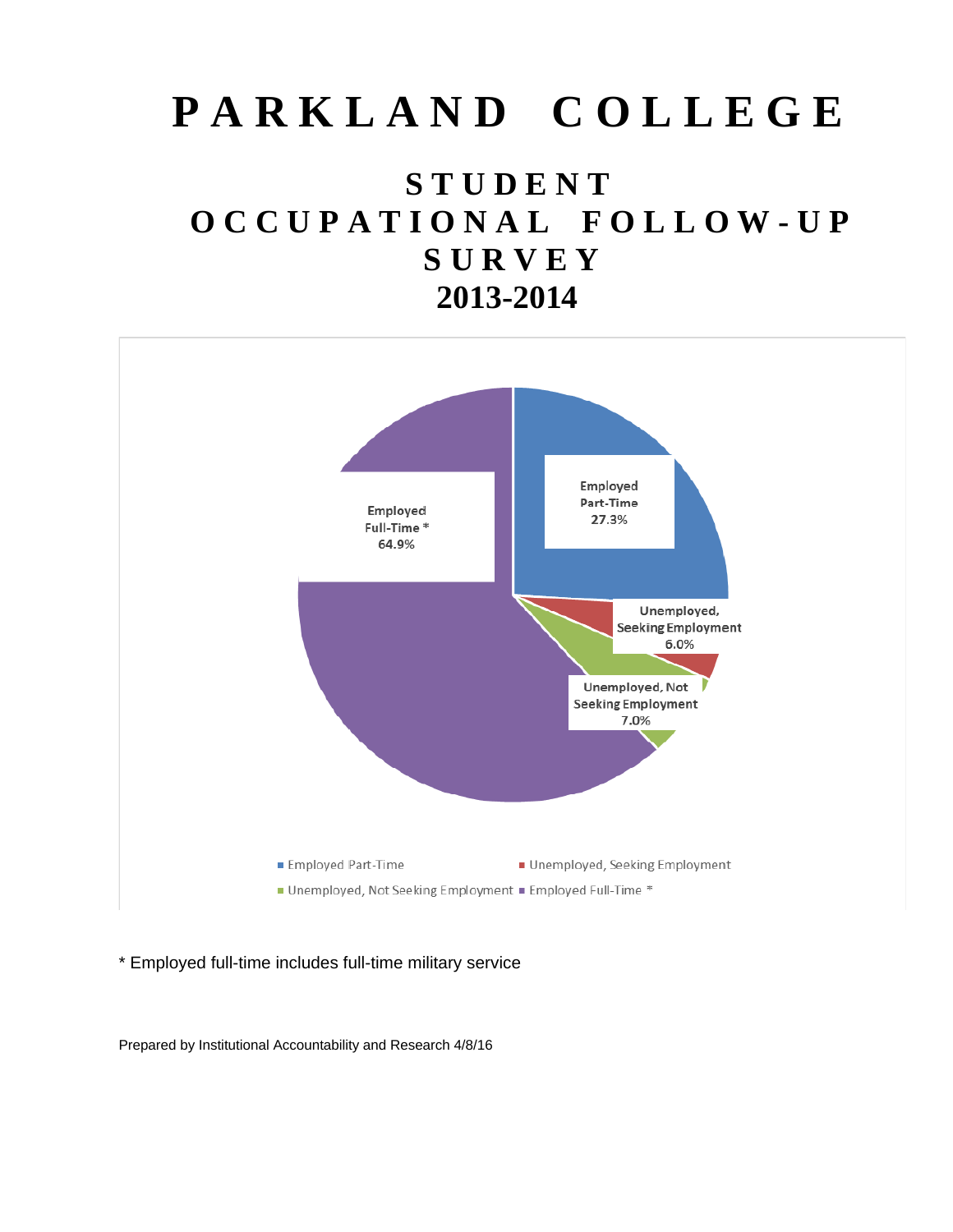# PARKLAND COLLEGE

## STUDENT OCCUPATIONAL FOLLOW-UP SURVEY 2013-2014

Employed Part-Time 27.3%

Unemployed, Seeking Employment 6.0%

Unemployed, Not Seeking Employment 7.0%

Employed Full-Time * 64.9%

- Employed Part-Time
- Unemployed, Seeking Employment
- Unemployed, Not Seeking Employment
- Employed Full-Time *

* Employed full-time includes full-time military service

Prepared by Institutional Accountability and Research 4/8/16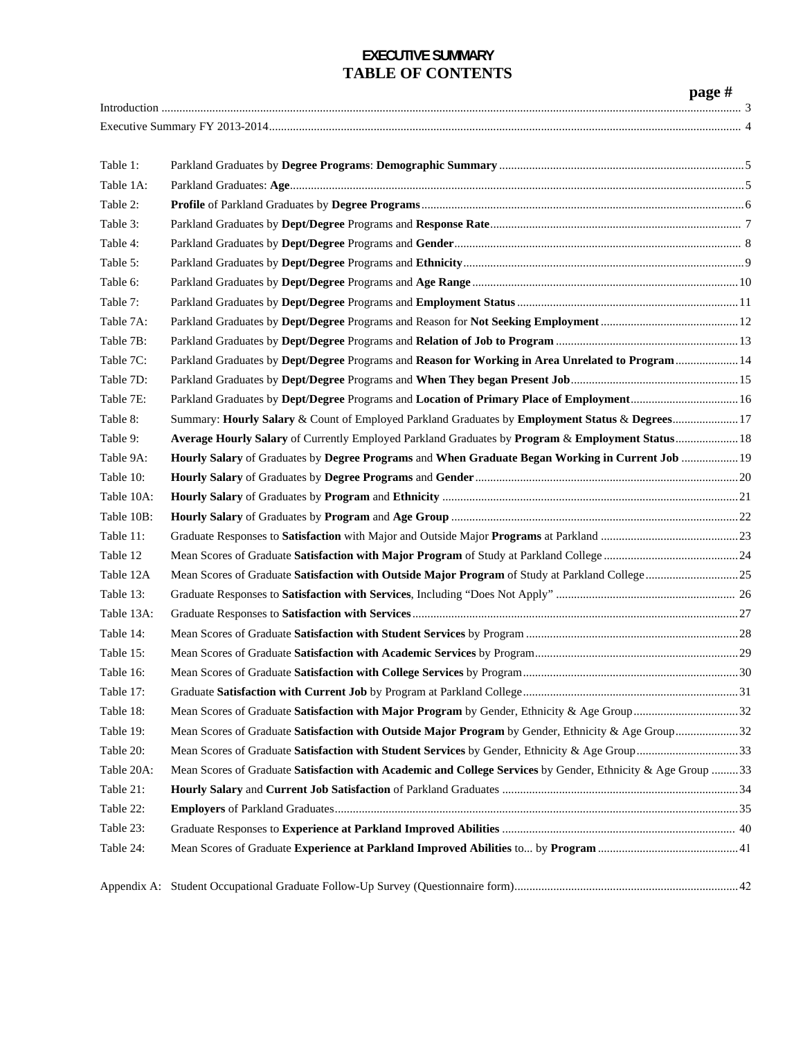# EXECUTIVE SUMMARY
# TABLE OF CONTENTS

| | | page # |
|---|---|---|
| Introduction | | 3 |
| Executive Summary FY 2013-2014 | | 4 |
| Table 1: | Parkland Graduates by **Degree Programs**: **Demographic Summary** | 5 |
| Table 1A: | Parkland Graduates: **Age** | 5 |
| Table 2: | **Profile** of Parkland Graduates by **Degree Programs** | 6 |
| Table 3: | Parkland Graduates by **Dept/Degree** Programs and **Response Rate** | 7 |
| Table 4: | Parkland Graduates by **Dept/Degree** Programs and **Gender** | 8 |
| Table 5: | Parkland Graduates by **Dept/Degree** Programs and **Ethnicity** | 9 |
| Table 6: | Parkland Graduates by **Dept/Degree** Programs and **Age Range** | 10 |
| Table 7: | Parkland Graduates by **Dept/Degree** Programs and **Employment Status** | 11 |
| Table 7A: | Parkland Graduates by **Dept/Degree** Programs and Reason for **Not Seeking Employment** | 12 |
| Table 7B: | Parkland Graduates by **Dept/Degree** Programs and **Relation of Job to Program** | 13 |
| Table 7C: | Parkland Graduates by **Dept/Degree** Programs and **Reason for Working in Area Unrelated to Program** | 14 |
| Table 7D: | Parkland Graduates by **Dept/Degree** Programs and **When They began Present Job** | 15 |
| Table 7E: | Parkland Graduates by **Dept/Degree** Programs and **Location of Primary Place of Employment** | 16 |
| Table 8: | Summary: **Hourly Salary** & Count of Employed Parkland Graduates by **Employment Status** & **Degrees** | 17 |
| Table 9: | **Average Hourly Salary** of Currently Employed Parkland Graduates by **Program** & **Employment Status** | 18 |
| Table 9A: | **Hourly Salary** of Graduates by **Degree Programs** and **When Graduate Began Working in Current Job** | 19 |
| Table 10: | **Hourly Salary** of Graduates by **Degree Programs** and **Gender** | 20 |
| Table 10A: | **Hourly Salary** of Graduates by **Program** and **Ethnicity** | 21 |
| Table 10B: | **Hourly Salary** of Graduates by **Program** and **Age Group** | 22 |
| Table 11: | Graduate Responses to **Satisfaction** with Major and Outside Major **Programs** at Parkland | 23 |
| Table 12 | Mean Scores of Graduate **Satisfaction with Major Program** of Study at Parkland College | 24 |
| Table 12A | Mean Scores of Graduate **Satisfaction with Outside Major Program** of Study at Parkland College | 25 |
| Table 13: | Graduate Responses to **Satisfaction with Services**, Including "Does Not Apply" | 26 |
| Table 13A: | Graduate Responses to **Satisfaction with Services** | 27 |
| Table 14: | Mean Scores of Graduate **Satisfaction with Student Services** by Program | 28 |
| Table 15: | Mean Scores of Graduate **Satisfaction with Academic Services** by Program | 29 |
| Table 16: | Mean Scores of Graduate **Satisfaction with College Services** by Program | 30 |
| Table 17: | Graduate **Satisfaction with Current Job** by Program at Parkland College | 31 |
| Table 18: | Mean Scores of Graduate **Satisfaction with Major Program** by Gender, Ethnicity & Age Group | 32 |
| Table 19: | Mean Scores of Graduate **Satisfaction with Outside Major Program** by Gender, Ethnicity & Age Group | 32 |
| Table 20: | Mean Scores of Graduate **Satisfaction with Student Services** by Gender, Ethnicity & Age Group | 33 |
| Table 20A: | Mean Scores of Graduate **Satisfaction with Academic and College Services** by Gender, Ethnicity & Age Group | 33 |
| Table 21: | **Hourly Salary** and **Current Job Satisfaction** of Parkland Graduates | 34 |
| Table 22: | **Employers** of Parkland Graduates | 35 |
| Table 23: | Graduate Responses to **Experience at Parkland Improved Abilities** | 40 |
| Table 24: | Mean Scores of Graduate **Experience at Parkland Improved Abilities** to... by **Program** | 41 |
| Appendix A: | Student Occupational Graduate Follow-Up Survey (Questionnaire form) | 42 |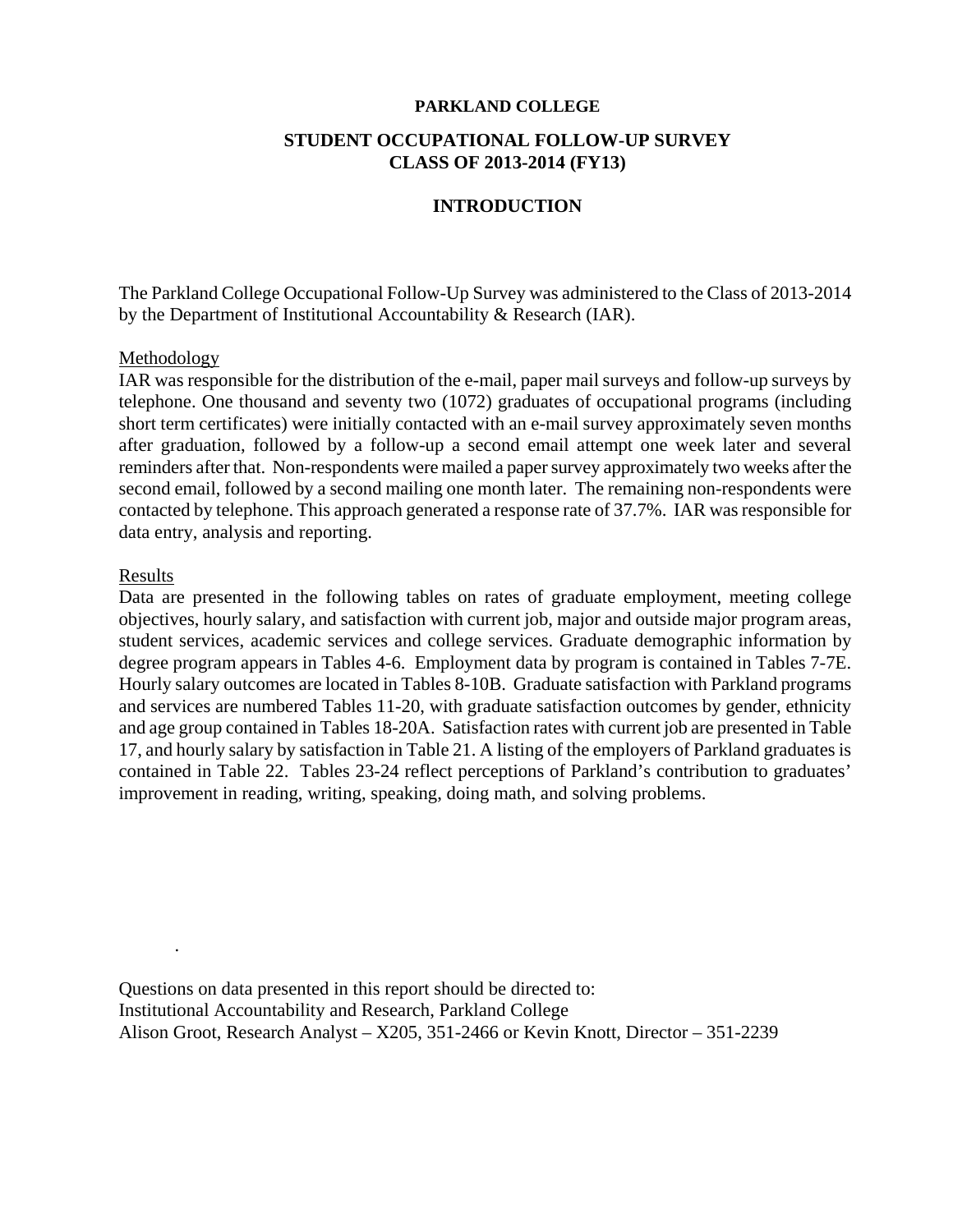**PARKLAND COLLEGE**

# STUDENT OCCUPATIONAL FOLLOW-UP SURVEY CLASS OF 2013-2014 (FY13)

## INTRODUCTION

The Parkland College Occupational Follow-Up Survey was administered to the Class of 2013-2014 by the Department of Institutional Accountability & Research (IAR).

### Methodology

IAR was responsible for the distribution of the e-mail, paper mail surveys and follow-up surveys by telephone. One thousand and seventy two (1072) graduates of occupational programs (including short term certificates) were initially contacted with an e-mail survey approximately seven months after graduation, followed by a follow-up a second email attempt one week later and several reminders after that. Non-respondents were mailed a paper survey approximately two weeks after the second email, followed by a second mailing one month later. The remaining non-respondents were contacted by telephone. This approach generated a response rate of 37.7%. IAR was responsible for data entry, analysis and reporting.

### Results

Data are presented in the following tables on rates of graduate employment, meeting college objectives, hourly salary, and satisfaction with current job, major and outside major program areas, student services, academic services and college services. Graduate demographic information by degree program appears in Tables 4-6. Employment data by program is contained in Tables 7-7E. Hourly salary outcomes are located in Tables 8-10B. Graduate satisfaction with Parkland programs and services are numbered Tables 11-20, with graduate satisfaction outcomes by gender, ethnicity and age group contained in Tables 18-20A. Satisfaction rates with current job are presented in Table 17, and hourly salary by satisfaction in Table 21. A listing of the employers of Parkland graduates is contained in Table 22. Tables 23-24 reflect perceptions of Parkland's contribution to graduates' improvement in reading, writing, speaking, doing math, and solving problems.

.

Questions on data presented in this report should be directed to:
Institutional Accountability and Research, Parkland College
Alison Groot, Research Analyst – X205, 351-2466 or Kevin Knott, Director – 351-2239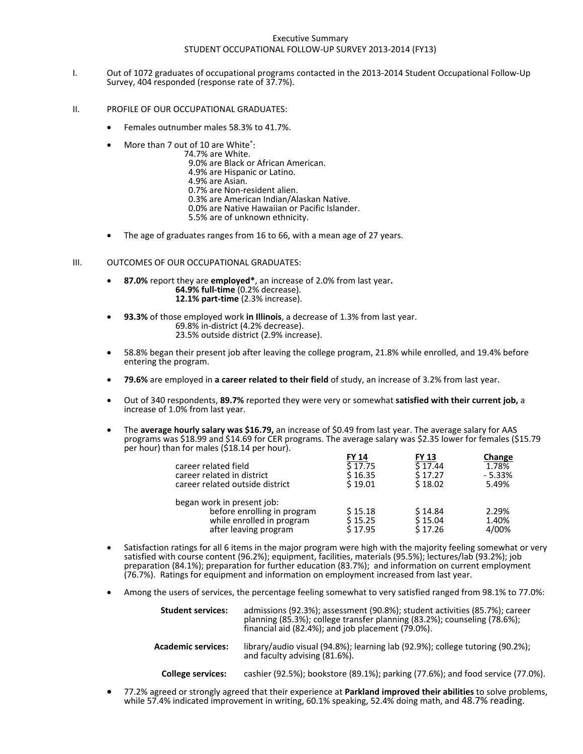Executive Summary
STUDENT OCCUPATIONAL FOLLOW-UP SURVEY 2013-2014 (FY13)

I. Out of 1072 graduates of occupational programs contacted in the 2013-2014 Student Occupational Follow-Up Survey, 404 responded (response rate of 37.7%).

II. PROFILE OF OUR OCCUPATIONAL GRADUATES:

- Females outnumber males 58.3% to 41.7%.
- More than 7 out of 10 are White*:
  - 74.7% are White.
  - 9.0% are Black or African American.
  - 4.9% are Hispanic or Latino.
  - 4.9% are Asian.
  - 0.7% are Non-resident alien.
  - 0.3% are American Indian/Alaskan Native.
  - 0.0% are Native Hawaiian or Pacific Islander.
  - 5.5% are of unknown ethnicity.
- The age of graduates ranges from 16 to 66, with a mean age of 27 years.

III. OUTCOMES OF OUR OCCUPATIONAL GRADUATES:

- **87.0%** report they are **employed***, an increase of 2.0% from last year**.**
  - **64.9% full-time** (0.2% decrease).
  - **12.1% part-time** (2.3% increase).
- **93.3%** of those employed work **in Illinois**, a decrease of 1.3% from last year.
  - 69.8% in-district (4.2% decrease).
  - 23.5% outside district (2.9% increase).
- 58.8% began their present job after leaving the college program, 21.8% while enrolled, and 19.4% before entering the program.
- **79.6%** are employed in **a career related to their field** of study, an increase of 3.2% from last year.
- Out of 340 respondents, **89.7%** reported they were very or somewhat **satisfied with their current job,** a increase of 1.0% from last year.
- The **average hourly salary was $16.79,** an increase of $0.49 from last year. The average salary for AAS programs was $18.99 and $14.69 for CER programs. The average salary was $2.35 lower for females ($15.79 per hour) than for males ($18.14 per hour).

| | FY 14 | FY 13 | Change |
|---|---|---|---|
| career related field | $ 17.75 | $ 17.44 | 1.78% |
| career related in district | $ 16.35 | $ 17.27 | - 5.33% |
| career related outside district | $ 19.01 | $ 18.02 | 5.49% |
| began work in present job: | | | |
| before enrolling in program | $ 15.18 | $ 14.84 | 2.29% |
| while enrolled in program | $ 15.25 | $ 15.04 | 1.40% |
| after leaving program | $ 17.95 | $ 17.26 | 4/00% |

- Satisfaction ratings for all 6 items in the major program were high with the majority feeling somewhat or very satisfied with course content (96.2%); equipment, facilities, materials (95.5%); lectures/lab (93.2%); job preparation (84.1%); preparation for further education (83.7%); and information on current employment (76.7%). Ratings for equipment and information on employment increased from last year.
- Among the users of services, the percentage feeling somewhat to very satisfied ranged from 98.1% to 77.0%:

  **Student services:** admissions (92.3%); assessment (90.8%); student activities (85.7%); career planning (85.3%); college transfer planning (83.2%); counseling (78.6%); financial aid (82.4%); and job placement (79.0%).

  **Academic services:** library/audio visual (94.8%); learning lab (92.9%); college tutoring (90.2%); and faculty advising (81.6%).

  **College services:** cashier (92.5%); bookstore (89.1%); parking (77.6%); and food service (77.0%).

- 77.2% agreed or strongly agreed that their experience at **Parkland improved their abilities** to solve problems, while 57.4% indicated improvement in writing, 60.1% speaking, 52.4% doing math, and 48.7% reading.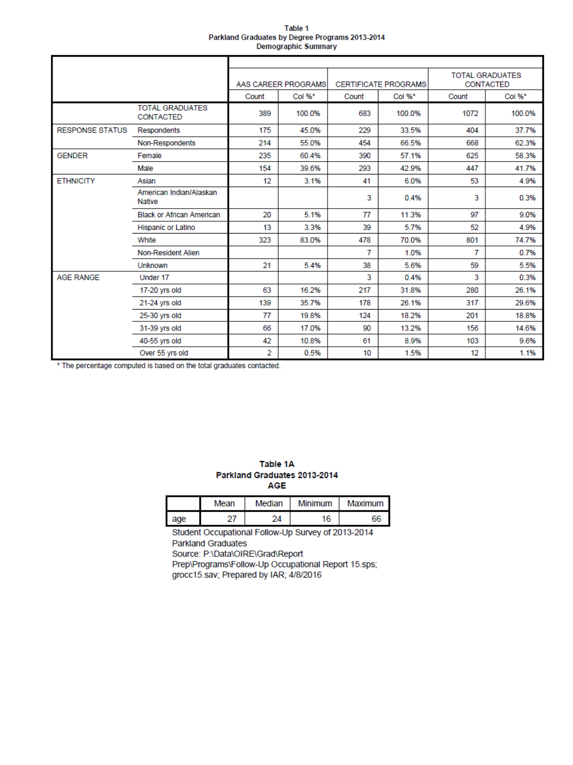**Table 1**
**Parkland Graduates by Degree Programs 2013-2014**
**Demographic Summary**

| | | AAS CAREER PROGRAMS | | CERTIFICATE PROGRAMS | | TOTAL GRADUATES CONTACTED | |
|---|---|---|---|---|---|---|---|
| | | Count | Col %* | Count | Col %* | Count | Col %* |
| | TOTAL GRADUATES CONTACTED | 389 | 100.0% | 683 | 100.0% | 1072 | 100.0% |
| RESPONSE STATUS | Respondents | 175 | 45.0% | 229 | 33.5% | 404 | 37.7% |
| | Non-Respondents | 214 | 55.0% | 454 | 66.5% | 668 | 62.3% |
| GENDER | Female | 235 | 60.4% | 390 | 57.1% | 625 | 58.3% |
| | Male | 154 | 39.6% | 293 | 42.9% | 447 | 41.7% |
| ETHNICITY | Asian | 12 | 3.1% | 41 | 6.0% | 53 | 4.9% |
| | American Indian/Alaskan Native | | | 3 | 0.4% | 3 | 0.3% |
| | Black or African American | 20 | 5.1% | 77 | 11.3% | 97 | 9.0% |
| | Hispanic or Latino | 13 | 3.3% | 39 | 5.7% | 52 | 4.9% |
| | White | 323 | 83.0% | 478 | 70.0% | 801 | 74.7% |
| | Non-Resident Alien | | | 7 | 1.0% | 7 | 0.7% |
| | Unknown | 21 | 5.4% | 38 | 5.6% | 59 | 5.5% |
| AGE RANGE | Under 17 | | | 3 | 0.4% | 3 | 0.3% |
| | 17-20 yrs old | 63 | 16.2% | 217 | 31.8% | 280 | 26.1% |
| | 21-24 yrs old | 139 | 35.7% | 178 | 26.1% | 317 | 29.6% |
| | 25-30 yrs old | 77 | 19.8% | 124 | 18.2% | 201 | 18.8% |
| | 31-39 yrs old | 66 | 17.0% | 90 | 13.2% | 156 | 14.6% |
| | 40-55 yrs old | 42 | 10.8% | 61 | 8.9% | 103 | 9.6% |
| | Over 55 yrs old | 2 | 0.5% | 10 | 1.5% | 12 | 1.1% |

* The percentage computed is based on the total graduates contacted.

**Table 1A**
**Parkland Graduates 2013-2014**
**AGE**

| | Mean | Median | Minimum | Maximum |
|---|---|---|---|---|
| age | 27 | 24 | 16 | 66 |

Student Occupational Follow-Up Survey of 2013-2014 Parkland Graduates
Source: P:\Data\OIRE\Grad\Report Prep\Programs\Follow-Up Occupational Report 15.sps; grocc15.sav; Prepared by IAR; 4/8/2016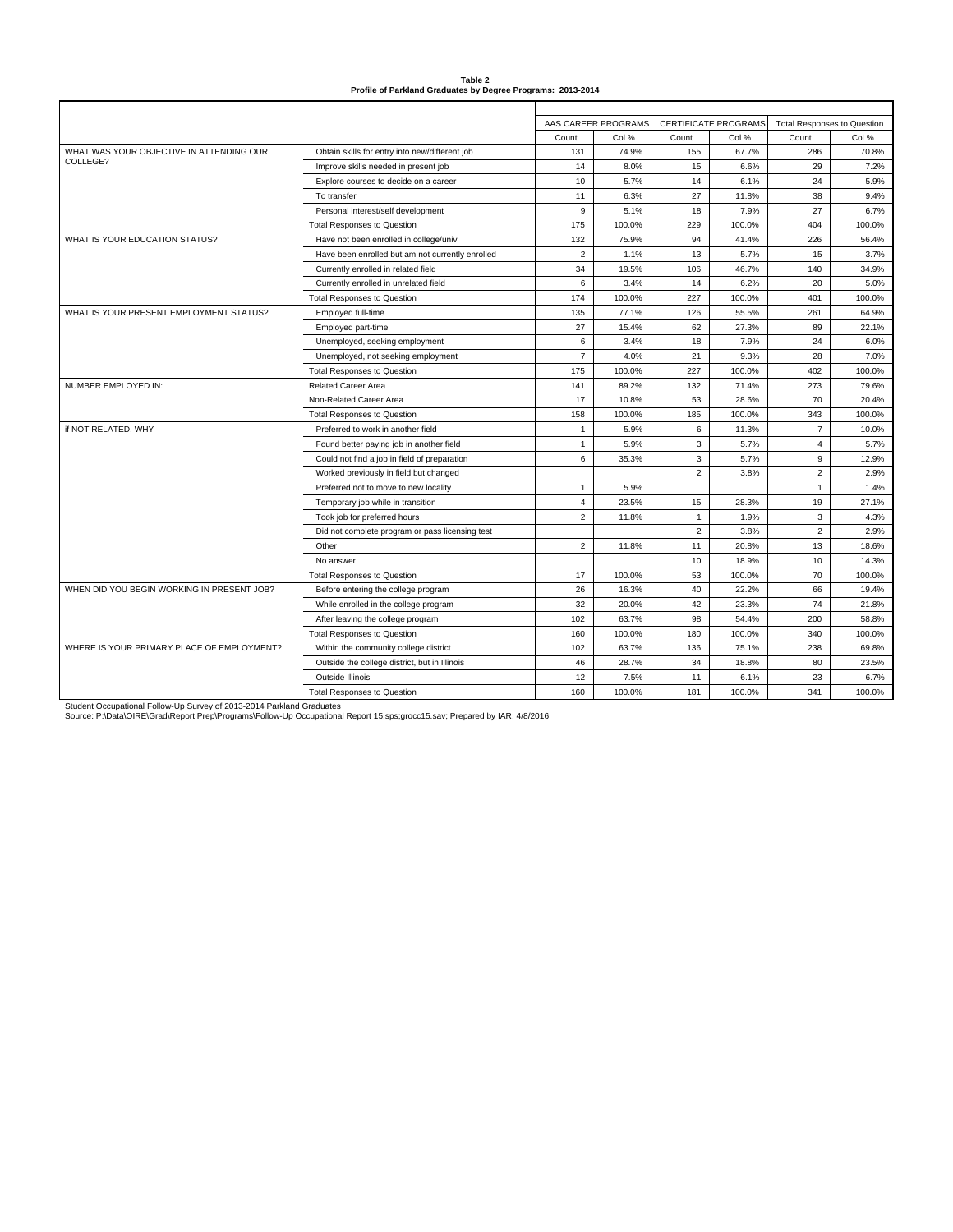**Table 2**
**Profile of Parkland Graduates by Degree Programs: 2013-2014**

| | | AAS CAREER PROGRAMS | | CERTIFICATE PROGRAMS | | Total Responses to Question | |
|---|---|---|---|---|---|---|---|
| | | Count | Col % | Count | Col % | Count | Col % |
| WHAT WAS YOUR OBJECTIVE IN ATTENDING OUR COLLEGE? | Obtain skills for entry into new/different job | 131 | 74.9% | 155 | 67.7% | 286 | 70.8% |
| | Improve skills needed in present job | 14 | 8.0% | 15 | 6.6% | 29 | 7.2% |
| | Explore courses to decide on a career | 10 | 5.7% | 14 | 6.1% | 24 | 5.9% |
| | To transfer | 11 | 6.3% | 27 | 11.8% | 38 | 9.4% |
| | Personal interest/self development | 9 | 5.1% | 18 | 7.9% | 27 | 6.7% |
| | Total Responses to Question | 175 | 100.0% | 229 | 100.0% | 404 | 100.0% |
| WHAT IS YOUR EDUCATION STATUS? | Have not been enrolled in college/univ | 132 | 75.9% | 94 | 41.4% | 226 | 56.4% |
| | Have been enrolled but am not currently enrolled | 2 | 1.1% | 13 | 5.7% | 15 | 3.7% |
| | Currently enrolled in related field | 34 | 19.5% | 106 | 46.7% | 140 | 34.9% |
| | Currently enrolled in unrelated field | 6 | 3.4% | 14 | 6.2% | 20 | 5.0% |
| | Total Responses to Question | 174 | 100.0% | 227 | 100.0% | 401 | 100.0% |
| WHAT IS YOUR PRESENT EMPLOYMENT STATUS? | Employed full-time | 135 | 77.1% | 126 | 55.5% | 261 | 64.9% |
| | Employed part-time | 27 | 15.4% | 62 | 27.3% | 89 | 22.1% |
| | Unemployed, seeking employment | 6 | 3.4% | 18 | 7.9% | 24 | 6.0% |
| | Unemployed, not seeking employment | 7 | 4.0% | 21 | 9.3% | 28 | 7.0% |
| | Total Responses to Question | 175 | 100.0% | 227 | 100.0% | 402 | 100.0% |
| NUMBER EMPLOYED IN: | Related Career Area | 141 | 89.2% | 132 | 71.4% | 273 | 79.6% |
| | Non-Related Career Area | 17 | 10.8% | 53 | 28.6% | 70 | 20.4% |
| | Total Responses to Question | 158 | 100.0% | 185 | 100.0% | 343 | 100.0% |
| if NOT RELATED, WHY | Preferred to work in another field | 1 | 5.9% | 6 | 11.3% | 7 | 10.0% |
| | Found better paying job in another field | 1 | 5.9% | 3 | 5.7% | 4 | 5.7% |
| | Could not find a job in field of preparation | 6 | 35.3% | 3 | 5.7% | 9 | 12.9% |
| | Worked previously in field but changed | | | 2 | 3.8% | 2 | 2.9% |
| | Preferred not to move to new locality | 1 | 5.9% | | | 1 | 1.4% |
| | Temporary job while in transition | 4 | 23.5% | 15 | 28.3% | 19 | 27.1% |
| | Took job for preferred hours | 2 | 11.8% | 1 | 1.9% | 3 | 4.3% |
| | Did not complete program or pass licensing test | | | 2 | 3.8% | 2 | 2.9% |
| | Other | 2 | 11.8% | 11 | 20.8% | 13 | 18.6% |
| | No answer | | | 10 | 18.9% | 10 | 14.3% |
| | Total Responses to Question | 17 | 100.0% | 53 | 100.0% | 70 | 100.0% |
| WHEN DID YOU BEGIN WORKING IN PRESENT JOB? | Before entering the college program | 26 | 16.3% | 40 | 22.2% | 66 | 19.4% |
| | While enrolled in the college program | 32 | 20.0% | 42 | 23.3% | 74 | 21.8% |
| | After leaving the college program | 102 | 63.7% | 98 | 54.4% | 200 | 58.8% |
| | Total Responses to Question | 160 | 100.0% | 180 | 100.0% | 340 | 100.0% |
| WHERE IS YOUR PRIMARY PLACE OF EMPLOYMENT? | Within the community college district | 102 | 63.7% | 136 | 75.1% | 238 | 69.8% |
| | Outside the college district, but in Illinois | 46 | 28.7% | 34 | 18.8% | 80 | 23.5% |
| | Outside Illinois | 12 | 7.5% | 11 | 6.1% | 23 | 6.7% |
| | Total Responses to Question | 160 | 100.0% | 181 | 100.0% | 341 | 100.0% |

Student Occupational Follow-Up Survey of 2013-2014 Parkland Graduates
Source: P:\Data\OIRE\Grad\Report Prep\Programs\Follow-Up Occupational Report 15.sps;grocc15.sav; Prepared by IAR; 4/8/2016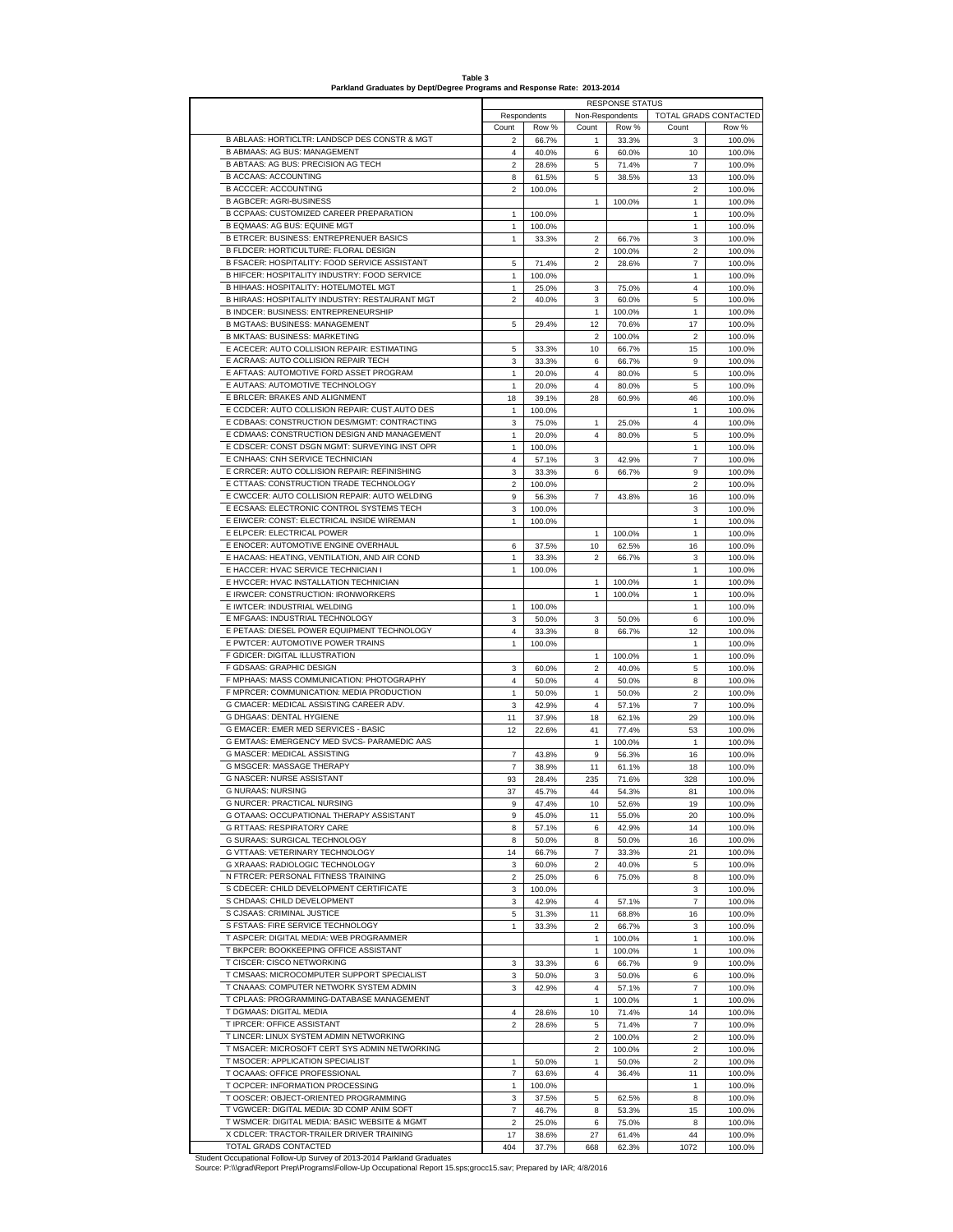**Table 3**
**Parkland Graduates by Dept/Degree Programs and Response Rate: 2013-2014**

| | RESPONSE STATUS | | | | | |
|---|---|---|---|---|---|---|
| | Respondents | | Non-Respondents | | TOTAL GRADS CONTACTED | |
| | Count | Row % | Count | Row % | Count | Row % |
| B ABLAAS: HORTICLTR: LANDSCP DES CONSTR & MGT | 2 | 66.7% | 1 | 33.3% | 3 | 100.0% |
| B ABMAAS: AG BUS: MANAGEMENT | 4 | 40.0% | 6 | 60.0% | 10 | 100.0% |
| B ABTAAS: AG BUS: PRECISION AG TECH | 2 | 28.6% | 5 | 71.4% | 7 | 100.0% |
| B ACCAAS: ACCOUNTING | 8 | 61.5% | 5 | 38.5% | 13 | 100.0% |
| B ACCCER: ACCOUNTING | 2 | 100.0% | | | 2 | 100.0% |
| B AGBCER: AGRI-BUSINESS | | | 1 | 100.0% | 1 | 100.0% |
| B CCPAAS: CUSTOMIZED CAREER PREPARATION | 1 | 100.0% | | | 1 | 100.0% |
| B EQMAAS: AG BUS: EQUINE MGT | 1 | 100.0% | | | 1 | 100.0% |
| B ETRCER: BUSINESS: ENTREPRENUER BASICS | 1 | 33.3% | 2 | 66.7% | 3 | 100.0% |
| B FLDCER: HORTICULTURE: FLORAL DESIGN | | | 2 | 100.0% | 2 | 100.0% |
| B FSACER: HOSPITALITY: FOOD SERVICE ASSISTANT | 5 | 71.4% | 2 | 28.6% | 7 | 100.0% |
| B HIFCER: HOSPITALITY INDUSTRY: FOOD SERVICE | 1 | 100.0% | | | 1 | 100.0% |
| B HIHAAS: HOSPITALITY: HOTEL/MOTEL MGT | 1 | 25.0% | 3 | 75.0% | 4 | 100.0% |
| B HIRAAS: HOSPITALITY INDUSTRY: RESTAURANT MGT | 2 | 40.0% | 3 | 60.0% | 5 | 100.0% |
| B INDCER: BUSINESS: ENTREPRENEURSHIP | | | 1 | 100.0% | 1 | 100.0% |
| B MGTAAS: BUSINESS: MANAGEMENT | 5 | 29.4% | 12 | 70.6% | 17 | 100.0% |
| B MKTAAS: BUSINESS: MARKETING | | | 2 | 100.0% | 2 | 100.0% |
| E ACECER: AUTO COLLISION REPAIR: ESTIMATING | 5 | 33.3% | 10 | 66.7% | 15 | 100.0% |
| E ACRAAS: AUTO COLLISION REPAIR TECH | 3 | 33.3% | 6 | 66.7% | 9 | 100.0% |
| E AFTAAS: AUTOMOTIVE FORD ASSET PROGRAM | 1 | 20.0% | 4 | 80.0% | 5 | 100.0% |
| E AUTAAS: AUTOMOTIVE TECHNOLOGY | 1 | 20.0% | 4 | 80.0% | 5 | 100.0% |
| E BRLCER: BRAKES AND ALIGNMENT | 18 | 39.1% | 28 | 60.9% | 46 | 100.0% |
| E CCDCER: AUTO COLLISION REPAIR: CUST.AUTO DES | 1 | 100.0% | | | 1 | 100.0% |
| E CDBAAS: CONSTRUCTION DES/MGMT: CONTRACTING | 3 | 75.0% | 1 | 25.0% | 4 | 100.0% |
| E CDMAAS: CONSTRUCTION DESIGN AND MANAGEMENT | 1 | 20.0% | 4 | 80.0% | 5 | 100.0% |
| E CDSCER: CONST DSGN MGMT: SURVEYING INST OPR | 1 | 100.0% | | | 1 | 100.0% |
| E CNHAAS: CNH SERVICE TECHNICIAN | 4 | 57.1% | 3 | 42.9% | 7 | 100.0% |
| E CRRCER: AUTO COLLISION REPAIR: REFINISHING | 3 | 33.3% | 6 | 66.7% | 9 | 100.0% |
| E CTTAAS: CONSTRUCTION TRADE TECHNOLOGY | 2 | 100.0% | | | 2 | 100.0% |
| E CWCCER: AUTO COLLISION REPAIR: AUTO WELDING | 9 | 56.3% | 7 | 43.8% | 16 | 100.0% |
| E ECSAAS: ELECTRONIC CONTROL SYSTEMS TECH | 3 | 100.0% | | | 3 | 100.0% |
| E EIWCER: CONST: ELECTRICAL INSIDE WIREMAN | 1 | 100.0% | | | 1 | 100.0% |
| E ELPCER: ELECTRICAL POWER | | | 1 | 100.0% | 1 | 100.0% |
| E ENOCER: AUTOMOTIVE ENGINE OVERHAUL | 6 | 37.5% | 10 | 62.5% | 16 | 100.0% |
| E HACAAS: HEATING, VENTILATION, AND AIR COND | 1 | 33.3% | 2 | 66.7% | 3 | 100.0% |
| E HACCER: HVAC SERVICE TECHNICIAN I | 1 | 100.0% | | | 1 | 100.0% |
| E HVCCER: HVAC INSTALLATION TECHNICIAN | | | 1 | 100.0% | 1 | 100.0% |
| E IRWCER: CONSTRUCTION: IRONWORKERS | | | 1 | 100.0% | 1 | 100.0% |
| E IWTCER: INDUSTRIAL WELDING | 1 | 100.0% | | | 1 | 100.0% |
| E MFGAAS: INDUSTRIAL TECHNOLOGY | 3 | 50.0% | 3 | 50.0% | 6 | 100.0% |
| E PETAAS: DIESEL POWER EQUIPMENT TECHNOLOGY | 4 | 33.3% | 8 | 66.7% | 12 | 100.0% |
| E PWTCER: AUTOMOTIVE POWER TRAINS | 1 | 100.0% | | | 1 | 100.0% |
| F GDICER: DIGITAL ILLUSTRATION | | | 1 | 100.0% | 1 | 100.0% |
| F GDSAAS: GRAPHIC DESIGN | 3 | 60.0% | 2 | 40.0% | 5 | 100.0% |
| F MPHAAS: MASS COMMUNICATION: PHOTOGRAPHY | 4 | 50.0% | 4 | 50.0% | 8 | 100.0% |
| F MPRCER: COMMUNICATION: MEDIA PRODUCTION | 1 | 50.0% | 1 | 50.0% | 2 | 100.0% |
| G CMACER: MEDICAL ASSISTING CAREER ADV. | 3 | 42.9% | 4 | 57.1% | 7 | 100.0% |
| G DHGAAS: DENTAL HYGIENE | 11 | 37.9% | 18 | 62.1% | 29 | 100.0% |
| G EMACER: EMER MED SERVICES - BASIC | 12 | 22.6% | 41 | 77.4% | 53 | 100.0% |
| G EMTAAS: EMERGENCY MED SVCS- PARAMEDIC AAS | | | 1 | 100.0% | 1 | 100.0% |
| G MASCER: MEDICAL ASSISTING | 7 | 43.8% | 9 | 56.3% | 16 | 100.0% |
| G MSGCER: MASSAGE THERAPY | 7 | 38.9% | 11 | 61.1% | 18 | 100.0% |
| G NASCER: NURSE ASSISTANT | 93 | 28.4% | 235 | 71.6% | 328 | 100.0% |
| G NURAAS: NURSING | 37 | 45.7% | 44 | 54.3% | 81 | 100.0% |
| G NURCER: PRACTICAL NURSING | 9 | 47.4% | 10 | 52.6% | 19 | 100.0% |
| G OTAAAS: OCCUPATIONAL THERAPY ASSISTANT | 9 | 45.0% | 11 | 55.0% | 20 | 100.0% |
| G RTTAAS: RESPIRATORY CARE | 8 | 57.1% | 6 | 42.9% | 14 | 100.0% |
| G SURAAS: SURGICAL TECHNOLOGY | 8 | 50.0% | 8 | 50.0% | 16 | 100.0% |
| G VTTAAS: VETERINARY TECHNOLOGY | 14 | 66.7% | 7 | 33.3% | 21 | 100.0% |
| G XRAAAS: RADIOLOGIC TECHNOLOGY | 3 | 60.0% | 2 | 40.0% | 5 | 100.0% |
| N FTRCER: PERSONAL FITNESS TRAINING | 2 | 25.0% | 6 | 75.0% | 8 | 100.0% |
| S CDECER: CHILD DEVELOPMENT CERTIFICATE | 3 | 100.0% | | | 3 | 100.0% |
| S CHDAAS: CHILD DEVELOPMENT | 3 | 42.9% | 4 | 57.1% | 7 | 100.0% |
| S CJSAAS: CRIMINAL JUSTICE | 5 | 31.3% | 11 | 68.8% | 16 | 100.0% |
| S FSTAAS: FIRE SERVICE TECHNOLOGY | 1 | 33.3% | 2 | 66.7% | 3 | 100.0% |
| T ASPCER: DIGITAL MEDIA: WEB PROGRAMMER | | | 1 | 100.0% | 1 | 100.0% |
| T BKPCER: BOOKKEEPING OFFICE ASSISTANT | | | 1 | 100.0% | 1 | 100.0% |
| T CISCER: CISCO NETWORKING | 3 | 33.3% | 6 | 66.7% | 9 | 100.0% |
| T CMSAAS: MICROCOMPUTER SUPPORT SPECIALIST | 3 | 50.0% | 3 | 50.0% | 6 | 100.0% |
| T CNAAAS: COMPUTER NETWORK SYSTEM ADMIN | 3 | 42.9% | 4 | 57.1% | 7 | 100.0% |
| T CPLAAS: PROGRAMMING-DATABASE MANAGEMENT | | | 1 | 100.0% | 1 | 100.0% |
| T DGMAAS: DIGITAL MEDIA | 4 | 28.6% | 10 | 71.4% | 14 | 100.0% |
| T IPRCER: OFFICE ASSISTANT | 2 | 28.6% | 5 | 71.4% | 7 | 100.0% |
| T LINCER: LINUX SYSTEM ADMIN NETWORKING | | | 2 | 100.0% | 2 | 100.0% |
| T MSACER: MICROSOFT CERT SYS ADMIN NETWORKING | | | 2 | 100.0% | 2 | 100.0% |
| T MSOCER: APPLICATION SPECIALIST | 1 | 50.0% | 1 | 50.0% | 2 | 100.0% |
| T OCAAAS: OFFICE PROFESSIONAL | 7 | 63.6% | 4 | 36.4% | 11 | 100.0% |
| T OCPCER: INFORMATION PROCESSING | 1 | 100.0% | | | 1 | 100.0% |
| T OOSCER: OBJECT-ORIENTED PROGRAMMING | 3 | 37.5% | 5 | 62.5% | 8 | 100.0% |
| T VGWCER: DIGITAL MEDIA: 3D COMP ANIM SOFT | 7 | 46.7% | 8 | 53.3% | 15 | 100.0% |
| T WSMCER: DIGITAL MEDIA: BASIC WEBSITE & MGMT | 2 | 25.0% | 6 | 75.0% | 8 | 100.0% |
| X CDLCER: TRACTOR-TRAILER DRIVER TRAINING | 17 | 38.6% | 27 | 61.4% | 44 | 100.0% |
| TOTAL GRADS CONTACTED | 404 | 37.7% | 668 | 62.3% | 1072 | 100.0% |

Student Occupational Follow-Up Survey of 2013-2014 Parkland Graduates
Source: P:\\grad\Report Prep\Programs\Follow-Up Occupational Report 15.sps;grocc15.sav; Prepared by IAR; 4/8/2016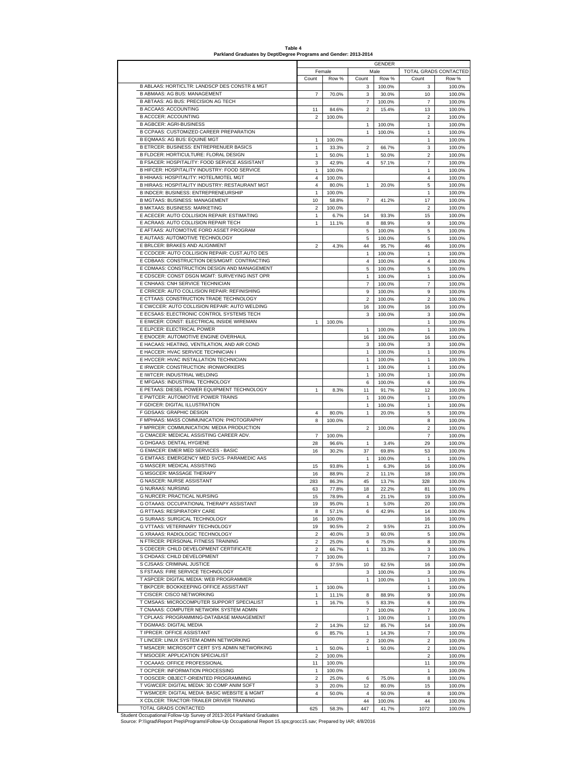**Table 4**
**Parkland Graduates by Dept/Degree Programs and Gender: 2013-2014**

| | GENDER | | | | | |
|---|---|---|---|---|---|---|
| | Female | | Male | | TOTAL GRADS CONTACTED | |
| | Count | Row % | Count | Row % | Count | Row % |
| B ABLAAS: HORTICLTR: LANDSCP DES CONSTR & MGT | | | 3 | 100.0% | 3 | 100.0% |
| B ABMAAS: AG BUS: MANAGEMENT | 7 | 70.0% | 3 | 30.0% | 10 | 100.0% |
| B ABTAAS: AG BUS: PRECISION AG TECH | | | 7 | 100.0% | 7 | 100.0% |
| B ACCAAS: ACCOUNTING | 11 | 84.6% | 2 | 15.4% | 13 | 100.0% |
| B ACCCER: ACCOUNTING | 2 | 100.0% | | | 2 | 100.0% |
| B AGBCER: AGRI-BUSINESS | | | 1 | 100.0% | 1 | 100.0% |
| B CCPAAS: CUSTOMIZED CAREER PREPARATION | | | 1 | 100.0% | 1 | 100.0% |
| B EQMAAS: AG BUS: EQUINE MGT | 1 | 100.0% | | | 1 | 100.0% |
| B ETRCER: BUSINESS: ENTREPRENUER BASICS | 1 | 33.3% | 2 | 66.7% | 3 | 100.0% |
| B FLDCER: HORTICULTURE: FLORAL DESIGN | 1 | 50.0% | 1 | 50.0% | 2 | 100.0% |
| B FSACER: HOSPITALITY: FOOD SERVICE ASSISTANT | 3 | 42.9% | 4 | 57.1% | 7 | 100.0% |
| B HIFCER: HOSPITALITY INDUSTRY: FOOD SERVICE | 1 | 100.0% | | | 1 | 100.0% |
| B HIHAAS: HOSPITALITY: HOTEL/MOTEL MGT | 4 | 100.0% | | | 4 | 100.0% |
| B HIRAAS: HOSPITALITY INDUSTRY: RESTAURANT MGT | 4 | 80.0% | 1 | 20.0% | 5 | 100.0% |
| B INDCER: BUSINESS: ENTREPRENEURSHIP | 1 | 100.0% | | | 1 | 100.0% |
| B MGTAAS: BUSINESS: MANAGEMENT | 10 | 58.8% | 7 | 41.2% | 17 | 100.0% |
| B MKTAAS: BUSINESS: MARKETING | 2 | 100.0% | | | 2 | 100.0% |
| E ACECER: AUTO COLLISION REPAIR: ESTIMATING | 1 | 6.7% | 14 | 93.3% | 15 | 100.0% |
| E ACRAAS: AUTO COLLISION REPAIR TECH | 1 | 11.1% | 8 | 88.9% | 9 | 100.0% |
| E AFTAAS: AUTOMOTIVE FORD ASSET PROGRAM | | | 5 | 100.0% | 5 | 100.0% |
| E AUTAAS: AUTOMOTIVE TECHNOLOGY | | | 5 | 100.0% | 5 | 100.0% |
| E BRLCER: BRAKES AND ALIGNMENT | 2 | 4.3% | 44 | 95.7% | 46 | 100.0% |
| E CCDCER: AUTO COLLISION REPAIR: CUST.AUTO DES | | | 1 | 100.0% | 1 | 100.0% |
| E CDBAAS: CONSTRUCTION DES/MGMT: CONTRACTING | | | 4 | 100.0% | 4 | 100.0% |
| E CDMAAS: CONSTRUCTION DESIGN AND MANAGEMENT | | | 5 | 100.0% | 5 | 100.0% |
| E CDSCER: CONST DSGN MGMT: SURVEYING INST OPR | | | 1 | 100.0% | 1 | 100.0% |
| E CNHAAS: CNH SERVICE TECHNICIAN | | | 7 | 100.0% | 7 | 100.0% |
| E CRRCER: AUTO COLLISION REPAIR: REFINISHING | | | 9 | 100.0% | 9 | 100.0% |
| E CTTAAS: CONSTRUCTION TRADE TECHNOLOGY | | | 2 | 100.0% | 2 | 100.0% |
| E CWCCER: AUTO COLLISION REPAIR: AUTO WELDING | | | 16 | 100.0% | 16 | 100.0% |
| E ECSAAS: ELECTRONIC CONTROL SYSTEMS TECH | | | 3 | 100.0% | 3 | 100.0% |
| E EIWCER: CONST: ELECTRICAL INSIDE WIREMAN | 1 | 100.0% | | | 1 | 100.0% |
| E ELPCER: ELECTRICAL POWER | | | 1 | 100.0% | 1 | 100.0% |
| E ENOCER: AUTOMOTIVE ENGINE OVERHAUL | | | 16 | 100.0% | 16 | 100.0% |
| E HACAAS: HEATING, VENTILATION, AND AIR COND | | | 3 | 100.0% | 3 | 100.0% |
| E HACCER: HVAC SERVICE TECHNICIAN I | | | 1 | 100.0% | 1 | 100.0% |
| E HVCCER: HVAC INSTALLATION TECHNICIAN | | | 1 | 100.0% | 1 | 100.0% |
| E IRWCER: CONSTRUCTION: IRONWORKERS | | | 1 | 100.0% | 1 | 100.0% |
| E IWTCER: INDUSTRIAL WELDING | | | 1 | 100.0% | 1 | 100.0% |
| E MFGAAS: INDUSTRIAL TECHNOLOGY | | | 6 | 100.0% | 6 | 100.0% |
| E PETAAS: DIESEL POWER EQUIPMENT TECHNOLOGY | 1 | 8.3% | 11 | 91.7% | 12 | 100.0% |
| E PWTCER: AUTOMOTIVE POWER TRAINS | | | 1 | 100.0% | 1 | 100.0% |
| F GDICER: DIGITAL ILLUSTRATION | | | 1 | 100.0% | 1 | 100.0% |
| F GDSAAS: GRAPHIC DESIGN | 4 | 80.0% | 1 | 20.0% | 5 | 100.0% |
| F MPHAAS: MASS COMMUNICATION: PHOTOGRAPHY | 8 | 100.0% | | | 8 | 100.0% |
| F MPRCER: COMMUNICATION: MEDIA PRODUCTION | | | 2 | 100.0% | 2 | 100.0% |
| G CMACER: MEDICAL ASSISTING CAREER ADV. | 7 | 100.0% | | | 7 | 100.0% |
| G DHGAAS: DENTAL HYGIENE | 28 | 96.6% | 1 | 3.4% | 29 | 100.0% |
| G EMACER: EMER MED SERVICES - BASIC | 16 | 30.2% | 37 | 69.8% | 53 | 100.0% |
| G EMTAAS: EMERGENCY MED SVCS- PARAMEDIC AAS | | | 1 | 100.0% | 1 | 100.0% |
| G MASCER: MEDICAL ASSISTING | 15 | 93.8% | 1 | 6.3% | 16 | 100.0% |
| G MSGCER: MASSAGE THERAPY | 16 | 88.9% | 2 | 11.1% | 18 | 100.0% |
| G NASCER: NURSE ASSISTANT | 283 | 86.3% | 45 | 13.7% | 328 | 100.0% |
| G NURAAS: NURSING | 63 | 77.8% | 18 | 22.2% | 81 | 100.0% |
| G NURCER: PRACTICAL NURSING | 15 | 78.9% | 4 | 21.1% | 19 | 100.0% |
| G OTAAAS: OCCUPATIONAL THERAPY ASSISTANT | 19 | 95.0% | 1 | 5.0% | 20 | 100.0% |
| G RTTAAS: RESPIRATORY CARE | 8 | 57.1% | 6 | 42.9% | 14 | 100.0% |
| G SURAAS: SURGICAL TECHNOLOGY | 16 | 100.0% | | | 16 | 100.0% |
| G VTTAAS: VETERINARY TECHNOLOGY | 19 | 90.5% | 2 | 9.5% | 21 | 100.0% |
| G XRAAAS: RADIOLOGIC TECHNOLOGY | 2 | 40.0% | 3 | 60.0% | 5 | 100.0% |
| N FTRCER: PERSONAL FITNESS TRAINING | 2 | 25.0% | 6 | 75.0% | 8 | 100.0% |
| S CDECER: CHILD DEVELOPMENT CERTIFICATE | 2 | 66.7% | 1 | 33.3% | 3 | 100.0% |
| S CHDAAS: CHILD DEVELOPMENT | 7 | 100.0% | | | 7 | 100.0% |
| S CJSAAS: CRIMINAL JUSTICE | 6 | 37.5% | 10 | 62.5% | 16 | 100.0% |
| S FSTAAS: FIRE SERVICE TECHNOLOGY | | | 3 | 100.0% | 3 | 100.0% |
| T ASPCER: DIGITAL MEDIA: WEB PROGRAMMER | | | 1 | 100.0% | 1 | 100.0% |
| T BKPCER: BOOKKEEPING OFFICE ASSISTANT | 1 | 100.0% | | | 1 | 100.0% |
| T CISCER: CISCO NETWORKING | 1 | 11.1% | 8 | 88.9% | 9 | 100.0% |
| T CMSAAS: MICROCOMPUTER SUPPORT SPECIALIST | 1 | 16.7% | 5 | 83.3% | 6 | 100.0% |
| T CNAAAS: COMPUTER NETWORK SYSTEM ADMIN | | | 7 | 100.0% | 7 | 100.0% |
| T CPLAAS: PROGRAMMING-DATABASE MANAGEMENT | | | 1 | 100.0% | 1 | 100.0% |
| T DGMAAS: DIGITAL MEDIA | 2 | 14.3% | 12 | 85.7% | 14 | 100.0% |
| T IPRCER: OFFICE ASSISTANT | 6 | 85.7% | 1 | 14.3% | 7 | 100.0% |
| T LINCER: LINUX SYSTEM ADMIN NETWORKING | | | 2 | 100.0% | 2 | 100.0% |
| T MSACER: MICROSOFT CERT SYS ADMIN NETWORKING | 1 | 50.0% | 1 | 50.0% | 2 | 100.0% |
| T MSOCER: APPLICATION SPECIALIST | 2 | 100.0% | | | 2 | 100.0% |
| T OCAAAS: OFFICE PROFESSIONAL | 11 | 100.0% | | | 11 | 100.0% |
| T OCPCER: INFORMATION PROCESSING | 1 | 100.0% | | | 1 | 100.0% |
| T OOSCER: OBJECT-ORIENTED PROGRAMMING | 2 | 25.0% | 6 | 75.0% | 8 | 100.0% |
| T VGWCER: DIGITAL MEDIA: 3D COMP ANIM SOFT | 3 | 20.0% | 12 | 80.0% | 15 | 100.0% |
| T WSMCER: DIGITAL MEDIA: BASIC WEBSITE & MGMT | 4 | 50.0% | 4 | 50.0% | 8 | 100.0% |
| X CDLCER: TRACTOR-TRAILER DRIVER TRAINING | | | 44 | 100.0% | 44 | 100.0% |
| TOTAL GRADS CONTACTED | 625 | 58.3% | 447 | 41.7% | 1072 | 100.0% |

Student Occupational Follow-Up Survey of 2013-2014 Parkland Graduates
Source: P:\\grad\Report Prep\Programs\Follow-Up Occupational Report 15.sps;grocc15.sav; Prepared by IAR; 4/8/2016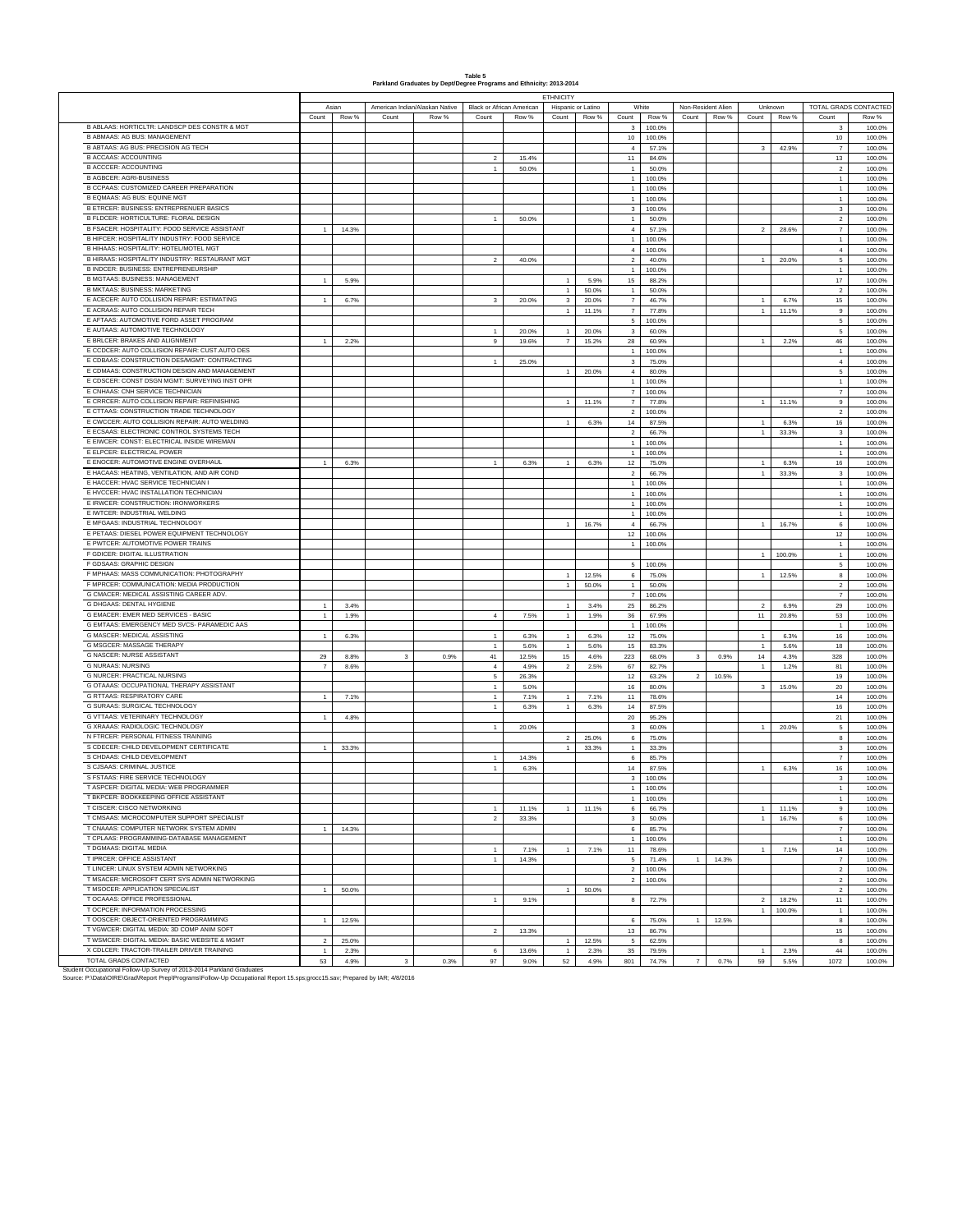**Table 5**
**Parkland Graduates by Dept/Degree Programs and Ethnicity: 2013-2014**

| | ETHNICITY | | | | | | | | | | | | | | TOTAL GRADS CONTACTED | |
|---|---|---|---|---|---|---|---|---|---|---|---|---|---|---|---|---|
| | Asian | | American Indian/Alaskan Native | | Black or African American | | Hispanic or Latino | | White | | Non-Resident Alien | | Unknown | | TOTAL GRADS CONTACTED | |
| | Count | Row % | Count | Row % | Count | Row % | Count | Row % | Count | Row % | Count | Row % | Count | Row % | Count | Row % |
| B ABLAAS: HORTICLTR: LANDSCP DES CONSTR & MGT | | | | | | | | | 3 | 100.0% | | | | | 3 | 100.0% |
| B ABMAAS: AG BUS: MANAGEMENT | | | | | | | | | 10 | 100.0% | | | | | 10 | 100.0% |
| B ABTAAS: AG BUS: PRECISION AG TECH | | | | | | | | | 4 | 57.1% | | | 3 | 42.9% | 7 | 100.0% |
| B ACCAAS: ACCOUNTING | | | | | 2 | 15.4% | | | 11 | 84.6% | | | | | 13 | 100.0% |
| B ACCCER: ACCOUNTING | | | | | 1 | 50.0% | | | 1 | 50.0% | | | | | 2 | 100.0% |
| B AGBCER: AGRI-BUSINESS | | | | | | | | | 1 | 100.0% | | | | | 1 | 100.0% |
| B CCPAAS: CUSTOMIZED CAREER PREPARATION | | | | | | | | | 1 | 100.0% | | | | | 1 | 100.0% |
| B EQMAAS: AG BUS: EQUINE MGT | | | | | | | | | 1 | 100.0% | | | | | 1 | 100.0% |
| B ETRCER: BUSINESS: ENTREPRENUER BASICS | | | | | | | | | 3 | 100.0% | | | | | 3 | 100.0% |
| B FLDCER: HORTICULTURE: FLORAL DESIGN | | | | | 1 | 50.0% | | | 1 | 50.0% | | | | | 2 | 100.0% |
| B FSACER: HOSPITALITY: FOOD SERVICE ASSISTANT | 1 | 14.3% | | | | | | | 4 | 57.1% | | | 2 | 28.6% | 7 | 100.0% |
| B HIFCER: HOSPITALITY INDUSTRY: FOOD SERVICE | | | | | | | | | 1 | 100.0% | | | | | 1 | 100.0% |
| B HIHAAS: HOSPITALITY: HOTEL/MOTEL MGT | | | | | | | | | 4 | 100.0% | | | | | 4 | 100.0% |
| B HIRAAS: HOSPITALITY INDUSTRY: RESTAURANT MGT | | | | | 2 | 40.0% | | | 2 | 40.0% | | | 1 | 20.0% | 5 | 100.0% |
| B INDCER: BUSINESS: ENTREPRENEURSHIP | | | | | | | | | 1 | 100.0% | | | | | 1 | 100.0% |
| B MGTAAS: BUSINESS: MANAGEMENT | 1 | 5.9% | | | | | 1 | 5.9% | 15 | 88.2% | | | | | 17 | 100.0% |
| B MKTAAS: BUSINESS: MARKETING | | | | | | | 1 | 50.0% | 1 | 50.0% | | | | | 2 | 100.0% |
| E ACECER: AUTO COLLISION REPAIR: ESTIMATING | 1 | 6.7% | | | 3 | 20.0% | 3 | 20.0% | 7 | 46.7% | | | 1 | 6.7% | 15 | 100.0% |
| E ACRAAS: AUTO COLLISION REPAIR TECH | | | | | | | 1 | 11.1% | 7 | 77.8% | | | 1 | 11.1% | 9 | 100.0% |
| E AFTAAS: AUTOMOTIVE FORD ASSET PROGRAM | | | | | | | | | 5 | 100.0% | | | | | 5 | 100.0% |
| E AUTAAS: AUTOMOTIVE TECHNOLOGY | | | | | 1 | 20.0% | 1 | 20.0% | 3 | 60.0% | | | | | 5 | 100.0% |
| E BRLCER: BRAKES AND ALIGNMENT | 1 | 2.2% | | | 9 | 19.6% | 7 | 15.2% | 28 | 60.9% | | | 1 | 2.2% | 46 | 100.0% |
| E CCDCER: AUTO COLLISION REPAIR: CUST.AUTO DES | | | | | | | | | 1 | 100.0% | | | | | 1 | 100.0% |
| E CDBAAS: CONSTRUCTION DES/MGMT: CONTRACTING | | | | | 1 | 25.0% | | | 3 | 75.0% | | | | | 4 | 100.0% |
| E CDMAAS: CONSTRUCTION DESIGN AND MANAGEMENT | | | | | | | 1 | 20.0% | 4 | 80.0% | | | | | 5 | 100.0% |
| E CDSCER: CONST DSGN MGMT: SURVEYING INST OPR | | | | | | | | | 1 | 100.0% | | | | | 1 | 100.0% |
| E CNHAAS: CNH SERVICE TECHNICIAN | | | | | | | | | 7 | 100.0% | | | | | 7 | 100.0% |
| E CRRCER: AUTO COLLISION REPAIR: REFINISHING | | | | | | | 1 | 11.1% | 7 | 77.8% | | | 1 | 11.1% | 9 | 100.0% |
| E CTTAAS: CONSTRUCTION TRADE TECHNOLOGY | | | | | | | | | 2 | 100.0% | | | | | 2 | 100.0% |
| E CWCCER: AUTO COLLISION REPAIR: AUTO WELDING | | | | | | | 1 | 6.3% | 14 | 87.5% | | | 1 | 6.3% | 16 | 100.0% |
| E ECSAAS: ELECTRONIC CONTROL SYSTEMS TECH | | | | | | | | | 2 | 66.7% | | | 1 | 33.3% | 3 | 100.0% |
| E EIWCER: CONST: ELECTRICAL INSIDE WIREMAN | | | | | | | | | 1 | 100.0% | | | | | 1 | 100.0% |
| E ELPCER: ELECTRICAL POWER | | | | | | | | | 1 | 100.0% | | | | | 1 | 100.0% |
| E ENOCER: AUTOMOTIVE ENGINE OVERHAUL | 1 | 6.3% | | | 1 | 6.3% | 1 | 6.3% | 12 | 75.0% | | | 1 | 6.3% | 16 | 100.0% |
| E HACAAS: HEATING, VENTILATION, AND AIR COND | | | | | | | | | 2 | 66.7% | | | 1 | 33.3% | 3 | 100.0% |
| E HACCER: HVAC SERVICE TECHNICIAN I | | | | | | | | | 1 | 100.0% | | | | | 1 | 100.0% |
| E HVCCER: HVAC INSTALLATION TECHNICIAN | | | | | | | | | 1 | 100.0% | | | | | 1 | 100.0% |
| E IRWCER: CONSTRUCTION: IRONWORKERS | | | | | | | | | 1 | 100.0% | | | | | 1 | 100.0% |
| E IWTCER: INDUSTRIAL WELDING | | | | | | | | | 1 | 100.0% | | | | | 1 | 100.0% |
| E MFGAAS: INDUSTRIAL TECHNOLOGY | | | | | | | 1 | 16.7% | 4 | 66.7% | | | 1 | 16.7% | 6 | 100.0% |
| E PETAAS: DIESEL POWER EQUIPMENT TECHNOLOGY | | | | | | | | | 12 | 100.0% | | | | | 12 | 100.0% |
| E PWTCER: AUTOMOTIVE POWER TRAINS | | | | | | | | | 1 | 100.0% | | | | | 1 | 100.0% |
| F GDICER: DIGITAL ILLUSTRATION | | | | | | | | | | | | | 1 | 100.0% | 1 | 100.0% |
| F GDSAAS: GRAPHIC DESIGN | | | | | | | | | 5 | 100.0% | | | | | 5 | 100.0% |
| F MPHAAS: MASS COMMUNICATION: PHOTOGRAPHY | | | | | | | 1 | 12.5% | 6 | 75.0% | | | 1 | 12.5% | 8 | 100.0% |
| F MPRCER: COMMUNICATION: MEDIA PRODUCTION | | | | | | | 1 | 50.0% | 1 | 50.0% | | | | | 2 | 100.0% |
| G CMACER: MEDICAL ASSISTING CAREER ADV. | | | | | | | | | 7 | 100.0% | | | | | 7 | 100.0% |
| G DHGAAS: DENTAL HYGIENE | 1 | 3.4% | | | | | 1 | 3.4% | 25 | 86.2% | | | 2 | 6.9% | 29 | 100.0% |
| G EMACER: EMER MED SERVICES - BASIC | 1 | 1.9% | | | 4 | 7.5% | 1 | 1.9% | 36 | 67.9% | | | 11 | 20.8% | 53 | 100.0% |
| G EMTAAS: EMERGENCY MED SVCS- PARAMEDIC AAS | | | | | | | | | 1 | 100.0% | | | | | 1 | 100.0% |
| G MASCER: MEDICAL ASSISTING | 1 | 6.3% | | | 1 | 6.3% | 1 | 6.3% | 12 | 75.0% | | | 1 | 6.3% | 16 | 100.0% |
| G MSGCER: MASSAGE THERAPY | | | | | 1 | 5.6% | 1 | 5.6% | 15 | 83.3% | | | 1 | 5.6% | 18 | 100.0% |
| G NASCER: NURSE ASSISTANT | 29 | 8.8% | 3 | 0.9% | 41 | 12.5% | 15 | 4.6% | 223 | 68.0% | 3 | 0.9% | 14 | 4.3% | 328 | 100.0% |
| G NURAAS: NURSING | 7 | 8.6% | | | 4 | 4.9% | 2 | 2.5% | 67 | 82.7% | | | 1 | 1.2% | 81 | 100.0% |
| G NURCER: PRACTICAL NURSING | | | | | 5 | 26.3% | | | 12 | 63.2% | 2 | 10.5% | | | 19 | 100.0% |
| G OTAAAS: OCCUPATIONAL THERAPY ASSISTANT | | | | | 1 | 5.0% | | | 16 | 80.0% | | | 3 | 15.0% | 20 | 100.0% |
| G RTTAAS: RESPIRATORY CARE | 1 | 7.1% | | | 1 | 7.1% | 1 | 7.1% | 11 | 78.6% | | | | | 14 | 100.0% |
| G SURAAS: SURGICAL TECHNOLOGY | | | | | 1 | 6.3% | 1 | 6.3% | 14 | 87.5% | | | | | 16 | 100.0% |
| G VTTAAS: VETERINARY TECHNOLOGY | 1 | 4.8% | | | | | | | 20 | 95.2% | | | | | 21 | 100.0% |
| G XRAAAS: RADIOLOGIC TECHNOLOGY | | | | | 1 | 20.0% | | | 3 | 60.0% | | | 1 | 20.0% | 5 | 100.0% |
| N FTRCER: PERSONAL FITNESS TRAINING | | | | | | | 2 | 25.0% | 6 | 75.0% | | | | | 8 | 100.0% |
| S CDECER: CHILD DEVELOPMENT CERTIFICATE | 1 | 33.3% | | | | | 1 | 33.3% | 1 | 33.3% | | | | | 3 | 100.0% |
| S CHDAAS: CHILD DEVELOPMENT | | | | | 1 | 14.3% | | | 6 | 85.7% | | | | | 7 | 100.0% |
| S CJSAAS: CRIMINAL JUSTICE | | | | | 1 | 6.3% | | | 14 | 87.5% | | | 1 | 6.3% | 16 | 100.0% |
| S FSTAAS: FIRE SERVICE TECHNOLOGY | | | | | | | | | 3 | 100.0% | | | | | 3 | 100.0% |
| T ASPCER: DIGITAL MEDIA: WEB PROGRAMMER | | | | | | | | | 1 | 100.0% | | | | | 1 | 100.0% |
| T BKPCER: BOOKKEEPING OFFICE ASSISTANT | | | | | | | | | 1 | 100.0% | | | | | 1 | 100.0% |
| T CISCER: CISCO NETWORKING | | | | | 1 | 11.1% | 1 | 11.1% | 6 | 66.7% | | | 1 | 11.1% | 9 | 100.0% |
| T CMSAAS: MICROCOMPUTER SUPPORT SPECIALIST | | | | | 2 | 33.3% | | | 3 | 50.0% | | | 1 | 16.7% | 6 | 100.0% |
| T CNAAAS: COMPUTER NETWORK SYSTEM ADMIN | 1 | 14.3% | | | | | | | 6 | 85.7% | | | | | 7 | 100.0% |
| T CPLAAS: PROGRAMMING-DATABASE MANAGEMENT | | | | | | | | | 1 | 100.0% | | | | | 1 | 100.0% |
| T DGMAAS: DIGITAL MEDIA | | | | | 1 | 7.1% | 1 | 7.1% | 11 | 78.6% | | | 1 | 7.1% | 14 | 100.0% |
| T IPRCER: OFFICE ASSISTANT | | | | | 1 | 14.3% | | | 5 | 71.4% | 1 | 14.3% | | | 7 | 100.0% |
| T LINCER: LINUX SYSTEM ADMIN NETWORKING | | | | | | | | | 2 | 100.0% | | | | | 2 | 100.0% |
| T MSACER: MICROSOFT CERT SYS ADMIN NETWORKING | | | | | | | | | 2 | 100.0% | | | | | 2 | 100.0% |
| T MSOCER: APPLICATION SPECIALIST | 1 | 50.0% | | | | | 1 | 50.0% | | | | | | | 2 | 100.0% |
| T OCAAAS: OFFICE PROFESSIONAL | | | | | 1 | 9.1% | | | 8 | 72.7% | | | 2 | 18.2% | 11 | 100.0% |
| T OCPCER: INFORMATION PROCESSING | | | | | | | | | | | | | 1 | 100.0% | 1 | 100.0% |
| T OOSCER: OBJECT-ORIENTED PROGRAMMING | 1 | 12.5% | | | | | | | 6 | 75.0% | 1 | 12.5% | | | 8 | 100.0% |
| T VGWCER: DIGITAL MEDIA: 3D COMP ANIM SOFT | | | | | 2 | 13.3% | | | 13 | 86.7% | | | | | 15 | 100.0% |
| T WSMCER: DIGITAL MEDIA: BASIC WEBSITE & MGMT | 2 | 25.0% | | | | | 1 | 12.5% | 5 | 62.5% | | | | | 8 | 100.0% |
| X CDLCER: TRACTOR-TRAILER DRIVER TRAINING | 1 | 2.3% | | | 6 | 13.6% | 1 | 2.3% | 35 | 79.5% | | | 1 | 2.3% | 44 | 100.0% |
| TOTAL GRADS CONTACTED | 53 | 4.9% | 3 | 0.3% | 97 | 9.0% | 52 | 4.9% | 801 | 74.7% | 7 | 0.7% | 59 | 5.5% | 1072 | 100.0% |

Student Occupational Follow-Up Survey of 2013-2014 Parkland Graduates
Source: P:\Data\OIRE\Grad\Report Prep\Programs\Follow-Up Occupational Report 15.sps;grocc15.sav; Prepared by IAR; 4/8/2016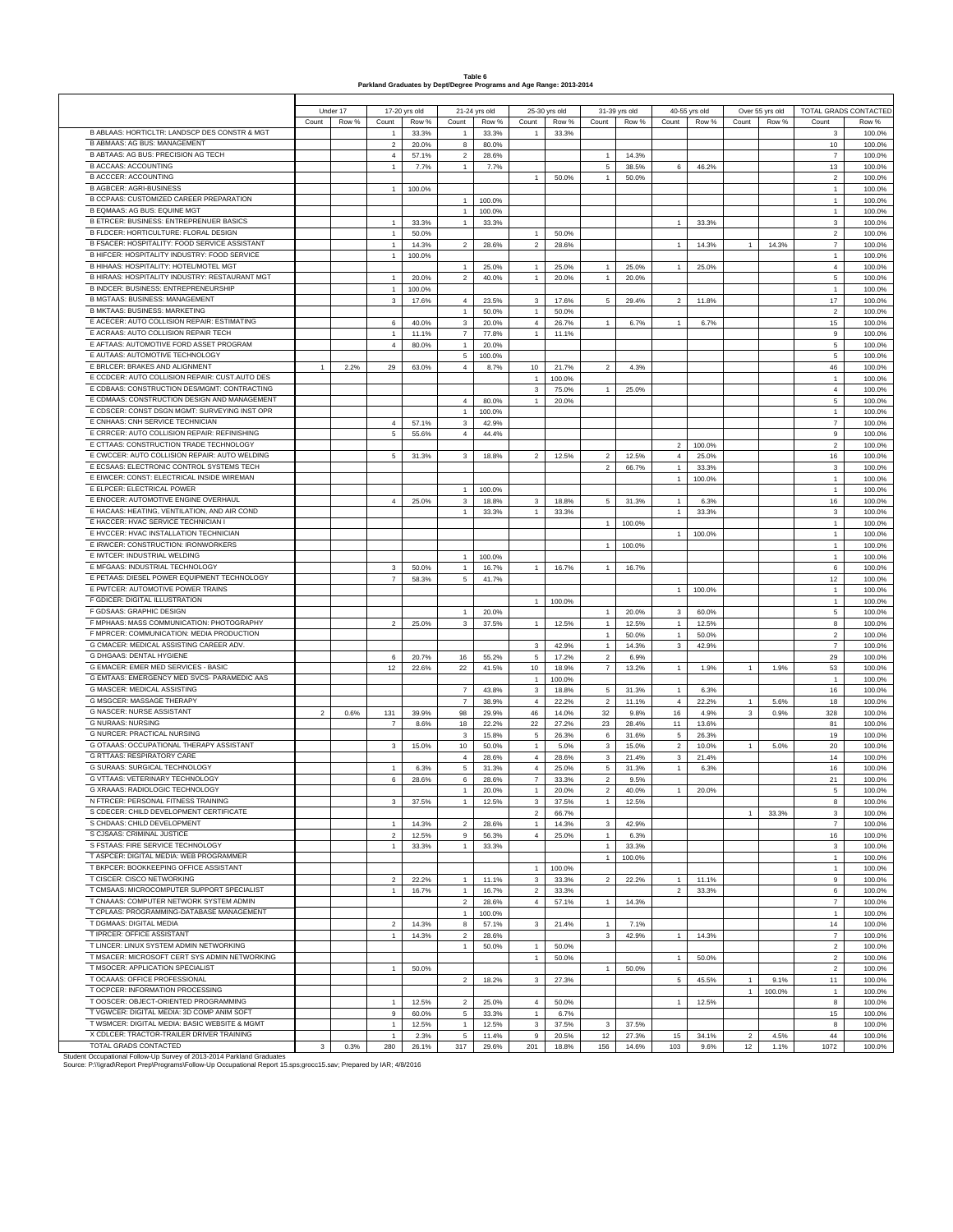**Table 6**
**Parkland Graduates by Dept/Degree Programs and Age Range: 2013-2014**

| | Under 17 | | 17-20 yrs old | | 21-24 yrs old | | 25-30 yrs old | | 31-39 yrs old | | 40-55 yrs old | | Over 55 yrs old | | TOTAL GRADS CONTACTED | |
|---|---|---|---|---|---|---|---|---|---|---|---|---|---|---|---|---|
| | Count | Row % | Count | Row % | Count | Row % | Count | Row % | Count | Row % | Count | Row % | Count | Row % | Count | Row % |
| B ABLAAS: HORTICLTR: LANDSCP DES CONSTR & MGT | | | 1 | 33.3% | 1 | 33.3% | 1 | 33.3% | | | | | | | 3 | 100.0% |
| B ABMAAS: AG BUS: MANAGEMENT | | | 2 | 20.0% | 8 | 80.0% | | | | | | | | | 10 | 100.0% |
| B ABTAAS: AG BUS: PRECISION AG TECH | | | 4 | 57.1% | 2 | 28.6% | | | 1 | 14.3% | | | | | 7 | 100.0% |
| B ACCAAS: ACCOUNTING | | | 1 | 7.7% | 1 | 7.7% | | | 5 | 38.5% | 6 | 46.2% | | | 13 | 100.0% |
| B ACCCER: ACCOUNTING | | | | | | | 1 | 50.0% | 1 | 50.0% | | | | | 2 | 100.0% |
| B AGBCER: AGRI-BUSINESS | | | 1 | 100.0% | | | | | | | | | | | 1 | 100.0% |
| B CCPAAS: CUSTOMIZED CAREER PREPARATION | | | | | 1 | 100.0% | | | | | | | | | 1 | 100.0% |
| B EQMAAS: AG BUS: EQUINE MGT | | | | | 1 | 100.0% | | | | | | | | | 1 | 100.0% |
| B ETRCER: BUSINESS: ENTREPRENUER BASICS | | | 1 | 33.3% | 1 | 33.3% | | | | | 1 | 33.3% | | | 3 | 100.0% |
| B FLDCER: HORTICULTURE: FLORAL DESIGN | | | 1 | 50.0% | | | 1 | 50.0% | | | | | | | 2 | 100.0% |
| B FSACER: HOSPITALITY: FOOD SERVICE ASSISTANT | | | 1 | 14.3% | 2 | 28.6% | 2 | 28.6% | | | 1 | 14.3% | 1 | 14.3% | 7 | 100.0% |
| B HIFCER: HOSPITALITY INDUSTRY: FOOD SERVICE | | | 1 | 100.0% | | | | | | | | | | | 1 | 100.0% |
| B HIHAAS: HOSPITALITY: HOTEL/MOTEL MGT | | | | | 1 | 25.0% | 1 | 25.0% | 1 | 25.0% | 1 | 25.0% | | | 4 | 100.0% |
| B HIRAAS: HOSPITALITY INDUSTRY: RESTAURANT MGT | | | 1 | 20.0% | 2 | 40.0% | 1 | 20.0% | 1 | 20.0% | | | | | 5 | 100.0% |
| B INDCER: BUSINESS: ENTREPRENEURSHIP | | | 1 | 100.0% | | | | | | | | | | | 1 | 100.0% |
| B MGTAAS: BUSINESS: MANAGEMENT | | | 3 | 17.6% | 4 | 23.5% | 3 | 17.6% | 5 | 29.4% | 2 | 11.8% | | | 17 | 100.0% |
| B MKTAAS: BUSINESS: MARKETING | | | | | 1 | 50.0% | 1 | 50.0% | | | | | | | 2 | 100.0% |
| E ACECER: AUTO COLLISION REPAIR: ESTIMATING | | | 6 | 40.0% | 3 | 20.0% | 4 | 26.7% | 1 | 6.7% | 1 | 6.7% | | | 15 | 100.0% |
| E ACRAAS: AUTO COLLISION REPAIR TECH | | | 1 | 11.1% | 7 | 77.8% | 1 | 11.1% | | | | | | | 9 | 100.0% |
| E AFTAAS: AUTOMOTIVE FORD ASSET PROGRAM | | | 4 | 80.0% | 1 | 20.0% | | | | | | | | | 5 | 100.0% |
| E AUTAAS: AUTOMOTIVE TECHNOLOGY | | | | | 5 | 100.0% | | | | | | | | | 5 | 100.0% |
| E BRLCER: BRAKES AND ALIGNMENT | 1 | 2.2% | 29 | 63.0% | 4 | 8.7% | 10 | 21.7% | 2 | 4.3% | | | | | 46 | 100.0% |
| E CCDCER: AUTO COLLISION REPAIR: CUST.AUTO DES | | | | | | | 1 | 100.0% | | | | | | | 1 | 100.0% |
| E CDBAAS: CONSTRUCTION DES/MGMT: CONTRACTING | | | | | | | 3 | 75.0% | 1 | 25.0% | | | | | 4 | 100.0% |
| E CDMAAS: CONSTRUCTION DESIGN AND MANAGEMENT | | | | | 4 | 80.0% | 1 | 20.0% | | | | | | | 5 | 100.0% |
| E CDSCER: CONST DSGN MGMT: SURVEYING INST OPR | | | | | 1 | 100.0% | | | | | | | | | 1 | 100.0% |
| E CNHAAS: CNH SERVICE TECHNICIAN | | | 4 | 57.1% | 3 | 42.9% | | | | | | | | | 7 | 100.0% |
| E CRRCER: AUTO COLLISION REPAIR: REFINISHING | | | 5 | 55.6% | 4 | 44.4% | | | | | | | | | 9 | 100.0% |
| E CTTAAS: CONSTRUCTION TRADE TECHNOLOGY | | | | | | | | | | | 2 | 100.0% | | | 2 | 100.0% |
| E CWCCER: AUTO COLLISION REPAIR: AUTO WELDING | | | 5 | 31.3% | 3 | 18.8% | 2 | 12.5% | 2 | 12.5% | 4 | 25.0% | | | 16 | 100.0% |
| E ECSAAS: ELECTRONIC CONTROL SYSTEMS TECH | | | | | | | | | 2 | 66.7% | 1 | 33.3% | | | 3 | 100.0% |
| E EIWCER: CONST: ELECTRICAL INSIDE WIREMAN | | | | | | | | | | | 1 | 100.0% | | | 1 | 100.0% |
| E ELPCER: ELECTRICAL POWER | | | | | 1 | 100.0% | | | | | | | | | 1 | 100.0% |
| E ENOCER: AUTOMOTIVE ENGINE OVERHAUL | | | 4 | 25.0% | 3 | 18.8% | 3 | 18.8% | 5 | 31.3% | 1 | 6.3% | | | 16 | 100.0% |
| E HACAAS: HEATING, VENTILATION, AND AIR COND | | | | | 1 | 33.3% | 1 | 33.3% | | | 1 | 33.3% | | | 3 | 100.0% |
| E HACCER: HVAC SERVICE TECHNICIAN I | | | | | | | | | 1 | 100.0% | | | | | 1 | 100.0% |
| E HVCCER: HVAC INSTALLATION TECHNICIAN | | | | | | | | | | | 1 | 100.0% | | | 1 | 100.0% |
| E IRWCER: CONSTRUCTION: IRONWORKERS | | | | | | | | | 1 | 100.0% | | | | | 1 | 100.0% |
| E IWTCER: INDUSTRIAL WELDING | | | | | 1 | 100.0% | | | | | | | | | 1 | 100.0% |
| E MFGAAS: INDUSTRIAL TECHNOLOGY | | | 3 | 50.0% | 1 | 16.7% | 1 | 16.7% | 1 | 16.7% | | | | | 6 | 100.0% |
| E PETAAS: DIESEL POWER EQUIPMENT TECHNOLOGY | | | 7 | 58.3% | 5 | 41.7% | | | | | | | | | 12 | 100.0% |
| E PWTCER: AUTOMOTIVE POWER TRAINS | | | | | | | | | | | 1 | 100.0% | | | 1 | 100.0% |
| F GDICER: DIGITAL ILLUSTRATION | | | | | | | 1 | 100.0% | | | | | | | 1 | 100.0% |
| F GDSAAS: GRAPHIC DESIGN | | | | | 1 | 20.0% | | | 1 | 20.0% | 3 | 60.0% | | | 5 | 100.0% |
| F MPHAAS: MASS COMMUNICATION: PHOTOGRAPHY | | | 2 | 25.0% | 3 | 37.5% | 1 | 12.5% | 1 | 12.5% | 1 | 12.5% | | | 8 | 100.0% |
| F MPRCER: COMMUNICATION: MEDIA PRODUCTION | | | | | | | | | 1 | 50.0% | 1 | 50.0% | | | 2 | 100.0% |
| G CMACER: MEDICAL ASSISTING CAREER ADV. | | | | | | | 3 | 42.9% | 1 | 14.3% | 3 | 42.9% | | | 7 | 100.0% |
| G DHGAAS: DENTAL HYGIENE | | | 6 | 20.7% | 16 | 55.2% | 5 | 17.2% | 2 | 6.9% | | | | | 29 | 100.0% |
| G EMACER: EMER MED SERVICES - BASIC | | | 12 | 22.6% | 22 | 41.5% | 10 | 18.9% | 7 | 13.2% | 1 | 1.9% | 1 | 1.9% | 53 | 100.0% |
| G EMTAAS: EMERGENCY MED SVCS- PARAMEDIC AAS | | | | | | | 1 | 100.0% | | | | | | | 1 | 100.0% |
| G MASCER: MEDICAL ASSISTING | | | | | 7 | 43.8% | 3 | 18.8% | 5 | 31.3% | 1 | 6.3% | | | 16 | 100.0% |
| G MSGCER: MASSAGE THERAPY | | | | | 7 | 38.9% | 4 | 22.2% | 2 | 11.1% | 4 | 22.2% | 1 | 5.6% | 18 | 100.0% |
| G NASCER: NURSE ASSISTANT | 2 | 0.6% | 131 | 39.9% | 98 | 29.9% | 46 | 14.0% | 32 | 9.8% | 16 | 4.9% | 3 | 0.9% | 328 | 100.0% |
| G NURAAS: NURSING | | | 7 | 8.6% | 18 | 22.2% | 22 | 27.2% | 23 | 28.4% | 11 | 13.6% | | | 81 | 100.0% |
| G NURCER: PRACTICAL NURSING | | | | | 3 | 15.8% | 5 | 26.3% | 6 | 31.6% | 5 | 26.3% | | | 19 | 100.0% |
| G OTAAAS: OCCUPATIONAL THERAPY ASSISTANT | | | 3 | 15.0% | 10 | 50.0% | 1 | 5.0% | 3 | 15.0% | 2 | 10.0% | 1 | 5.0% | 20 | 100.0% |
| G RTTAAS: RESPIRATORY CARE | | | | | 4 | 28.6% | 4 | 28.6% | 3 | 21.4% | 3 | 21.4% | | | 14 | 100.0% |
| G SURAAS: SURGICAL TECHNOLOGY | | | 1 | 6.3% | 5 | 31.3% | 4 | 25.0% | 5 | 31.3% | 1 | 6.3% | | | 16 | 100.0% |
| G VTTAAS: VETERINARY TECHNOLOGY | | | 6 | 28.6% | 6 | 28.6% | 7 | 33.3% | 2 | 9.5% | | | | | 21 | 100.0% |
| G XRAAAS: RADIOLOGIC TECHNOLOGY | | | | | 1 | 20.0% | 1 | 20.0% | 2 | 40.0% | 1 | 20.0% | | | 5 | 100.0% |
| N FTRCER: PERSONAL FITNESS TRAINING | | | 3 | 37.5% | 1 | 12.5% | 3 | 37.5% | 1 | 12.5% | | | | | 8 | 100.0% |
| S CDECER: CHILD DEVELOPMENT CERTIFICATE | | | | | | | 2 | 66.7% | | | | | 1 | 33.3% | 3 | 100.0% |
| S CHDAAS: CHILD DEVELOPMENT | | | 1 | 14.3% | 2 | 28.6% | 1 | 14.3% | 3 | 42.9% | | | | | 7 | 100.0% |
| S CJSAAS: CRIMINAL JUSTICE | | | 2 | 12.5% | 9 | 56.3% | 4 | 25.0% | 1 | 6.3% | | | | | 16 | 100.0% |
| S FSTAAS: FIRE SERVICE TECHNOLOGY | | | 1 | 33.3% | 1 | 33.3% | | | 1 | 33.3% | | | | | 3 | 100.0% |
| T ASPCER: DIGITAL MEDIA: WEB PROGRAMMER | | | | | | | | | 1 | 100.0% | | | | | 1 | 100.0% |
| T BKPCER: BOOKKEEPING OFFICE ASSISTANT | | | | | | | 1 | 100.0% | | | | | | | 1 | 100.0% |
| T CISCER: CISCO NETWORKING | | | 2 | 22.2% | 1 | 11.1% | 3 | 33.3% | 2 | 22.2% | 1 | 11.1% | | | 9 | 100.0% |
| T CMSAAS: MICROCOMPUTER SUPPORT SPECIALIST | | | 1 | 16.7% | 1 | 16.7% | 2 | 33.3% | | | 2 | 33.3% | | | 6 | 100.0% |
| T CNAAAS: COMPUTER NETWORK SYSTEM ADMIN | | | | | 2 | 28.6% | 4 | 57.1% | 1 | 14.3% | | | | | 7 | 100.0% |
| T CPLAAS: PROGRAMMING-DATABASE MANAGEMENT | | | | | 1 | 100.0% | | | | | | | | | 1 | 100.0% |
| T DGMAAS: DIGITAL MEDIA | | | 2 | 14.3% | 8 | 57.1% | 3 | 21.4% | 1 | 7.1% | | | | | 14 | 100.0% |
| T IPRCER: OFFICE ASSISTANT | | | 1 | 14.3% | 2 | 28.6% | | | 3 | 42.9% | 1 | 14.3% | | | 7 | 100.0% |
| T LINCER: LINUX SYSTEM ADMIN NETWORKING | | | | | 1 | 50.0% | 1 | 50.0% | | | | | | | 2 | 100.0% |
| T MSACER: MICROSOFT CERT SYS ADMIN NETWORKING | | | | | | | 1 | 50.0% | | | 1 | 50.0% | | | 2 | 100.0% |
| T MSOCER: APPLICATION SPECIALIST | | | 1 | 50.0% | | | | | 1 | 50.0% | | | | | 2 | 100.0% |
| T OCAAAS: OFFICE PROFESSIONAL | | | | | 2 | 18.2% | 3 | 27.3% | | | 5 | 45.5% | 1 | 9.1% | 11 | 100.0% |
| T OCPCER: INFORMATION PROCESSING | | | | | | | | | | | | | 1 | 100.0% | 1 | 100.0% |
| T OOSCER: OBJECT-ORIENTED PROGRAMMING | | | 1 | 12.5% | 2 | 25.0% | 4 | 50.0% | | | 1 | 12.5% | | | 8 | 100.0% |
| T VGWCER: DIGITAL MEDIA: 3D COMP ANIM SOFT | | | 9 | 60.0% | 5 | 33.3% | 1 | 6.7% | | | | | | | 15 | 100.0% |
| T WSMCER: DIGITAL MEDIA: BASIC WEBSITE & MGMT | | | 1 | 12.5% | 1 | 12.5% | 3 | 37.5% | 3 | 37.5% | | | | | 8 | 100.0% |
| X CDLCER: TRACTOR-TRAILER DRIVER TRAINING | | | 1 | 2.3% | 5 | 11.4% | 9 | 20.5% | 12 | 27.3% | 15 | 34.1% | 2 | 4.5% | 44 | 100.0% |
| TOTAL GRADS CONTACTED | 3 | 0.3% | 280 | 26.1% | 317 | 29.6% | 201 | 18.8% | 156 | 14.6% | 103 | 9.6% | 12 | 1.1% | 1072 | 100.0% |

Student Occupational Follow-Up Survey of 2013-2014 Parkland Graduates
Source: P:\\grad\Report Prep\Programs\Follow-Up Occupational Report 15.sps;grocc15.sav; Prepared by IAR; 4/8/2016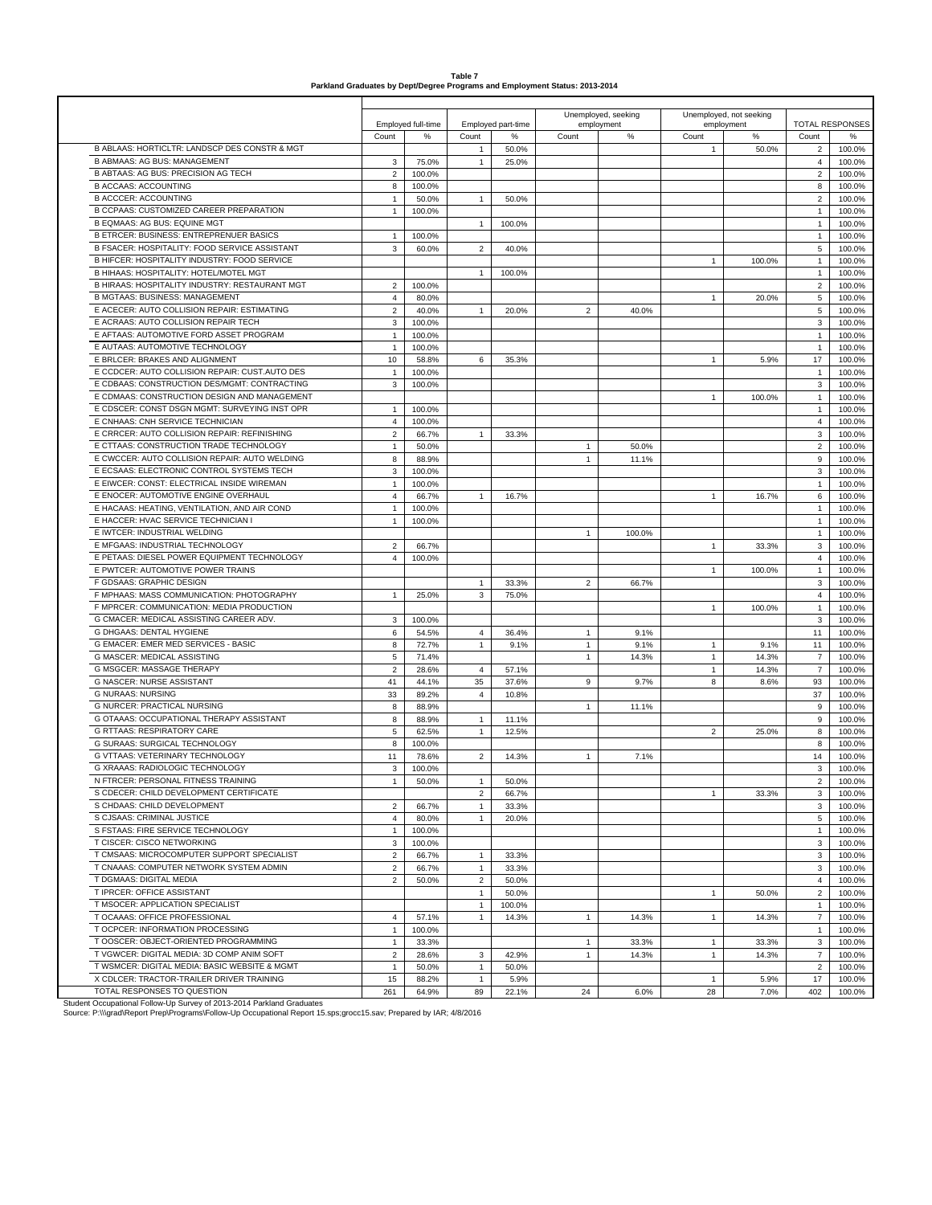**Table 7**
**Parkland Graduates by Dept/Degree Programs and Employment Status: 2013-2014**

| | Employed full-time | | Employed part-time | | Unemployed, seeking employment | | Unemployed, not seeking employment | | TOTAL RESPONSES | |
|---|---|---|---|---|---|---|---|---|---|---|
| | Count | % | Count | % | Count | % | Count | % | Count | % |
| B ABLAAS: HORTICLTR: LANDSCP DES CONSTR & MGT | | | 1 | 50.0% | | | 1 | 50.0% | 2 | 100.0% |
| B ABMAAS: AG BUS: MANAGEMENT | 3 | 75.0% | 1 | 25.0% | | | | | 4 | 100.0% |
| B ABTAAS: AG BUS: PRECISION AG TECH | 2 | 100.0% | | | | | | | 2 | 100.0% |
| B ACCAAS: ACCOUNTING | 8 | 100.0% | | | | | | | 8 | 100.0% |
| B ACCCER: ACCOUNTING | 1 | 50.0% | 1 | 50.0% | | | | | 2 | 100.0% |
| B CCPAAS: CUSTOMIZED CAREER PREPARATION | 1 | 100.0% | | | | | | | 1 | 100.0% |
| B EQMAAS: AG BUS: EQUINE MGT | | | 1 | 100.0% | | | | | 1 | 100.0% |
| B ETRCER: BUSINESS: ENTREPRENUER BASICS | 1 | 100.0% | | | | | | | 1 | 100.0% |
| B FSACER: HOSPITALITY: FOOD SERVICE ASSISTANT | 3 | 60.0% | 2 | 40.0% | | | | | 5 | 100.0% |
| B HIFCER: HOSPITALITY INDUSTRY: FOOD SERVICE | | | | | | | 1 | 100.0% | 1 | 100.0% |
| B HIHAAS: HOSPITALITY: HOTEL/MOTEL MGT | | | 1 | 100.0% | | | | | 1 | 100.0% |
| B HIRAAS: HOSPITALITY INDUSTRY: RESTAURANT MGT | 2 | 100.0% | | | | | | | 2 | 100.0% |
| B MGTAAS: BUSINESS: MANAGEMENT | 4 | 80.0% | | | | | 1 | 20.0% | 5 | 100.0% |
| E ACECER: AUTO COLLISION REPAIR: ESTIMATING | 2 | 40.0% | 1 | 20.0% | 2 | 40.0% | | | 5 | 100.0% |
| E ACRAAS: AUTO COLLISION REPAIR TECH | 3 | 100.0% | | | | | | | 3 | 100.0% |
| E AFTAAS: AUTOMOTIVE FORD ASSET PROGRAM | 1 | 100.0% | | | | | | | 1 | 100.0% |
| E AUTAAS: AUTOMOTIVE TECHNOLOGY | 1 | 100.0% | | | | | | | 1 | 100.0% |
| E BRLCER: BRAKES AND ALIGNMENT | 10 | 58.8% | 6 | 35.3% | | | 1 | 5.9% | 17 | 100.0% |
| E CCDCER: AUTO COLLISION REPAIR: CUST.AUTO DES | 1 | 100.0% | | | | | | | 1 | 100.0% |
| E CDBAAS: CONSTRUCTION DES/MGMT: CONTRACTING | 3 | 100.0% | | | | | | | 3 | 100.0% |
| E CDMAAS: CONSTRUCTION DESIGN AND MANAGEMENT | | | | | | | 1 | 100.0% | 1 | 100.0% |
| E CDSCER: CONST DSGN MGMT: SURVEYING INST OPR | 1 | 100.0% | | | | | | | 1 | 100.0% |
| E CNHAAS: CNH SERVICE TECHNICIAN | 4 | 100.0% | | | | | | | 4 | 100.0% |
| E CRRCER: AUTO COLLISION REPAIR: REFINISHING | 2 | 66.7% | 1 | 33.3% | | | | | 3 | 100.0% |
| E CTTAAS: CONSTRUCTION TRADE TECHNOLOGY | 1 | 50.0% | | | 1 | 50.0% | | | 2 | 100.0% |
| E CWCCER: AUTO COLLISION REPAIR: AUTO WELDING | 8 | 88.9% | | | 1 | 11.1% | | | 9 | 100.0% |
| E ECSAAS: ELECTRONIC CONTROL SYSTEMS TECH | 3 | 100.0% | | | | | | | 3 | 100.0% |
| E EIWCER: CONST: ELECTRICAL INSIDE WIREMAN | 1 | 100.0% | | | | | | | 1 | 100.0% |
| E ENOCER: AUTOMOTIVE ENGINE OVERHAUL | 4 | 66.7% | 1 | 16.7% | | | 1 | 16.7% | 6 | 100.0% |
| E HACAAS: HEATING, VENTILATION, AND AIR COND | 1 | 100.0% | | | | | | | 1 | 100.0% |
| E HACCER: HVAC SERVICE TECHNICIAN I | 1 | 100.0% | | | | | | | 1 | 100.0% |
| E IWTCER: INDUSTRIAL WELDING | | | | | 1 | 100.0% | | | 1 | 100.0% |
| E MFGAAS: INDUSTRIAL TECHNOLOGY | 2 | 66.7% | | | | | 1 | 33.3% | 3 | 100.0% |
| E PETAAS: DIESEL POWER EQUIPMENT TECHNOLOGY | 4 | 100.0% | | | | | | | 4 | 100.0% |
| E PWTCER: AUTOMOTIVE POWER TRAINS | | | | | | | 1 | 100.0% | 1 | 100.0% |
| F GDSAAS: GRAPHIC DESIGN | | | 1 | 33.3% | 2 | 66.7% | | | 3 | 100.0% |
| F MPHAAS: MASS COMMUNICATION: PHOTOGRAPHY | 1 | 25.0% | 3 | 75.0% | | | | | 4 | 100.0% |
| F MPRCER: COMMUNICATION: MEDIA PRODUCTION | | | | | | | 1 | 100.0% | 1 | 100.0% |
| G CMACER: MEDICAL ASSISTING CAREER ADV. | 3 | 100.0% | | | | | | | 3 | 100.0% |
| G DHGAAS: DENTAL HYGIENE | 6 | 54.5% | 4 | 36.4% | 1 | 9.1% | | | 11 | 100.0% |
| G EMACER: EMER MED SERVICES - BASIC | 8 | 72.7% | 1 | 9.1% | 1 | 9.1% | 1 | 9.1% | 11 | 100.0% |
| G MASCER: MEDICAL ASSISTING | 5 | 71.4% | | | 1 | 14.3% | 1 | 14.3% | 7 | 100.0% |
| G MSGCER: MASSAGE THERAPY | 2 | 28.6% | 4 | 57.1% | | | 1 | 14.3% | 7 | 100.0% |
| G NASCER: NURSE ASSISTANT | 41 | 44.1% | 35 | 37.6% | 9 | 9.7% | 8 | 8.6% | 93 | 100.0% |
| G NURAAS: NURSING | 33 | 89.2% | 4 | 10.8% | | | | | 37 | 100.0% |
| G NURCER: PRACTICAL NURSING | 8 | 88.9% | | | 1 | 11.1% | | | 9 | 100.0% |
| G OTAAAS: OCCUPATIONAL THERAPY ASSISTANT | 8 | 88.9% | 1 | 11.1% | | | | | 9 | 100.0% |
| G RTTAAS: RESPIRATORY CARE | 5 | 62.5% | 1 | 12.5% | | | 2 | 25.0% | 8 | 100.0% |
| G SURAAS: SURGICAL TECHNOLOGY | 8 | 100.0% | | | | | | | 8 | 100.0% |
| G VTTAAS: VETERINARY TECHNOLOGY | 11 | 78.6% | 2 | 14.3% | 1 | 7.1% | | | 14 | 100.0% |
| G XRAAAS: RADIOLOGIC TECHNOLOGY | 3 | 100.0% | | | | | | | 3 | 100.0% |
| N FTRCER: PERSONAL FITNESS TRAINING | 1 | 50.0% | 1 | 50.0% | | | | | 2 | 100.0% |
| S CDECER: CHILD DEVELOPMENT CERTIFICATE | | | 2 | 66.7% | | | 1 | 33.3% | 3 | 100.0% |
| S CHDAAS: CHILD DEVELOPMENT | 2 | 66.7% | 1 | 33.3% | | | | | 3 | 100.0% |
| S CJSAAS: CRIMINAL JUSTICE | 4 | 80.0% | 1 | 20.0% | | | | | 5 | 100.0% |
| S FSTAAS: FIRE SERVICE TECHNOLOGY | 1 | 100.0% | | | | | | | 1 | 100.0% |
| T CISCER: CISCO NETWORKING | 3 | 100.0% | | | | | | | 3 | 100.0% |
| T CMSAAS: MICROCOMPUTER SUPPORT SPECIALIST | 2 | 66.7% | 1 | 33.3% | | | | | 3 | 100.0% |
| T CNAAAS: COMPUTER NETWORK SYSTEM ADMIN | 2 | 66.7% | 1 | 33.3% | | | | | 3 | 100.0% |
| T DGMAAS: DIGITAL MEDIA | 2 | 50.0% | 2 | 50.0% | | | | | 4 | 100.0% |
| T IPRCER: OFFICE ASSISTANT | | | 1 | 50.0% | | | 1 | 50.0% | 2 | 100.0% |
| T MSOCER: APPLICATION SPECIALIST | | | 1 | 100.0% | | | | | 1 | 100.0% |
| T OCAAAS: OFFICE PROFESSIONAL | 4 | 57.1% | 1 | 14.3% | 1 | 14.3% | 1 | 14.3% | 7 | 100.0% |
| T OCPCER: INFORMATION PROCESSING | 1 | 100.0% | | | | | | | 1 | 100.0% |
| T OOSCER: OBJECT-ORIENTED PROGRAMMING | 1 | 33.3% | | | 1 | 33.3% | 1 | 33.3% | 3 | 100.0% |
| T VGWCER: DIGITAL MEDIA: 3D COMP ANIM SOFT | 2 | 28.6% | 3 | 42.9% | 1 | 14.3% | 1 | 14.3% | 7 | 100.0% |
| T WSMCER: DIGITAL MEDIA: BASIC WEBSITE & MGMT | 1 | 50.0% | 1 | 50.0% | | | | | 2 | 100.0% |
| X CDLCER: TRACTOR-TRAILER DRIVER TRAINING | 15 | 88.2% | 1 | 5.9% | | | 1 | 5.9% | 17 | 100.0% |
| TOTAL RESPONSES TO QUESTION | 261 | 64.9% | 89 | 22.1% | 24 | 6.0% | 28 | 7.0% | 402 | 100.0% |

Student Occupational Follow-Up Survey of 2013-2014 Parkland Graduates
Source: P:\\\grad\Report Prep\Programs\Follow-Up Occupational Report 15.sps;grocc15.sav; Prepared by IAR; 4/8/2016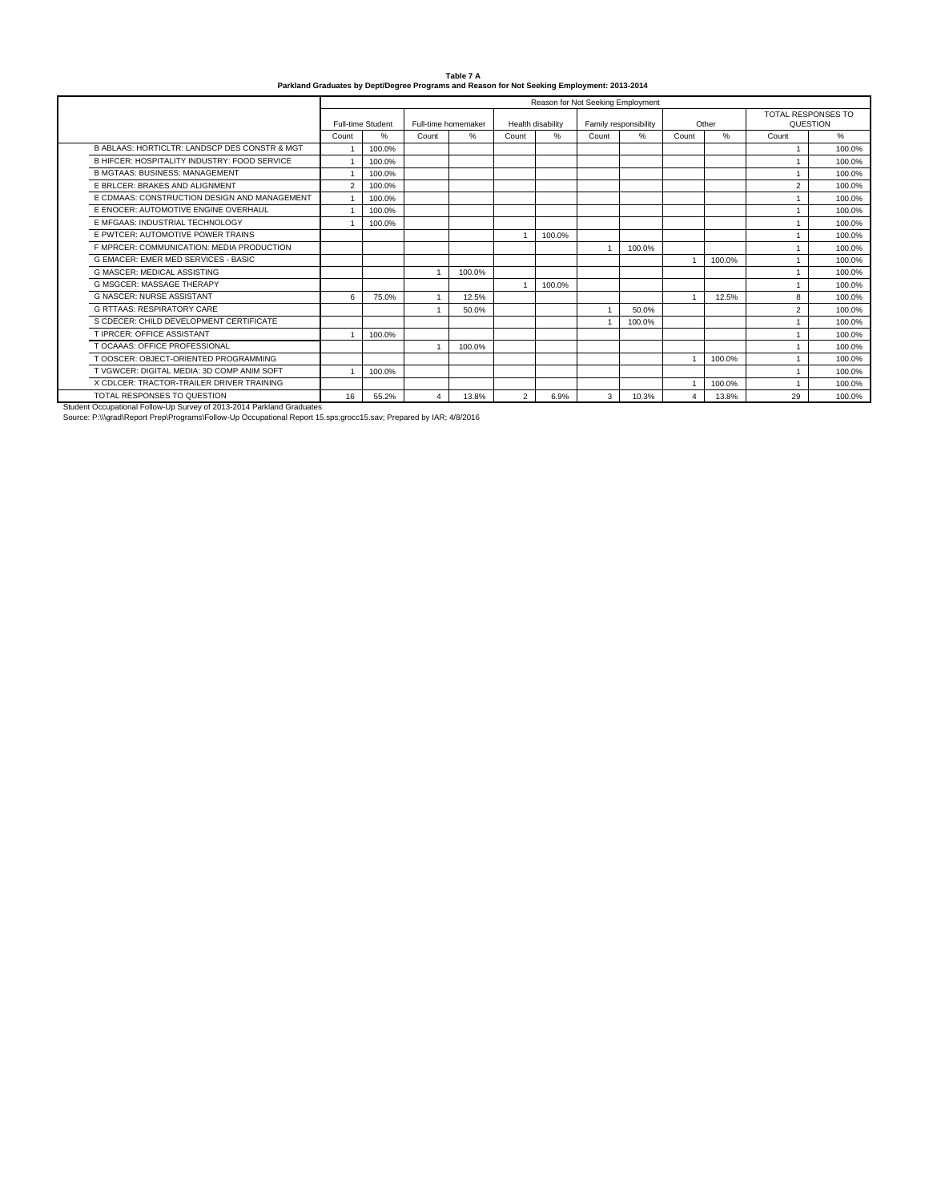**Table 7 A**
**Parkland Graduates by Dept/Degree Programs and Reason for Not Seeking Employment: 2013-2014**

| | Reason for Not Seeking Employment | | | | | | | | | | | |
|---|---|---|---|---|---|---|---|---|---|---|---|---|
| | Full-time Student | | Full-time homemaker | | Health disability | | Family responsibility | | Other | | TOTAL RESPONSES TO QUESTION | |
| | Count | % | Count | % | Count | % | Count | % | Count | % | Count | % |
| B ABLAAS: HORTICLTR: LANDSCP DES CONSTR & MGT | 1 | 100.0% | | | | | | | | | 1 | 100.0% |
| B HIFCER: HOSPITALITY INDUSTRY: FOOD SERVICE | 1 | 100.0% | | | | | | | | | 1 | 100.0% |
| B MGTAAS: BUSINESS: MANAGEMENT | 1 | 100.0% | | | | | | | | | 1 | 100.0% |
| E BRLCER: BRAKES AND ALIGNMENT | 2 | 100.0% | | | | | | | | | 2 | 100.0% |
| E CDMAAS: CONSTRUCTION DESIGN AND MANAGEMENT | 1 | 100.0% | | | | | | | | | 1 | 100.0% |
| E ENOCER: AUTOMOTIVE ENGINE OVERHAUL | 1 | 100.0% | | | | | | | | | 1 | 100.0% |
| E MFGAAS: INDUSTRIAL TECHNOLOGY | 1 | 100.0% | | | | | | | | | 1 | 100.0% |
| E PWTCER: AUTOMOTIVE POWER TRAINS | | | | | 1 | 100.0% | | | | | 1 | 100.0% |
| F MPRCER: COMMUNICATION: MEDIA PRODUCTION | | | | | | | 1 | 100.0% | | | 1 | 100.0% |
| G EMACER: EMER MED SERVICES - BASIC | | | | | | | | | 1 | 100.0% | 1 | 100.0% |
| G MASCER: MEDICAL ASSISTING | | | 1 | 100.0% | | | | | | | 1 | 100.0% |
| G MSGCER: MASSAGE THERAPY | | | | | 1 | 100.0% | | | | | 1 | 100.0% |
| G NASCER: NURSE ASSISTANT | 6 | 75.0% | 1 | 12.5% | | | | | 1 | 12.5% | 8 | 100.0% |
| G RTTAAS: RESPIRATORY CARE | | | 1 | 50.0% | | | 1 | 50.0% | | | 2 | 100.0% |
| S CDECER: CHILD DEVELOPMENT CERTIFICATE | | | | | | | 1 | 100.0% | | | 1 | 100.0% |
| T IPRCER: OFFICE ASSISTANT | 1 | 100.0% | | | | | | | | | 1 | 100.0% |
| T OCAAAS: OFFICE PROFESSIONAL | | | 1 | 100.0% | | | | | | | 1 | 100.0% |
| T OOSCER: OBJECT-ORIENTED PROGRAMMING | | | | | | | | | 1 | 100.0% | 1 | 100.0% |
| T VGWCER: DIGITAL MEDIA: 3D COMP ANIM SOFT | 1 | 100.0% | | | | | | | | | 1 | 100.0% |
| X CDLCER: TRACTOR-TRAILER DRIVER TRAINING | | | | | | | | | 1 | 100.0% | 1 | 100.0% |
| TOTAL RESPONSES TO QUESTION | 16 | 55.2% | 4 | 13.8% | 2 | 6.9% | 3 | 10.3% | 4 | 13.8% | 29 | 100.0% |

Student Occupational Follow-Up Survey of 2013-2014 Parkland Graduates
Source: P:\\\grad\Report Prep\Programs\Follow-Up Occupational Report 15.sps;grocc15.sav; Prepared by IAR; 4/8/2016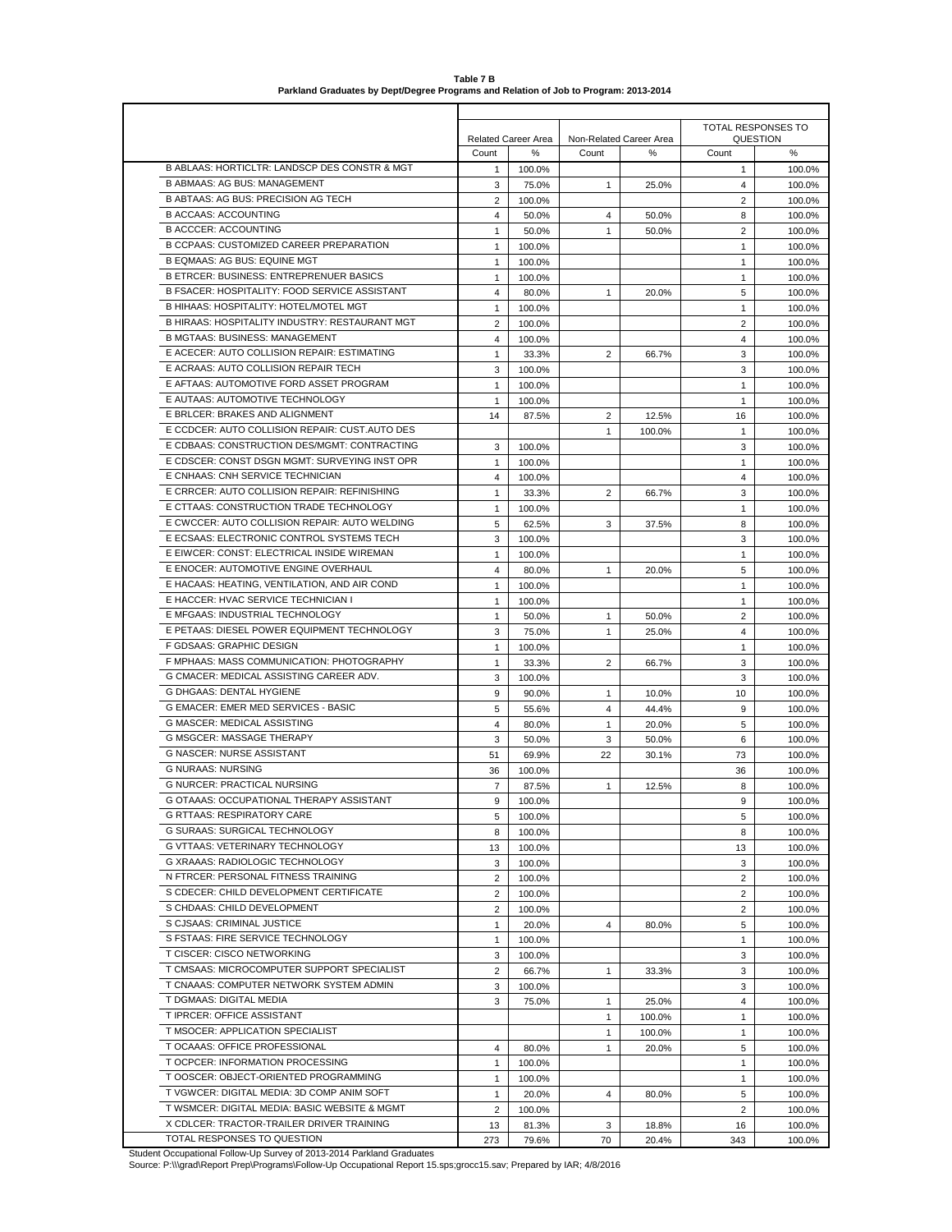**Table 7 B**
**Parkland Graduates by Dept/Degree Programs and Relation of Job to Program: 2013-2014**

| | Related Career Area | | Non-Related Career Area | | TOTAL RESPONSES TO QUESTION | |
|---|---|---|---|---|---|---|
| | Count | % | Count | % | Count | % |
| B ABLAAS: HORTICLTR: LANDSCP DES CONSTR & MGT | 1 | 100.0% | | | 1 | 100.0% |
| B ABMAAS: AG BUS: MANAGEMENT | 3 | 75.0% | 1 | 25.0% | 4 | 100.0% |
| B ABTAAS: AG BUS: PRECISION AG TECH | 2 | 100.0% | | | 2 | 100.0% |
| B ACCAAS: ACCOUNTING | 4 | 50.0% | 4 | 50.0% | 8 | 100.0% |
| B ACCCER: ACCOUNTING | 1 | 50.0% | 1 | 50.0% | 2 | 100.0% |
| B CCPAAS: CUSTOMIZED CAREER PREPARATION | 1 | 100.0% | | | 1 | 100.0% |
| B EQMAAS: AG BUS: EQUINE MGT | 1 | 100.0% | | | 1 | 100.0% |
| B ETRCER: BUSINESS: ENTREPRENUER BASICS | 1 | 100.0% | | | 1 | 100.0% |
| B FSACER: HOSPITALITY: FOOD SERVICE ASSISTANT | 4 | 80.0% | 1 | 20.0% | 5 | 100.0% |
| B HIHAAS: HOSPITALITY: HOTEL/MOTEL MGT | 1 | 100.0% | | | 1 | 100.0% |
| B HIRAAS: HOSPITALITY INDUSTRY: RESTAURANT MGT | 2 | 100.0% | | | 2 | 100.0% |
| B MGTAAS: BUSINESS: MANAGEMENT | 4 | 100.0% | | | 4 | 100.0% |
| E ACECER: AUTO COLLISION REPAIR: ESTIMATING | 1 | 33.3% | 2 | 66.7% | 3 | 100.0% |
| E ACRAAS: AUTO COLLISION REPAIR TECH | 3 | 100.0% | | | 3 | 100.0% |
| E AFTAAS: AUTOMOTIVE FORD ASSET PROGRAM | 1 | 100.0% | | | 1 | 100.0% |
| E AUTAAS: AUTOMOTIVE TECHNOLOGY | 1 | 100.0% | | | 1 | 100.0% |
| E BRLCER: BRAKES AND ALIGNMENT | 14 | 87.5% | 2 | 12.5% | 16 | 100.0% |
| E CCDCER: AUTO COLLISION REPAIR: CUST.AUTO DES | | | 1 | 100.0% | 1 | 100.0% |
| E CDBAAS: CONSTRUCTION DES/MGMT: CONTRACTING | 3 | 100.0% | | | 3 | 100.0% |
| E CDSCER: CONST DSGN MGMT: SURVEYING INST OPR | 1 | 100.0% | | | 1 | 100.0% |
| E CNHAAS: CNH SERVICE TECHNICIAN | 4 | 100.0% | | | 4 | 100.0% |
| E CRRCER: AUTO COLLISION REPAIR: REFINISHING | 1 | 33.3% | 2 | 66.7% | 3 | 100.0% |
| E CTTAAS: CONSTRUCTION TRADE TECHNOLOGY | 1 | 100.0% | | | 1 | 100.0% |
| E CWCCER: AUTO COLLISION REPAIR: AUTO WELDING | 5 | 62.5% | 3 | 37.5% | 8 | 100.0% |
| E ECSAAS: ELECTRONIC CONTROL SYSTEMS TECH | 3 | 100.0% | | | 3 | 100.0% |
| E EIWCER: CONST: ELECTRICAL INSIDE WIREMAN | 1 | 100.0% | | | 1 | 100.0% |
| E ENOCER: AUTOMOTIVE ENGINE OVERHAUL | 4 | 80.0% | 1 | 20.0% | 5 | 100.0% |
| E HACAAS: HEATING, VENTILATION, AND AIR COND | 1 | 100.0% | | | 1 | 100.0% |
| E HACCER: HVAC SERVICE TECHNICIAN I | 1 | 100.0% | | | 1 | 100.0% |
| E MFGAAS: INDUSTRIAL TECHNOLOGY | 1 | 50.0% | 1 | 50.0% | 2 | 100.0% |
| E PETAAS: DIESEL POWER EQUIPMENT TECHNOLOGY | 3 | 75.0% | 1 | 25.0% | 4 | 100.0% |
| F GDSAAS: GRAPHIC DESIGN | 1 | 100.0% | | | 1 | 100.0% |
| F MPHAAS: MASS COMMUNICATION: PHOTOGRAPHY | 1 | 33.3% | 2 | 66.7% | 3 | 100.0% |
| G CMACER: MEDICAL ASSISTING CAREER ADV. | 3 | 100.0% | | | 3 | 100.0% |
| G DHGAAS: DENTAL HYGIENE | 9 | 90.0% | 1 | 10.0% | 10 | 100.0% |
| G EMACER: EMER MED SERVICES - BASIC | 5 | 55.6% | 4 | 44.4% | 9 | 100.0% |
| G MASCER: MEDICAL ASSISTING | 4 | 80.0% | 1 | 20.0% | 5 | 100.0% |
| G MSGCER: MASSAGE THERAPY | 3 | 50.0% | 3 | 50.0% | 6 | 100.0% |
| G NASCER: NURSE ASSISTANT | 51 | 69.9% | 22 | 30.1% | 73 | 100.0% |
| G NURAAS: NURSING | 36 | 100.0% | | | 36 | 100.0% |
| G NURCER: PRACTICAL NURSING | 7 | 87.5% | 1 | 12.5% | 8 | 100.0% |
| G OTAAAS: OCCUPATIONAL THERAPY ASSISTANT | 9 | 100.0% | | | 9 | 100.0% |
| G RTTAAS: RESPIRATORY CARE | 5 | 100.0% | | | 5 | 100.0% |
| G SURAAS: SURGICAL TECHNOLOGY | 8 | 100.0% | | | 8 | 100.0% |
| G VTTAAS: VETERINARY TECHNOLOGY | 13 | 100.0% | | | 13 | 100.0% |
| G XRAAAS: RADIOLOGIC TECHNOLOGY | 3 | 100.0% | | | 3 | 100.0% |
| N FTRCER: PERSONAL FITNESS TRAINING | 2 | 100.0% | | | 2 | 100.0% |
| S CDECER: CHILD DEVELOPMENT CERTIFICATE | 2 | 100.0% | | | 2 | 100.0% |
| S CHDAAS: CHILD DEVELOPMENT | 2 | 100.0% | | | 2 | 100.0% |
| S CJSAAS: CRIMINAL JUSTICE | 1 | 20.0% | 4 | 80.0% | 5 | 100.0% |
| S FSTAAS: FIRE SERVICE TECHNOLOGY | 1 | 100.0% | | | 1 | 100.0% |
| T CISCER: CISCO NETWORKING | 3 | 100.0% | | | 3 | 100.0% |
| T CMSAAS: MICROCOMPUTER SUPPORT SPECIALIST | 2 | 66.7% | 1 | 33.3% | 3 | 100.0% |
| T CNAAAS: COMPUTER NETWORK SYSTEM ADMIN | 3 | 100.0% | | | 3 | 100.0% |
| T DGMAAS: DIGITAL MEDIA | 3 | 75.0% | 1 | 25.0% | 4 | 100.0% |
| T IPRCER: OFFICE ASSISTANT | | | 1 | 100.0% | 1 | 100.0% |
| T MSOCER: APPLICATION SPECIALIST | | | 1 | 100.0% | 1 | 100.0% |
| T OCAAAS: OFFICE PROFESSIONAL | 4 | 80.0% | 1 | 20.0% | 5 | 100.0% |
| T OCPCER: INFORMATION PROCESSING | 1 | 100.0% | | | 1 | 100.0% |
| T OOSCER: OBJECT-ORIENTED PROGRAMMING | 1 | 100.0% | | | 1 | 100.0% |
| T VGWCER: DIGITAL MEDIA: 3D COMP ANIM SOFT | 1 | 20.0% | 4 | 80.0% | 5 | 100.0% |
| T WSMCER: DIGITAL MEDIA: BASIC WEBSITE & MGMT | 2 | 100.0% | | | 2 | 100.0% |
| X CDLCER: TRACTOR-TRAILER DRIVER TRAINING | 13 | 81.3% | 3 | 18.8% | 16 | 100.0% |
| TOTAL RESPONSES TO QUESTION | 273 | 79.6% | 70 | 20.4% | 343 | 100.0% |

Student Occupational Follow-Up Survey of 2013-2014 Parkland Graduates
Source: P:\\\grad\Report Prep\Programs\Follow-Up Occupational Report 15.sps;grocc15.sav; Prepared by IAR; 4/8/2016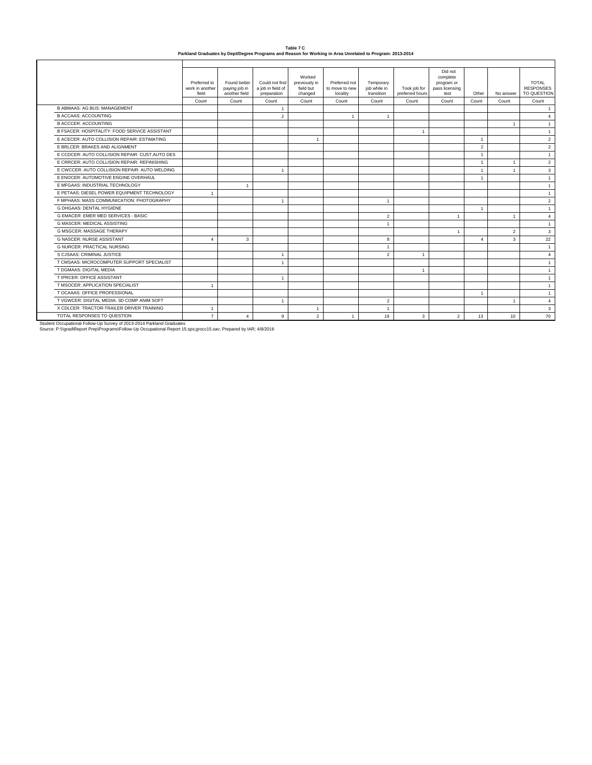**Table 7 C**

**Parkland Graduates by Dept/Degree Programs and Reason for Working in Area Unrelated to Program: 2013-2014**

| | Preferred to work in another field | Found better paying job in another field | Could not find a job in field of preparation | Worked previously in field but changed | Preferred not to move to new locality | Temporary job while in transition | Took job for preferred hours | Did not complete program or pass licensing test | Other | No answer | TOTAL RESPONSES TO QUESTION |
|---|---|---|---|---|---|---|---|---|---|---|---|
| | Count | Count | Count | Count | Count | Count | Count | Count | Count | Count | Count |
| B ABMAAS: AG BUS: MANAGEMENT | | | 1 | | | | | | | | 1 |
| B ACCAAS: ACCOUNTING | | | 2 | | 1 | 1 | | | | | 4 |
| B ACCCER: ACCOUNTING | | | | | | | | | | 1 | 1 |
| B FSACER: HOSPITALITY: FOOD SERVICE ASSISTANT | | | | | | | 1 | | | | 1 |
| E ACECER: AUTO COLLISION REPAIR: ESTIMATING | | | | 1 | | | | | 1 | | 2 |
| E BRLCER: BRAKES AND ALIGNMENT | | | | | | | | | 2 | | 2 |
| E CCDCER: AUTO COLLISION REPAIR: CUST.AUTO DES | | | | | | | | | 1 | | 1 |
| E CRRCER: AUTO COLLISION REPAIR: REFINISHING | | | | | | | | | 1 | 1 | 2 |
| E CWCCER: AUTO COLLISION REPAIR: AUTO WELDING | | | 1 | | | | | | 1 | 1 | 3 |
| E ENOCER: AUTOMOTIVE ENGINE OVERHAUL | | | | | | | | | 1 | | 1 |
| E MFGAAS: INDUSTRIAL TECHNOLOGY | | 1 | | | | | | | | | 1 |
| E PETAAS: DIESEL POWER EQUIPMENT TECHNOLOGY | 1 | | | | | | | | | | 1 |
| F MPHAAS: MASS COMMUNICATION: PHOTOGRAPHY | | | 1 | | | 1 | | | | | 2 |
| G DHGAAS: DENTAL HYGIENE | | | | | | | | | 1 | | 1 |
| G EMACER: EMER MED SERVICES - BASIC | | | | | | 2 | | 1 | | 1 | 4 |
| G MASCER: MEDICAL ASSISTING | | | | | | 1 | | | | | 1 |
| G MSGCER: MASSAGE THERAPY | | | | | | | | 1 | | 2 | 3 |
| G NASCER: NURSE ASSISTANT | 4 | 3 | | | | 8 | | | 4 | 3 | 22 |
| G NURCER: PRACTICAL NURSING | | | | | | 1 | | | | | 1 |
| S CJSAAS: CRIMINAL JUSTICE | | | 1 | | | 2 | 1 | | | | 4 |
| T CMSAAS: MICROCOMPUTER SUPPORT SPECIALIST | | | 1 | | | | | | | | 1 |
| T DGMAAS: DIGITAL MEDIA | | | | | | | 1 | | | | 1 |
| T IPRCER: OFFICE ASSISTANT | | | 1 | | | | | | | | 1 |
| T MSOCER: APPLICATION SPECIALIST | 1 | | | | | | | | | | 1 |
| T OCAAAS: OFFICE PROFESSIONAL | | | | | | | | | 1 | | 1 |
| T VGWCER: DIGITAL MEDIA: 3D COMP ANIM SOFT | | | 1 | | | 2 | | | | 1 | 4 |
| X CDLCER: TRACTOR-TRAILER DRIVER TRAINING | 1 | | | 1 | | 1 | | | | | 3 |
| TOTAL RESPONSES TO QUESTION | 7 | 4 | 9 | 2 | 1 | 19 | 3 | 2 | 13 | 10 | 70 |

Student Occupational Follow-Up Survey of 2013-2014 Parkland Graduates
Source: P:\\grad\Report Prep\Programs\Follow-Up Occupational Report 15.sps;grocc15.sav; Prepared by IAR; 4/8/2016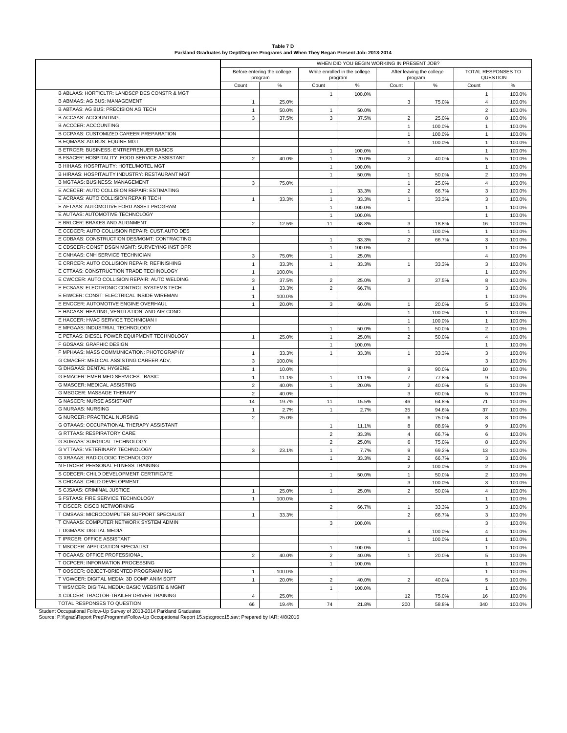**Table 7 D**
**Parkland Graduates by Dept/Degree Programs and When They Began Present Job: 2013-2014**

| | WHEN DID YOU BEGIN WORKING IN PRESENT JOB? | | | | | | | |
|---|---|---|---|---|---|---|---|---|
| | Before entering the college program | | While enrolled in the college program | | After leaving the college program | | TOTAL RESPONSES TO QUESTION | |
| | Count | % | Count | % | Count | % | Count | % |
| B ABLAAS: HORTICLTR: LANDSCP DES CONSTR & MGT | | | 1 | 100.0% | | | 1 | 100.0% |
| B ABMAAS: AG BUS: MANAGEMENT | 1 | 25.0% | | | 3 | 75.0% | 4 | 100.0% |
| B ABTAAS: AG BUS: PRECISION AG TECH | 1 | 50.0% | 1 | 50.0% | | | 2 | 100.0% |
| B ACCAAS: ACCOUNTING | 3 | 37.5% | 3 | 37.5% | 2 | 25.0% | 8 | 100.0% |
| B ACCCER: ACCOUNTING | | | | | 1 | 100.0% | 1 | 100.0% |
| B CCPAAS: CUSTOMIZED CAREER PREPARATION | | | | | 1 | 100.0% | 1 | 100.0% |
| B EQMAAS: AG BUS: EQUINE MGT | | | | | 1 | 100.0% | 1 | 100.0% |
| B ETRCER: BUSINESS: ENTREPRENUER BASICS | | | 1 | 100.0% | | | 1 | 100.0% |
| B FSACER: HOSPITALITY: FOOD SERVICE ASSISTANT | 2 | 40.0% | 1 | 20.0% | 2 | 40.0% | 5 | 100.0% |
| B HIHAAS: HOSPITALITY: HOTEL/MOTEL MGT | | | 1 | 100.0% | | | 1 | 100.0% |
| B HIRAAS: HOSPITALITY INDUSTRY: RESTAURANT MGT | | | 1 | 50.0% | 1 | 50.0% | 2 | 100.0% |
| B MGTAAS: BUSINESS: MANAGEMENT | 3 | 75.0% | | | 1 | 25.0% | 4 | 100.0% |
| E ACECER: AUTO COLLISION REPAIR: ESTIMATING | | | 1 | 33.3% | 2 | 66.7% | 3 | 100.0% |
| E ACRAAS: AUTO COLLISION REPAIR TECH | 1 | 33.3% | 1 | 33.3% | 1 | 33.3% | 3 | 100.0% |
| E AFTAAS: AUTOMOTIVE FORD ASSET PROGRAM | | | 1 | 100.0% | | | 1 | 100.0% |
| E AUTAAS: AUTOMOTIVE TECHNOLOGY | | | 1 | 100.0% | | | 1 | 100.0% |
| E BRLCER: BRAKES AND ALIGNMENT | 2 | 12.5% | 11 | 68.8% | 3 | 18.8% | 16 | 100.0% |
| E CCDCER: AUTO COLLISION REPAIR: CUST.AUTO DES | | | | | 1 | 100.0% | 1 | 100.0% |
| E CDBAAS: CONSTRUCTION DES/MGMT: CONTRACTING | | | 1 | 33.3% | 2 | 66.7% | 3 | 100.0% |
| E CDSCER: CONST DSGN MGMT: SURVEYING INST OPR | | | 1 | 100.0% | | | 1 | 100.0% |
| E CNHAAS: CNH SERVICE TECHNICIAN | 3 | 75.0% | 1 | 25.0% | | | 4 | 100.0% |
| E CRRCER: AUTO COLLISION REPAIR: REFINISHING | 1 | 33.3% | 1 | 33.3% | 1 | 33.3% | 3 | 100.0% |
| E CTTAAS: CONSTRUCTION TRADE TECHNOLOGY | 1 | 100.0% | | | | | 1 | 100.0% |
| E CWCCER: AUTO COLLISION REPAIR: AUTO WELDING | 3 | 37.5% | 2 | 25.0% | 3 | 37.5% | 8 | 100.0% |
| E ECSAAS: ELECTRONIC CONTROL SYSTEMS TECH | 1 | 33.3% | 2 | 66.7% | | | 3 | 100.0% |
| E EIWCER: CONST: ELECTRICAL INSIDE WIREMAN | 1 | 100.0% | | | | | 1 | 100.0% |
| E ENOCER: AUTOMOTIVE ENGINE OVERHAUL | 1 | 20.0% | 3 | 60.0% | 1 | 20.0% | 5 | 100.0% |
| E HACAAS: HEATING, VENTILATION, AND AIR COND | | | | | 1 | 100.0% | 1 | 100.0% |
| E HACCER: HVAC SERVICE TECHNICIAN I | | | | | 1 | 100.0% | 1 | 100.0% |
| E MFGAAS: INDUSTRIAL TECHNOLOGY | | | 1 | 50.0% | 1 | 50.0% | 2 | 100.0% |
| E PETAAS: DIESEL POWER EQUIPMENT TECHNOLOGY | 1 | 25.0% | 1 | 25.0% | 2 | 50.0% | 4 | 100.0% |
| F GDSAAS: GRAPHIC DESIGN | | | 1 | 100.0% | | | 1 | 100.0% |
| F MPHAAS: MASS COMMUNICATION: PHOTOGRAPHY | 1 | 33.3% | 1 | 33.3% | 1 | 33.3% | 3 | 100.0% |
| G CMACER: MEDICAL ASSISTING CAREER ADV. | 3 | 100.0% | | | | | 3 | 100.0% |
| G DHGAAS: DENTAL HYGIENE | 1 | 10.0% | | | 9 | 90.0% | 10 | 100.0% |
| G EMACER: EMER MED SERVICES - BASIC | 1 | 11.1% | 1 | 11.1% | 7 | 77.8% | 9 | 100.0% |
| G MASCER: MEDICAL ASSISTING | 2 | 40.0% | 1 | 20.0% | 2 | 40.0% | 5 | 100.0% |
| G MSGCER: MASSAGE THERAPY | 2 | 40.0% | | | 3 | 60.0% | 5 | 100.0% |
| G NASCER: NURSE ASSISTANT | 14 | 19.7% | 11 | 15.5% | 46 | 64.8% | 71 | 100.0% |
| G NURAAS: NURSING | 1 | 2.7% | 1 | 2.7% | 35 | 94.6% | 37 | 100.0% |
| G NURCER: PRACTICAL NURSING | 2 | 25.0% | | | 6 | 75.0% | 8 | 100.0% |
| G OTAAAS: OCCUPATIONAL THERAPY ASSISTANT | | | 1 | 11.1% | 8 | 88.9% | 9 | 100.0% |
| G RTTAAS: RESPIRATORY CARE | | | 2 | 33.3% | 4 | 66.7% | 6 | 100.0% |
| G SURAAS: SURGICAL TECHNOLOGY | | | 2 | 25.0% | 6 | 75.0% | 8 | 100.0% |
| G VTTAAS: VETERINARY TECHNOLOGY | 3 | 23.1% | 1 | 7.7% | 9 | 69.2% | 13 | 100.0% |
| G XRAAAS: RADIOLOGIC TECHNOLOGY | | | 1 | 33.3% | 2 | 66.7% | 3 | 100.0% |
| N FTRCER: PERSONAL FITNESS TRAINING | | | | | 2 | 100.0% | 2 | 100.0% |
| S CDECER: CHILD DEVELOPMENT CERTIFICATE | | | 1 | 50.0% | 1 | 50.0% | 2 | 100.0% |
| S CHDAAS: CHILD DEVELOPMENT | | | | | 3 | 100.0% | 3 | 100.0% |
| S CJSAAS: CRIMINAL JUSTICE | 1 | 25.0% | 1 | 25.0% | 2 | 50.0% | 4 | 100.0% |
| S FSTAAS: FIRE SERVICE TECHNOLOGY | 1 | 100.0% | | | | | 1 | 100.0% |
| T CISCER: CISCO NETWORKING | | | 2 | 66.7% | 1 | 33.3% | 3 | 100.0% |
| T CMSAAS: MICROCOMPUTER SUPPORT SPECIALIST | 1 | 33.3% | | | 2 | 66.7% | 3 | 100.0% |
| T CNAAAS: COMPUTER NETWORK SYSTEM ADMIN | | | 3 | 100.0% | | | 3 | 100.0% |
| T DGMAAS: DIGITAL MEDIA | | | | | 4 | 100.0% | 4 | 100.0% |
| T IPRCER: OFFICE ASSISTANT | | | | | 1 | 100.0% | 1 | 100.0% |
| T MSOCER: APPLICATION SPECIALIST | | | 1 | 100.0% | | | 1 | 100.0% |
| T OCAAAS: OFFICE PROFESSIONAL | 2 | 40.0% | 2 | 40.0% | 1 | 20.0% | 5 | 100.0% |
| T OCPCER: INFORMATION PROCESSING | | | 1 | 100.0% | | | 1 | 100.0% |
| T OOSCER: OBJECT-ORIENTED PROGRAMMING | 1 | 100.0% | | | | | 1 | 100.0% |
| T VGWCER: DIGITAL MEDIA: 3D COMP ANIM SOFT | 1 | 20.0% | 2 | 40.0% | 2 | 40.0% | 5 | 100.0% |
| T WSMCER: DIGITAL MEDIA: BASIC WEBSITE & MGMT | | | 1 | 100.0% | | | 1 | 100.0% |
| X CDLCER: TRACTOR-TRAILER DRIVER TRAINING | 4 | 25.0% | | | 12 | 75.0% | 16 | 100.0% |
| TOTAL RESPONSES TO QUESTION | 66 | 19.4% | 74 | 21.8% | 200 | 58.8% | 340 | 100.0% |

Student Occupational Follow-Up Survey of 2013-2014 Parkland Graduates
Source: P:\\\grad\Report Prep\Programs\Follow-Up Occupational Report 15.sps;grocc15.sav; Prepared by IAR; 4/8/2016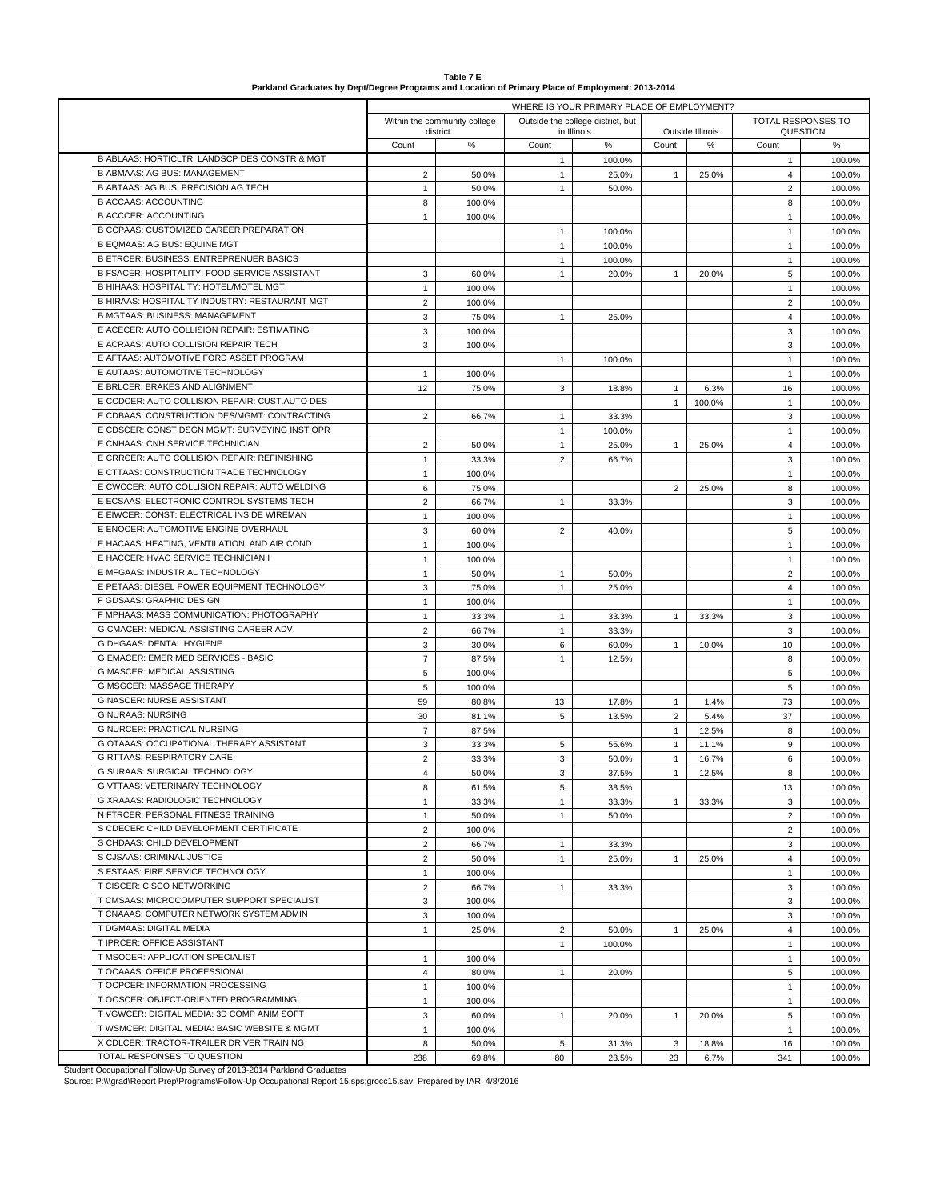**Table 7 E**
**Parkland Graduates by Dept/Degree Programs and Location of Primary Place of Employment: 2013-2014**

| | WHERE IS YOUR PRIMARY PLACE OF EMPLOYMENT? | | | | | | | |
|---|---|---|---|---|---|---|---|---|
| | Within the community college district | | Outside the college district, but in Illinois | | Outside Illinois | | TOTAL RESPONSES TO QUESTION | |
| | Count | % | Count | % | Count | % | Count | % |
| B ABLAAS: HORTICLTR: LANDSCP DES CONSTR & MGT | | | 1 | 100.0% | | | 1 | 100.0% |
| B ABMAAS: AG BUS: MANAGEMENT | 2 | 50.0% | 1 | 25.0% | 1 | 25.0% | 4 | 100.0% |
| B ABTAAS: AG BUS: PRECISION AG TECH | 1 | 50.0% | 1 | 50.0% | | | 2 | 100.0% |
| B ACCAAS: ACCOUNTING | 8 | 100.0% | | | | | 8 | 100.0% |
| B ACCCER: ACCOUNTING | 1 | 100.0% | | | | | 1 | 100.0% |
| B CCPAAS: CUSTOMIZED CAREER PREPARATION | | | 1 | 100.0% | | | 1 | 100.0% |
| B EQMAAS: AG BUS: EQUINE MGT | | | 1 | 100.0% | | | 1 | 100.0% |
| B ETRCER: BUSINESS: ENTREPRENUER BASICS | | | 1 | 100.0% | | | 1 | 100.0% |
| B FSACER: HOSPITALITY: FOOD SERVICE ASSISTANT | 3 | 60.0% | 1 | 20.0% | 1 | 20.0% | 5 | 100.0% |
| B HIHAAS: HOSPITALITY: HOTEL/MOTEL MGT | 1 | 100.0% | | | | | 1 | 100.0% |
| B HIRAAS: HOSPITALITY INDUSTRY: RESTAURANT MGT | 2 | 100.0% | | | | | 2 | 100.0% |
| B MGTAAS: BUSINESS: MANAGEMENT | 3 | 75.0% | 1 | 25.0% | | | 4 | 100.0% |
| E ACECER: AUTO COLLISION REPAIR: ESTIMATING | 3 | 100.0% | | | | | 3 | 100.0% |
| E ACRAAS: AUTO COLLISION REPAIR TECH | 3 | 100.0% | | | | | 3 | 100.0% |
| E AFTAAS: AUTOMOTIVE FORD ASSET PROGRAM | | | 1 | 100.0% | | | 1 | 100.0% |
| E AUTAAS: AUTOMOTIVE TECHNOLOGY | 1 | 100.0% | | | | | 1 | 100.0% |
| E BRLCER: BRAKES AND ALIGNMENT | 12 | 75.0% | 3 | 18.8% | 1 | 6.3% | 16 | 100.0% |
| E CCDCER: AUTO COLLISION REPAIR: CUST.AUTO DES | | | | | 1 | 100.0% | 1 | 100.0% |
| E CDBAAS: CONSTRUCTION DES/MGMT: CONTRACTING | 2 | 66.7% | 1 | 33.3% | | | 3 | 100.0% |
| E CDSCER: CONST DSGN MGMT: SURVEYING INST OPR | | | 1 | 100.0% | | | 1 | 100.0% |
| E CNHAAS: CNH SERVICE TECHNICIAN | 2 | 50.0% | 1 | 25.0% | 1 | 25.0% | 4 | 100.0% |
| E CRRCER: AUTO COLLISION REPAIR: REFINISHING | 1 | 33.3% | 2 | 66.7% | | | 3 | 100.0% |
| E CTTAAS: CONSTRUCTION TRADE TECHNOLOGY | 1 | 100.0% | | | | | 1 | 100.0% |
| E CWCCER: AUTO COLLISION REPAIR: AUTO WELDING | 6 | 75.0% | | | 2 | 25.0% | 8 | 100.0% |
| E ECSAAS: ELECTRONIC CONTROL SYSTEMS TECH | 2 | 66.7% | 1 | 33.3% | | | 3 | 100.0% |
| E EIWCER: CONST: ELECTRICAL INSIDE WIREMAN | 1 | 100.0% | | | | | 1 | 100.0% |
| E ENOCER: AUTOMOTIVE ENGINE OVERHAUL | 3 | 60.0% | 2 | 40.0% | | | 5 | 100.0% |
| E HACAAS: HEATING, VENTILATION, AND AIR COND | 1 | 100.0% | | | | | 1 | 100.0% |
| E HACCER: HVAC SERVICE TECHNICIAN I | 1 | 100.0% | | | | | 1 | 100.0% |
| E MFGAAS: INDUSTRIAL TECHNOLOGY | 1 | 50.0% | 1 | 50.0% | | | 2 | 100.0% |
| E PETAAS: DIESEL POWER EQUIPMENT TECHNOLOGY | 3 | 75.0% | 1 | 25.0% | | | 4 | 100.0% |
| F GDSAAS: GRAPHIC DESIGN | 1 | 100.0% | | | | | 1 | 100.0% |
| F MPHAAS: MASS COMMUNICATION: PHOTOGRAPHY | 1 | 33.3% | 1 | 33.3% | 1 | 33.3% | 3 | 100.0% |
| G CMACER: MEDICAL ASSISTING CAREER ADV. | 2 | 66.7% | 1 | 33.3% | | | 3 | 100.0% |
| G DHGAAS: DENTAL HYGIENE | 3 | 30.0% | 6 | 60.0% | 1 | 10.0% | 10 | 100.0% |
| G EMACER: EMER MED SERVICES - BASIC | 7 | 87.5% | 1 | 12.5% | | | 8 | 100.0% |
| G MASCER: MEDICAL ASSISTING | 5 | 100.0% | | | | | 5 | 100.0% |
| G MSGCER: MASSAGE THERAPY | 5 | 100.0% | | | | | 5 | 100.0% |
| G NASCER: NURSE ASSISTANT | 59 | 80.8% | 13 | 17.8% | 1 | 1.4% | 73 | 100.0% |
| G NURAAS: NURSING | 30 | 81.1% | 5 | 13.5% | 2 | 5.4% | 37 | 100.0% |
| G NURCER: PRACTICAL NURSING | 7 | 87.5% | | | 1 | 12.5% | 8 | 100.0% |
| G OTAAAS: OCCUPATIONAL THERAPY ASSISTANT | 3 | 33.3% | 5 | 55.6% | 1 | 11.1% | 9 | 100.0% |
| G RTTAAS: RESPIRATORY CARE | 2 | 33.3% | 3 | 50.0% | 1 | 16.7% | 6 | 100.0% |
| G SURAAS: SURGICAL TECHNOLOGY | 4 | 50.0% | 3 | 37.5% | 1 | 12.5% | 8 | 100.0% |
| G VTTAAS: VETERINARY TECHNOLOGY | 8 | 61.5% | 5 | 38.5% | | | 13 | 100.0% |
| G XRAAAS: RADIOLOGIC TECHNOLOGY | 1 | 33.3% | 1 | 33.3% | 1 | 33.3% | 3 | 100.0% |
| N FTRCER: PERSONAL FITNESS TRAINING | 1 | 50.0% | 1 | 50.0% | | | 2 | 100.0% |
| S CDECER: CHILD DEVELOPMENT CERTIFICATE | 2 | 100.0% | | | | | 2 | 100.0% |
| S CHDAAS: CHILD DEVELOPMENT | 2 | 66.7% | 1 | 33.3% | | | 3 | 100.0% |
| S CJSAAS: CRIMINAL JUSTICE | 2 | 50.0% | 1 | 25.0% | 1 | 25.0% | 4 | 100.0% |
| S FSTAAS: FIRE SERVICE TECHNOLOGY | 1 | 100.0% | | | | | 1 | 100.0% |
| T CISCER: CISCO NETWORKING | 2 | 66.7% | 1 | 33.3% | | | 3 | 100.0% |
| T CMSAAS: MICROCOMPUTER SUPPORT SPECIALIST | 3 | 100.0% | | | | | 3 | 100.0% |
| T CNAAAS: COMPUTER NETWORK SYSTEM ADMIN | 3 | 100.0% | | | | | 3 | 100.0% |
| T DGMAAS: DIGITAL MEDIA | 1 | 25.0% | 2 | 50.0% | 1 | 25.0% | 4 | 100.0% |
| T IPRCER: OFFICE ASSISTANT | | | 1 | 100.0% | | | 1 | 100.0% |
| T MSOCER: APPLICATION SPECIALIST | 1 | 100.0% | | | | | 1 | 100.0% |
| T OCAAAS: OFFICE PROFESSIONAL | 4 | 80.0% | 1 | 20.0% | | | 5 | 100.0% |
| T OCPCER: INFORMATION PROCESSING | 1 | 100.0% | | | | | 1 | 100.0% |
| T OOSCER: OBJECT-ORIENTED PROGRAMMING | 1 | 100.0% | | | | | 1 | 100.0% |
| T VGWCER: DIGITAL MEDIA: 3D COMP ANIM SOFT | 3 | 60.0% | 1 | 20.0% | 1 | 20.0% | 5 | 100.0% |
| T WSMCER: DIGITAL MEDIA: BASIC WEBSITE & MGMT | 1 | 100.0% | | | | | 1 | 100.0% |
| X CDLCER: TRACTOR-TRAILER DRIVER TRAINING | 8 | 50.0% | 5 | 31.3% | 3 | 18.8% | 16 | 100.0% |
| TOTAL RESPONSES TO QUESTION | 238 | 69.8% | 80 | 23.5% | 23 | 6.7% | 341 | 100.0% |

Student Occupational Follow-Up Survey of 2013-2014 Parkland Graduates
Source: P:\\grad\Report Prep\Programs\Follow-Up Occupational Report 15.sps;grocc15.sav; Prepared by IAR; 4/8/2016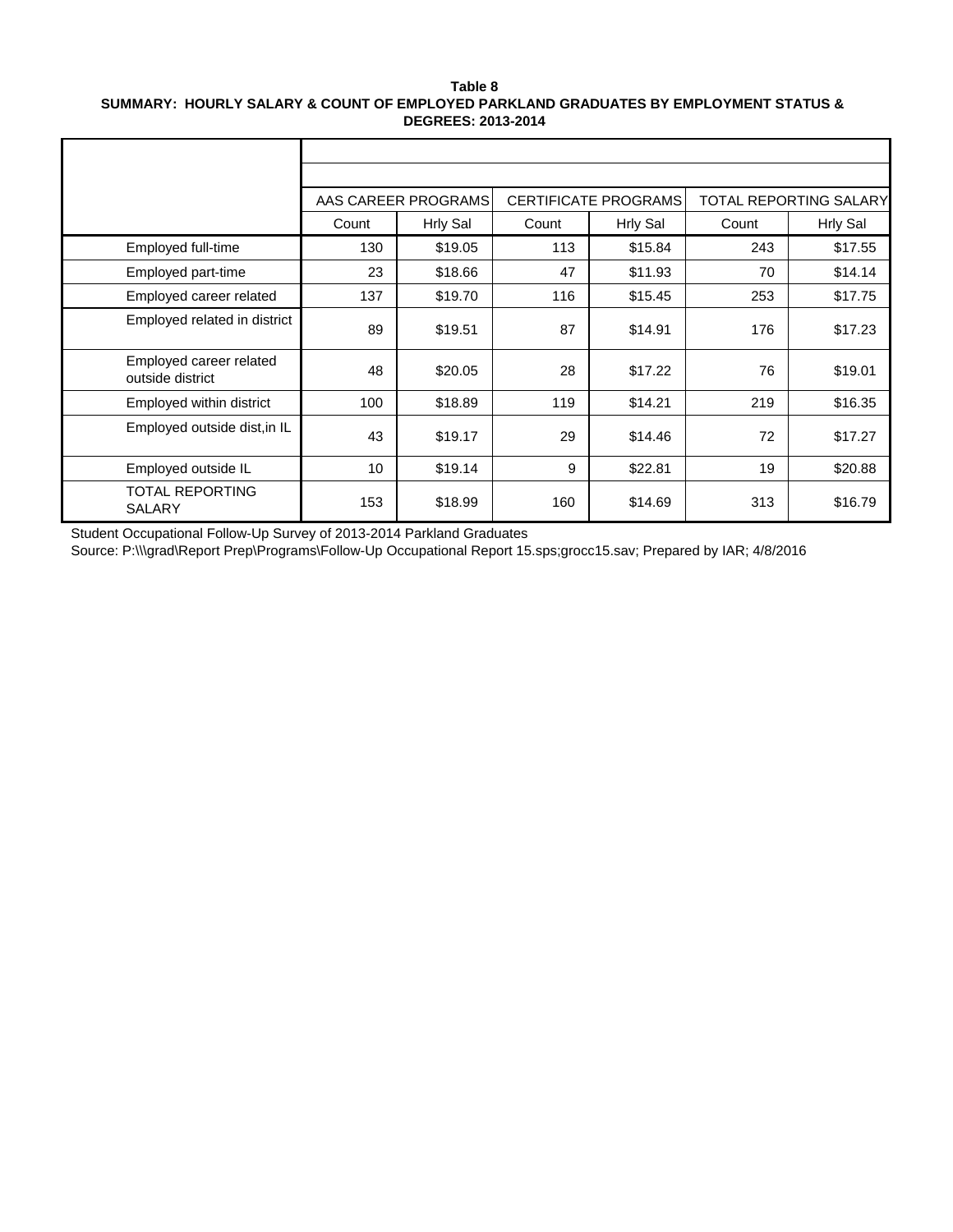**Table 8**
**SUMMARY: HOURLY SALARY & COUNT OF EMPLOYED PARKLAND GRADUATES BY EMPLOYMENT STATUS & DEGREES: 2013-2014**

| | AAS CAREER PROGRAMS | | CERTIFICATE PROGRAMS | | TOTAL REPORTING SALARY | |
|---|---|---|---|---|---|---|
| | Count | Hrly Sal | Count | Hrly Sal | Count | Hrly Sal |
| Employed full-time | 130 | $19.05 | 113 | $15.84 | 243 | $17.55 |
| Employed part-time | 23 | $18.66 | 47 | $11.93 | 70 | $14.14 |
| Employed career related | 137 | $19.70 | 116 | $15.45 | 253 | $17.75 |
| Employed related in district | 89 | $19.51 | 87 | $14.91 | 176 | $17.23 |
| Employed career related outside district | 48 | $20.05 | 28 | $17.22 | 76 | $19.01 |
| Employed within district | 100 | $18.89 | 119 | $14.21 | 219 | $16.35 |
| Employed outside dist,in IL | 43 | $19.17 | 29 | $14.46 | 72 | $17.27 |
| Employed outside IL | 10 | $19.14 | 9 | $22.81 | 19 | $20.88 |
| TOTAL REPORTING SALARY | 153 | $18.99 | 160 | $14.69 | 313 | $16.79 |

Student Occupational Follow-Up Survey of 2013-2014 Parkland Graduates
Source: P:\\\grad\Report Prep\Programs\Follow-Up Occupational Report 15.sps;grocc15.sav; Prepared by IAR; 4/8/2016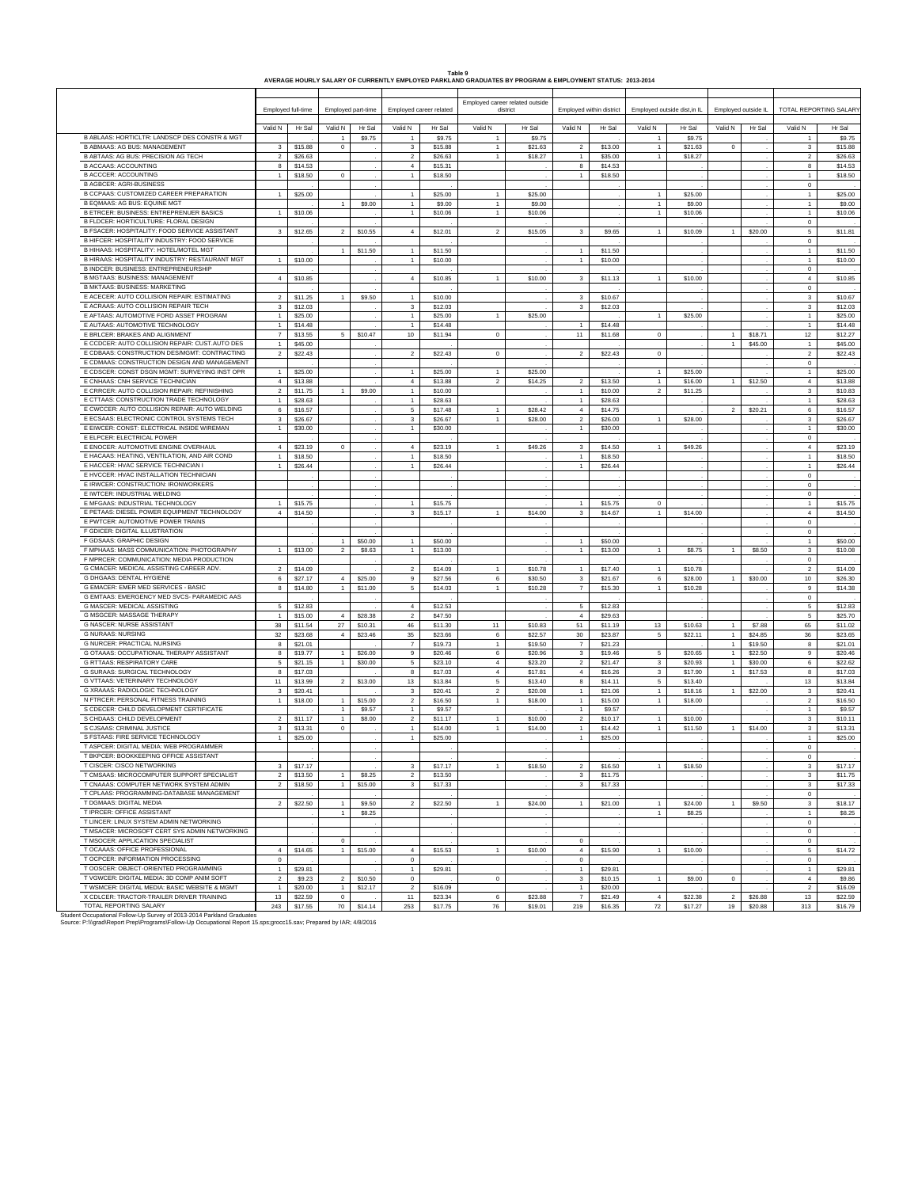**Table 9**

**AVERAGE HOURLY SALARY OF CURRENTLY EMPLOYED PARKLAND GRADUATES BY PROGRAM & EMPLOYMENT STATUS: 2013-2014**

| | Employed full-time | | Employed part-time | | Employed career related | | Employed career related outside district | | Employed within district | | Employed outside dist,in IL | | Employed outside IL | | TOTAL REPORTING SALARY | |
|---|---|---|---|---|---|---|---|---|---|---|---|---|---|---|---|---|
| | Valid N | Hr Sal | Valid N | Hr Sal | Valid N | Hr Sal | Valid N | Hr Sal | Valid N | Hr Sal | Valid N | Hr Sal | Valid N | Hr Sal | Valid N | Hr Sal |
| B ABLAAS: HORTICLTR: LANDSCP DES CONSTR & MGT | | . | 1 | $9.75 | 1 | $9.75 | 1 | $9.75 | | . | 1 | $9.75 | | . | 1 | $9.75 |
| B ABMAAS: AG BUS: MANAGEMENT | 3 | $15.88 | 0 | . | 3 | $15.88 | 1 | $21.63 | 2 | $13.00 | 1 | $21.63 | 0 | . | 3 | $15.88 |
| B ABTAAS: AG BUS: PRECISION AG TECH | 2 | $26.63 | | . | 2 | $26.63 | 1 | $18.27 | 1 | $35.00 | 1 | $18.27 | | . | 2 | $26.63 |
| B ACCAAS: ACCOUNTING | 8 | $14.53 | | . | 4 | $15.31 | | . | 8 | $14.53 | | . | | . | 8 | $14.53 |
| B ACCCER: ACCOUNTING | 1 | $18.50 | 0 | . | 1 | $18.50 | | . | 1 | $18.50 | | . | | . | 1 | $18.50 |
| B AGBCER: AGRI-BUSINESS | | . | | . | | . | | . | | . | | . | | . | 0 | . |
| B CCPAAS: CUSTOMIZED CAREER PREPARATION | 1 | $25.00 | | . | 1 | $25.00 | 1 | $25.00 | | . | 1 | $25.00 | | . | 1 | $25.00 |
| B EQMAAS: AG BUS: EQUINE MGT | | . | 1 | $9.00 | 1 | $9.00 | 1 | $9.00 | | . | 1 | $9.00 | | . | 1 | $9.00 |
| B ETRCER: BUSINESS: ENTREPRENUER BASICS | 1 | $10.06 | | . | 1 | $10.06 | 1 | $10.06 | | . | 1 | $10.06 | | . | 1 | $10.06 |
| B FLDCER: HORTICULTURE: FLORAL DESIGN | | . | | . | | . | | . | | . | | . | | . | 0 | . |
| B FSACER: HOSPITALITY: FOOD SERVICE ASSISTANT | 3 | $12.65 | 2 | $10.55 | 4 | $12.01 | 2 | $15.05 | 3 | $9.65 | 1 | $10.09 | 1 | $20.00 | 5 | $11.81 |
| B HIFCER: HOSPITALITY INDUSTRY: FOOD SERVICE | | . | | . | | . | | . | | . | | . | | . | 0 | . |
| B HIHAAS: HOSPITALITY: HOTEL/MOTEL MGT | | . | 1 | $11.50 | 1 | $11.50 | | . | 1 | $11.50 | | . | | . | 1 | $11.50 |
| B HIRAAS: HOSPITALITY INDUSTRY: RESTAURANT MGT | 1 | $10.00 | | . | 1 | $10.00 | | . | 1 | $10.00 | | . | | . | 1 | $10.00 |
| B INDCER: BUSINESS: ENTREPRENEURSHIP | | . | | . | | . | | . | | . | | . | | . | 0 | . |
| B MGTAAS: BUSINESS: MANAGEMENT | 4 | $10.85 | | . | 4 | $10.85 | 1 | $10.00 | 3 | $11.13 | 1 | $10.00 | | . | 4 | $10.85 |
| B MKTAAS: BUSINESS: MARKETING | | . | | . | | . | | . | | . | | . | | . | 0 | . |
| E ACECER: AUTO COLLISION REPAIR: ESTIMATING | 2 | $11.25 | 1 | $9.50 | 1 | $10.00 | | . | 3 | $10.67 | | . | | . | 3 | $10.67 |
| E ACRAAS: AUTO COLLISION REPAIR TECH | 3 | $12.03 | | . | 3 | $12.03 | | . | 3 | $12.03 | | . | | . | 3 | $12.03 |
| E AFTAAS: AUTOMOTIVE FORD ASSET PROGRAM | 1 | $25.00 | | . | 1 | $25.00 | 1 | $25.00 | | . | 1 | $25.00 | | . | 1 | $25.00 |
| E AUTAAS: AUTOMOTIVE TECHNOLOGY | 1 | $14.48 | | . | 1 | $14.48 | | . | 1 | $14.48 | | . | | . | 1 | $14.48 |
| E BRLCER: BRAKES AND ALIGNMENT | 7 | $13.55 | 5 | $10.47 | 10 | $11.94 | 0 | . | 11 | $11.68 | 0 | . | 1 | $18.71 | 12 | $12.27 |
| E CCDCER: AUTO COLLISION REPAIR: CUST.AUTO DES | 1 | $45.00 | | . | | . | | . | | . | | . | 1 | $45.00 | 1 | $45.00 |
| E CDBAAS: CONSTRUCTION DES/MGMT: CONTRACTING | 2 | $22.43 | | . | 2 | $22.43 | 0 | . | 2 | $22.43 | 0 | . | | . | 2 | $22.43 |
| E CDMAAS: CONSTRUCTION DESIGN AND MANAGEMENT | | . | | . | | . | | . | | . | | . | | . | 0 | . |
| E CDSCER: CONST DSGN MGMT: SURVEYING INST OPR | 1 | $25.00 | | . | 1 | $25.00 | 1 | $25.00 | | . | 1 | $25.00 | | . | 1 | $25.00 |
| E CNHAAS: CNH SERVICE TECHNICIAN | 4 | $13.88 | | . | 4 | $13.88 | 2 | $14.25 | 2 | $13.50 | 1 | $16.00 | 1 | $12.50 | 4 | $13.88 |
| E CRRCER: AUTO COLLISION REPAIR: REFINISHING | 2 | $11.75 | 1 | $9.00 | 1 | $10.00 | | . | 1 | $10.00 | 2 | $11.25 | | . | 3 | $10.83 |
| E CTTAAS: CONSTRUCTION TRADE TECHNOLOGY | 1 | $28.63 | | . | 1 | $28.63 | | . | 1 | $28.63 | | . | | . | 1 | $28.63 |
| E CWCCER: AUTO COLLISION REPAIR: AUTO WELDING | 6 | $16.57 | | . | 5 | $17.48 | 1 | $28.42 | 4 | $14.75 | | . | 2 | $20.21 | 6 | $16.57 |
| E ECSAAS: ELECTRONIC CONTROL SYSTEMS TECH | 3 | $26.67 | | . | 3 | $26.67 | 1 | $28.00 | 2 | $26.00 | 1 | $28.00 | | . | 3 | $26.67 |
| E EIWCER: CONST: ELECTRICAL INSIDE WIREMAN | 1 | $30.00 | | . | 1 | $30.00 | | . | 1 | $30.00 | | . | | . | 1 | $30.00 |
| E ELPCER: ELECTRICAL POWER | | . | | . | | . | | . | | . | | . | | . | 0 | . |
| E ENOCER: AUTOMOTIVE ENGINE OVERHAUL | 4 | $23.19 | 0 | . | 4 | $23.19 | 1 | $49.26 | 3 | $14.50 | 1 | $49.26 | | . | 4 | $23.19 |
| E HACAAS: HEATING, VENTILATION, AND AIR COND | 1 | $18.50 | | . | 1 | $18.50 | | . | 1 | $18.50 | | . | | . | 1 | $18.50 |
| E HACCER: HVAC SERVICE TECHNICIAN I | 1 | $26.44 | | . | 1 | $26.44 | | . | 1 | $26.44 | | . | | . | 1 | $26.44 |
| E HVCCER: HVAC INSTALLATION TECHNICIAN | | . | | . | | . | | . | | . | | . | | . | 0 | . |
| E IRWCER: CONSTRUCTION: IRONWORKERS | | . | | . | | . | | . | | . | | . | | . | 0 | . |
| E IWTCER: INDUSTRIAL WELDING | | . | | . | | . | | . | | . | | . | | . | 0 | . |
| E MFGAAS: INDUSTRIAL TECHNOLOGY | 1 | $15.75 | | . | 1 | $15.75 | | . | 1 | $15.75 | 0 | . | | . | 1 | $15.75 |
| E PETAAS: DIESEL POWER EQUIPMENT TECHNOLOGY | 4 | $14.50 | | . | 3 | $15.17 | 1 | $14.00 | 3 | $14.67 | 1 | $14.00 | | . | 4 | $14.50 |
| E PWTCER: AUTOMOTIVE POWER TRAINS | | . | | . | | . | | . | | . | | . | | . | 0 | . |
| F GDICER: DIGITAL ILLUSTRATION | | . | | . | | . | | . | | . | | . | | . | 0 | . |
| F GDSAAS: GRAPHIC DESIGN | | . | 1 | $50.00 | 1 | $50.00 | | . | 1 | $50.00 | | . | | . | 1 | $50.00 |
| F MPHAAS: MASS COMMUNICATION: PHOTOGRAPHY | 1 | $13.00 | 2 | $8.63 | 1 | $13.00 | | . | 1 | $13.00 | 1 | $8.75 | 1 | $8.50 | 3 | $10.08 |
| F MPRCER: COMMUNICATION: MEDIA PRODUCTION | | . | | . | | . | | . | | . | | . | | . | 0 | . |
| G CMACER: MEDICAL ASSISTING CAREER ADV. | 2 | $14.09 | | . | 2 | $14.09 | 1 | $10.78 | 1 | $17.40 | 1 | $10.78 | | . | 2 | $14.09 |
| G DHGAAS: DENTAL HYGIENE | 6 | $27.17 | 4 | $25.00 | 9 | $27.56 | 6 | $30.50 | 3 | $21.67 | 6 | $28.00 | 1 | $30.00 | 10 | $26.30 |
| G EMACER: EMER MED SERVICES - BASIC | 8 | $14.80 | 1 | $11.00 | 5 | $14.03 | 1 | $10.28 | 7 | $15.30 | 1 | $10.28 | | . | 9 | $14.38 |
| G EMTAAS: EMERGENCY MED SVCS- PARAMEDIC AAS | | . | | . | | . | | . | | . | | . | | . | 0 | . |
| G MASCER: MEDICAL ASSISTING | 5 | $12.83 | | . | 4 | $12.53 | | . | 5 | $12.83 | | . | | . | 5 | $12.83 |
| G MSGCER: MASSAGE THERAPY | 1 | $15.00 | 4 | $28.38 | 2 | $47.50 | | . | 4 | $29.63 | | . | | . | 5 | $25.70 |
| G NASCER: NURSE ASSISTANT | 38 | $11.54 | 27 | $10.31 | 46 | $11.30 | 11 | $10.83 | 51 | $11.19 | 13 | $10.63 | 1 | $7.88 | 65 | $11.02 |
| G NURAAS: NURSING | 32 | $23.68 | 4 | $23.46 | 35 | $23.66 | 6 | $22.57 | 30 | $23.87 | 5 | $22.11 | 1 | $24.85 | 36 | $23.65 |
| G NURCER: PRACTICAL NURSING | 8 | $21.01 | | . | 7 | $19.73 | 1 | $19.50 | 7 | $21.23 | | . | 1 | $19.50 | 8 | $21.01 |
| G OTAAAS: OCCUPATIONAL THERAPY ASSISTANT | 8 | $19.77 | 1 | $26.00 | 9 | $20.46 | 6 | $20.96 | 3 | $19.46 | 5 | $20.65 | 1 | $22.50 | 9 | $20.46 |
| G RTTAAS: RESPIRATORY CARE | 5 | $21.15 | 1 | $30.00 | 5 | $23.10 | 4 | $23.20 | 2 | $21.47 | 3 | $20.93 | 1 | $30.00 | 6 | $22.62 |
| G SURAAS: SURGICAL TECHNOLOGY | 8 | $17.03 | | . | 8 | $17.03 | 4 | $17.81 | 4 | $16.26 | 3 | $17.90 | 1 | $17.53 | 8 | $17.03 |
| G VTTAAS: VETERINARY TECHNOLOGY | 11 | $13.99 | 2 | $13.00 | 13 | $13.84 | 5 | $13.40 | 8 | $14.11 | 5 | $13.40 | | . | 13 | $13.84 |
| G XRAAAS: RADIOLOGIC TECHNOLOGY | 3 | $20.41 | | . | 3 | $20.41 | 2 | $20.08 | 1 | $21.06 | 1 | $18.16 | 1 | $22.00 | 3 | $20.41 |
| N FTRCER: PERSONAL FITNESS TRAINING | 1 | $18.00 | 1 | $15.00 | 2 | $16.50 | 1 | $18.00 | 1 | $15.00 | 1 | $18.00 | | . | 2 | $16.50 |
| S CDECER: CHILD DEVELOPMENT CERTIFICATE | | . | 1 | $9.57 | 1 | $9.57 | | . | 1 | $9.57 | | . | | . | 1 | $9.57 |
| S CHDAAS: CHILD DEVELOPMENT | 2 | $11.17 | 1 | $8.00 | 2 | $11.17 | 1 | $10.00 | 2 | $10.17 | 1 | $10.00 | | . | 3 | $10.11 |
| S CJSAAS: CRIMINAL JUSTICE | 3 | $13.31 | 0 | . | 1 | $14.00 | 1 | $14.00 | 1 | $14.42 | 1 | $11.50 | 1 | $14.00 | 3 | $13.31 |
| S FSTAAS: FIRE SERVICE TECHNOLOGY | 1 | $25.00 | | . | 1 | $25.00 | | . | 1 | $25.00 | | . | | . | 1 | $25.00 |
| T ASPCER: DIGITAL MEDIA: WEB PROGRAMMER | | . | | . | | . | | . | | . | | . | | . | 0 | . |
| T BKPCER: BOOKKEEPING OFFICE ASSISTANT | | . | | . | | . | | . | | . | | . | | . | 0 | . |
| T CISCER: CISCO NETWORKING | 3 | $17.17 | | . | 3 | $17.17 | 1 | $18.50 | 2 | $16.50 | 1 | $18.50 | | . | 3 | $17.17 |
| T CMSAAS: MICROCOMPUTER SUPPORT SPECIALIST | 2 | $13.50 | 1 | $8.25 | 2 | $13.50 | | . | 3 | $11.75 | | . | | . | 3 | $11.75 |
| T CNAAAS: COMPUTER NETWORK SYSTEM ADMIN | 2 | $18.50 | 1 | $15.00 | 3 | $17.33 | | . | 3 | $17.33 | | . | | . | 3 | $17.33 |
| T CPLAAS: PROGRAMMING-DATABASE MANAGEMENT | | . | | . | | . | | . | | . | | . | | . | 0 | . |
| T DGMAAS: DIGITAL MEDIA | 2 | $22.50 | 1 | $9.50 | 2 | $22.50 | 1 | $24.00 | 1 | $21.00 | 1 | $24.00 | 1 | $9.50 | 3 | $18.17 |
| T IPRCER: OFFICE ASSISTANT | | . | 1 | $8.25 | | . | | . | | . | 1 | $8.25 | | . | 1 | $8.25 |
| T LINCER: LINUX SYSTEM ADMIN NETWORKING | | . | | . | | . | | . | | . | | . | | . | 0 | . |
| T MSACER: MICROSOFT CERT SYS ADMIN NETWORKING | | . | | . | | . | | . | | . | | . | | . | 0 | . |
| T MSOCER: APPLICATION SPECIALIST | | . | 0 | . | | . | | . | 0 | . | | . | | . | 0 | . |
| T OCAAAS: OFFICE PROFESSIONAL | 4 | $14.65 | 1 | $15.00 | 4 | $15.53 | 1 | $10.00 | 4 | $15.90 | 1 | $10.00 | | . | 5 | $14.72 |
| T OCPCER: INFORMATION PROCESSING | 0 | . | | . | 0 | . | | . | 0 | . | | . | | . | 0 | . |
| T OOSCER: OBJECT-ORIENTED PROGRAMMING | 1 | $29.81 | | . | 1 | $29.81 | | . | 1 | $29.81 | | . | | . | 1 | $29.81 |
| T VGWCER: DIGITAL MEDIA: 3D COMP ANIM SOFT | 2 | $9.23 | 2 | $10.50 | 0 | . | 0 | . | 3 | $10.15 | 1 | $9.00 | 0 | . | 4 | $9.86 |
| T WSMCER: DIGITAL MEDIA: BASIC WEBSITE & MGMT | 1 | $20.00 | 1 | $12.17 | 2 | $16.09 | | . | 1 | $20.00 | | . | | . | 2 | $16.09 |
| X CDLCER: TRACTOR-TRAILER DRIVER TRAINING | 13 | $22.59 | 0 | . | 11 | $23.34 | 6 | $23.88 | 7 | $21.49 | 4 | $22.38 | 2 | $26.88 | 13 | $22.59 |
| TOTAL REPORTING SALARY | 243 | $17.55 | 70 | $14.14 | 253 | $17.75 | 76 | $19.01 | 219 | $16.35 | 72 | $17.27 | 19 | $20.88 | 313 | $16.79 |

Student Occupational Follow-Up Survey of 2013-2014 Parkland Graduates
Source: P:\\\\grad\\Report Prep\\Programs\\Follow-Up Occupational Report 15.sps;grocc15.sav; Prepared by IAR; 4/8/2016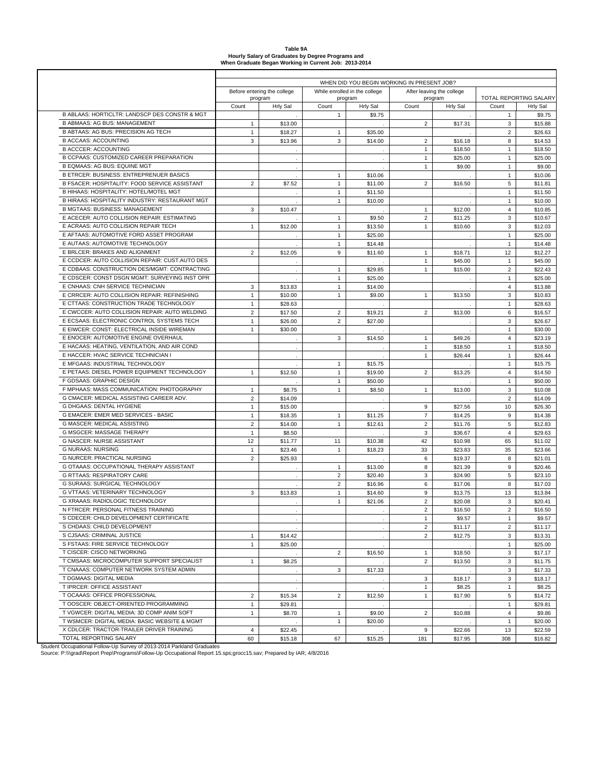**Table 9A**
**Hourly Salary of Graduates by Degree Programs and**
**When Graduate Began Working in Current Job: 2013-2014**

| | WHEN DID YOU BEGIN WORKING IN PRESENT JOB? | | | | | | | |
|---|---|---|---|---|---|---|---|---|
| | Before entering the college program | | While enrolled in the college program | | After leaving the college program | | TOTAL REPORTING SALARY | |
| | Count | Hrly Sal | Count | Hrly Sal | Count | Hrly Sal | Count | Hrly Sal |
| B ABLAAS: HORTICLTR: LANDSCP DES CONSTR & MGT | | . | 1 | $9.75 | | . | 1 | $9.75 |
| B ABMAAS: AG BUS: MANAGEMENT | 1 | $13.00 | | . | 2 | $17.31 | 3 | $15.88 |
| B ABTAAS: AG BUS: PRECISION AG TECH | 1 | $18.27 | 1 | $35.00 | | . | 2 | $26.63 |
| B ACCAAS: ACCOUNTING | 3 | $13.96 | 3 | $14.00 | 2 | $16.18 | 8 | $14.53 |
| B ACCCER: ACCOUNTING | | . | | . | 1 | $18.50 | 1 | $18.50 |
| B CCPAAS: CUSTOMIZED CAREER PREPARATION | | . | | . | 1 | $25.00 | 1 | $25.00 |
| B EQMAAS: AG BUS: EQUINE MGT | | . | | . | 1 | $9.00 | 1 | $9.00 |
| B ETRCER: BUSINESS: ENTREPRENUER BASICS | | . | 1 | $10.06 | | . | 1 | $10.06 |
| B FSACER: HOSPITALITY: FOOD SERVICE ASSISTANT | 2 | $7.52 | 1 | $11.00 | 2 | $16.50 | 5 | $11.81 |
| B HIHAAS: HOSPITALITY: HOTEL/MOTEL MGT | | . | 1 | $11.50 | | . | 1 | $11.50 |
| B HIRAAS: HOSPITALITY INDUSTRY: RESTAURANT MGT | | . | 1 | $10.00 | | . | 1 | $10.00 |
| B MGTAAS: BUSINESS: MANAGEMENT | 3 | $10.47 | | . | 1 | $12.00 | 4 | $10.85 |
| E ACECER: AUTO COLLISION REPAIR: ESTIMATING | | . | 1 | $9.50 | 2 | $11.25 | 3 | $10.67 |
| E ACRAAS: AUTO COLLISION REPAIR TECH | 1 | $12.00 | 1 | $13.50 | 1 | $10.60 | 3 | $12.03 |
| E AFTAAS: AUTOMOTIVE FORD ASSET PROGRAM | | . | 1 | $25.00 | | . | 1 | $25.00 |
| E AUTAAS: AUTOMOTIVE TECHNOLOGY | | . | 1 | $14.48 | | . | 1 | $14.48 |
| E BRLCER: BRAKES AND ALIGNMENT | 2 | $12.05 | 9 | $11.60 | 1 | $18.71 | 12 | $12.27 |
| E CCDCER: AUTO COLLISION REPAIR: CUST.AUTO DES | | . | | . | 1 | $45.00 | 1 | $45.00 |
| E CDBAAS: CONSTRUCTION DES/MGMT: CONTRACTING | | . | 1 | $29.85 | 1 | $15.00 | 2 | $22.43 |
| E CDSCER: CONST DSGN MGMT: SURVEYING INST OPR | | . | 1 | $25.00 | | . | 1 | $25.00 |
| E CNHAAS: CNH SERVICE TECHNICIAN | 3 | $13.83 | 1 | $14.00 | | . | 4 | $13.88 |
| E CRRCER: AUTO COLLISION REPAIR: REFINISHING | 1 | $10.00 | 1 | $9.00 | 1 | $13.50 | 3 | $10.83 |
| E CTTAAS: CONSTRUCTION TRADE TECHNOLOGY | 1 | $28.63 | | . | | . | 1 | $28.63 |
| E CWCCER: AUTO COLLISION REPAIR: AUTO WELDING | 2 | $17.50 | 2 | $19.21 | 2 | $13.00 | 6 | $16.57 |
| E ECSAAS: ELECTRONIC CONTROL SYSTEMS TECH | 1 | $26.00 | 2 | $27.00 | | . | 3 | $26.67 |
| E EIWCER: CONST: ELECTRICAL INSIDE WIREMAN | 1 | $30.00 | | . | | . | 1 | $30.00 |
| E ENOCER: AUTOMOTIVE ENGINE OVERHAUL | | . | 3 | $14.50 | 1 | $49.26 | 4 | $23.19 |
| E HACAAS: HEATING, VENTILATION, AND AIR COND | | . | | . | 1 | $18.50 | 1 | $18.50 |
| E HACCER: HVAC SERVICE TECHNICIAN I | | . | | . | 1 | $26.44 | 1 | $26.44 |
| E MFGAAS: INDUSTRIAL TECHNOLOGY | | . | 1 | $15.75 | | . | 1 | $15.75 |
| E PETAAS: DIESEL POWER EQUIPMENT TECHNOLOGY | 1 | $12.50 | 1 | $19.00 | 2 | $13.25 | 4 | $14.50 |
| F GDSAAS: GRAPHIC DESIGN | | . | 1 | $50.00 | | . | 1 | $50.00 |
| F MPHAAS: MASS COMMUNICATION: PHOTOGRAPHY | 1 | $8.75 | 1 | $8.50 | 1 | $13.00 | 3 | $10.08 |
| G CMACER: MEDICAL ASSISTING CAREER ADV. | 2 | $14.09 | | . | | . | 2 | $14.09 |
| G DHGAAS: DENTAL HYGIENE | 1 | $15.00 | | . | 9 | $27.56 | 10 | $26.30 |
| G EMACER: EMER MED SERVICES - BASIC | 1 | $18.35 | 1 | $11.25 | 7 | $14.25 | 9 | $14.38 |
| G MASCER: MEDICAL ASSISTING | 2 | $14.00 | 1 | $12.61 | 2 | $11.76 | 5 | $12.83 |
| G MSGCER: MASSAGE THERAPY | 1 | $8.50 | | . | 3 | $36.67 | 4 | $29.63 |
| G NASCER: NURSE ASSISTANT | 12 | $11.77 | 11 | $10.38 | 42 | $10.98 | 65 | $11.02 |
| G NURAAS: NURSING | 1 | $23.46 | 1 | $18.23 | 33 | $23.83 | 35 | $23.66 |
| G NURCER: PRACTICAL NURSING | 2 | $25.93 | | . | 6 | $19.37 | 8 | $21.01 |
| G OTAAAS: OCCUPATIONAL THERAPY ASSISTANT | | . | 1 | $13.00 | 8 | $21.39 | 9 | $20.46 |
| G RTTAAS: RESPIRATORY CARE | | . | 2 | $20.40 | 3 | $24.90 | 5 | $23.10 |
| G SURAAS: SURGICAL TECHNOLOGY | | . | 2 | $16.96 | 6 | $17.06 | 8 | $17.03 |
| G VTTAAS: VETERINARY TECHNOLOGY | 3 | $13.83 | 1 | $14.60 | 9 | $13.75 | 13 | $13.84 |
| G XRAAAS: RADIOLOGIC TECHNOLOGY | | . | 1 | $21.06 | 2 | $20.08 | 3 | $20.41 |
| N FTRCER: PERSONAL FITNESS TRAINING | | . | | . | 2 | $16.50 | 2 | $16.50 |
| S CDECER: CHILD DEVELOPMENT CERTIFICATE | | . | | . | 1 | $9.57 | 1 | $9.57 |
| S CHDAAS: CHILD DEVELOPMENT | | . | | . | 2 | $11.17 | 2 | $11.17 |
| S CJSAAS: CRIMINAL JUSTICE | 1 | $14.42 | | . | 2 | $12.75 | 3 | $13.31 |
| S FSTAAS: FIRE SERVICE TECHNOLOGY | 1 | $25.00 | | . | | . | 1 | $25.00 |
| T CISCER: CISCO NETWORKING | | . | 2 | $16.50 | 1 | $18.50 | 3 | $17.17 |
| T CMSAAS: MICROCOMPUTER SUPPORT SPECIALIST | 1 | $8.25 | | . | 2 | $13.50 | 3 | $11.75 |
| T CNAAAS: COMPUTER NETWORK SYSTEM ADMIN | | . | 3 | $17.33 | | . | 3 | $17.33 |
| T DGMAAS: DIGITAL MEDIA | | . | | . | 3 | $18.17 | 3 | $18.17 |
| T IPRCER: OFFICE ASSISTANT | | . | | . | 1 | $8.25 | 1 | $8.25 |
| T OCAAAS: OFFICE PROFESSIONAL | 2 | $15.34 | 2 | $12.50 | 1 | $17.90 | 5 | $14.72 |
| T OOSCER: OBJECT-ORIENTED PROGRAMMING | 1 | $29.81 | | . | | . | 1 | $29.81 |
| T VGWCER: DIGITAL MEDIA: 3D COMP ANIM SOFT | 1 | $8.70 | 1 | $9.00 | 2 | $10.88 | 4 | $9.86 |
| T WSMCER: DIGITAL MEDIA: BASIC WEBSITE & MGMT | | . | 1 | $20.00 | | . | 1 | $20.00 |
| X CDLCER: TRACTOR-TRAILER DRIVER TRAINING | 4 | $22.45 | | . | 9 | $22.66 | 13 | $22.59 |
| TOTAL REPORTING SALARY | 60 | $15.18 | 67 | $15.25 | 181 | $17.95 | 308 | $16.82 |

Student Occupational Follow-Up Survey of 2013-2014 Parkland Graduates
Source: P:\\grad\Report Prep\Programs\Follow-Up Occupational Report 15.sps;grocc15.sav; Prepared by IAR; 4/8/2016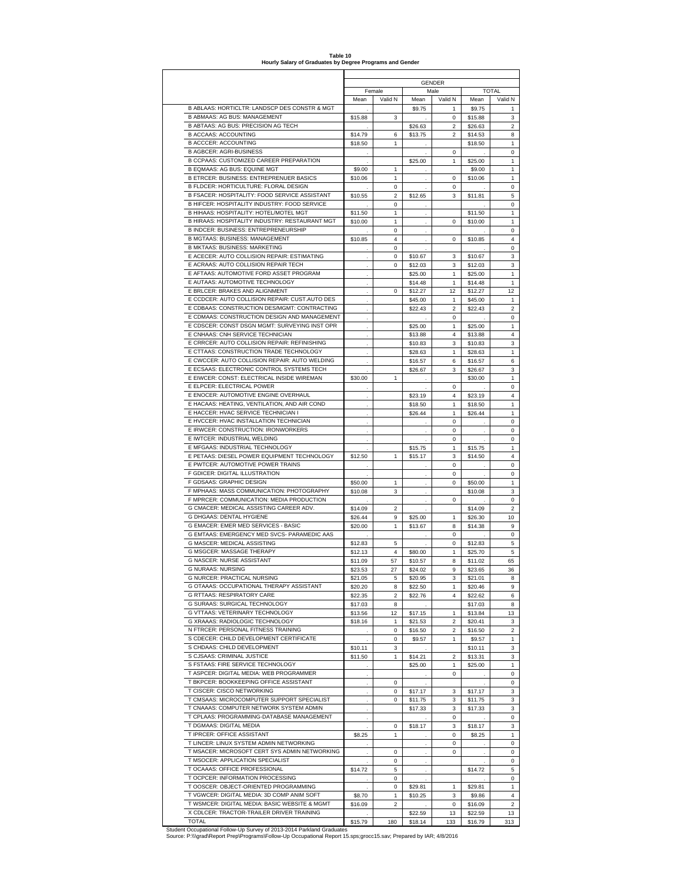**Table 10**
**Hourly Salary of Graduates by Degree Programs and Gender**

| | GENDER | | | | | |
|---|---|---|---|---|---|---|
| | Female | | Male | | TOTAL | |
| | Mean | Valid N | Mean | Valid N | Mean | Valid N |
| B ABLAAS: HORTICLTR: LANDSCP DES CONSTR & MGT | . | | $9.75 | 1 | $9.75 | 1 |
| B ABMAAS: AG BUS: MANAGEMENT | $15.88 | 3 | . | 0 | $15.88 | 3 |
| B ABTAAS: AG BUS: PRECISION AG TECH | . | | $26.63 | 2 | $26.63 | 2 |
| B ACCAAS: ACCOUNTING | $14.79 | 6 | $13.75 | 2 | $14.53 | 8 |
| B ACCCER: ACCOUNTING | $18.50 | 1 | . | | $18.50 | 1 |
| B AGBCER: AGRI-BUSINESS | . | | . | 0 | . | 0 |
| B CCPAAS: CUSTOMIZED CAREER PREPARATION | . | | $25.00 | 1 | $25.00 | 1 |
| B EQMAAS: AG BUS: EQUINE MGT | $9.00 | 1 | . | | $9.00 | 1 |
| B ETRCER: BUSINESS: ENTREPRENUER BASICS | $10.06 | 1 | . | 0 | $10.06 | 1 |
| B FLDCER: HORTICULTURE: FLORAL DESIGN | . | 0 | . | 0 | . | 0 |
| B FSACER: HOSPITALITY: FOOD SERVICE ASSISTANT | $10.55 | 2 | $12.65 | 3 | $11.81 | 5 |
| B HIFCER: HOSPITALITY INDUSTRY: FOOD SERVICE | . | 0 | . | | . | 0 |
| B HIHAAS: HOSPITALITY: HOTEL/MOTEL MGT | $11.50 | 1 | . | | $11.50 | 1 |
| B HIRAAS: HOSPITALITY INDUSTRY: RESTAURANT MGT | $10.00 | 1 | . | 0 | $10.00 | 1 |
| B INDCER: BUSINESS: ENTREPRENEURSHIP | . | 0 | . | | . | 0 |
| B MGTAAS: BUSINESS: MANAGEMENT | $10.85 | 4 | . | 0 | $10.85 | 4 |
| B MKTAAS: BUSINESS: MARKETING | . | 0 | . | | . | 0 |
| E ACECER: AUTO COLLISION REPAIR: ESTIMATING | . | 0 | $10.67 | 3 | $10.67 | 3 |
| E ACRAAS: AUTO COLLISION REPAIR TECH | . | 0 | $12.03 | 3 | $12.03 | 3 |
| E AFTAAS: AUTOMOTIVE FORD ASSET PROGRAM | . | | $25.00 | 1 | $25.00 | 1 |
| E AUTAAS: AUTOMOTIVE TECHNOLOGY | . | | $14.48 | 1 | $14.48 | 1 |
| E BRLCER: BRAKES AND ALIGNMENT | . | 0 | $12.27 | 12 | $12.27 | 12 |
| E CCDCER: AUTO COLLISION REPAIR: CUST.AUTO DES | . | | $45.00 | 1 | $45.00 | 1 |
| E CDBAAS: CONSTRUCTION DES/MGMT: CONTRACTING | . | | $22.43 | 2 | $22.43 | 2 |
| E CDMAAS: CONSTRUCTION DESIGN AND MANAGEMENT | . | | . | 0 | . | 0 |
| E CDSCER: CONST DSGN MGMT: SURVEYING INST OPR | . | | $25.00 | 1 | $25.00 | 1 |
| E CNHAAS: CNH SERVICE TECHNICIAN | . | | $13.88 | 4 | $13.88 | 4 |
| E CRRCER: AUTO COLLISION REPAIR: REFINISHING | . | | $10.83 | 3 | $10.83 | 3 |
| E CTTAAS: CONSTRUCTION TRADE TECHNOLOGY | . | | $28.63 | 1 | $28.63 | 1 |
| E CWCCER: AUTO COLLISION REPAIR: AUTO WELDING | . | | $16.57 | 6 | $16.57 | 6 |
| E ECSAAS: ELECTRONIC CONTROL SYSTEMS TECH | . | | $26.67 | 3 | $26.67 | 3 |
| E EIWCER: CONST: ELECTRICAL INSIDE WIREMAN | $30.00 | 1 | . | | $30.00 | 1 |
| E ELPCER: ELECTRICAL POWER | . | | . | 0 | . | 0 |
| E ENOCER: AUTOMOTIVE ENGINE OVERHAUL | . | | $23.19 | 4 | $23.19 | 4 |
| E HACAAS: HEATING, VENTILATION, AND AIR COND | . | | $18.50 | 1 | $18.50 | 1 |
| E HACCER: HVAC SERVICE TECHNICIAN I | . | | $26.44 | 1 | $26.44 | 1 |
| E HVCCER: HVAC INSTALLATION TECHNICIAN | . | | . | 0 | . | 0 |
| E IRWCER: CONSTRUCTION: IRONWORKERS | . | | . | 0 | . | 0 |
| E IWTCER: INDUSTRIAL WELDING | . | | . | 0 | . | 0 |
| E MFGAAS: INDUSTRIAL TECHNOLOGY | . | | $15.75 | 1 | $15.75 | 1 |
| E PETAAS: DIESEL POWER EQUIPMENT TECHNOLOGY | $12.50 | 1 | $15.17 | 3 | $14.50 | 4 |
| E PWTCER: AUTOMOTIVE POWER TRAINS | . | | . | 0 | . | 0 |
| F GDICER: DIGITAL ILLUSTRATION | . | | . | 0 | . | 0 |
| F GDSAAS: GRAPHIC DESIGN | $50.00 | 1 | . | 0 | $50.00 | 1 |
| F MPHAAS: MASS COMMUNICATION: PHOTOGRAPHY | $10.08 | 3 | . | | $10.08 | 3 |
| F MPRCER: COMMUNICATION: MEDIA PRODUCTION | . | | . | 0 | . | 0 |
| G CMACER: MEDICAL ASSISTING CAREER ADV. | $14.09 | 2 | . | | $14.09 | 2 |
| G DHGAAS: DENTAL HYGIENE | $26.44 | 9 | $25.00 | 1 | $26.30 | 10 |
| G EMACER: EMER MED SERVICES - BASIC | $20.00 | 1 | $13.67 | 8 | $14.38 | 9 |
| G EMTAAS: EMERGENCY MED SVCS- PARAMEDIC AAS | . | | . | 0 | . | 0 |
| G MASCER: MEDICAL ASSISTING | $12.83 | 5 | . | 0 | $12.83 | 5 |
| G MSGCER: MASSAGE THERAPY | $12.13 | 4 | $80.00 | 1 | $25.70 | 5 |
| G NASCER: NURSE ASSISTANT | $11.09 | 57 | $10.57 | 8 | $11.02 | 65 |
| G NURAAS: NURSING | $23.53 | 27 | $24.02 | 9 | $23.65 | 36 |
| G NURCER: PRACTICAL NURSING | $21.05 | 5 | $20.95 | 3 | $21.01 | 8 |
| G OTAAAS: OCCUPATIONAL THERAPY ASSISTANT | $20.20 | 8 | $22.50 | 1 | $20.46 | 9 |
| G RTTAAS: RESPIRATORY CARE | $22.35 | 2 | $22.76 | 4 | $22.62 | 6 |
| G SURAAS: SURGICAL TECHNOLOGY | $17.03 | 8 | . | | $17.03 | 8 |
| G VTTAAS: VETERINARY TECHNOLOGY | $13.56 | 12 | $17.15 | 1 | $13.84 | 13 |
| G XRAAAS: RADIOLOGIC TECHNOLOGY | $18.16 | 1 | $21.53 | 2 | $20.41 | 3 |
| N FTRCER: PERSONAL FITNESS TRAINING | . | 0 | $16.50 | 2 | $16.50 | 2 |
| S CDECER: CHILD DEVELOPMENT CERTIFICATE | . | 0 | $9.57 | 1 | $9.57 | 1 |
| S CHDAAS: CHILD DEVELOPMENT | $10.11 | 3 | . | | $10.11 | 3 |
| S CJSAAS: CRIMINAL JUSTICE | $11.50 | 1 | $14.21 | 2 | $13.31 | 3 |
| S FSTAAS: FIRE SERVICE TECHNOLOGY | . | | $25.00 | 1 | $25.00 | 1 |
| T ASPCER: DIGITAL MEDIA: WEB PROGRAMMER | . | | . | 0 | . | 0 |
| T BKPCER: BOOKKEEPING OFFICE ASSISTANT | . | 0 | . | | . | 0 |
| T CISCER: CISCO NETWORKING | . | 0 | $17.17 | 3 | $17.17 | 3 |
| T CMSAAS: MICROCOMPUTER SUPPORT SPECIALIST | . | 0 | $11.75 | 3 | $11.75 | 3 |
| T CNAAAS: COMPUTER NETWORK SYSTEM ADMIN | . | | $17.33 | 3 | $17.33 | 3 |
| T CPLAAS: PROGRAMMING-DATABASE MANAGEMENT | . | | . | 0 | . | 0 |
| T DGMAAS: DIGITAL MEDIA | . | 0 | $18.17 | 3 | $18.17 | 3 |
| T IPRCER: OFFICE ASSISTANT | $8.25 | 1 | . | 0 | $8.25 | 1 |
| T LINCER: LINUX SYSTEM ADMIN NETWORKING | . | | . | 0 | . | 0 |
| T MSACER: MICROSOFT CERT SYS ADMIN NETWORKING | . | 0 | . | 0 | . | 0 |
| T MSOCER: APPLICATION SPECIALIST | . | 0 | . | | . | 0 |
| T OCAAAS: OFFICE PROFESSIONAL | $14.72 | 5 | . | | $14.72 | 5 |
| T OCPCER: INFORMATION PROCESSING | . | 0 | . | | . | 0 |
| T OOSCER: OBJECT-ORIENTED PROGRAMMING | . | 0 | $29.81 | 1 | $29.81 | 1 |
| T VGWCER: DIGITAL MEDIA: 3D COMP ANIM SOFT | $8.70 | 1 | $10.25 | 3 | $9.86 | 4 |
| T WSMCER: DIGITAL MEDIA: BASIC WEBSITE & MGMT | $16.09 | 2 | . | 0 | $16.09 | 2 |
| X CDLCER: TRACTOR-TRAILER DRIVER TRAINING | . | | $22.59 | 13 | $22.59 | 13 |
| TOTAL | $15.79 | 180 | $18.14 | 133 | $16.79 | 313 |

Student Occupational Follow-Up Survey of 2013-2014 Parkland Graduates
Source: P:\\grad\Report Prep\Programs\Follow-Up Occupational Report 15.sps;grocc15.sav; Prepared by IAR; 4/8/2016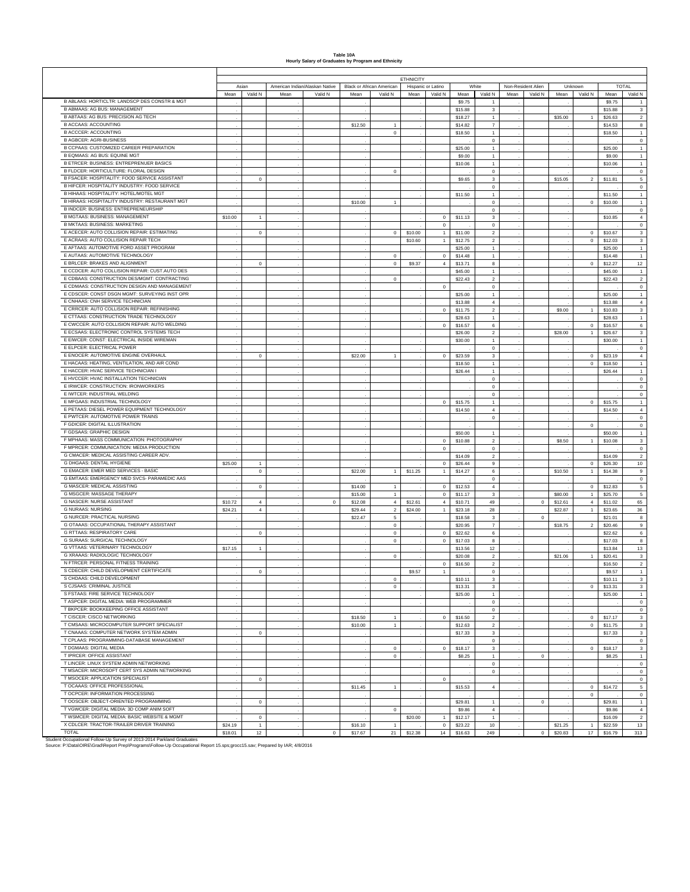**Table 10A**
**Hourly Salary of Graduates by Program and Ethnicity**

| | ETHNICITY | | | | | | | | | | | | | | | |
|---|---|---|---|---|---|---|---|---|---|---|---|---|---|---|---|---|
| | Asian | | American Indian/Alaskan Native | | Black or African American | | Hispanic or Latino | | White | | Non-Resident Alien | | Unknown | | TOTAL | |
| | Mean | Valid N | Mean | Valid N | Mean | Valid N | Mean | Valid N | Mean | Valid N | Mean | Valid N | Mean | Valid N | Mean | Valid N |
| B ABLAAS: HORTICLTR: LANDSCP DES CONSTR & MGT | . | | . | | . | | . | | $9.75 | 1 | . | | . | | $9.75 | 1 |
| B ABMAAS: AG BUS: MANAGEMENT | . | | . | | . | | . | | $15.88 | 3 | . | | . | | $15.88 | 3 |
| B ABTAAS: AG BUS: PRECISION AG TECH | . | | . | | . | | . | | $18.27 | 1 | . | | $35.00 | 1 | $26.63 | 2 |
| B ACCAAS: ACCOUNTING | . | | . | | $12.50 | 1 | . | | $14.82 | 7 | . | | . | | $14.53 | 8 |
| B ACCCER: ACCOUNTING | . | | . | | . | 0 | . | | $18.50 | 1 | . | | . | | $18.50 | 1 |
| B AGBCER: AGRI-BUSINESS | . | | . | | . | | . | | . | 0 | . | | . | | . | 0 |
| B CCPAAS: CUSTOMIZED CAREER PREPARATION | . | | . | | . | | . | | $25.00 | 1 | . | | . | | $25.00 | 1 |
| B EQMAAS: AG BUS: EQUINE MGT | . | | . | | . | | . | | $9.00 | 1 | . | | . | | $9.00 | 1 |
| B ETRCER: BUSINESS: ENTREPRENUER BASICS | . | | . | | . | | . | | $10.06 | 1 | . | | . | | $10.06 | 1 |
| B FLDCER: HORTICULTURE: FLORAL DESIGN | . | | . | | . | 0 | . | | . | 0 | . | | . | | . | 0 |
| B FSACER: HOSPITALITY: FOOD SERVICE ASSISTANT | . | 0 | . | | . | | . | | $9.65 | 3 | . | | $15.05 | 2 | $11.81 | 5 |
| B HIFCER: HOSPITALITY INDUSTRY: FOOD SERVICE | . | | . | | . | | . | | . | 0 | . | | . | | . | 0 |
| B HIHAAS: HOSPITALITY: HOTEL/MOTEL MGT | . | | . | | . | | . | | $11.50 | 1 | . | | . | | $11.50 | 1 |
| B HIRAAS: HOSPITALITY INDUSTRY: RESTAURANT MGT | . | | . | | $10.00 | 1 | . | | . | 0 | . | | . | 0 | $10.00 | 1 |
| B INDCER: BUSINESS: ENTREPRENEURSHIP | . | | . | | . | | . | | . | 0 | . | | . | | . | 0 |
| B MGTAAS: BUSINESS: MANAGEMENT | $10.00 | 1 | . | | . | | . | 0 | $11.13 | 3 | . | | . | | $10.85 | 4 |
| B MKTAAS: BUSINESS: MARKETING | . | | . | | . | | . | 0 | . | 0 | . | | . | | . | 0 |
| E ACECER: AUTO COLLISION REPAIR: ESTIMATING | . | 0 | . | | . | 0 | $10.00 | 1 | $11.00 | 2 | . | | . | 0 | $10.67 | 3 |
| E ACRAAS: AUTO COLLISION REPAIR TECH | . | | . | | . | | $10.60 | 1 | $12.75 | 2 | . | | . | 0 | $12.03 | 3 |
| E AFTAAS: AUTOMOTIVE FORD ASSET PROGRAM | . | | . | | . | | . | | $25.00 | 1 | . | | . | | $25.00 | 1 |
| E AUTAAS: AUTOMOTIVE TECHNOLOGY | . | | . | | . | 0 | . | 0 | $14.48 | 1 | . | | . | | $14.48 | 1 |
| E BRLCER: BRAKES AND ALIGNMENT | . | 0 | . | | . | 0 | $9.37 | 4 | $13.71 | 8 | . | | . | 0 | $12.27 | 12 |
| E CCDCER: AUTO COLLISION REPAIR: CUST.AUTO DES | . | | . | | . | | . | | $45.00 | 1 | . | | . | | $45.00 | 1 |
| E CDBAAS: CONSTRUCTION DES/MGMT: CONTRACTING | . | | . | | . | 0 | . | | $22.43 | 2 | . | | . | | $22.43 | 2 |
| E CDMAAS: CONSTRUCTION DESIGN AND MANAGEMENT | . | | . | | . | | . | 0 | . | 0 | . | | . | | . | 0 |
| E CDSCER: CONST DSGN MGMT: SURVEYING INST OPR | . | | . | | . | | . | | $25.00 | 1 | . | | . | | $25.00 | 1 |
| E CNHAAS: CNH SERVICE TECHNICIAN | . | | . | | . | | . | | $13.88 | 4 | . | | . | | $13.88 | 4 |
| E CRRCER: AUTO COLLISION REPAIR: REFINISHING | . | | . | | . | | . | 0 | $11.75 | 2 | . | | $9.00 | 1 | $10.83 | 3 |
| E CTTAAS: CONSTRUCTION TRADE TECHNOLOGY | . | | . | | . | | . | | $28.63 | 1 | . | | . | | $28.63 | 1 |
| E CWCCER: AUTO COLLISION REPAIR: AUTO WELDING | . | | . | | . | | . | 0 | $16.57 | 6 | . | | . | 0 | $16.57 | 6 |
| E ECSAAS: ELECTRONIC CONTROL SYSTEMS TECH | . | | . | | . | | . | | $26.00 | 2 | . | | $28.00 | 1 | $26.67 | 3 |
| E EIWCER: CONST: ELECTRICAL INSIDE WIREMAN | . | | . | | . | | . | | $30.00 | 1 | . | | . | | $30.00 | 1 |
| E ELPCER: ELECTRICAL POWER | . | | . | | . | | . | | . | 0 | . | | . | | . | 0 |
| E ENOCER: AUTOMOTIVE ENGINE OVERHAUL | . | 0 | . | | $22.00 | 1 | . | 0 | $23.59 | 3 | . | | . | 0 | $23.19 | 4 |
| E HACAAS: HEATING, VENTILATION, AND AIR COND | . | | . | | . | | . | | $18.50 | 1 | . | | . | 0 | $18.50 | 1 |
| E HACCER: HVAC SERVICE TECHNICIAN I | . | | . | | . | | . | | $26.44 | 1 | . | | . | | $26.44 | 1 |
| E HVCCER: HVAC INSTALLATION TECHNICIAN | . | | . | | . | | . | | . | 0 | . | | . | | . | 0 |
| E IRWCER: CONSTRUCTION: IRONWORKERS | . | | . | | . | | . | | . | 0 | . | | . | | . | 0 |
| E IWTCER: INDUSTRIAL WELDING | . | | . | | . | | . | | . | 0 | . | | . | | . | 0 |
| E MFGAAS: INDUSTRIAL TECHNOLOGY | . | | . | | . | | . | 0 | $15.75 | 1 | . | | . | 0 | $15.75 | 1 |
| E PETAAS: DIESEL POWER EQUIPMENT TECHNOLOGY | . | | . | | . | | . | | $14.50 | 4 | . | | . | | $14.50 | 4 |
| E PWTCER: AUTOMOTIVE POWER TRAINS | . | | . | | . | | . | | . | 0 | . | | . | | . | 0 |
| F GDICER: DIGITAL ILLUSTRATION | . | | . | | . | | . | | . | | . | | . | 0 | . | 0 |
| F GDSAAS: GRAPHIC DESIGN | . | | . | | . | | . | | $50.00 | 1 | . | | . | | $50.00 | 1 |
| F MPHAAS: MASS COMMUNICATION: PHOTOGRAPHY | . | | . | | . | | . | 0 | $10.88 | 2 | . | | $8.50 | 1 | $10.08 | 3 |
| F MPRCER: COMMUNICATION: MEDIA PRODUCTION | . | | . | | . | | . | 0 | . | 0 | . | | . | | . | 0 |
| G CMACER: MEDICAL ASSISTING CAREER ADV. | . | | . | | . | | . | | $14.09 | 2 | . | | . | | $14.09 | 2 |
| G DHGAAS: DENTAL HYGIENE | $25.00 | 1 | . | | . | | . | 0 | $26.44 | 9 | . | | . | 0 | $26.30 | 10 |
| G EMACER: EMER MED SERVICES - BASIC | . | 0 | . | | $22.00 | 1 | $11.25 | 1 | $14.27 | 6 | . | | $10.50 | 1 | $14.38 | 9 |
| G EMTAAS: EMERGENCY MED SVCS- PARAMEDIC AAS | . | | . | | . | | . | | . | 0 | . | | . | | . | 0 |
| G MASCER: MEDICAL ASSISTING | . | 0 | . | | $14.00 | 1 | . | 0 | $12.53 | 4 | . | | . | 0 | $12.83 | 5 |
| G MSGCER: MASSAGE THERAPY | . | | . | | $15.00 | 1 | . | 0 | $11.17 | 3 | . | | $80.00 | 1 | $25.70 | 5 |
| G NASCER: NURSE ASSISTANT | $10.72 | 4 | . | 0 | $12.08 | 4 | $12.61 | 4 | $10.71 | 49 | . | 0 | $12.61 | 4 | $11.02 | 65 |
| G NURAAS: NURSING | $24.21 | 4 | . | | $29.44 | 2 | $24.00 | 1 | $23.18 | 28 | . | | $22.87 | 1 | $23.65 | 36 |
| G NURCER: PRACTICAL NURSING | . | | . | | $22.47 | 5 | . | | $18.58 | 3 | . | 0 | . | | $21.01 | 8 |
| G OTAAAS: OCCUPATIONAL THERAPY ASSISTANT | . | | . | | . | 0 | . | | $20.95 | 7 | . | | $18.75 | 2 | $20.46 | 9 |
| G RTTAAS: RESPIRATORY CARE | . | 0 | . | | . | 0 | . | 0 | $22.62 | 6 | . | | . | | $22.62 | 6 |
| G SURAAS: SURGICAL TECHNOLOGY | . | | . | | . | 0 | . | 0 | $17.03 | 8 | . | | . | | $17.03 | 8 |
| G VTTAAS: VETERINARY TECHNOLOGY | $17.15 | 1 | . | | . | | . | | $13.56 | 12 | . | | . | | $13.84 | 13 |
| G XRAAAS: RADIOLOGIC TECHNOLOGY | . | | . | | . | 0 | . | | $20.08 | 2 | . | | $21.06 | 1 | $20.41 | 3 |
| N FTRCER: PERSONAL FITNESS TRAINING | . | | . | | . | | . | 0 | $16.50 | 2 | . | | . | | $16.50 | 2 |
| S CDECER: CHILD DEVELOPMENT CERTIFICATE | . | 0 | . | | . | | $9.57 | 1 | . | 0 | . | | . | | $9.57 | 1 |
| S CHDAAS: CHILD DEVELOPMENT | . | | . | | . | 0 | . | | $10.11 | 3 | . | | . | | $10.11 | 3 |
| S CJSAAS: CRIMINAL JUSTICE | . | | . | | . | 0 | . | | $13.31 | 3 | . | | . | 0 | $13.31 | 3 |
| S FSTAAS: FIRE SERVICE TECHNOLOGY | . | | . | | . | | . | | $25.00 | 1 | . | | . | | $25.00 | 1 |
| T ASPCER: DIGITAL MEDIA: WEB PROGRAMMER | . | | . | | . | | . | | . | 0 | . | | . | | . | 0 |
| T BKPCER: BOOKKEEPING OFFICE ASSISTANT | . | | . | | . | | . | | . | 0 | . | | . | | . | 0 |
| T CISCER: CISCO NETWORKING | . | | . | | $18.50 | 1 | . | 0 | $16.50 | 2 | . | | . | 0 | $17.17 | 3 |
| T CMSAAS: MICROCOMPUTER SUPPORT SPECIALIST | . | | . | | $10.00 | 1 | . | | $12.63 | 2 | . | | . | 0 | $11.75 | 3 |
| T CNAAAS: COMPUTER NETWORK SYSTEM ADMIN | . | 0 | . | | . | | . | | $17.33 | 3 | . | | . | | $17.33 | 3 |
| T CPLAAS: PROGRAMMING-DATABASE MANAGEMENT | . | | . | | . | | . | | . | 0 | . | | . | | . | 0 |
| T DGMAAS: DIGITAL MEDIA | . | | . | | . | 0 | . | 0 | $18.17 | 3 | . | | . | 0 | $18.17 | 3 |
| T IPRCER: OFFICE ASSISTANT | . | | . | | . | 0 | . | | $8.25 | 1 | . | 0 | . | | $8.25 | 1 |
| T LINCER: LINUX SYSTEM ADMIN NETWORKING | . | | . | | . | | . | | . | 0 | . | | . | | . | 0 |
| T MSACER: MICROSOFT CERT SYS ADMIN NETWORKING | . | | . | | . | | . | | . | 0 | . | | . | | . | 0 |
| T MSOCER: APPLICATION SPECIALIST | . | 0 | . | | . | | . | 0 | . | | . | | . | | . | 0 |
| T OCAAAS: OFFICE PROFESSIONAL | . | | . | | $11.45 | 1 | . | | $15.53 | 4 | . | | . | 0 | $14.72 | 5 |
| T OCPCER: INFORMATION PROCESSING | . | | . | | . | | . | | . | | . | | . | 0 | . | 0 |
| T OOSCER: OBJECT-ORIENTED PROGRAMMING | . | 0 | . | | . | | . | | $29.81 | 1 | . | 0 | . | | $29.81 | 1 |
| T VGWCER: DIGITAL MEDIA: 3D COMP ANIM SOFT | . | | . | | . | 0 | . | | $9.86 | 4 | . | | . | | $9.86 | 4 |
| T WSMCER: DIGITAL MEDIA: BASIC WEBSITE & MGMT | . | 0 | . | | . | | $20.00 | 1 | $12.17 | 1 | . | | . | | $16.09 | 2 |
| X CDLCER: TRACTOR-TRAILER DRIVER TRAINING | $24.19 | 1 | . | | $16.10 | 1 | . | 0 | $23.22 | 10 | . | | $21.25 | 1 | $22.59 | 13 |
| TOTAL | $18.01 | 12 | . | 0 | $17.67 | 21 | $12.38 | 14 | $16.63 | 249 | . | 0 | $20.83 | 17 | $16.79 | 313 |

Student Occupational Follow-Up Survey of 2013-2014 Parkland Graduates
Source: P:\Data\OIRE\Grad\Report Prep\Programs\Follow-Up Occupational Report 15.sps;grocc15.sav; Prepared by IAR; 4/8/2016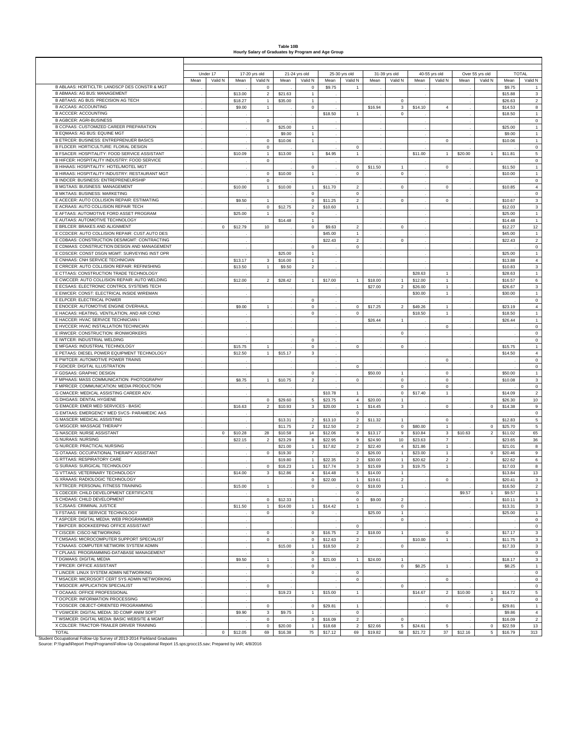**Table 10B**
**Hourly Salary of Graduates by Program and Age Group**

| | Under 17 | | 17-20 yrs old | | 21-24 yrs old | | 25-30 yrs old | | 31-39 yrs old | | 40-55 yrs old | | Over 55 yrs old | | TOTAL | |
|---|---|---|---|---|---|---|---|---|---|---|---|---|---|---|---|---|
| | Mean | Valid N | Mean | Valid N | Mean | Valid N | Mean | Valid N | Mean | Valid N | Mean | Valid N | Mean | Valid N | Mean | Valid N |
| B ABLAAS: HORTICLTR: LANDSCP DES CONSTR & MGT | . | | . | 0 | . | 0 | $9.75 | 1 | . | | . | | . | | $9.75 | 1 |
| B ABMAAS: AG BUS: MANAGEMENT | . | | $13.00 | 2 | $21.63 | 1 | . | | . | | . | | . | | $15.88 | 3 |
| B ABTAAS: AG BUS: PRECISION AG TECH | . | | $18.27 | 1 | $35.00 | 1 | . | | . | 0 | . | | . | | $26.63 | 2 |
| B ACCAAS: ACCOUNTING | . | | $9.00 | 1 | . | 0 | . | | $16.94 | 3 | $14.10 | 4 | . | | $14.53 | 8 |
| B ACCCER: ACCOUNTING | . | | . | | . | | $18.50 | 1 | . | 0 | . | | . | | $18.50 | 1 |
| B AGBCER: AGRI-BUSINESS | . | | . | 0 | . | | . | | . | | . | | . | | . | 0 |
| B CCPAAS: CUSTOMIZED CAREER PREPARATION | . | | . | | $25.00 | 1 | . | | . | | . | | . | | $25.00 | 1 |
| B EQMAAS: AG BUS: EQUINE MGT | . | | . | | $9.00 | 1 | . | | . | | . | | . | | $9.00 | 1 |
| B ETRCER: BUSINESS: ENTREPRENUER BASICS | . | | . | 0 | $10.06 | 1 | . | | . | | . | 0 | . | | $10.06 | 1 |
| B FLDCER: HORTICULTURE: FLORAL DESIGN | . | | . | 0 | . | | . | 0 | . | | . | | . | | . | 0 |
| B FSACER: HOSPITALITY: FOOD SERVICE ASSISTANT | . | | $10.09 | 1 | $13.00 | 1 | $4.95 | 1 | . | | $11.00 | 1 | $20.00 | 1 | $11.81 | 5 |
| B HIFCER: HOSPITALITY INDUSTRY: FOOD SERVICE | . | | . | 0 | . | | . | | . | | . | | . | | . | 0 |
| B HIHAAS: HOSPITALITY: HOTEL/MOTEL MGT | . | | . | | . | 0 | . | 0 | $11.50 | 1 | . | 0 | . | | $11.50 | 1 |
| B HIRAAS: HOSPITALITY INDUSTRY: RESTAURANT MGT | . | | . | 0 | $10.00 | 1 | . | 0 | . | 0 | . | | . | | $10.00 | 1 |
| B INDCER: BUSINESS: ENTREPRENEURSHIP | . | | . | 0 | . | | . | | . | | . | | . | | . | 0 |
| B MGTAAS: BUSINESS: MANAGEMENT | . | | $10.00 | 1 | $10.00 | 1 | $11.70 | 2 | . | 0 | . | 0 | . | | $10.85 | 4 |
| B MKTAAS: BUSINESS: MARKETING | . | | . | | . | 0 | . | 0 | . | | . | | . | | . | 0 |
| E ACECER: AUTO COLLISION REPAIR: ESTIMATING | . | | $9.50 | 1 | . | 0 | $11.25 | 2 | . | 0 | . | 0 | . | | $10.67 | 3 |
| E ACRAAS: AUTO COLLISION REPAIR TECH | . | | . | 0 | $12.75 | 2 | $10.60 | 1 | . | | . | | . | | $12.03 | 3 |
| E AFTAAS: AUTOMOTIVE FORD ASSET PROGRAM | . | | $25.00 | 1 | . | 0 | . | | . | | . | | . | | $25.00 | 1 |
| E AUTAAS: AUTOMOTIVE TECHNOLOGY | . | | . | | $14.48 | 1 | . | | . | | . | | . | | $14.48 | 1 |
| E BRLCER: BRAKES AND ALIGNMENT | . | 0 | $12.79 | 10 | . | 0 | $9.63 | 2 | . | 0 | . | | . | | $12.27 | 12 |
| E CCDCER: AUTO COLLISION REPAIR: CUST.AUTO DES | . | | . | | . | | $45.00 | 1 | . | | . | | . | | $45.00 | 1 |
| E CDBAAS: CONSTRUCTION DES/MGMT: CONTRACTING | . | | . | | . | | $22.43 | 2 | . | 0 | . | | . | | $22.43 | 2 |
| E CDMAAS: CONSTRUCTION DESIGN AND MANAGEMENT | . | | . | | . | 0 | . | 0 | . | | . | | . | | . | 0 |
| E CDSCER: CONST DSGN MGMT: SURVEYING INST OPR | . | | . | | $25.00 | 1 | . | | . | | . | | . | | $25.00 | 1 |
| E CNHAAS: CNH SERVICE TECHNICIAN | . | | $13.17 | 3 | $16.00 | 1 | . | | . | | . | | . | | $13.88 | 4 |
| E CRRCER: AUTO COLLISION REPAIR: REFINISHING | . | | $13.50 | 1 | $9.50 | 2 | . | | . | | . | | . | | $10.83 | 3 |
| E CTTAAS: CONSTRUCTION TRADE TECHNOLOGY | . | | . | | . | | . | | . | | $28.63 | 1 | . | | $28.63 | 1 |
| E CWCCER: AUTO COLLISION REPAIR: AUTO WELDING | . | | $12.00 | 2 | $28.42 | 1 | $17.00 | 1 | $18.00 | 1 | $12.00 | 1 | . | | $16.57 | 6 |
| E ECSAAS: ELECTRONIC CONTROL SYSTEMS TECH | . | | . | | . | | . | | $27.00 | 2 | $26.00 | 1 | . | | $26.67 | 3 |
| E EIWCER: CONST: ELECTRICAL INSIDE WIREMAN | . | | . | | . | | . | | . | | $30.00 | 1 | . | | $30.00 | 1 |
| E ELPCER: ELECTRICAL POWER | . | | . | | . | 0 | . | | . | | . | | . | | . | 0 |
| E ENOCER: AUTOMOTIVE ENGINE OVERHAUL | . | | $9.00 | 1 | . | 0 | . | 0 | $17.25 | 2 | $49.26 | 1 | . | | $23.19 | 4 |
| E HACAAS: HEATING, VENTILATION, AND AIR COND | . | | . | | . | 0 | . | 0 | . | | $18.50 | 1 | . | | $18.50 | 1 |
| E HACCER: HVAC SERVICE TECHNICIAN I | . | | . | | . | | . | | $26.44 | 1 | . | | . | | $26.44 | 1 |
| E HVCCER: HVAC INSTALLATION TECHNICIAN | . | | . | | . | | . | | . | | . | 0 | . | | . | 0 |
| E IRWCER: CONSTRUCTION: IRONWORKERS | . | | . | | . | | . | | . | 0 | . | | . | | . | 0 |
| E IWTCER: INDUSTRIAL WELDING | . | | . | | . | 0 | . | | . | | . | | . | | . | 0 |
| E MFGAAS: INDUSTRIAL TECHNOLOGY | . | | $15.75 | 1 | . | 0 | . | 0 | . | 0 | . | | . | | $15.75 | 1 |
| E PETAAS: DIESEL POWER EQUIPMENT TECHNOLOGY | . | | $12.50 | 1 | $15.17 | 3 | . | | . | | . | | . | | $14.50 | 4 |
| E PWTCER: AUTOMOTIVE POWER TRAINS | . | | . | | . | | . | | . | | . | 0 | . | | . | 0 |
| F GDICER: DIGITAL ILLUSTRATION | . | | . | | . | | . | 0 | . | | . | | . | | . | 0 |
| F GDSAAS: GRAPHIC DESIGN | . | | . | | . | 0 | . | | $50.00 | 1 | . | 0 | . | | $50.00 | 1 |
| F MPHAAS: MASS COMMUNICATION: PHOTOGRAPHY | . | | $8.75 | 1 | $10.75 | 2 | . | 0 | . | 0 | . | 0 | . | | $10.08 | 3 |
| F MPRCER: COMMUNICATION: MEDIA PRODUCTION | . | | . | | . | | . | | . | 0 | . | 0 | . | | . | 0 |
| G CMACER: MEDICAL ASSISTING CAREER ADV. | . | | . | | . | | $10.78 | 1 | . | 0 | $17.40 | 1 | . | | $14.09 | 2 |
| G DHGAAS: DENTAL HYGIENE | . | | . | 0 | $29.60 | 5 | $23.75 | 4 | $20.00 | 1 | . | | . | | $26.30 | 10 |
| G EMEACER: EMER MED SERVICES - BASIC | . | | $16.63 | 2 | $10.93 | 3 | $20.00 | 1 | $14.45 | 3 | . | 0 | . | 0 | $14.38 | 9 |
| G EMTAAS: EMERGENCY MED SVCS- PARAMEDIC AAS | . | | . | | . | | . | 0 | . | | . | | . | | . | 0 |
| G MASCER: MEDICAL ASSISTING | . | | . | | $13.31 | 2 | $13.10 | 2 | $11.32 | 1 | . | 0 | . | | $12.83 | 5 |
| G MSGCER: MASSAGE THERAPY | . | | . | | $11.75 | 2 | $12.50 | 2 | . | 0 | $80.00 | 1 | . | 0 | $25.70 | 5 |
| G NASCER: NURSE ASSISTANT | . | 0 | $10.28 | 28 | $10.58 | 14 | $12.06 | 9 | $13.17 | 9 | $10.84 | 3 | $10.63 | 2 | $11.02 | 65 |
| G NURAAS: NURSING | . | | $22.15 | 2 | $23.29 | 8 | $22.95 | 9 | $24.90 | 10 | $23.63 | 7 | . | | $23.65 | 36 |
| G NURCER: PRACTICAL NURSING | . | | . | | $21.00 | 1 | $17.82 | 2 | $22.40 | 4 | $21.86 | 1 | . | | $21.01 | 8 |
| G OTAAAS: OCCUPATIONAL THERAPY ASSISTANT | . | | . | 0 | $19.30 | 7 | . | 0 | $26.00 | 1 | $23.00 | 1 | . | 0 | $20.46 | 9 |
| G RTTAAS: RESPIRATORY CARE | . | | . | | $19.80 | 1 | $22.35 | 2 | $30.00 | 1 | $20.62 | 2 | . | | $22.62 | 6 |
| G SURAAS: SURGICAL TECHNOLOGY | . | | . | 0 | $16.23 | 1 | $17.74 | 3 | $15.69 | 3 | $19.75 | 1 | . | | $17.03 | 8 |
| G VTTAAS: VETERINARY TECHNOLOGY | . | | $14.00 | 3 | $12.86 | 4 | $14.48 | 5 | $14.00 | 1 | . | | . | | $13.84 | 13 |
| G XRAAAS: RADIOLOGIC TECHNOLOGY | . | | . | | . | 0 | $22.00 | 1 | $19.61 | 2 | . | 0 | . | | $20.41 | 3 |
| N FTRCER: PERSONAL FITNESS TRAINING | . | | $15.00 | 1 | . | 0 | . | 0 | $18.00 | 1 | . | | . | | $16.50 | 2 |
| S CDECER: CHILD DEVELOPMENT CERTIFICATE | . | | . | | . | | . | 0 | . | | . | | $9.57 | 1 | $9.57 | 1 |
| S CHDAAS: CHILD DEVELOPMENT | . | | . | 0 | $12.33 | 1 | . | 0 | $9.00 | 2 | . | | . | | $10.11 | 3 |
| S CJSAAS: CRIMINAL JUSTICE | . | | $11.50 | 1 | $14.00 | 1 | $14.42 | 1 | . | 0 | . | | . | | $13.31 | 3 |
| S FSTAAS: FIRE SERVICE TECHNOLOGY | . | | . | 0 | . | 0 | . | | $25.00 | 1 | . | | . | | $25.00 | 1 |
| T ASPCER: DIGITAL MEDIA: WEB PROGRAMMER | . | | . | | . | | . | | . | 0 | . | | . | | . | 0 |
| T BKPCER: BOOKKEEPING OFFICE ASSISTANT | . | | . | | . | | . | 0 | . | | . | | . | | . | 0 |
| T CISCER: CISCO NETWORKING | . | | . | 0 | . | 0 | $16.75 | 2 | $18.00 | 1 | . | 0 | . | | $17.17 | 3 |
| T CMSAAS: MICROCOMPUTER SUPPORT SPECIALIST | . | | . | 0 | . | 0 | $12.63 | 2 | . | | $10.00 | 1 | . | | $11.75 | 3 |
| T CNAAAS: COMPUTER NETWORK SYSTEM ADMIN | . | | . | | $15.00 | 1 | $18.50 | 2 | . | 0 | . | | . | | $17.33 | 3 |
| T CPLAAS: PROGRAMMING-DATABASE MANAGEMENT | . | | . | | . | 0 | . | | . | | . | | . | | . | 0 |
| T DGMAAS: DIGITAL MEDIA | . | | $9.50 | 1 | . | 0 | $21.00 | 1 | $24.00 | 1 | . | | . | | $18.17 | 3 |
| T IPRCER: OFFICE ASSISTANT | . | | . | 0 | . | 0 | . | | . | 0 | $8.25 | 1 | . | | $8.25 | 1 |
| T LINCER: LINUX SYSTEM ADMIN NETWORKING | . | | . | | . | 0 | . | 0 | . | | . | | . | | . | 0 |
| T MSACER: MICROSOFT CERT SYS ADMIN NETWORKING | . | | . | | . | | . | 0 | . | | . | 0 | . | | . | 0 |
| T MSOCER: APPLICATION SPECIALIST | . | | . | 0 | . | | . | | . | 0 | . | | . | | . | 0 |
| T OCAAAS: OFFICE PROFESSIONAL | . | | . | | $19.23 | 1 | $15.00 | 1 | . | | $14.67 | 2 | $10.00 | 1 | $14.72 | 5 |
| T OCPCER: INFORMATION PROCESSING | . | | . | | . | | . | | . | | . | | . | 0 | . | 0 |
| T OOSCER: OBJECT-ORIENTED PROGRAMMING | . | | . | 0 | . | 0 | $29.81 | 1 | . | | . | 0 | . | | $29.81 | 1 |
| T VGWCER: DIGITAL MEDIA: 3D COMP ANIM SOFT | . | | $9.90 | 3 | $9.75 | 1 | . | 0 | . | | . | | . | | $9.86 | 4 |
| T WSMCER: DIGITAL MEDIA: BASIC WEBSITE & MGMT | . | | . | 0 | . | 0 | $16.09 | 2 | . | 0 | . | | . | | $16.09 | 2 |
| X CDLCER: TRACTOR-TRAILER DRIVER TRAINING | . | | . | 0 | $20.00 | 1 | $18.68 | 2 | $22.66 | 5 | $24.61 | 5 | . | 0 | $22.59 | 13 |
| TOTAL | . | 0 | $12.05 | 69 | $16.38 | 75 | $17.12 | 69 | $19.82 | 58 | $21.72 | 37 | $12.16 | 5 | $16.79 | 313 |

Student Occupational Follow-Up Survey of 2013-2014 Parkland Graduates
Source: P:\\grad\Report Prep\Programs\Follow-Up Occupational Report 15.sps;grocc15.sav; Prepared by IAR; 4/8/2016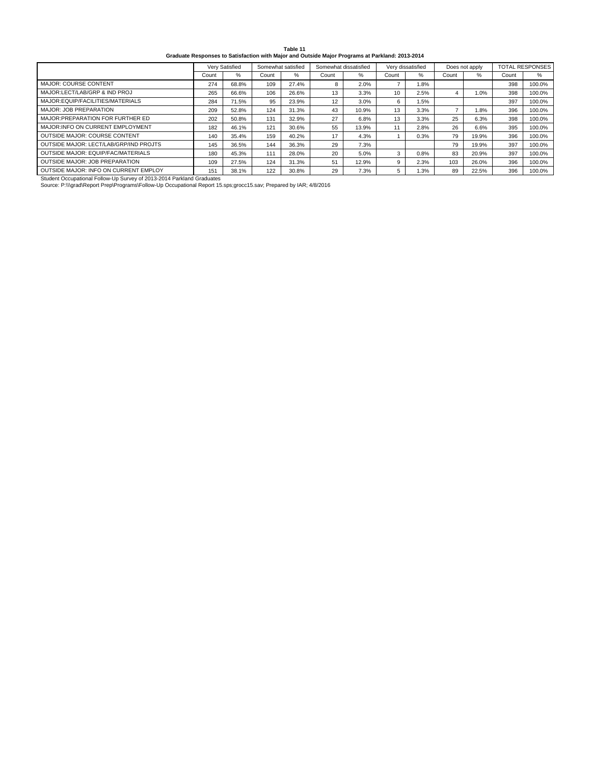**Table 11**
**Graduate Responses to Satisfaction with Major and Outside Major Programs at Parkland: 2013-2014**

| | Very Satisfied | | Somewhat satisfied | | Somewhat dissatisfied | | Very dissatisfied | | Does not apply | | TOTAL RESPONSES | |
|---|---|---|---|---|---|---|---|---|---|---|---|---|
| | Count | % | Count | % | Count | % | Count | % | Count | % | Count | % |
| MAJOR: COURSE CONTENT | 274 | 68.8% | 109 | 27.4% | 8 | 2.0% | 7 | 1.8% | | | 398 | 100.0% |
| MAJOR:LECT/LAB/GRP & IND PROJ | 265 | 66.6% | 106 | 26.6% | 13 | 3.3% | 10 | 2.5% | 4 | 1.0% | 398 | 100.0% |
| MAJOR:EQUIP/FACILITIES/MATERIALS | 284 | 71.5% | 95 | 23.9% | 12 | 3.0% | 6 | 1.5% | | | 397 | 100.0% |
| MAJOR: JOB PREPARATION | 209 | 52.8% | 124 | 31.3% | 43 | 10.9% | 13 | 3.3% | 7 | 1.8% | 396 | 100.0% |
| MAJOR:PREPARATION FOR FURTHER ED | 202 | 50.8% | 131 | 32.9% | 27 | 6.8% | 13 | 3.3% | 25 | 6.3% | 398 | 100.0% |
| MAJOR:INFO ON CURRENT EMPLOYMENT | 182 | 46.1% | 121 | 30.6% | 55 | 13.9% | 11 | 2.8% | 26 | 6.6% | 395 | 100.0% |
| OUTSIDE MAJOR: COURSE CONTENT | 140 | 35.4% | 159 | 40.2% | 17 | 4.3% | 1 | 0.3% | 79 | 19.9% | 396 | 100.0% |
| OUTSIDE MAJOR: LECT/LAB/GRP/IND PROJTS | 145 | 36.5% | 144 | 36.3% | 29 | 7.3% | | | 79 | 19.9% | 397 | 100.0% |
| OUTSIDE MAJOR: EQUIP/FAC/MATERIALS | 180 | 45.3% | 111 | 28.0% | 20 | 5.0% | 3 | 0.8% | 83 | 20.9% | 397 | 100.0% |
| OUTSIDE MAJOR: JOB PREPARATION | 109 | 27.5% | 124 | 31.3% | 51 | 12.9% | 9 | 2.3% | 103 | 26.0% | 396 | 100.0% |
| OUTSIDE MAJOR: INFO ON CURRENT EMPLOY | 151 | 38.1% | 122 | 30.8% | 29 | 7.3% | 5 | 1.3% | 89 | 22.5% | 396 | 100.0% |

Student Occupational Follow-Up Survey of 2013-2014 Parkland Graduates
Source: P:\\\grad\Report Prep\Programs\Follow-Up Occupational Report 15.sps;grocc15.sav; Prepared by IAR; 4/8/2016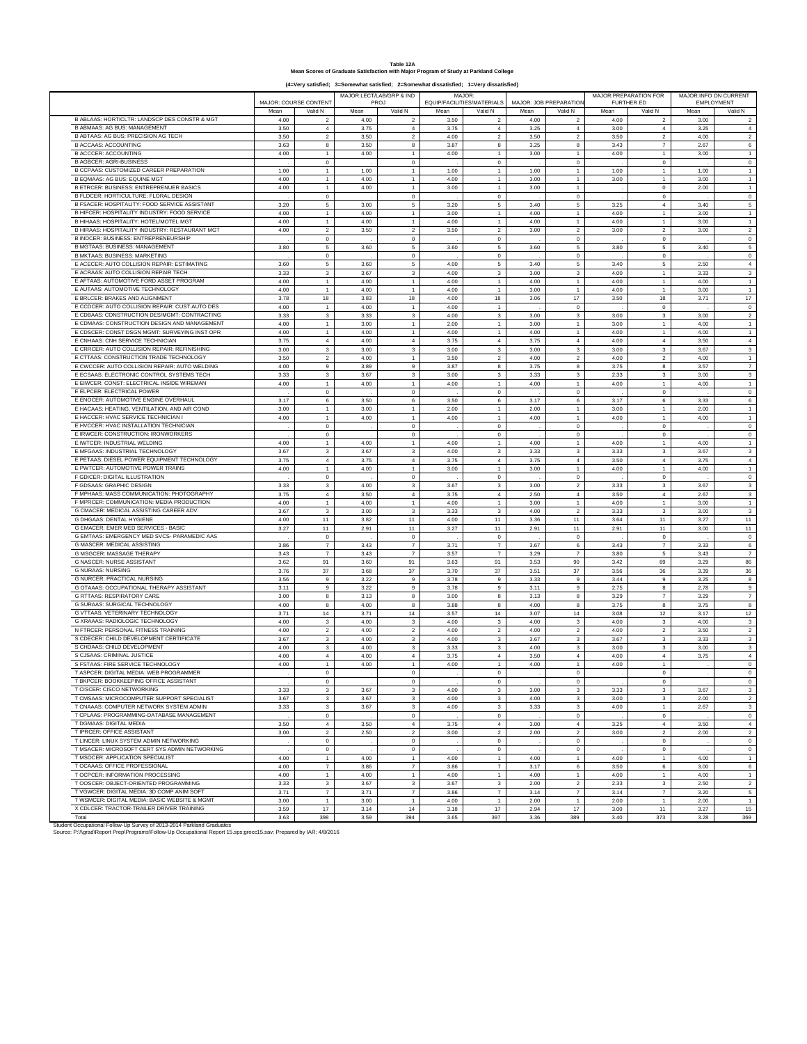**Table 12A**
**Mean Scores of Graduate Satisfaction with Major Program of Study at Parkland College**

**(4=Very satisfied; 3=Somewhat satisfied; 2=Somewhat dissatisfied; 1=Very dissatisfied)**

| | MAJOR: COURSE CONTENT | | MAJOR:LECT/LAB/GRP & IND PROJ | | MAJOR: EQUIP/FACILITIES/MATERIALS | | MAJOR: JOB PREPARATION | | MAJOR:PREPARATION FOR FURTHER ED | | MAJOR:INFO ON CURRENT EMPLOYMENT | |
|---|---|---|---|---|---|---|---|---|---|---|---|---|
| | Mean | Valid N | Mean | Valid N | Mean | Valid N | Mean | Valid N | Mean | Valid N | Mean | Valid N |
| B ABLAAS: HORTICLTR: LANDSCP DES CONSTR & MGT | 4.00 | 2 | 4.00 | 2 | 3.50 | 2 | 4.00 | 2 | 4.00 | 2 | 3.00 | 2 |
| B ABMAAS: AG BUS: MANAGEMENT | 3.50 | 4 | 3.75 | 4 | 3.75 | 4 | 3.25 | 4 | 3.00 | 4 | 3.25 | 4 |
| B ABTAAS: AG BUS: PRECISION AG TECH | 3.50 | 2 | 3.50 | 2 | 4.00 | 2 | 3.50 | 2 | 3.50 | 2 | 4.00 | 2 |
| B ACCAAS: ACCOUNTING | 3.63 | 8 | 3.50 | 8 | 3.87 | 8 | 3.25 | 8 | 3.43 | 7 | 2.67 | 6 |
| B ACCCER: ACCOUNTING | 4.00 | 1 | 4.00 | 1 | 4.00 | 1 | 3.00 | 1 | 4.00 | 1 | 3.00 | 1 |
| B AGBCER: AGRI-BUSINESS | . | 0 | . | 0 | . | 0 | . | 0 | . | 0 | . | 0 |
| B CCPAAS: CUSTOMIZED CAREER PREPARATION | 1.00 | 1 | 1.00 | 1 | 1.00 | 1 | 1.00 | 1 | 1.00 | 1 | 1.00 | 1 |
| B EQMAAS: AG BUS: EQUINE MGT | 4.00 | 1 | 4.00 | 1 | 4.00 | 1 | 3.00 | 1 | 3.00 | 1 | 3.00 | 1 |
| B ETRCER: BUSINESS: ENTREPRENEUR BASICS | 4.00 | 1 | 4.00 | 1 | 3.00 | 1 | 3.00 | 1 | . | 0 | 2.00 | 1 |
| B FLDCER: HORTICULTURE: FLORAL DESIGN | . | 0 | . | 0 | . | 0 | . | 0 | . | 0 | . | 0 |
| B FSACER: HOSPITALITY: FOOD SERVICE ASSISTANT | 3.20 | 5 | 3.00 | 5 | 3.20 | 5 | 3.40 | 5 | 3.25 | 4 | 3.40 | 5 |
| B HIFCER: HOSPITALITY INDUSTRY: FOOD SERVICE | 4.00 | 1 | 4.00 | 1 | 3.00 | 1 | 4.00 | 1 | 4.00 | 1 | 3.00 | 1 |
| B HIHAAS: HOSPITALITY: HOTEL/MOTEL MGT | 4.00 | 1 | 4.00 | 1 | 4.00 | 1 | 4.00 | 1 | 4.00 | 1 | 3.00 | 1 |
| B HIRAAS: HOSPITALITY INDUSTRY: RESTAURANT MGT | 4.00 | 2 | 3.50 | 2 | 3.50 | 2 | 3.00 | 2 | 3.00 | 2 | 3.00 | 2 |
| B INDCER: BUSINESS: ENTREPRENEURSHIP | . | 0 | . | 0 | . | 0 | . | 0 | . | 0 | . | 0 |
| B MGTAAS: BUSINESS: MANAGEMENT | 3.80 | 5 | 3.60 | 5 | 3.60 | 5 | 3.60 | 5 | 3.80 | 5 | 3.40 | 5 |
| B MKTAAS: BUSINESS: MARKETING | . | 0 | . | 0 | . | 0 | . | 0 | . | 0 | . | 0 |
| E ACECER: AUTO COLLISION REPAIR: ESTIMATING | 3.60 | 5 | 3.60 | 5 | 4.00 | 5 | 3.40 | 5 | 3.40 | 5 | 2.50 | 4 |
| E ACRAAS: AUTO COLLISION REPAIR TECH | 3.33 | 3 | 3.67 | 3 | 4.00 | 3 | 3.00 | 3 | 4.00 | 1 | 3.33 | 3 |
| E AFTAAS: AUTOMOTIVE FORD ASSET PROGRAM | 4.00 | 1 | 4.00 | 1 | 4.00 | 1 | 4.00 | 1 | 4.00 | 1 | 4.00 | 1 |
| E AUTAAS: AUTOMOTIVE TECHNOLOGY | 4.00 | 1 | 4.00 | 1 | 4.00 | 1 | 3.00 | 1 | 4.00 | 1 | 3.00 | 1 |
| E BRLCER: BRAKES AND ALIGNMENT | 3.78 | 18 | 3.83 | 18 | 4.00 | 18 | 3.06 | 17 | 3.50 | 18 | 3.71 | 17 |
| E CCDCER: AUTO COLLISION REPAIR: CUST.AUTO DES | 4.00 | 1 | 4.00 | 1 | 4.00 | 1 | . | 0 | . | 0 | . | 0 |
| E CDBAAS: CONSTRUCTION DES/MGMT: CONTRACTING | 3.33 | 3 | 3.33 | 3 | 4.00 | 3 | 3.00 | 3 | 3.00 | 3 | 3.00 | 2 |
| E CDMAAS: CONSTRUCTION DESIGN AND MANAGEMENT | 4.00 | 1 | 3.00 | 1 | 2.00 | 1 | 3.00 | 1 | 3.00 | 1 | 4.00 | 1 |
| E CDSCER: CONST DSGN MGMT: SURVEYING INST OPR | 4.00 | 1 | 4.00 | 1 | 4.00 | 1 | 4.00 | 1 | 4.00 | 1 | 4.00 | 1 |
| E CNHAAS: CNH SERVICE TECHNICIAN | 3.75 | 4 | 4.00 | 4 | 3.75 | 4 | 3.75 | 4 | 4.00 | 4 | 3.50 | 4 |
| E CRRCER: AUTO COLLISION REPAIR: REFINISHING | 3.00 | 3 | 3.00 | 3 | 3.00 | 3 | 3.00 | 3 | 3.00 | 3 | 3.67 | 3 |
| E CTTAAS: CONSTRUCTION TRADE TECHNOLOGY | 3.50 | 2 | 4.00 | 1 | 3.50 | 2 | 4.00 | 2 | 4.00 | 2 | 4.00 | 1 |
| E CWCCER: AUTO COLLISION REPAIR: AUTO WELDING | 4.00 | 9 | 3.89 | 9 | 3.87 | 8 | 3.75 | 8 | 3.75 | 8 | 3.57 | 7 |
| E ECSAAS: ELECTRONIC CONTROL SYSTEMS TECH | 3.33 | 3 | 3.67 | 3 | 3.00 | 3 | 3.33 | 3 | 2.33 | 3 | 3.00 | 3 |
| E EIWCER: CONST: ELECTRICAL INSIDE WIREMAN | 4.00 | 1 | 4.00 | 1 | 4.00 | 1 | 4.00 | 1 | 4.00 | 1 | 4.00 | 1 |
| E ELPCER: ELECTRICAL POWER | . | 0 | . | 0 | . | 0 | . | 0 | . | 0 | . | 0 |
| E ENOCER: AUTOMOTIVE ENGINE OVERHAUL | 3.17 | 6 | 3.50 | 6 | 3.50 | 6 | 3.17 | 6 | 3.17 | 6 | 3.33 | 6 |
| E HACAAS: HEATING, VENTILATION, AND AIR COND | 3.00 | 1 | 3.00 | 1 | 2.00 | 1 | 2.00 | 1 | 3.00 | 1 | 2.00 | 1 |
| E HACCER: HVAC SERVICE TECHNICIAN I | 4.00 | 1 | 4.00 | 1 | 4.00 | 1 | 4.00 | 1 | 4.00 | 1 | 4.00 | 1 |
| E HVCCER: HVAC INSTALLATION TECHNICIAN | . | 0 | . | 0 | . | 0 | . | 0 | . | 0 | . | 0 |
| E IRWCER: CONSTRUCTION: IRONWORKERS | . | 0 | . | 0 | . | 0 | . | 0 | . | 0 | . | 0 |
| E IWTCER: INDUSTRIAL WELDING | 4.00 | 1 | 4.00 | 1 | 4.00 | 1 | 4.00 | 1 | 4.00 | 1 | 4.00 | 1 |
| E MFGAAS: INDUSTRIAL TECHNOLOGY | 3.67 | 3 | 3.67 | 3 | 4.00 | 3 | 3.33 | 3 | 3.33 | 3 | 3.67 | 3 |
| E PETAAS: DIESEL POWER EQUIPMENT TECHNOLOGY | 3.75 | 4 | 3.75 | 4 | 3.75 | 4 | 3.75 | 4 | 3.50 | 4 | 3.75 | 4 |
| E PWTCER: AUTOMOTIVE POWER TRAINS | 4.00 | 1 | 4.00 | 1 | 3.00 | 1 | 3.00 | 1 | 4.00 | 1 | 4.00 | 1 |
| F GDICER: DIGITAL ILLUSTRATION | . | 0 | . | 0 | . | 0 | . | 0 | . | 0 | . | 0 |
| F GDSAAS: GRAPHIC DESIGN | 3.33 | 3 | 4.00 | 3 | 3.67 | 3 | 3.00 | 2 | 3.33 | 3 | 3.67 | 3 |
| F MPHAAS: MASS COMMUNICATION: PHOTOGRAPHY | 3.75 | 4 | 3.50 | 4 | 3.75 | 4 | 2.50 | 4 | 3.50 | 4 | 2.67 | 3 |
| F MPRCER: COMMUNICATION: MEDIA PRODUCTION | 4.00 | 1 | 4.00 | 1 | 4.00 | 1 | 3.00 | 1 | 4.00 | 1 | 3.00 | 1 |
| G CMACER: MEDICAL ASSISTING CAREER ADV. | 3.67 | 3 | 3.00 | 3 | 3.33 | 3 | 4.00 | 2 | 3.33 | 3 | 3.00 | 3 |
| G DHGAAS: DENTAL HYGIENE | 4.00 | 11 | 3.82 | 11 | 4.00 | 11 | 3.36 | 11 | 3.64 | 11 | 3.27 | 11 |
| G EMACER: EMER MED SERVICES - BASIC | 3.27 | 11 | 2.91 | 11 | 3.27 | 11 | 2.91 | 11 | 2.91 | 11 | 3.00 | 11 |
| G EMTAAS: EMERGENCY MED SVCS- PARAMEDIC AAS | . | 0 | . | 0 | . | 0 | . | 0 | . | 0 | . | 0 |
| G MASCER: MEDICAL ASSISTING | 3.86 | 7 | 3.43 | 7 | 3.71 | 7 | 3.67 | 6 | 3.43 | 7 | 3.33 | 6 |
| G MSGCER: MASSAGE THERAPY | 3.43 | 7 | 3.43 | 7 | 3.57 | 7 | 3.29 | 7 | 3.80 | 5 | 3.43 | 7 |
| G NASCER: NURSE ASSISTANT | 3.62 | 91 | 3.60 | 91 | 3.63 | 91 | 3.53 | 90 | 3.42 | 89 | 3.29 | 86 |
| G NURAAS: NURSING | 3.76 | 37 | 3.68 | 37 | 3.70 | 37 | 3.51 | 37 | 3.56 | 36 | 3.39 | 36 |
| G NURCER: PRACTICAL NURSING | 3.56 | 9 | 3.22 | 9 | 3.78 | 9 | 3.33 | 9 | 3.44 | 9 | 3.25 | 8 |
| G OTAAAS: OCCUPATIONAL THERAPY ASSISTANT | 3.11 | 9 | 3.22 | 9 | 3.78 | 9 | 3.11 | 9 | 2.75 | 8 | 2.78 | 9 |
| G RTTAAS: RESPIRATORY CARE | 3.00 | 8 | 3.13 | 8 | 3.00 | 8 | 3.13 | 8 | 3.29 | 7 | 3.29 | 7 |
| G SURAAS: SURGICAL TECHNOLOGY | 4.00 | 8 | 4.00 | 8 | 3.88 | 8 | 4.00 | 8 | 3.75 | 8 | 3.75 | 8 |
| G VTTAAS: VETERINARY TECHNOLOGY | 3.71 | 14 | 3.71 | 14 | 3.57 | 14 | 3.07 | 14 | 3.08 | 12 | 3.17 | 12 |
| G XRAAAS: RADIOLOGIC TECHNOLOGY | 4.00 | 3 | 4.00 | 3 | 4.00 | 3 | 4.00 | 3 | 4.00 | 3 | 4.00 | 3 |
| N FTRCER: PERSONAL FITNESS TRAINING | 4.00 | 2 | 4.00 | 2 | 4.00 | 2 | 4.00 | 2 | 4.00 | 2 | 3.50 | 2 |
| S CDECER: CHILD DEVELOPMENT CERTIFICATE | 3.67 | 3 | 4.00 | 3 | 4.00 | 3 | 3.67 | 3 | 3.67 | 3 | 3.33 | 3 |
| S CHDAAS: CHILD DEVELOPMENT | 4.00 | 3 | 4.00 | 3 | 3.33 | 3 | 4.00 | 3 | 3.00 | 3 | 3.00 | 3 |
| S CJSAAS: CRIMINAL JUSTICE | 4.00 | 4 | 4.00 | 4 | 3.75 | 4 | 3.50 | 4 | 4.00 | 4 | 3.75 | 4 |
| S FSTAAS: FIRE SERVICE TECHNOLOGY | 4.00 | 1 | 4.00 | 1 | 4.00 | 1 | 4.00 | 1 | 4.00 | 1 | . | 0 |
| T ASPCER: DIGITAL MEDIA: WEB PROGRAMMER | . | 0 | . | 0 | . | 0 | . | 0 | . | 0 | . | 0 |
| T BKPCER: BOOKKEEPING OFFICE ASSISTANT | . | 0 | . | 0 | . | 0 | . | 0 | . | 0 | . | 0 |
| T CISCER: CISCO NETWORKING | 3.33 | 3 | 3.67 | 3 | 4.00 | 3 | 3.00 | 3 | 3.33 | 3 | 3.67 | 3 |
| T CMSAAS: MICROCOMPUTER SUPPORT SPECIALIST | 3.67 | 3 | 3.67 | 3 | 4.00 | 3 | 4.00 | 3 | 3.00 | 3 | 2.00 | 2 |
| T CNAAAS: COMPUTER NETWORK SYSTEM ADMIN | 3.33 | 3 | 3.67 | 3 | 4.00 | 3 | 3.33 | 3 | 4.00 | 1 | 2.67 | 3 |
| T CPLAAS: PROGRAMMING-DATABASE MANAGEMENT | . | 0 | . | 0 | . | 0 | . | 0 | . | 0 | . | 0 |
| T DGMAAS: DIGITAL MEDIA | 3.50 | 4 | 3.50 | 4 | 3.75 | 4 | 3.00 | 4 | 3.25 | 4 | 3.50 | 4 |
| T IPRCER: OFFICE ASSISTANT | 3.00 | 2 | 2.50 | 2 | 3.00 | 2 | 2.00 | 2 | 3.00 | 2 | 2.00 | 2 |
| T LINCER: LINUX SYSTEM ADMIN NETWORKING | . | 0 | . | 0 | . | 0 | . | 0 | . | 0 | . | 0 |
| T MSACER: MICROSOFT CERT SYS ADMIN NETWORKING | . | 0 | . | 0 | . | 0 | . | 0 | . | 0 | . | 0 |
| T MSOCER: APPLICATION SPECIALIST | 4.00 | 1 | 4.00 | 1 | 4.00 | 1 | 4.00 | 1 | 4.00 | 1 | 4.00 | 1 |
| T OCAAAS: OFFICE PROFESSIONAL | 4.00 | 7 | 3.86 | 7 | 3.86 | 7 | 3.17 | 6 | 3.50 | 6 | 3.00 | 6 |
| T OCPCER: INFORMATION PROCESSING | 4.00 | 1 | 4.00 | 1 | 4.00 | 1 | 4.00 | 1 | 4.00 | 1 | 4.00 | 1 |
| T OOSCER: OBJECT-ORIENTED PROGRAMMING | 3.33 | 3 | 3.67 | 3 | 3.67 | 3 | 2.00 | 2 | 2.33 | 3 | 2.50 | 2 |
| T VGWCER: DIGITAL MEDIA: 3D COMP ANIM SOFT | 3.71 | 7 | 3.71 | 7 | 3.86 | 7 | 3.14 | 7 | 3.14 | 7 | 3.20 | 5 |
| T WSMCER: DIGITAL MEDIA: BASIC WEBSITE & MGMT | 3.00 | 1 | 3.00 | 1 | 4.00 | 1 | 2.00 | 1 | 2.00 | 1 | 2.00 | 1 |
| X CDLCER: TRACTOR-TRAILER DRIVER TRAINING | 3.59 | 17 | 3.14 | 14 | 3.18 | 17 | 2.94 | 17 | 3.00 | 11 | 3.27 | 15 |
| Total | 3.63 | 398 | 3.59 | 394 | 3.65 | 397 | 3.36 | 389 | 3.40 | 373 | 3.28 | 369 |

Student Occupational Follow-Up Survey of 2013-2014 Parkland Graduates
Source: P:\\\grad\Report Prep\Programs\Follow-Up Occupational Report 15.sps;grocc15.sav; Prepared by IAR; 4/8/2016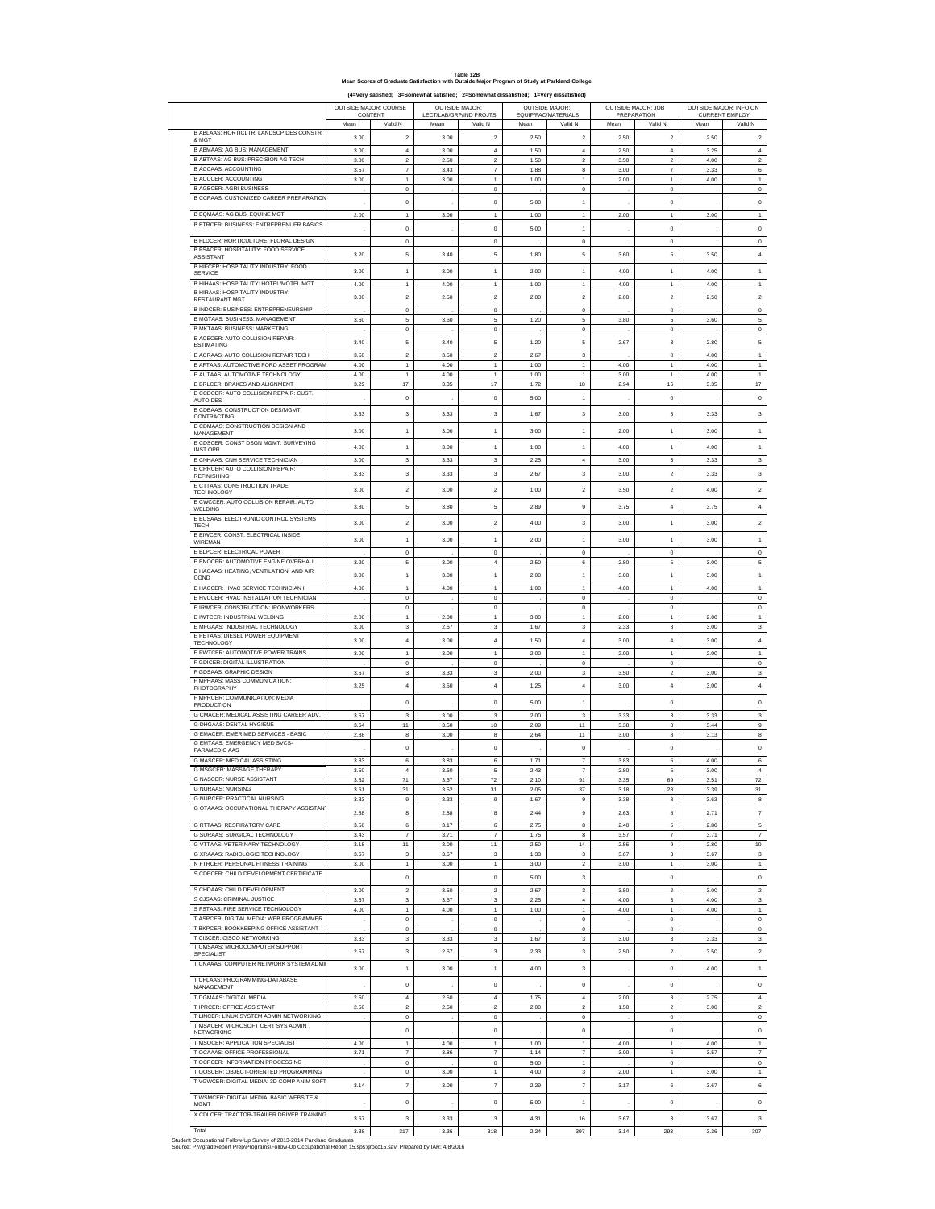**Table 12B**
**Mean Scores of Graduate Satisfaction with Outside Major Program of Study at Parkland College**

**(4=Very satisfied; 3=Somewhat satisfied; 2=Somewhat dissatisfied; 1=Very dissatisfied)**

| | OUTSIDE MAJOR: COURSE CONTENT | | OUTSIDE MAJOR: LECT/LAB/GRP/IND PROJTS | | OUTSIDE MAJOR: EQUIP/FAC/MATERIALS | | OUTSIDE MAJOR: JOB PREPARATION | | OUTSIDE MAJOR: INFO ON CURRENT EMPLOY | |
|---|---|---|---|---|---|---|---|---|---|---|
| | Mean | Valid N | Mean | Valid N | Mean | Valid N | Mean | Valid N | Mean | Valid N |
| B ABLAAS: HORTICLTR: LANDSCP DES CONSTR & MGT | 3.00 | 2 | 3.00 | 2 | 2.50 | 2 | 2.50 | 2 | 2.50 | 2 |
| B ABMAAS: AG BUS: MANAGEMENT | 3.00 | 4 | 3.00 | 4 | 1.50 | 4 | 2.50 | 4 | 3.25 | 4 |
| B ABTAAS: AG BUS: PRECISION AG TECH | 3.00 | 2 | 2.50 | 2 | 1.50 | 2 | 3.50 | 2 | 4.00 | 2 |
| B ACCAAS: ACCOUNTING | 3.57 | 7 | 3.43 | 7 | 1.88 | 8 | 3.00 | 7 | 3.33 | 6 |
| B ACCCER: ACCOUNTING | 3.00 | 1 | 3.00 | 1 | 1.00 | 1 | 2.00 | 1 | 4.00 | 1 |
| B AGBCER: AGRI-BUSINESS | . | 0 | . | 0 | . | 0 | . | 0 | . | 0 |
| B CCPAAS: CUSTOMIZED CAREER PREPARATION | . | 0 | . | 0 | 5.00 | 1 | . | 0 | . | 0 |
| B EQMAAS: AG BUS: EQUINE MGT | 2.00 | 1 | 3.00 | 1 | 1.00 | 1 | 2.00 | 1 | 3.00 | 1 |
| B ETRCER: BUSINESS: ENTREPRENUER BASICS | . | 0 | . | 0 | 5.00 | 1 | . | 0 | . | 0 |
| B FLDCER: HORTICULTURE: FLORAL DESIGN | . | 0 | . | 0 | . | 0 | . | 0 | . | 0 |
| B FSACER: HOSPITALITY: FOOD SERVICE ASSISTANT | 3.20 | 5 | 3.40 | 5 | 1.80 | 5 | 3.60 | 5 | 3.50 | 4 |
| B HIFCER: HOSPITALITY INDUSTRY: FOOD SERVICE | 3.00 | 1 | 3.00 | 1 | 2.00 | 1 | 4.00 | 1 | 4.00 | 1 |
| B HIHAAS: HOSPITALITY: HOTEL/MOTEL MGT | 4.00 | 1 | 4.00 | 1 | 1.00 | 1 | 4.00 | 1 | 4.00 | 1 |
| B HIRAAS: HOSPITALITY INDUSTRY: RESTAURANT MGT | 3.00 | 2 | 2.50 | 2 | 2.00 | 2 | 2.00 | 2 | 2.50 | 2 |
| B INDCER: BUSINESS: ENTREPRENEURSHIP | . | 0 | . | 0 | . | 0 | . | 0 | . | 0 |
| B MGTAAS: BUSINESS: MANAGEMENT | 3.60 | 5 | 3.60 | 5 | 1.20 | 5 | 3.80 | 5 | 3.60 | 5 |
| B MKTAAS: BUSINESS: MARKETING | . | 0 | . | 0 | . | 0 | . | 0 | . | 0 |
| E ACECER: AUTO COLLISION REPAIR: ESTIMATING | 3.40 | 5 | 3.40 | 5 | 1.20 | 5 | 2.67 | 3 | 2.80 | 5 |
| E ACRAAS: AUTO COLLISION REPAIR TECH | 3.50 | 2 | 3.50 | 2 | 2.67 | 3 | . | 0 | 4.00 | 1 |
| E AFTAAS: AUTOMOTIVE FORD ASSET PROGRAM | 4.00 | 1 | 4.00 | 1 | 1.00 | 1 | 4.00 | 1 | 4.00 | 1 |
| E AUTAAS: AUTOMOTIVE TECHNOLOGY | 4.00 | 1 | 4.00 | 1 | 1.00 | 1 | 3.00 | 1 | 4.00 | 1 |
| E BRLCER: BRAKES AND ALIGNMENT | 3.29 | 17 | 3.35 | 17 | 1.72 | 18 | 2.94 | 16 | 3.35 | 17 |
| E CCDCER: AUTO COLLISION REPAIR: CUST. AUTO DES | . | 0 | . | 0 | 5.00 | 1 | . | 0 | . | 0 |
| E CDBAAS: CONSTRUCTION DES/MGMT: CONTRACTING | 3.33 | 3 | 3.33 | 3 | 1.67 | 3 | 3.00 | 3 | 3.33 | 3 |
| E CDMAAS: CONSTRUCTION DESIGN AND MANAGEMENT | 3.00 | 1 | 3.00 | 1 | 3.00 | 1 | 2.00 | 1 | 3.00 | 1 |
| E CDSCER: CONST DSGN MGMT: SURVEYING INST OPR | 4.00 | 1 | 3.00 | 1 | 1.00 | 1 | 4.00 | 1 | 4.00 | 1 |
| E CNHAAS: CNH SERVICE TECHNICIAN | 3.00 | 3 | 3.33 | 3 | 2.25 | 4 | 3.00 | 3 | 3.33 | 3 |
| E CRRCER: AUTO COLLISION REPAIR: REFINISHING | 3.33 | 3 | 3.33 | 3 | 2.67 | 3 | 3.00 | 2 | 3.33 | 3 |
| E CTTAAS: CONSTRUCTION TRADE TECHNOLOGY | 3.00 | 2 | 3.00 | 2 | 1.00 | 2 | 3.50 | 2 | 4.00 | 2 |
| E CWCCER: AUTO COLLISION REPAIR: AUTO WELDING | 3.80 | 5 | 3.80 | 5 | 2.89 | 9 | 3.75 | 4 | 3.75 | 4 |
| E ECSAAS: ELECTRONIC CONTROL SYSTEMS TECH | 3.00 | 2 | 3.00 | 2 | 4.00 | 3 | 3.00 | 1 | 3.00 | 2 |
| E EIWCER: CONST: ELECTRICAL INSIDE WIREMAN | 3.00 | 1 | 3.00 | 1 | 2.00 | 1 | 3.00 | 1 | 3.00 | 1 |
| E ELPCER: ELECTRICAL POWER | . | 0 | . | 0 | . | 0 | . | 0 | . | 0 |
| E ENOCER: AUTOMOTIVE ENGINE OVERHAUL | 3.20 | 5 | 3.00 | 4 | 2.50 | 6 | 2.80 | 5 | 3.00 | 5 |
| E HACAAS: HEATING, VENTILATION, AND AIR COND | 3.00 | 1 | 3.00 | 1 | 2.00 | 1 | 3.00 | 1 | 3.00 | 1 |
| E HACCER: HVAC SERVICE TECHNICIAN I | 4.00 | 1 | 4.00 | 1 | 1.00 | 1 | 4.00 | 1 | 4.00 | 1 |
| E HVCCER: HVAC INSTALLATION TECHNICIAN | . | 0 | . | 0 | . | 0 | . | 0 | . | 0 |
| E IRWCER: CONSTRUCTION: IRONWORKERS | . | 0 | . | 0 | . | 0 | . | 0 | . | 0 |
| E IWTCER: INDUSTRIAL WELDING | 2.00 | 1 | 2.00 | 1 | 3.00 | 1 | 2.00 | 1 | 2.00 | 1 |
| E MFGAAS: INDUSTRIAL TECHNOLOGY | 3.00 | 3 | 2.67 | 3 | 1.67 | 3 | 2.33 | 3 | 3.00 | 3 |
| E PETAAS: DIESEL POWER EQUIPMENT TECHNOLOGY | 3.00 | 4 | 3.00 | 4 | 1.50 | 4 | 3.00 | 4 | 3.00 | 4 |
| E PWTCER: AUTOMOTIVE POWER TRAINS | 3.00 | 1 | 3.00 | 1 | 2.00 | 1 | 2.00 | 1 | 2.00 | 1 |
| F GDICER: DIGITAL ILLUSTRATION | . | 0 | . | 0 | . | 0 | . | 0 | . | 0 |
| F GDSAAS: GRAPHIC DESIGN | 3.67 | 3 | 3.33 | 3 | 2.00 | 3 | 3.50 | 2 | 3.00 | 3 |
| F MPHAAS: MASS COMMUNICATION: PHOTOGRAPHY | 3.25 | 4 | 3.50 | 4 | 1.25 | 4 | 3.00 | 4 | 3.00 | 4 |
| F MPRCER: COMMUNICATION: MEDIA PRODUCTION | . | 0 | . | 0 | 5.00 | 1 | . | 0 | . | 0 |
| G CMACER: MEDICAL ASSISTING CAREER ADV. | 3.67 | 3 | 3.00 | 3 | 2.00 | 3 | 3.33 | 3 | 3.33 | 3 |
| G DHGAAS: DENTAL HYGIENE | 3.64 | 11 | 3.50 | 10 | 2.09 | 11 | 3.38 | 8 | 3.44 | 9 |
| G EMACER: EMER MED SERVICES - BASIC | 2.88 | 8 | 3.00 | 8 | 2.64 | 11 | 3.00 | 8 | 3.13 | 8 |
| G EMTAAS: EMERGENCY MED SVCS-PARAMEDIC AAS | . | 0 | . | 0 | . | 0 | . | 0 | . | 0 |
| G MASCER: MEDICAL ASSISTING | 3.83 | 6 | 3.83 | 6 | 1.71 | 7 | 3.83 | 6 | 4.00 | 6 |
| G MSGCER: MASSAGE THERAPY | 3.50 | 4 | 3.60 | 5 | 2.43 | 7 | 2.80 | 5 | 3.00 | 4 |
| G NASCER: NURSE ASSISTANT | 3.52 | 71 | 3.57 | 72 | 2.10 | 91 | 3.35 | 69 | 3.51 | 72 |
| G NURAAS: NURSING | 3.61 | 31 | 3.52 | 31 | 2.05 | 37 | 3.18 | 28 | 3.39 | 31 |
| G NURCER: PRACTICAL NURSING | 3.33 | 9 | 3.33 | 9 | 1.67 | 9 | 3.38 | 8 | 3.63 | 8 |
| G OTAAAS: OCCUPATIONAL THERAPY ASSISTANT | 2.88 | 8 | 2.88 | 8 | 2.44 | 9 | 2.63 | 8 | 2.71 | 7 |
| G RTTAAS: RESPIRATORY CARE | 3.50 | 6 | 3.17 | 6 | 2.75 | 8 | 2.40 | 5 | 2.80 | 5 |
| G SURAAS: SURGICAL TECHNOLOGY | 3.43 | 7 | 3.71 | 7 | 1.75 | 8 | 3.57 | 7 | 3.71 | 7 |
| G VTTAAS: VETERINARY TECHNOLOGY | 3.18 | 11 | 3.00 | 11 | 2.50 | 14 | 2.56 | 9 | 2.80 | 10 |
| G XRAAAS: RADIOLOGIC TECHNOLOGY | 3.67 | 3 | 3.67 | 3 | 1.33 | 3 | 3.67 | 3 | 3.67 | 3 |
| N FTRCER: PERSONAL FITNESS TRAINING | 3.00 | 1 | 3.00 | 1 | 3.00 | 2 | 3.00 | 1 | 3.00 | 1 |
| S CDECER: CHILD DEVELOPMENT CERTIFICATE | . | 0 | . | 0 | 5.00 | 3 | . | 0 | . | 0 |
| S CHDAAS: CHILD DEVELOPMENT | 3.00 | 2 | 3.50 | 2 | 2.67 | 3 | 3.50 | 2 | 3.00 | 2 |
| S CJSAAS: CRIMINAL JUSTICE | 3.67 | 3 | 3.67 | 3 | 2.25 | 4 | 4.00 | 3 | 4.00 | 3 |
| S FSTAAS: FIRE SERVICE TECHNOLOGY | 4.00 | 1 | 4.00 | 1 | 1.00 | 1 | 4.00 | 1 | 4.00 | 1 |
| T ASPCER: DIGITAL MEDIA: WEB PROGRAMMER | . | 0 | . | 0 | . | 0 | . | 0 | . | 0 |
| T BKPCER: BOOKKEEPING OFFICE ASSISTANT | . | 0 | . | 0 | . | 0 | . | 0 | . | 0 |
| T CISCER: CISCO NETWORKING | 3.33 | 3 | 3.33 | 3 | 1.67 | 3 | 3.00 | 3 | 3.33 | 3 |
| T CMSAAS: MICROCOMPUTER SUPPORT SPECIALIST | 2.67 | 3 | 2.67 | 3 | 2.33 | 3 | 2.50 | 2 | 3.50 | 2 |
| T CNAAAS: COMPUTER NETWORK SYSTEM ADMIN | 3.00 | 1 | 3.00 | 1 | 4.00 | 3 | . | 0 | 4.00 | 1 |
| T CPLAAS: PROGRAMMING-DATABASE MANAGEMENT | . | 0 | . | 0 | . | 0 | . | 0 | . | 0 |
| T DGMAAS: DIGITAL MEDIA | 2.50 | 4 | 2.50 | 4 | 1.75 | 4 | 2.00 | 3 | 2.75 | 4 |
| T IPRCER: OFFICE ASSISTANT | 2.50 | 2 | 2.50 | 2 | 2.00 | 2 | 1.50 | 2 | 3.00 | 2 |
| T LINCER: LINUX SYSTEM ADMIN NETWORKING | . | 0 | . | 0 | . | 0 | . | 0 | . | 0 |
| T MSACER: MICROSOFT CERT SYS ADMIN NETWORKING | . | 0 | . | 0 | . | 0 | . | 0 | . | 0 |
| T MSOCER: APPLICATION SPECIALIST | 4.00 | 1 | 4.00 | 1 | 1.00 | 1 | 4.00 | 1 | 4.00 | 1 |
| T OCAAAS: OFFICE PROFESSIONAL | 3.71 | 7 | 3.86 | 7 | 1.14 | 7 | 3.00 | 6 | 3.57 | 7 |
| T OCPCER: INFORMATION PROCESSING | . | 0 | . | 0 | 5.00 | 1 | . | 0 | . | 0 |
| T OOSCER: OBJECT-ORIENTED PROGRAMMING | . | 0 | 3.00 | 1 | 4.00 | 3 | 2.00 | 1 | 3.00 | 1 |
| T VGWCER: DIGITAL MEDIA: 3D COMP ANIM SOFT | 3.14 | 7 | 3.00 | 7 | 2.29 | 7 | 3.17 | 6 | 3.67 | 6 |
| T WSMCER: DIGITAL MEDIA: BASIC WEBSITE & MGMT | . | 0 | . | 0 | 5.00 | 1 | . | 0 | . | 0 |
| X CDLCER: TRACTOR-TRAILER DRIVER TRAINING | 3.67 | 3 | 3.33 | 3 | 4.31 | 16 | 3.67 | 3 | 3.67 | 3 |
| Total | 3.38 | 317 | 3.36 | 318 | 2.24 | 397 | 3.14 | 293 | 3.36 | 307 |

Student Occupational Follow-Up Survey of 2013-2014 Parkland Graduates
Source: P:\\grad\Report Prep\Programs\Follow-Up Occupational Report 15.sps;grocc15.sav; Prepared by IAR; 4/8/2016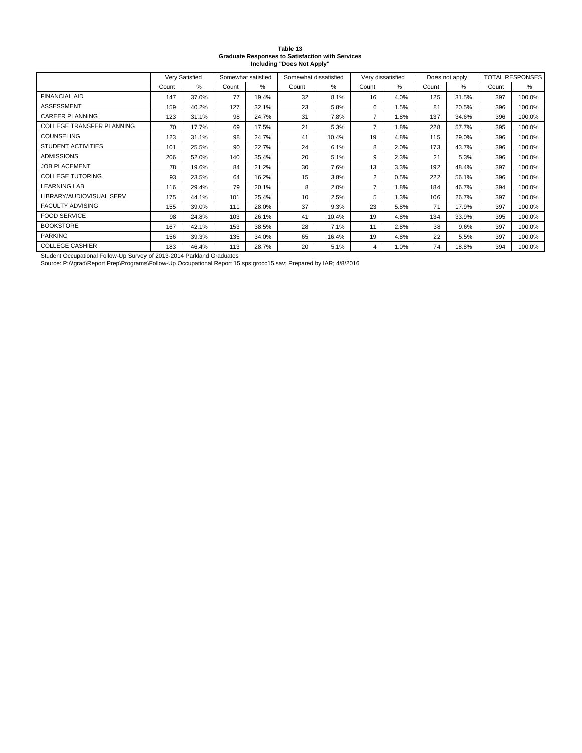**Table 13**
**Graduate Responses to Satisfaction with Services**
**Including "Does Not Apply"**

| | Very Satisfied | | Somewhat satisfied | | Somewhat dissatisfied | | Very dissatisfied | | Does not apply | | TOTAL RESPONSES | |
|---|---|---|---|---|---|---|---|---|---|---|---|---|
| | Count | % | Count | % | Count | % | Count | % | Count | % | Count | % |
| FINANCIAL AID | 147 | 37.0% | 77 | 19.4% | 32 | 8.1% | 16 | 4.0% | 125 | 31.5% | 397 | 100.0% |
| ASSESSMENT | 159 | 40.2% | 127 | 32.1% | 23 | 5.8% | 6 | 1.5% | 81 | 20.5% | 396 | 100.0% |
| CAREER PLANNING | 123 | 31.1% | 98 | 24.7% | 31 | 7.8% | 7 | 1.8% | 137 | 34.6% | 396 | 100.0% |
| COLLEGE TRANSFER PLANNING | 70 | 17.7% | 69 | 17.5% | 21 | 5.3% | 7 | 1.8% | 228 | 57.7% | 395 | 100.0% |
| COUNSELING | 123 | 31.1% | 98 | 24.7% | 41 | 10.4% | 19 | 4.8% | 115 | 29.0% | 396 | 100.0% |
| STUDENT ACTIVITIES | 101 | 25.5% | 90 | 22.7% | 24 | 6.1% | 8 | 2.0% | 173 | 43.7% | 396 | 100.0% |
| ADMISSIONS | 206 | 52.0% | 140 | 35.4% | 20 | 5.1% | 9 | 2.3% | 21 | 5.3% | 396 | 100.0% |
| JOB PLACEMENT | 78 | 19.6% | 84 | 21.2% | 30 | 7.6% | 13 | 3.3% | 192 | 48.4% | 397 | 100.0% |
| COLLEGE TUTORING | 93 | 23.5% | 64 | 16.2% | 15 | 3.8% | 2 | 0.5% | 222 | 56.1% | 396 | 100.0% |
| LEARNING LAB | 116 | 29.4% | 79 | 20.1% | 8 | 2.0% | 7 | 1.8% | 184 | 46.7% | 394 | 100.0% |
| LIBRARY/AUDIOVISUAL SERV | 175 | 44.1% | 101 | 25.4% | 10 | 2.5% | 5 | 1.3% | 106 | 26.7% | 397 | 100.0% |
| FACULTY ADVISING | 155 | 39.0% | 111 | 28.0% | 37 | 9.3% | 23 | 5.8% | 71 | 17.9% | 397 | 100.0% |
| FOOD SERVICE | 98 | 24.8% | 103 | 26.1% | 41 | 10.4% | 19 | 4.8% | 134 | 33.9% | 395 | 100.0% |
| BOOKSTORE | 167 | 42.1% | 153 | 38.5% | 28 | 7.1% | 11 | 2.8% | 38 | 9.6% | 397 | 100.0% |
| PARKING | 156 | 39.3% | 135 | 34.0% | 65 | 16.4% | 19 | 4.8% | 22 | 5.5% | 397 | 100.0% |
| COLLEGE CASHIER | 183 | 46.4% | 113 | 28.7% | 20 | 5.1% | 4 | 1.0% | 74 | 18.8% | 394 | 100.0% |

Student Occupational Follow-Up Survey of 2013-2014 Parkland Graduates
Source: P:\\\grad\Report Prep\Programs\Follow-Up Occupational Report 15.sps;grocc15.sav; Prepared by IAR; 4/8/2016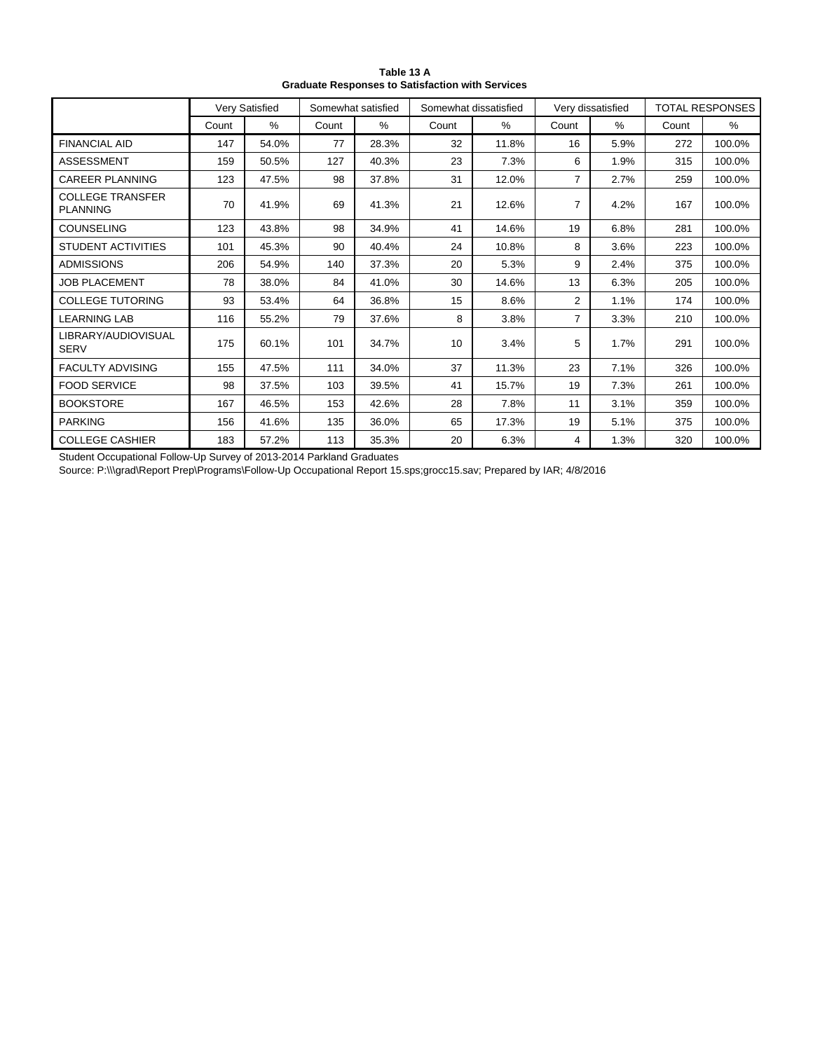**Table 13 A**
**Graduate Responses to Satisfaction with Services**

| | Very Satisfied | | Somewhat satisfied | | Somewhat dissatisfied | | Very dissatisfied | | TOTAL RESPONSES | |
|---|---|---|---|---|---|---|---|---|---|---|
| | Count | % | Count | % | Count | % | Count | % | Count | % |
| FINANCIAL AID | 147 | 54.0% | 77 | 28.3% | 32 | 11.8% | 16 | 5.9% | 272 | 100.0% |
| ASSESSMENT | 159 | 50.5% | 127 | 40.3% | 23 | 7.3% | 6 | 1.9% | 315 | 100.0% |
| CAREER PLANNING | 123 | 47.5% | 98 | 37.8% | 31 | 12.0% | 7 | 2.7% | 259 | 100.0% |
| COLLEGE TRANSFER PLANNING | 70 | 41.9% | 69 | 41.3% | 21 | 12.6% | 7 | 4.2% | 167 | 100.0% |
| COUNSELING | 123 | 43.8% | 98 | 34.9% | 41 | 14.6% | 19 | 6.8% | 281 | 100.0% |
| STUDENT ACTIVITIES | 101 | 45.3% | 90 | 40.4% | 24 | 10.8% | 8 | 3.6% | 223 | 100.0% |
| ADMISSIONS | 206 | 54.9% | 140 | 37.3% | 20 | 5.3% | 9 | 2.4% | 375 | 100.0% |
| JOB PLACEMENT | 78 | 38.0% | 84 | 41.0% | 30 | 14.6% | 13 | 6.3% | 205 | 100.0% |
| COLLEGE TUTORING | 93 | 53.4% | 64 | 36.8% | 15 | 8.6% | 2 | 1.1% | 174 | 100.0% |
| LEARNING LAB | 116 | 55.2% | 79 | 37.6% | 8 | 3.8% | 7 | 3.3% | 210 | 100.0% |
| LIBRARY/AUDIOVISUAL SERV | 175 | 60.1% | 101 | 34.7% | 10 | 3.4% | 5 | 1.7% | 291 | 100.0% |
| FACULTY ADVISING | 155 | 47.5% | 111 | 34.0% | 37 | 11.3% | 23 | 7.1% | 326 | 100.0% |
| FOOD SERVICE | 98 | 37.5% | 103 | 39.5% | 41 | 15.7% | 19 | 7.3% | 261 | 100.0% |
| BOOKSTORE | 167 | 46.5% | 153 | 42.6% | 28 | 7.8% | 11 | 3.1% | 359 | 100.0% |
| PARKING | 156 | 41.6% | 135 | 36.0% | 65 | 17.3% | 19 | 5.1% | 375 | 100.0% |
| COLLEGE CASHIER | 183 | 57.2% | 113 | 35.3% | 20 | 6.3% | 4 | 1.3% | 320 | 100.0% |

Student Occupational Follow-Up Survey of 2013-2014 Parkland Graduates

Source: P:\\\grad\Report Prep\Programs\Follow-Up Occupational Report 15.sps;grocc15.sav; Prepared by IAR; 4/8/2016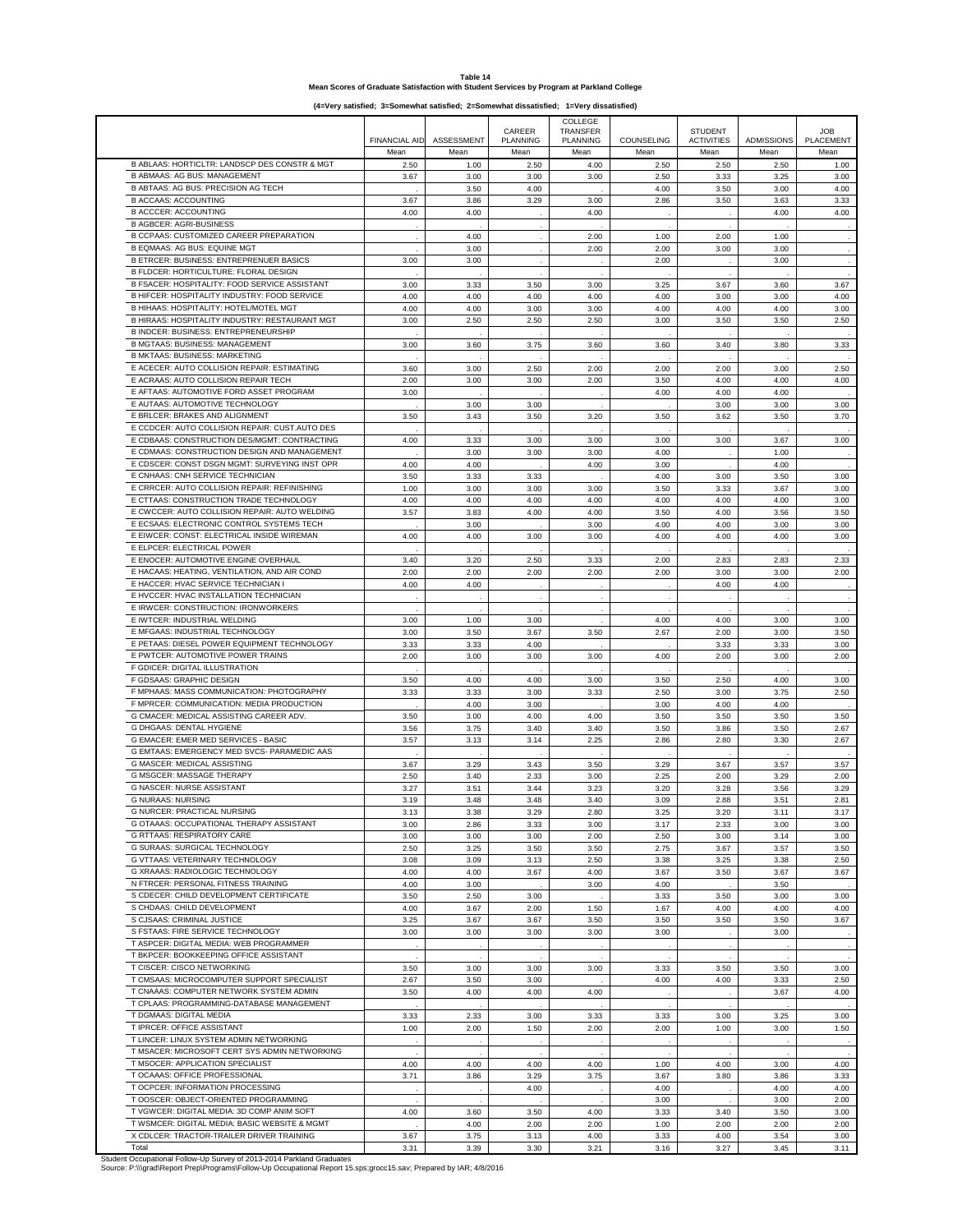**Table 14**
**Mean Scores of Graduate Satisfaction with Student Services by Program at Parkland College**

**(4=Very satisfied; 3=Somewhat satisfied; 2=Somewhat dissatisfied; 1=Very dissatisfied)**

| | FINANCIAL AID | ASSESSMENT | CAREER PLANNING | COLLEGE TRANSFER PLANNING | COUNSELING | STUDENT ACTIVITIES | ADMISSIONS | JOB PLACEMENT |
|---|---|---|---|---|---|---|---|---|
| | Mean | Mean | Mean | Mean | Mean | Mean | Mean | Mean |
| B ABLAAS: HORTICLTR: LANDSCP DES CONSTR & MGT | 2.50 | 1.00 | 2.50 | 4.00 | 2.50 | 2.50 | 2.50 | 1.00 |
| B ABMAAS: AG BUS: MANAGEMENT | 3.67 | 3.00 | 3.00 | 3.00 | 2.50 | 3.33 | 3.25 | 3.00 |
| B ABTAAS: AG BUS: PRECISION AG TECH | . | 3.50 | 4.00 | . | 4.00 | 3.50 | 3.00 | 4.00 |
| B ACCAAS: ACCOUNTING | 3.67 | 3.86 | 3.29 | 3.00 | 2.86 | 3.50 | 3.63 | 3.33 |
| B ACCCER: ACCOUNTING | 4.00 | 4.00 | . | 4.00 | . | . | 4.00 | 4.00 |
| B AGBCER: AGRI-BUSINESS | . | . | . | . | . | . | . | . |
| B CCPAAS: CUSTOMIZED CAREER PREPARATION | . | 4.00 | . | 2.00 | 1.00 | 2.00 | 1.00 | . |
| B EQMAAS: AG BUS: EQUINE MGT | . | 3.00 | . | 2.00 | 2.00 | 3.00 | 3.00 | . |
| B ETRCER: BUSINESS: ENTREPRENUER BASICS | 3.00 | 3.00 | . | . | 2.00 | . | 3.00 | . |
| B FLDCER: HORTICULTURE: FLORAL DESIGN | . | . | . | . | . | . | . | . |
| B FSACER: HOSPITALITY: FOOD SERVICE ASSISTANT | 3.00 | 3.33 | 3.50 | 3.00 | 3.25 | 3.67 | 3.60 | 3.67 |
| B HIFCER: HOSPITALITY INDUSTRY: FOOD SERVICE | 4.00 | 4.00 | 4.00 | 4.00 | 4.00 | 3.00 | 3.00 | 4.00 |
| B HIHAAS: HOSPITALITY: HOTEL/MOTEL MGT | 4.00 | 4.00 | 3.00 | 3.00 | 4.00 | 4.00 | 4.00 | 3.00 |
| B HIRAAS: HOSPITALITY INDUSTRY: RESTAURANT MGT | 3.00 | 2.50 | 2.50 | 2.50 | 3.00 | 3.50 | 3.50 | 2.50 |
| B INDCER: BUSINESS: ENTREPRENEURSHIP | . | . | . | . | . | . | . | . |
| B MGTAAS: BUSINESS: MANAGEMENT | 3.00 | 3.60 | 3.75 | 3.60 | 3.60 | 3.40 | 3.80 | 3.33 |
| B MKTAAS: BUSINESS: MARKETING | . | . | . | . | . | . | . | . |
| E ACECER: AUTO COLLISION REPAIR: ESTIMATING | 3.60 | 3.00 | 2.50 | 2.00 | 2.00 | 2.00 | 3.00 | 2.50 |
| E ACRAAS: AUTO COLLISION REPAIR TECH | 2.00 | 3.00 | 3.00 | 2.00 | 3.50 | 4.00 | 4.00 | 4.00 |
| E AFTAAS: AUTOMOTIVE FORD ASSET PROGRAM | 3.00 | . | . | . | 4.00 | 4.00 | 4.00 | . |
| E AUTAAS: AUTOMOTIVE TECHNOLOGY | . | 3.00 | 3.00 | . | . | 3.00 | 3.00 | 3.00 |
| E BRLCER: BRAKES AND ALIGNMENT | 3.50 | 3.43 | 3.50 | 3.20 | 3.50 | 3.62 | 3.50 | 3.70 |
| E CCDCER: AUTO COLLISION REPAIR: CUST.AUTO DES | . | . | . | . | . | . | . | . |
| E CDBAAS: CONSTRUCTION DES/MGMT: CONTRACTING | 4.00 | 3.33 | 3.00 | 3.00 | 3.00 | 3.00 | 3.67 | 3.00 |
| E CDMAAS: CONSTRUCTION DESIGN AND MANAGEMENT | . | 3.00 | 3.00 | 3.00 | 4.00 | . | 1.00 | . |
| E CDSCER: CONST DSGN MGMT: SURVEYING INST OPR | 4.00 | 4.00 | . | 4.00 | 3.00 | . | 4.00 | . |
| E CNHAAS: CNH SERVICE TECHNICIAN | 3.50 | 3.33 | 3.33 | . | 4.00 | 3.00 | 3.50 | 3.00 |
| E CRRCER: AUTO COLLISION REPAIR: REFINISHING | 1.00 | 3.00 | 3.00 | 3.00 | 3.50 | 3.33 | 3.67 | 3.00 |
| E CTTAAS: CONSTRUCTION TRADE TECHNOLOGY | 4.00 | 4.00 | 4.00 | 4.00 | 4.00 | 4.00 | 4.00 | 3.00 |
| E CWCCER: AUTO COLLISION REPAIR: AUTO WELDING | 3.57 | 3.83 | 4.00 | 4.00 | 3.50 | 4.00 | 3.56 | 3.50 |
| E ECSAAS: ELECTRONIC CONTROL SYSTEMS TECH | . | 3.00 | . | 3.00 | 4.00 | 4.00 | 3.00 | 3.00 |
| E EIWCER: CONST: ELECTRICAL INSIDE WIREMAN | 4.00 | 4.00 | 3.00 | 3.00 | 4.00 | 4.00 | 4.00 | 3.00 |
| E ELPCER: ELECTRICAL POWER | . | . | . | . | . | . | . | . |
| E ENOCER: AUTOMOTIVE ENGINE OVERHAUL | 3.40 | 3.20 | 2.50 | 3.33 | 2.00 | 2.83 | 2.83 | 2.33 |
| E HACAAS: HEATING, VENTILATION, AND AIR COND | 2.00 | 2.00 | 2.00 | 2.00 | 2.00 | 3.00 | 3.00 | 2.00 |
| E HACCER: HVAC SERVICE TECHNICIAN I | 4.00 | 4.00 | . | . | . | 4.00 | 4.00 | . |
| E HVCCER: HVAC INSTALLATION TECHNICIAN | . | . | . | . | . | . | . | . |
| E IRWCER: CONSTRUCTION: IRONWORKERS | . | . | . | . | . | . | . | . |
| E IWTCER: INDUSTRIAL WELDING | 3.00 | 1.00 | 3.00 | . | 4.00 | 4.00 | 3.00 | 3.00 |
| E MFGAAS: INDUSTRIAL TECHNOLOGY | 3.00 | 3.50 | 3.67 | 3.50 | 2.67 | 2.00 | 3.00 | 3.50 |
| E PETAAS: DIESEL POWER EQUIPMENT TECHNOLOGY | 3.33 | 3.33 | 4.00 | . | . | 3.33 | 3.33 | 3.00 |
| E PWTCER: AUTOMOTIVE POWER TRAINS | 2.00 | 3.00 | 3.00 | 3.00 | 4.00 | 2.00 | 3.00 | 2.00 |
| F GDICER: DIGITAL ILLUSTRATION | . | . | . | . | . | . | . | . |
| F GDSAAS: GRAPHIC DESIGN | 3.50 | 4.00 | 4.00 | 3.00 | 3.50 | 2.50 | 4.00 | 3.00 |
| F MPHAAS: MASS COMMUNICATION: PHOTOGRAPHY | 3.33 | 3.33 | 3.00 | 3.33 | 2.50 | 3.00 | 3.75 | 2.50 |
| F MPRCER: COMMUNICATION: MEDIA PRODUCTION | . | 4.00 | 3.00 | . | 3.00 | 4.00 | 4.00 | . |
| G CMACER: MEDICAL ASSISTING CAREER ADV. | 3.50 | 3.00 | 4.00 | 4.00 | 3.50 | 3.50 | 3.50 | 3.50 |
| G DHGAAS: DENTAL HYGIENE | 3.56 | 3.75 | 3.40 | 3.40 | 3.50 | 3.86 | 3.50 | 2.67 |
| G EMACER: EMER MED SERVICES - BASIC | 3.57 | 3.13 | 3.14 | 2.25 | 2.86 | 2.80 | 3.30 | 2.67 |
| G EMTAAS: EMERGENCY MED SVCS- PARAMEDIC AAS | . | . | . | . | . | . | . | . |
| G MASCER: MEDICAL ASSISTING | 3.67 | 3.29 | 3.43 | 3.50 | 3.29 | 3.67 | 3.57 | 3.57 |
| G MSGCER: MASSAGE THERAPY | 2.50 | 3.40 | 2.33 | 3.00 | 2.25 | 2.00 | 3.29 | 2.00 |
| G NASCER: NURSE ASSISTANT | 3.27 | 3.51 | 3.44 | 3.23 | 3.20 | 3.28 | 3.56 | 3.29 |
| G NURAAS: NURSING | 3.19 | 3.48 | 3.48 | 3.40 | 3.09 | 2.88 | 3.51 | 2.81 |
| G NURCER: PRACTICAL NURSING | 3.13 | 3.38 | 3.29 | 2.80 | 3.25 | 3.20 | 3.11 | 3.17 |
| G OTAAAS: OCCUPATIONAL THERAPY ASSISTANT | 3.00 | 2.86 | 3.33 | 3.00 | 3.17 | 2.33 | 3.00 | 3.00 |
| G RTTAAS: RESPIRATORY CARE | 3.00 | 3.00 | 3.00 | 2.00 | 2.50 | 3.00 | 3.14 | 3.00 |
| G SURAAS: SURGICAL TECHNOLOGY | 2.50 | 3.25 | 3.50 | 3.50 | 2.75 | 3.67 | 3.57 | 3.50 |
| G VTTAAS: VETERINARY TECHNOLOGY | 3.08 | 3.09 | 3.13 | 2.50 | 3.38 | 3.25 | 3.38 | 2.50 |
| G XRAAAS: RADIOLOGIC TECHNOLOGY | 4.00 | 4.00 | 3.67 | 4.00 | 3.67 | 3.50 | 3.67 | 3.67 |
| N FTRCER: PERSONAL FITNESS TRAINING | 4.00 | 3.00 | . | 3.00 | 4.00 | . | 3.50 | . |
| S CDECER: CHILD DEVELOPMENT CERTIFICATE | 3.50 | 2.50 | 3.00 | . | 3.33 | 3.50 | 3.00 | 3.00 |
| S CHDAAS: CHILD DEVELOPMENT | 4.00 | 3.67 | 2.00 | 1.50 | 1.67 | 4.00 | 4.00 | 4.00 |
| S CJSAAS: CRIMINAL JUSTICE | 3.25 | 3.67 | 3.67 | 3.50 | 3.50 | 3.50 | 3.50 | 3.67 |
| S FSTAAS: FIRE SERVICE TECHNOLOGY | 3.00 | 3.00 | 3.00 | 3.00 | 3.00 | . | 3.00 | . |
| T ASPCER: DIGITAL MEDIA: WEB PROGRAMMER | . | . | . | . | . | . | . | . |
| T BKPCER: BOOKKEEPING OFFICE ASSISTANT | . | . | . | . | . | . | . | . |
| T CISCER: CISCO NETWORKING | 3.50 | 3.00 | 3.00 | 3.00 | 3.33 | 3.50 | 3.50 | 3.00 |
| T CMSAAS: MICROCOMPUTER SUPPORT SPECIALIST | 2.67 | 3.50 | 3.00 | . | 4.00 | 4.00 | 3.33 | 2.50 |
| T CNAAAS: COMPUTER NETWORK SYSTEM ADMIN | 3.50 | 4.00 | 4.00 | 4.00 | . | . | 3.67 | 4.00 |
| T CPLAAS: PROGRAMMING-DATABASE MANAGEMENT | . | . | . | . | . | . | . | . |
| T DGMAAS: DIGITAL MEDIA | 3.33 | 2.33 | 3.00 | 3.33 | 3.33 | 3.00 | 3.25 | 3.00 |
| T IPRCER: OFFICE ASSISTANT | 1.00 | 2.00 | 1.50 | 2.00 | 2.00 | 1.00 | 3.00 | 1.50 |
| T LINCER: LINUX SYSTEM ADMIN NETWORKING | . | . | . | . | . | . | . | . |
| T MSACER: MICROSOFT CERT SYS ADMIN NETWORKING | . | . | . | . | . | . | . | . |
| T MSOCER: APPLICATION SPECIALIST | 4.00 | 4.00 | 4.00 | 4.00 | 1.00 | 4.00 | 3.00 | 4.00 |
| T OCAAAS: OFFICE PROFESSIONAL | 3.71 | 3.86 | 3.29 | 3.75 | 3.67 | 3.80 | 3.86 | 3.33 |
| T OCPCER: INFORMATION PROCESSING | . | . | 4.00 | . | 4.00 | . | 4.00 | 4.00 |
| T OOSCER: OBJECT-ORIENTED PROGRAMMING | . | . | . | . | 3.00 | . | 3.00 | 2.00 |
| T VGWCER: DIGITAL MEDIA: 3D COMP ANIM SOFT | 4.00 | 3.60 | 3.50 | 4.00 | 3.33 | 3.40 | 3.50 | 3.00 |
| T WSMCER: DIGITAL MEDIA: BASIC WEBSITE & MGMT | . | 4.00 | 2.00 | 2.00 | 1.00 | 2.00 | 2.00 | 2.00 |
| X CDLCER: TRACTOR-TRAILER DRIVER TRAINING | 3.67 | 3.75 | 3.13 | 4.00 | 3.33 | 4.00 | 3.54 | 3.00 |
| Total | 3.31 | 3.39 | 3.30 | 3.21 | 3.16 | 3.27 | 3.45 | 3.11 |

Student Occupational Follow-Up Survey of 2013-2014 Parkland Graduates
Source: P:\\\grad\Report Prep\Programs\Follow-Up Occupational Report 15.sps;grocc15.sav; Prepared by IAR; 4/8/2016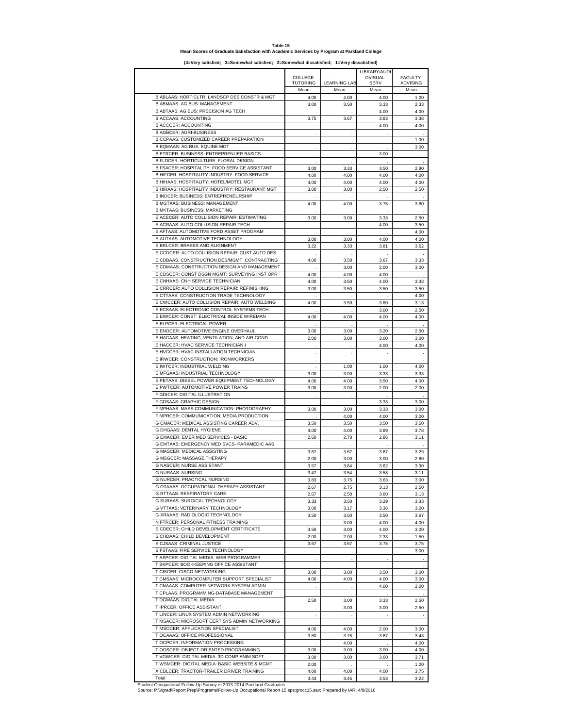**Table 15**
**Mean Scores of Graduate Satisfaction with Academic Services by Program at Parkland College**

**(4=Very satisfied; 3=Somewhat satisfied; 2=Somewhat dissatisfied; 1=Very dissatisfied)**

| | COLLEGE TUTORING | LEARNING LAB | LIBRARY/AUDIOVISUAL SERV | FACULTY ADVISING |
|---|---|---|---|---|
| | Mean | Mean | Mean | Mean |
| B ABLAAS: HORTICLTR: LANDSCP DES CONSTR & MGT | 4.00 | 4.00 | 4.00 | 1.00 |
| B ABMAAS: AG BUS: MANAGEMENT | 3.00 | 3.50 | 3.33 | 2.33 |
| B ABTAAS: AG BUS: PRECISION AG TECH | . | . | 4.00 | 4.00 |
| B ACCAAS: ACCOUNTING | 3.75 | 3.67 | 3.83 | 3.38 |
| B ACCCER: ACCOUNTING | . | . | 4.00 | 4.00 |
| B AGBCER: AGRI-BUSINESS | . | . | . | . |
| B CCPAAS: CUSTOMIZED CAREER PREPARATION | . | . | . | 1.00 |
| B EQMAAS: AG BUS: EQUINE MGT | . | . | . | 3.00 |
| B ETRCER: BUSINESS: ENTREPRENUER BASICS | . | . | 3.00 | . |
| B FLDCER: HORTICULTURE: FLORAL DESIGN | . | . | . | . |
| B FSACER: HOSPITALITY: FOOD SERVICE ASSISTANT | 3.00 | 3.33 | 3.50 | 2.80 |
| B HIFCER: HOSPITALITY INDUSTRY: FOOD SERVICE | 4.00 | 4.00 | 4.00 | 4.00 |
| B HIHAAS: HOSPITALITY: HOTEL/MOTEL MGT | 4.00 | 4.00 | 4.00 | 4.00 |
| B HIRAAS: HOSPITALITY INDUSTRY: RESTAURANT MGT | 3.00 | 3.00 | 2.50 | 2.50 |
| B INDCER: BUSINESS: ENTREPRENEURSHIP | . | . | . | . |
| B MGTAAS: BUSINESS: MANAGEMENT | 4.00 | 4.00 | 3.75 | 3.60 |
| B MKTAAS: BUSINESS: MARKETING | . | . | . | . |
| E ACECER: AUTO COLLISION REPAIR: ESTIMATING | 3.00 | 3.00 | 3.33 | 2.50 |
| E ACRAAS: AUTO COLLISION REPAIR TECH | . | . | 4.00 | 3.50 |
| E AFTAAS: AUTOMOTIVE FORD ASSET PROGRAM | . | . | . | 4.00 |
| E AUTAAS: AUTOMOTIVE TECHNOLOGY | 3.00 | 3.00 | 4.00 | 4.00 |
| E BRLCER: BRAKES AND ALIGNMENT | 3.22 | 3.33 | 3.81 | 3.62 |
| E CCDCER: AUTO COLLISION REPAIR: CUST.AUTO DES | . | . | . | . |
| E CDBAAS: CONSTRUCTION DES/MGMT: CONTRACTING | 4.00 | 3.50 | 3.67 | 3.33 |
| E CDMAAS: CONSTRUCTION DESIGN AND MANAGEMENT | . | 3.00 | 2.00 | 3.00 |
| E CDSCER: CONST DSGN MGMT: SURVEYING INST OPR | 4.00 | 4.00 | 4.00 | . |
| E CNHAAS: CNH SERVICE TECHNICIAN | 4.00 | 3.50 | 4.00 | 3.33 |
| E CRRCER: AUTO COLLISION REPAIR: REFINISHING | 3.00 | 3.50 | 3.50 | 3.50 |
| E CTTAAS: CONSTRUCTION TRADE TECHNOLOGY | . | . | . | 4.00 |
| E CWCCER: AUTO COLLISION REPAIR: AUTO WELDING | 4.00 | 3.50 | 3.60 | 3.13 |
| E ECSAAS: ELECTRONIC CONTROL SYSTEMS TECH | . | . | 3.00 | 2.50 |
| E EIWCER: CONST: ELECTRICAL INSIDE WIREMAN | 4.00 | 4.00 | 4.00 | 4.00 |
| E ELPCER: ELECTRICAL POWER | . | . | . | . |
| E ENOCER: AUTOMOTIVE ENGINE OVERHAUL | 3.00 | 3.00 | 3.20 | 2.50 |
| E HACAAS: HEATING, VENTILATION, AND AIR COND | 2.00 | 3.00 | 3.00 | 3.00 |
| E HACCER: HVAC SERVICE TECHNICIAN I | . | . | 4.00 | 4.00 |
| E HVCCER: HVAC INSTALLATION TECHNICIAN | . | . | . | . |
| E IRWCER: CONSTRUCTION: IRONWORKERS | . | . | . | . |
| E IWTCER: INDUSTRIAL WELDING | . | 1.00 | 1.00 | 4.00 |
| E MFGAAS: INDUSTRIAL TECHNOLOGY | 3.00 | 3.00 | 3.33 | 3.33 |
| E PETAAS: DIESEL POWER EQUIPMENT TECHNOLOGY | 4.00 | 4.00 | 3.50 | 4.00 |
| E PWTCER: AUTOMOTIVE POWER TRAINS | 3.00 | 3.00 | 2.00 | 2.00 |
| F GDICER: DIGITAL ILLUSTRATION | . | . | . | . |
| F GDSAAS: GRAPHIC DESIGN | . | . | 3.33 | 3.00 |
| F MPHAAS: MASS COMMUNICATION: PHOTOGRAPHY | 3.00 | 3.00 | 3.33 | 3.00 |
| F MPRCER: COMMUNICATION: MEDIA PRODUCTION | . | 4.00 | 4.00 | 3.00 |
| G CMACER: MEDICAL ASSISTING CAREER ADV. | 3.50 | 3.50 | 3.50 | 3.50 |
| G DHGAAS: DENTAL HYGIENE | 4.00 | 4.00 | 3.89 | 3.78 |
| G EMACER: EMER MED SERVICES - BASIC | 2.60 | 2.78 | 2.86 | 3.11 |
| G EMTAAS: EMERGENCY MED SVCS- PARAMEDIC AAS | . | . | . | . |
| G MASCER: MEDICAL ASSISTING | 3.67 | 3.67 | 3.67 | 3.29 |
| G MSGCER: MASSAGE THERAPY | 2.00 | 3.00 | 3.00 | 2.80 |
| G NASCER: NURSE ASSISTANT | 3.57 | 3.64 | 3.62 | 3.30 |
| G NURAAS: NURSING | 3.47 | 3.54 | 3.58 | 3.11 |
| G NURCER: PRACTICAL NURSING | 3.83 | 3.75 | 3.63 | 3.00 |
| G OTAAAS: OCCUPATIONAL THERAPY ASSISTANT | 2.67 | 2.75 | 3.13 | 2.50 |
| G RTTAAS: RESPIRATORY CARE | 2.67 | 2.50 | 3.60 | 3.13 |
| G SURAAS: SURGICAL TECHNOLOGY | 3.33 | 3.50 | 3.29 | 3.33 |
| G VTTAAS: VETERINARY TECHNOLOGY | 3.00 | 3.17 | 3.36 | 3.20 |
| G XRAAAS: RADIOLOGIC TECHNOLOGY | 3.50 | 3.50 | 3.50 | 3.67 |
| N FTRCER: PERSONAL FITNESS TRAINING | . | 3.00 | 4.00 | 4.00 |
| S CDECER: CHILD DEVELOPMENT CERTIFICATE | 3.50 | 3.00 | 4.00 | 3.00 |
| S CHDAAS: CHILD DEVELOPMENT | 2.00 | 2.00 | 2.33 | 1.50 |
| S CJSAAS: CRIMINAL JUSTICE | 3.67 | 3.67 | 3.75 | 3.75 |
| S FSTAAS: FIRE SERVICE TECHNOLOGY | . | . | . | 3.00 |
| T ASPCER: DIGITAL MEDIA: WEB PROGRAMMER | . | . | . | . |
| T BKPCER: BOOKKEEPING OFFICE ASSISTANT | . | . | . | . |
| T CISCER: CISCO NETWORKING | 3.00 | 3.00 | 3.50 | 3.00 |
| T CMSAAS: MICROCOMPUTER SUPPORT SPECIALIST | 4.00 | 4.00 | 4.00 | 3.00 |
| T CNAAAS: COMPUTER NETWORK SYSTEM ADMIN | . | . | 4.00 | 2.00 |
| T CPLAAS: PROGRAMMING-DATABASE MANAGEMENT | . | . | . | . |
| T DGMAAS: DIGITAL MEDIA | 2.50 | 3.00 | 3.33 | 2.50 |
| T IPRCER: OFFICE ASSISTANT | . | 3.00 | 3.00 | 2.50 |
| T LINCER: LINUX SYSTEM ADMIN NETWORKING | . | . | . | . |
| T MSACER: MICROSOFT CERT SYS ADMIN NETWORKING | . | . | . | . |
| T MSOCER: APPLICATION SPECIALIST | 4.00 | 4.00 | 2.00 | 3.00 |
| T OCAAAS: OFFICE PROFESSIONAL | 3.80 | 3.75 | 3.67 | 3.43 |
| T OCPCER: INFORMATION PROCESSING | . | 4.00 | . | 4.00 |
| T OOSCER: OBJECT-ORIENTED PROGRAMMING | 3.00 | 3.00 | 3.00 | 4.00 |
| T VGWCER: DIGITAL MEDIA: 3D COMP ANIM SOFT | 3.00 | 3.00 | 3.60 | 3.71 |
| T WSMCER: DIGITAL MEDIA: BASIC WEBSITE & MGMT | 2.00 | . | . | 1.00 |
| X CDLCER: TRACTOR-TRAILER DRIVER TRAINING | 4.00 | 4.00 | 4.00 | 3.75 |
| Total | 3.43 | 3.45 | 3.53 | 3.22 |

Student Occupational Follow-Up Survey of 2013-2014 Parkland Graduates
Source: P:\\grad\Report Prep\Programs\Follow-Up Occupational Report 15.sps;grocc15.sav; Prepared by IAR; 4/8/2016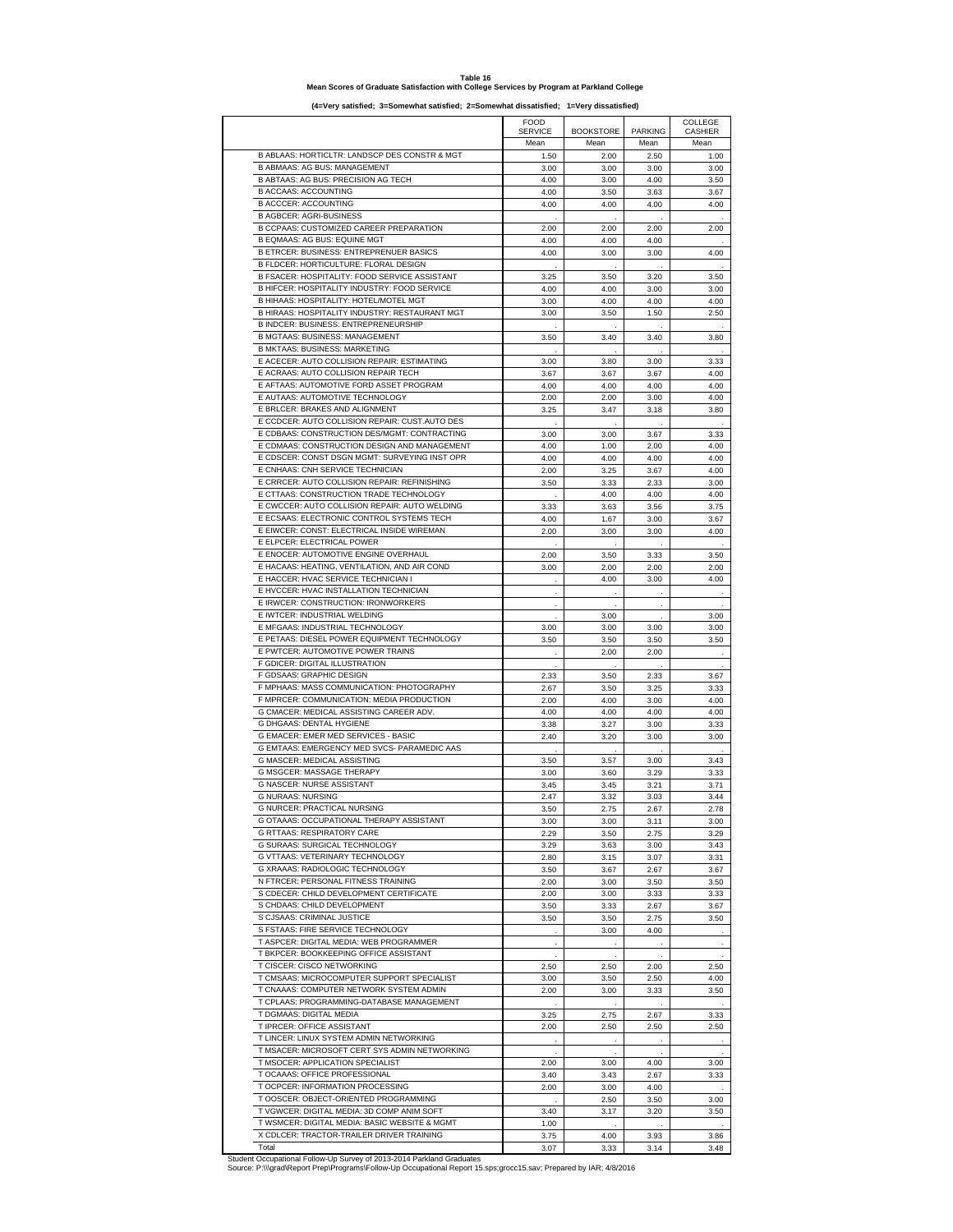**Table 16**
**Mean Scores of Graduate Satisfaction with College Services by Program at Parkland College**

**(4=Very satisfied; 3=Somewhat satisfied; 2=Somewhat dissatisfied; 1=Very dissatisfied)**

| | FOOD SERVICE | BOOKSTORE | PARKING | COLLEGE CASHIER |
|---|---|---|---|---|
| | Mean | Mean | Mean | Mean |
| B ABLAAS: HORTICLTR: LANDSCP DES CONSTR & MGT | 1.50 | 2.00 | 2.50 | 1.00 |
| B ABMAAS: AG BUS: MANAGEMENT | 3.00 | 3.00 | 3.00 | 3.00 |
| B ABTAAS: AG BUS: PRECISION AG TECH | 4.00 | 3.00 | 4.00 | 3.50 |
| B ACCAAS: ACCOUNTING | 4.00 | 3.50 | 3.63 | 3.67 |
| B ACCCER: ACCOUNTING | 4.00 | 4.00 | 4.00 | 4.00 |
| B AGBCER: AGRI-BUSINESS | . | . | . | . |
| B CCPAAS: CUSTOMIZED CAREER PREPARATION | 2.00 | 2.00 | 2.00 | 2.00 |
| B EQMAAS: AG BUS: EQUINE MGT | 4.00 | 4.00 | 4.00 | . |
| B ETRCER: BUSINESS: ENTREPRENUER BASICS | 4.00 | 3.00 | 3.00 | 4.00 |
| B FLDCER: HORTICULTURE: FLORAL DESIGN | . | . | . | . |
| B FSACER: HOSPITALITY: FOOD SERVICE ASSISTANT | 3.25 | 3.50 | 3.20 | 3.50 |
| B HIFCER: HOSPITALITY INDUSTRY: FOOD SERVICE | 4.00 | 4.00 | 3.00 | 3.00 |
| B HIHAAS: HOSPITALITY: HOTEL/MOTEL MGT | 3.00 | 4.00 | 4.00 | 4.00 |
| B HIRAAS: HOSPITALITY INDUSTRY: RESTAURANT MGT | 3.00 | 3.50 | 1.50 | 2.50 |
| B INDCER: BUSINESS: ENTREPRENEURSHIP | . | . | . | . |
| B MGTAAS: BUSINESS: MANAGEMENT | 3.50 | 3.40 | 3.40 | 3.80 |
| B MKTAAS: BUSINESS: MARKETING | . | . | . | . |
| E ACECER: AUTO COLLISION REPAIR: ESTIMATING | 3.00 | 3.80 | 3.00 | 3.33 |
| E ACRAAS: AUTO COLLISION REPAIR TECH | 3.67 | 3.67 | 3.67 | 4.00 |
| E AFTAAS: AUTOMOTIVE FORD ASSET PROGRAM | 4.00 | 4.00 | 4.00 | 4.00 |
| E AUTAAS: AUTOMOTIVE TECHNOLOGY | 2.00 | 2.00 | 3.00 | 4.00 |
| E BRLCER: BRAKES AND ALIGNMENT | 3.25 | 3.47 | 3.18 | 3.80 |
| E CCDCER: AUTO COLLISION REPAIR: CUST.AUTO DES | . | . | . | . |
| E CDBAAS: CONSTRUCTION DES/MGMT: CONTRACTING | 3.00 | 3.00 | 3.67 | 3.33 |
| E CDMAAS: CONSTRUCTION DESIGN AND MANAGEMENT | 4.00 | 1.00 | 2.00 | 4.00 |
| E CDSCER: CONST DSGN MGMT: SURVEYING INST OPR | 4.00 | 4.00 | 4.00 | 4.00 |
| E CNHAAS: CNH SERVICE TECHNICIAN | 2.00 | 3.25 | 3.67 | 4.00 |
| E CRRCER: AUTO COLLISION REPAIR: REFINISHING | 3.50 | 3.33 | 2.33 | 3.00 |
| E CTTAAS: CONSTRUCTION TRADE TECHNOLOGY | . | 4.00 | 4.00 | 4.00 |
| E CWCCER: AUTO COLLISION REPAIR: AUTO WELDING | 3.33 | 3.63 | 3.56 | 3.75 |
| E ECSAAS: ELECTRONIC CONTROL SYSTEMS TECH | 4.00 | 1.67 | 3.00 | 3.67 |
| E EIWCER: CONST: ELECTRICAL INSIDE WIREMAN | 2.00 | 3.00 | 3.00 | 4.00 |
| E ELPCER: ELECTRICAL POWER | . | . | . | . |
| E ENOCER: AUTOMOTIVE ENGINE OVERHAUL | 2.00 | 3.50 | 3.33 | 3.50 |
| E HACAAS: HEATING, VENTILATION, AND AIR COND | 3.00 | 2.00 | 2.00 | 2.00 |
| E HACCER: HVAC SERVICE TECHNICIAN I | . | 4.00 | 3.00 | 4.00 |
| E HVCCER: HVAC INSTALLATION TECHNICIAN | . | . | . | . |
| E IRWCER: CONSTRUCTION: IRONWORKERS | . | . | . | . |
| E IWTCER: INDUSTRIAL WELDING | . | 3.00 | . | 3.00 |
| E MFGAAS: INDUSTRIAL TECHNOLOGY | 3.00 | 3.00 | 3.00 | 3.00 |
| E PETAAS: DIESEL POWER EQUIPMENT TECHNOLOGY | 3.50 | 3.50 | 3.50 | 3.50 |
| E PWTCER: AUTOMOTIVE POWER TRAINS | . | 2.00 | 2.00 | . |
| F GDICER: DIGITAL ILLUSTRATION | . | . | . | . |
| F GDSAAS: GRAPHIC DESIGN | 2.33 | 3.50 | 2.33 | 3.67 |
| F MPHAAS: MASS COMMUNICATION: PHOTOGRAPHY | 2.67 | 3.50 | 3.25 | 3.33 |
| F MPRCER: COMMUNICATION: MEDIA PRODUCTION | 2.00 | 4.00 | 3.00 | 4.00 |
| G CMACER: MEDICAL ASSISTING CAREER ADV. | 4.00 | 4.00 | 4.00 | 4.00 |
| G DHGAAS: DENTAL HYGIENE | 3.38 | 3.27 | 3.00 | 3.33 |
| G EMACER: EMER MED SERVICES - BASIC | 2.40 | 3.20 | 3.00 | 3.00 |
| G EMTAAS: EMERGENCY MED SVCS- PARAMEDIC AAS | . | . | . | . |
| G MASCER: MEDICAL ASSISTING | 3.50 | 3.57 | 3.00 | 3.43 |
| G MSGCER: MASSAGE THERAPY | 3.00 | 3.60 | 3.29 | 3.33 |
| G NASCER: NURSE ASSISTANT | 3.45 | 3.45 | 3.21 | 3.71 |
| G NURAAS: NURSING | 2.47 | 3.32 | 3.03 | 3.44 |
| G NURCER: PRACTICAL NURSING | 3.50 | 2.75 | 2.67 | 2.78 |
| G OTAAAS: OCCUPATIONAL THERAPY ASSISTANT | 3.00 | 3.00 | 3.11 | 3.00 |
| G RTTAAS: RESPIRATORY CARE | 2.29 | 3.50 | 2.75 | 3.29 |
| G SURAAS: SURGICAL TECHNOLOGY | 3.29 | 3.63 | 3.00 | 3.43 |
| G VTTAAS: VETERINARY TECHNOLOGY | 2.80 | 3.15 | 3.07 | 3.31 |
| G XRAAAS: RADIOLOGIC TECHNOLOGY | 3.50 | 3.67 | 2.67 | 3.67 |
| N FTRCER: PERSONAL FITNESS TRAINING | 2.00 | 3.00 | 3.50 | 3.50 |
| S CDECER: CHILD DEVELOPMENT CERTIFICATE | 2.00 | 3.00 | 3.33 | 3.33 |
| S CHDAAS: CHILD DEVELOPMENT | 3.50 | 3.33 | 2.67 | 3.67 |
| S CJSAAS: CRIMINAL JUSTICE | 3.50 | 3.50 | 2.75 | 3.50 |
| S FSTAAS: FIRE SERVICE TECHNOLOGY | . | 3.00 | 4.00 | . |
| T ASPCER: DIGITAL MEDIA: WEB PROGRAMMER | . | . | . | . |
| T BKPCER: BOOKKEEPING OFFICE ASSISTANT | . | . | . | . |
| T CISCER: CISCO NETWORKING | 2.50 | 2.50 | 2.00 | 2.50 |
| T CMSAAS: MICROCOMPUTER SUPPORT SPECIALIST | 3.00 | 3.50 | 2.50 | 4.00 |
| T CNAAAS: COMPUTER NETWORK SYSTEM ADMIN | 2.00 | 3.00 | 3.33 | 3.50 |
| T CPLAAS: PROGRAMMING-DATABASE MANAGEMENT | . | . | . | . |
| T DGMAAS: DIGITAL MEDIA | 3.25 | 2.75 | 2.67 | 3.33 |
| T IPRCER: OFFICE ASSISTANT | 2.00 | 2.50 | 2.50 | 2.50 |
| T LINCER: LINUX SYSTEM ADMIN NETWORKING | . | . | . | . |
| T MSACER: MICROSOFT CERT SYS ADMIN NETWORKING | . | . | . | . |
| T MSOCER: APPLICATION SPECIALIST | 2.00 | 3.00 | 4.00 | 3.00 |
| T OCAAAS: OFFICE PROFESSIONAL | 3.40 | 3.43 | 2.67 | 3.33 |
| T OCPCER: INFORMATION PROCESSING | 2.00 | 3.00 | 4.00 | . |
| T OOSCER: OBJECT-ORIENTED PROGRAMMING | . | 2.50 | 3.50 | 3.00 |
| T VGWCER: DIGITAL MEDIA: 3D COMP ANIM SOFT | 3.40 | 3.17 | 3.20 | 3.50 |
| T WSMCER: DIGITAL MEDIA: BASIC WEBSITE & MGMT | 1.00 | . | . | . |
| X CDLCER: TRACTOR-TRAILER DRIVER TRAINING | 3.75 | 4.00 | 3.93 | 3.86 |
| Total | 3.07 | 3.33 | 3.14 | 3.48 |

Student Occupational Follow-Up Survey of 2013-2014 Parkland Graduates
Source: P:\\grad\Report Prep\Programs\Follow-Up Occupational Report 15.sps;grocc15.sav; Prepared by IAR; 4/8/2016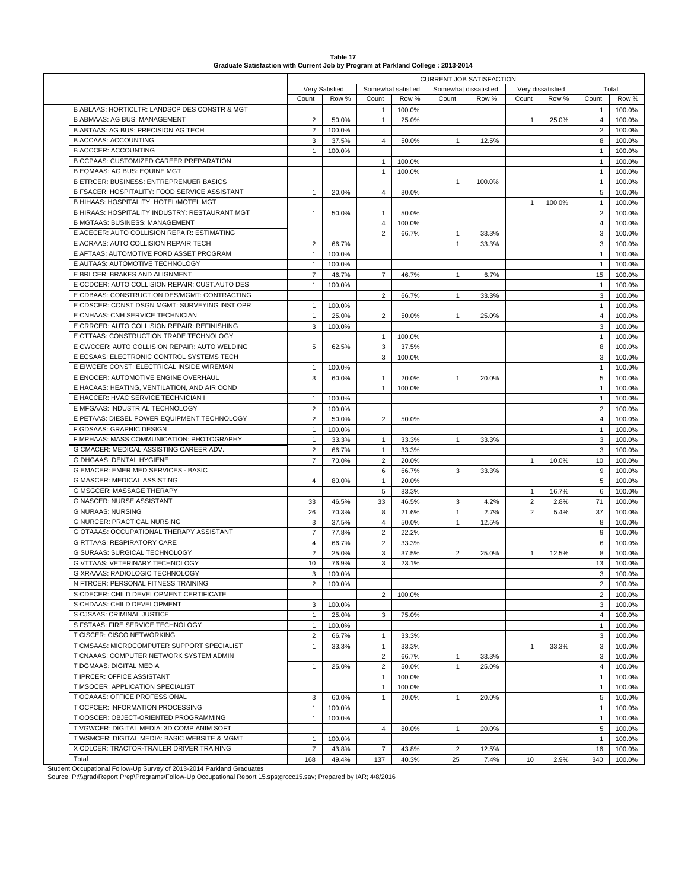**Table 17**
**Graduate Satisfaction with Current Job by Program at Parkland College : 2013-2014**

| | CURRENT JOB SATISFACTION | | | | | | | | | |
|---|---|---|---|---|---|---|---|---|---|---|
| | Very Satisfied | | Somewhat satisfied | | Somewhat dissatisfied | | Very dissatisfied | | Total | |
| | Count | Row % | Count | Row % | Count | Row % | Count | Row % | Count | Row % |
| B ABLAAS: HORTICLTR: LANDSCP DES CONSTR & MGT | | | 1 | 100.0% | | | | | 1 | 100.0% |
| B ABMAAS: AG BUS: MANAGEMENT | 2 | 50.0% | 1 | 25.0% | | | 1 | 25.0% | 4 | 100.0% |
| B ABTAAS: AG BUS: PRECISION AG TECH | 2 | 100.0% | | | | | | | 2 | 100.0% |
| B ACCAAS: ACCOUNTING | 3 | 37.5% | 4 | 50.0% | 1 | 12.5% | | | 8 | 100.0% |
| B ACCCER: ACCOUNTING | 1 | 100.0% | | | | | | | 1 | 100.0% |
| B CCPAAS: CUSTOMIZED CAREER PREPARATION | | | 1 | 100.0% | | | | | 1 | 100.0% |
| B EQMAAS: AG BUS: EQUINE MGT | | | 1 | 100.0% | | | | | 1 | 100.0% |
| B ETRCER: BUSINESS: ENTREPRENUER BASICS | | | | | 1 | 100.0% | | | 1 | 100.0% |
| B FSACER: HOSPITALITY: FOOD SERVICE ASSISTANT | 1 | 20.0% | 4 | 80.0% | | | | | 5 | 100.0% |
| B HIHAAS: HOSPITALITY: HOTEL/MOTEL MGT | | | | | | | 1 | 100.0% | 1 | 100.0% |
| B HIRAAS: HOSPITALITY INDUSTRY: RESTAURANT MGT | 1 | 50.0% | 1 | 50.0% | | | | | 2 | 100.0% |
| B MGTAAS: BUSINESS: MANAGEMENT | | | 4 | 100.0% | | | | | 4 | 100.0% |
| E ACECER: AUTO COLLISION REPAIR: ESTIMATING | | | 2 | 66.7% | 1 | 33.3% | | | 3 | 100.0% |
| E ACRAAS: AUTO COLLISION REPAIR TECH | 2 | 66.7% | | | 1 | 33.3% | | | 3 | 100.0% |
| E AFTAAS: AUTOMOTIVE FORD ASSET PROGRAM | 1 | 100.0% | | | | | | | 1 | 100.0% |
| E AUTAAS: AUTOMOTIVE TECHNOLOGY | 1 | 100.0% | | | | | | | 1 | 100.0% |
| E BRLCER: BRAKES AND ALIGNMENT | 7 | 46.7% | 7 | 46.7% | 1 | 6.7% | | | 15 | 100.0% |
| E CCDCER: AUTO COLLISION REPAIR: CUST.AUTO DES | 1 | 100.0% | | | | | | | 1 | 100.0% |
| E CDBAAS: CONSTRUCTION DES/MGMT: CONTRACTING | | | 2 | 66.7% | 1 | 33.3% | | | 3 | 100.0% |
| E CDSCER: CONST DSGN MGMT: SURVEYING INST OPR | 1 | 100.0% | | | | | | | 1 | 100.0% |
| E CNHAAS: CNH SERVICE TECHNICIAN | 1 | 25.0% | 2 | 50.0% | 1 | 25.0% | | | 4 | 100.0% |
| E CRRCER: AUTO COLLISION REPAIR: REFINISHING | 3 | 100.0% | | | | | | | 3 | 100.0% |
| E CTTAAS: CONSTRUCTION TRADE TECHNOLOGY | | | 1 | 100.0% | | | | | 1 | 100.0% |
| E CWCCER: AUTO COLLISION REPAIR: AUTO WELDING | 5 | 62.5% | 3 | 37.5% | | | | | 8 | 100.0% |
| E ECSAAS: ELECTRONIC CONTROL SYSTEMS TECH | | | 3 | 100.0% | | | | | 3 | 100.0% |
| E EIWCER: CONST: ELECTRICAL INSIDE WIREMAN | 1 | 100.0% | | | | | | | 1 | 100.0% |
| E ENOCER: AUTOMOTIVE ENGINE OVERHAUL | 3 | 60.0% | 1 | 20.0% | 1 | 20.0% | | | 5 | 100.0% |
| E HACAAS: HEATING, VENTILATION, AND AIR COND | | | 1 | 100.0% | | | | | 1 | 100.0% |
| E HACCER: HVAC SERVICE TECHNICIAN I | 1 | 100.0% | | | | | | | 1 | 100.0% |
| E MFGAAS: INDUSTRIAL TECHNOLOGY | 2 | 100.0% | | | | | | | 2 | 100.0% |
| E PETAAS: DIESEL POWER EQUIPMENT TECHNOLOGY | 2 | 50.0% | 2 | 50.0% | | | | | 4 | 100.0% |
| F GDSAAS: GRAPHIC DESIGN | 1 | 100.0% | | | | | | | 1 | 100.0% |
| F MPHAAS: MASS COMMUNICATION: PHOTOGRAPHY | 1 | 33.3% | 1 | 33.3% | 1 | 33.3% | | | 3 | 100.0% |
| G CMACER: MEDICAL ASSISTING CAREER ADV. | 2 | 66.7% | 1 | 33.3% | | | | | 3 | 100.0% |
| G DHGAAS: DENTAL HYGIENE | 7 | 70.0% | 2 | 20.0% | | | 1 | 10.0% | 10 | 100.0% |
| G EMACER: EMER MED SERVICES - BASIC | | | 6 | 66.7% | 3 | 33.3% | | | 9 | 100.0% |
| G MASCER: MEDICAL ASSISTING | 4 | 80.0% | 1 | 20.0% | | | | | 5 | 100.0% |
| G MSGCER: MASSAGE THERAPY | | | 5 | 83.3% | | | 1 | 16.7% | 6 | 100.0% |
| G NASCER: NURSE ASSISTANT | 33 | 46.5% | 33 | 46.5% | 3 | 4.2% | 2 | 2.8% | 71 | 100.0% |
| G NURAAS: NURSING | 26 | 70.3% | 8 | 21.6% | 1 | 2.7% | 2 | 5.4% | 37 | 100.0% |
| G NURCER: PRACTICAL NURSING | 3 | 37.5% | 4 | 50.0% | 1 | 12.5% | | | 8 | 100.0% |
| G OTAAAS: OCCUPATIONAL THERAPY ASSISTANT | 7 | 77.8% | 2 | 22.2% | | | | | 9 | 100.0% |
| G RTTAAS: RESPIRATORY CARE | 4 | 66.7% | 2 | 33.3% | | | | | 6 | 100.0% |
| G SURAAS: SURGICAL TECHNOLOGY | 2 | 25.0% | 3 | 37.5% | 2 | 25.0% | 1 | 12.5% | 8 | 100.0% |
| G VTTAAS: VETERINARY TECHNOLOGY | 10 | 76.9% | 3 | 23.1% | | | | | 13 | 100.0% |
| G XRAAAS: RADIOLOGIC TECHNOLOGY | 3 | 100.0% | | | | | | | 3 | 100.0% |
| N FTRCER: PERSONAL FITNESS TRAINING | 2 | 100.0% | | | | | | | 2 | 100.0% |
| S CDECER: CHILD DEVELOPMENT CERTIFICATE | | | 2 | 100.0% | | | | | 2 | 100.0% |
| S CHDAAS: CHILD DEVELOPMENT | 3 | 100.0% | | | | | | | 3 | 100.0% |
| S CJSAAS: CRIMINAL JUSTICE | 1 | 25.0% | 3 | 75.0% | | | | | 4 | 100.0% |
| S FSTAAS: FIRE SERVICE TECHNOLOGY | 1 | 100.0% | | | | | | | 1 | 100.0% |
| T CISCER: CISCO NETWORKING | 2 | 66.7% | 1 | 33.3% | | | | | 3 | 100.0% |
| T CMSAAS: MICROCOMPUTER SUPPORT SPECIALIST | 1 | 33.3% | 1 | 33.3% | | | 1 | 33.3% | 3 | 100.0% |
| T CNAAAS: COMPUTER NETWORK SYSTEM ADMIN | | | 2 | 66.7% | 1 | 33.3% | | | 3 | 100.0% |
| T DGMAAS: DIGITAL MEDIA | 1 | 25.0% | 2 | 50.0% | 1 | 25.0% | | | 4 | 100.0% |
| T IPRCER: OFFICE ASSISTANT | | | 1 | 100.0% | | | | | 1 | 100.0% |
| T MSOCER: APPLICATION SPECIALIST | | | 1 | 100.0% | | | | | 1 | 100.0% |
| T OCAAAS: OFFICE PROFESSIONAL | 3 | 60.0% | 1 | 20.0% | 1 | 20.0% | | | 5 | 100.0% |
| T OCPCER: INFORMATION PROCESSING | 1 | 100.0% | | | | | | | 1 | 100.0% |
| T OOSCER: OBJECT-ORIENTED PROGRAMMING | 1 | 100.0% | | | | | | | 1 | 100.0% |
| T VGWCER: DIGITAL MEDIA: 3D COMP ANIM SOFT | | | 4 | 80.0% | 1 | 20.0% | | | 5 | 100.0% |
| T WSMCER: DIGITAL MEDIA: BASIC WEBSITE & MGMT | 1 | 100.0% | | | | | | | 1 | 100.0% |
| X CDLCER: TRACTOR-TRAILER DRIVER TRAINING | 7 | 43.8% | 7 | 43.8% | 2 | 12.5% | | | 16 | 100.0% |
| Total | 168 | 49.4% | 137 | 40.3% | 25 | 7.4% | 10 | 2.9% | 340 | 100.0% |

Student Occupational Follow-Up Survey of 2013-2014 Parkland Graduates
Source: P:\\\grad\Report Prep\Programs\Follow-Up Occupational Report 15.sps;grocc15.sav; Prepared by IAR; 4/8/2016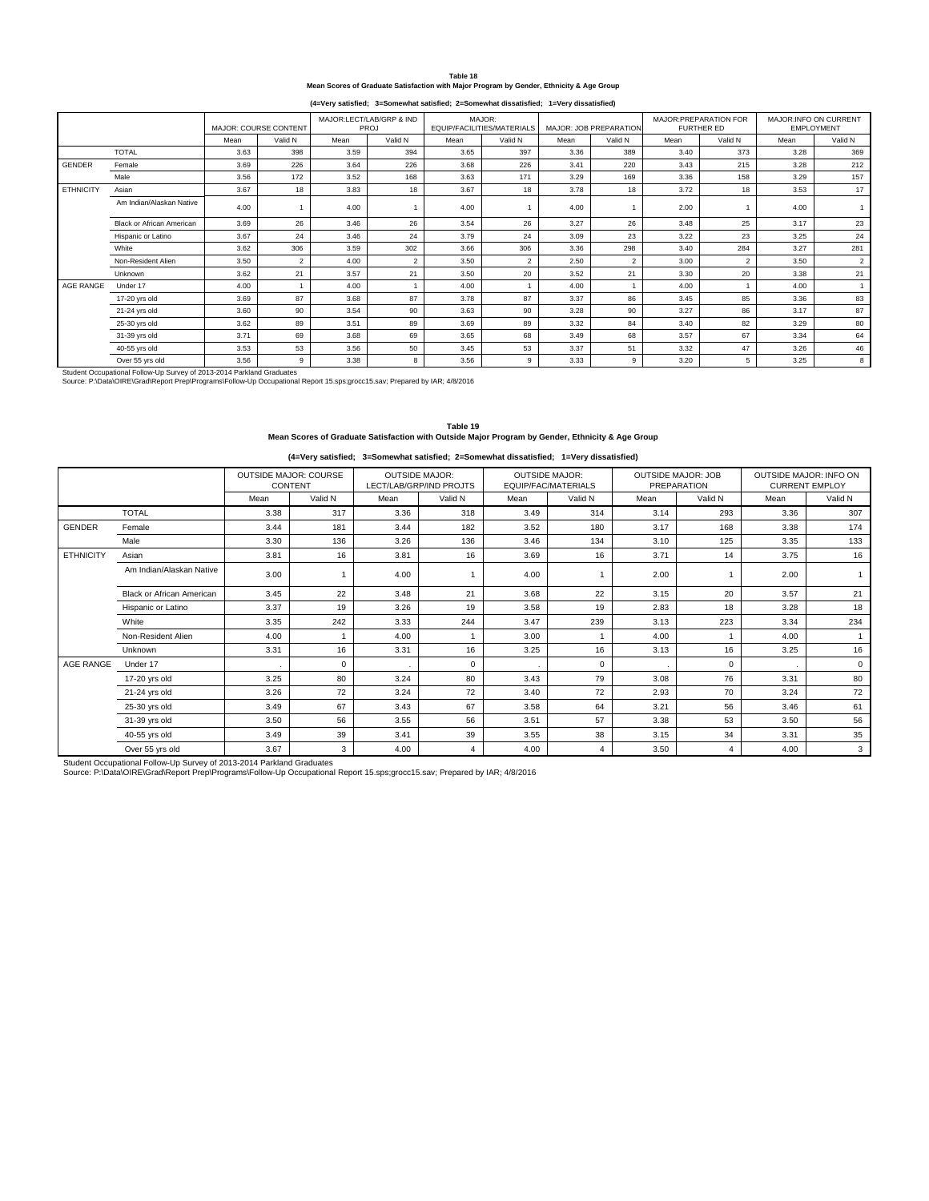**Table 18**
**Mean Scores of Graduate Satisfaction with Major Program by Gender, Ethnicity & Age Group**

**(4=Very satisfied; 3=Somewhat satisfied; 2=Somewhat dissatisfied; 1=Very dissatisfied)**

| | | MAJOR: COURSE CONTENT | | MAJOR:LECT/LAB/GRP & IND PROJ | | MAJOR: EQUIP/FACILITIES/MATERIALS | | MAJOR: JOB PREPARATION | | MAJOR:PREPARATION FOR FURTHER ED | | MAJOR:INFO ON CURRENT EMPLOYMENT | |
|---|---|---|---|---|---|---|---|---|---|---|---|---|---|
| | | Mean | Valid N | Mean | Valid N | Mean | Valid N | Mean | Valid N | Mean | Valid N | Mean | Valid N |
| | TOTAL | 3.63 | 398 | 3.59 | 394 | 3.65 | 397 | 3.36 | 389 | 3.40 | 373 | 3.28 | 369 |
| GENDER | Female | 3.69 | 226 | 3.64 | 226 | 3.68 | 226 | 3.41 | 220 | 3.43 | 215 | 3.28 | 212 |
| | Male | 3.56 | 172 | 3.52 | 168 | 3.63 | 171 | 3.29 | 169 | 3.36 | 158 | 3.29 | 157 |
| ETHNICITY | Asian | 3.67 | 18 | 3.83 | 18 | 3.67 | 18 | 3.78 | 18 | 3.72 | 18 | 3.53 | 17 |
| | Am Indian/Alaskan Native | 4.00 | 1 | 4.00 | 1 | 4.00 | 1 | 4.00 | 1 | 2.00 | 1 | 4.00 | 1 |
| | Black or African American | 3.69 | 26 | 3.46 | 26 | 3.54 | 26 | 3.27 | 26 | 3.48 | 25 | 3.17 | 23 |
| | Hispanic or Latino | 3.67 | 24 | 3.46 | 24 | 3.79 | 24 | 3.09 | 23 | 3.22 | 23 | 3.25 | 24 |
| | White | 3.62 | 306 | 3.59 | 302 | 3.66 | 306 | 3.36 | 298 | 3.40 | 284 | 3.27 | 281 |
| | Non-Resident Alien | 3.50 | 2 | 4.00 | 2 | 3.50 | 2 | 2.50 | 2 | 3.00 | 2 | 3.50 | 2 |
| | Unknown | 3.62 | 21 | 3.57 | 21 | 3.50 | 20 | 3.52 | 21 | 3.30 | 20 | 3.38 | 21 |
| AGE RANGE | Under 17 | 4.00 | 1 | 4.00 | 1 | 4.00 | 1 | 4.00 | 1 | 4.00 | 1 | 4.00 | 1 |
| | 17-20 yrs old | 3.69 | 87 | 3.68 | 87 | 3.78 | 87 | 3.37 | 86 | 3.45 | 85 | 3.36 | 83 |
| | 21-24 yrs old | 3.60 | 90 | 3.54 | 90 | 3.63 | 90 | 3.28 | 90 | 3.27 | 86 | 3.17 | 87 |
| | 25-30 yrs old | 3.62 | 89 | 3.51 | 89 | 3.69 | 89 | 3.32 | 84 | 3.40 | 82 | 3.29 | 80 |
| | 31-39 yrs old | 3.71 | 69 | 3.68 | 69 | 3.65 | 68 | 3.49 | 68 | 3.57 | 67 | 3.34 | 64 |
| | 40-55 yrs old | 3.53 | 53 | 3.56 | 50 | 3.45 | 53 | 3.37 | 51 | 3.32 | 47 | 3.26 | 46 |
| | Over 55 yrs old | 3.56 | 9 | 3.38 | 8 | 3.56 | 9 | 3.33 | 9 | 3.20 | 5 | 3.25 | 8 |

Student Occupational Follow-Up Survey of 2013-2014 Parkland Graduates
Source: P:\Data\OIRE\Grad\Report Prep\Programs\Follow-Up Occupational Report 15.sps;grocc15.sav; Prepared by IAR; 4/8/2016

**Table 19**
**Mean Scores of Graduate Satisfaction with Outside Major Program by Gender, Ethnicity & Age Group**

**(4=Very satisfied; 3=Somewhat satisfied; 2=Somewhat dissatisfied; 1=Very dissatisfied)**

| | | OUTSIDE MAJOR: COURSE CONTENT | | OUTSIDE MAJOR: LECT/LAB/GRP/IND PROJTS | | OUTSIDE MAJOR: EQUIP/FAC/MATERIALS | | OUTSIDE MAJOR: JOB PREPARATION | | OUTSIDE MAJOR: INFO ON CURRENT EMPLOY | |
|---|---|---|---|---|---|---|---|---|---|---|---|
| | | Mean | Valid N | Mean | Valid N | Mean | Valid N | Mean | Valid N | Mean | Valid N |
| | TOTAL | 3.38 | 317 | 3.36 | 318 | 3.49 | 314 | 3.14 | 293 | 3.36 | 307 |
| GENDER | Female | 3.44 | 181 | 3.44 | 182 | 3.52 | 180 | 3.17 | 168 | 3.38 | 174 |
| | Male | 3.30 | 136 | 3.26 | 136 | 3.46 | 134 | 3.10 | 125 | 3.35 | 133 |
| ETHNICITY | Asian | 3.81 | 16 | 3.81 | 16 | 3.69 | 16 | 3.71 | 14 | 3.75 | 16 |
| | Am Indian/Alaskan Native | 3.00 | 1 | 4.00 | 1 | 4.00 | 1 | 2.00 | 1 | 2.00 | 1 |
| | Black or African American | 3.45 | 22 | 3.48 | 21 | 3.68 | 22 | 3.15 | 20 | 3.57 | 21 |
| | Hispanic or Latino | 3.37 | 19 | 3.26 | 19 | 3.58 | 19 | 2.83 | 18 | 3.28 | 18 |
| | White | 3.35 | 242 | 3.33 | 244 | 3.47 | 239 | 3.13 | 223 | 3.34 | 234 |
| | Non-Resident Alien | 4.00 | 1 | 4.00 | 1 | 3.00 | 1 | 4.00 | 1 | 4.00 | 1 |
| | Unknown | 3.31 | 16 | 3.31 | 16 | 3.25 | 16 | 3.13 | 16 | 3.25 | 16 |
| AGE RANGE | Under 17 | . | 0 | . | 0 | . | 0 | . | 0 | . | 0 |
| | 17-20 yrs old | 3.25 | 80 | 3.24 | 80 | 3.43 | 79 | 3.08 | 76 | 3.31 | 80 |
| | 21-24 yrs old | 3.26 | 72 | 3.24 | 72 | 3.40 | 72 | 2.93 | 70 | 3.24 | 72 |
| | 25-30 yrs old | 3.49 | 67 | 3.43 | 67 | 3.58 | 64 | 3.21 | 56 | 3.46 | 61 |
| | 31-39 yrs old | 3.50 | 56 | 3.55 | 56 | 3.51 | 57 | 3.38 | 53 | 3.50 | 56 |
| | 40-55 yrs old | 3.49 | 39 | 3.41 | 39 | 3.55 | 38 | 3.15 | 34 | 3.31 | 35 |
| | Over 55 yrs old | 3.67 | 3 | 4.00 | 4 | 4.00 | 4 | 3.50 | 4 | 4.00 | 3 |

Student Occupational Follow-Up Survey of 2013-2014 Parkland Graduates
Source: P:\Data\OIRE\Grad\Report Prep\Programs\Follow-Up Occupational Report 15.sps;grocc15.sav; Prepared by IAR; 4/8/2016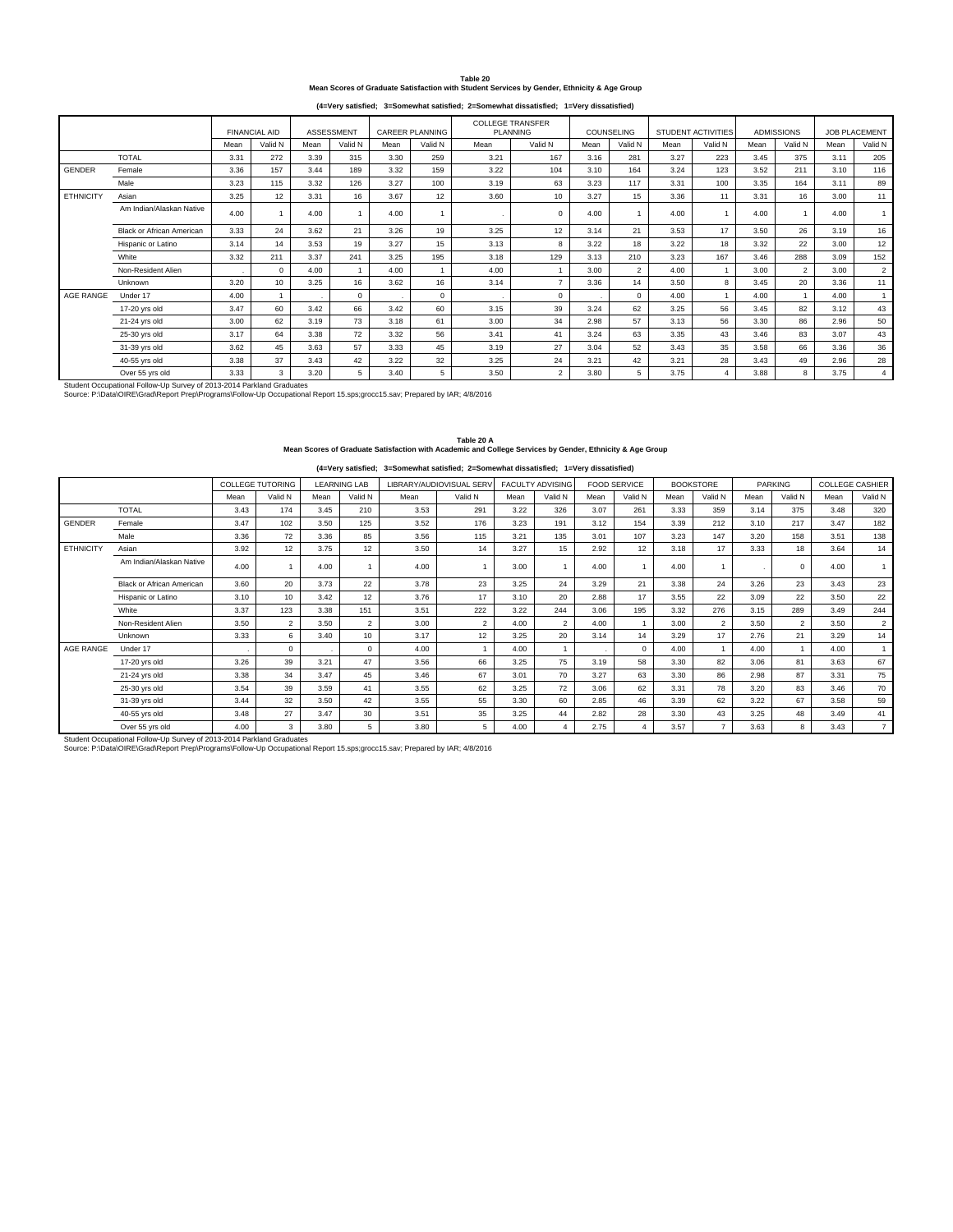**Table 20**
**Mean Scores of Graduate Satisfaction with Student Services by Gender, Ethnicity & Age Group**

**(4=Very satisfied; 3=Somewhat satisfied; 2=Somewhat dissatisfied; 1=Very dissatisfied)**

| | | FINANCIAL AID | | ASSESSMENT | | CAREER PLANNING | | COLLEGE TRANSFER PLANNING | | COUNSELING | | STUDENT ACTIVITIES | | ADMISSIONS | | JOB PLACEMENT | |
|---|---|---|---|---|---|---|---|---|---|---|---|---|---|---|---|---|---|
| | | Mean | Valid N | Mean | Valid N | Mean | Valid N | Mean | Valid N | Mean | Valid N | Mean | Valid N | Mean | Valid N | Mean | Valid N |
| | TOTAL | 3.31 | 272 | 3.39 | 315 | 3.30 | 259 | 3.21 | 167 | 3.16 | 281 | 3.27 | 223 | 3.45 | 375 | 3.11 | 205 |
| GENDER | Female | 3.36 | 157 | 3.44 | 189 | 3.32 | 159 | 3.22 | 104 | 3.10 | 164 | 3.24 | 123 | 3.52 | 211 | 3.10 | 116 |
| | Male | 3.23 | 115 | 3.32 | 126 | 3.27 | 100 | 3.19 | 63 | 3.23 | 117 | 3.31 | 100 | 3.35 | 164 | 3.11 | 89 |
| ETHNICITY | Asian | 3.25 | 12 | 3.31 | 16 | 3.67 | 12 | 3.60 | 10 | 3.27 | 15 | 3.36 | 11 | 3.31 | 16 | 3.00 | 11 |
| | Am Indian/Alaskan Native | 4.00 | 1 | 4.00 | 1 | 4.00 | 1 | . | 0 | 4.00 | 1 | 4.00 | 1 | 4.00 | 1 | 4.00 | 1 |
| | Black or African American | 3.33 | 24 | 3.62 | 21 | 3.26 | 19 | 3.25 | 12 | 3.14 | 21 | 3.53 | 17 | 3.50 | 26 | 3.19 | 16 |
| | Hispanic or Latino | 3.14 | 14 | 3.53 | 19 | 3.27 | 15 | 3.13 | 8 | 3.22 | 18 | 3.22 | 18 | 3.32 | 22 | 3.00 | 12 |
| | White | 3.32 | 211 | 3.37 | 241 | 3.25 | 195 | 3.18 | 129 | 3.13 | 210 | 3.23 | 167 | 3.46 | 288 | 3.09 | 152 |
| | Non-Resident Alien | . | 0 | 4.00 | 1 | 4.00 | 1 | 4.00 | 1 | 3.00 | 2 | 4.00 | 1 | 3.00 | 2 | 3.00 | 2 |
| | Unknown | 3.20 | 10 | 3.25 | 16 | 3.62 | 16 | 3.14 | 7 | 3.36 | 14 | 3.50 | 8 | 3.45 | 20 | 3.36 | 11 |
| AGE RANGE | Under 17 | 4.00 | 1 | . | 0 | . | 0 | . | 0 | . | 0 | 4.00 | 1 | 4.00 | 1 | 4.00 | 1 |
| | 17-20 yrs old | 3.47 | 60 | 3.42 | 66 | 3.42 | 60 | 3.15 | 39 | 3.24 | 62 | 3.25 | 56 | 3.45 | 82 | 3.12 | 43 |
| | 21-24 yrs old | 3.00 | 62 | 3.19 | 73 | 3.18 | 61 | 3.00 | 34 | 2.98 | 57 | 3.13 | 56 | 3.30 | 86 | 2.96 | 50 |
| | 25-30 yrs old | 3.17 | 64 | 3.38 | 72 | 3.32 | 56 | 3.41 | 41 | 3.24 | 63 | 3.35 | 43 | 3.46 | 83 | 3.07 | 43 |
| | 31-39 yrs old | 3.62 | 45 | 3.63 | 57 | 3.33 | 45 | 3.19 | 27 | 3.04 | 52 | 3.43 | 35 | 3.58 | 66 | 3.36 | 36 |
| | 40-55 yrs old | 3.38 | 37 | 3.43 | 42 | 3.22 | 32 | 3.25 | 24 | 3.21 | 42 | 3.21 | 28 | 3.43 | 49 | 2.96 | 28 |
| | Over 55 yrs old | 3.33 | 3 | 3.20 | 5 | 3.40 | 5 | 3.50 | 2 | 3.80 | 5 | 3.75 | 4 | 3.88 | 8 | 3.75 | 4 |

Student Occupational Follow-Up Survey of 2013-2014 Parkland Graduates
Source: P:\Data\OIRE\Grad\Report Prep\Programs\Follow-Up Occupational Report 15.sps;grocc15.sav; Prepared by IAR; 4/8/2016

**Table 20 A**
**Mean Scores of Graduate Satisfaction with Academic and College Services by Gender, Ethnicity & Age Group**

**(4=Very satisfied; 3=Somewhat satisfied; 2=Somewhat dissatisfied; 1=Very dissatisfied)**

| | | COLLEGE TUTORING | | LEARNING LAB | | LIBRARY/AUDIOVISUAL SERV | | FACULTY ADVISING | | FOOD SERVICE | | BOOKSTORE | | PARKING | | COLLEGE CASHIER | |
|---|---|---|---|---|---|---|---|---|---|---|---|---|---|---|---|---|---|
| | | Mean | Valid N | Mean | Valid N | Mean | Valid N | Mean | Valid N | Mean | Valid N | Mean | Valid N | Mean | Valid N | Mean | Valid N |
| | TOTAL | 3.43 | 174 | 3.45 | 210 | 3.53 | 291 | 3.22 | 326 | 3.07 | 261 | 3.33 | 359 | 3.14 | 375 | 3.48 | 320 |
| GENDER | Female | 3.47 | 102 | 3.50 | 125 | 3.52 | 176 | 3.23 | 191 | 3.12 | 154 | 3.39 | 212 | 3.10 | 217 | 3.47 | 182 |
| | Male | 3.36 | 72 | 3.36 | 85 | 3.56 | 115 | 3.21 | 135 | 3.01 | 107 | 3.23 | 147 | 3.20 | 158 | 3.51 | 138 |
| ETHNICITY | Asian | 3.92 | 12 | 3.75 | 12 | 3.50 | 14 | 3.27 | 15 | 2.92 | 12 | 3.18 | 17 | 3.33 | 18 | 3.64 | 14 |
| | Am Indian/Alaskan Native | 4.00 | 1 | 4.00 | 1 | 4.00 | 1 | 3.00 | 1 | 4.00 | 1 | 4.00 | 1 | . | 0 | 4.00 | 1 |
| | Black or African American | 3.60 | 20 | 3.73 | 22 | 3.78 | 23 | 3.25 | 24 | 3.29 | 21 | 3.38 | 24 | 3.26 | 23 | 3.43 | 23 |
| | Hispanic or Latino | 3.10 | 10 | 3.42 | 12 | 3.76 | 17 | 3.10 | 20 | 2.88 | 17 | 3.55 | 22 | 3.09 | 22 | 3.50 | 22 |
| | White | 3.37 | 123 | 3.38 | 151 | 3.51 | 222 | 3.22 | 244 | 3.06 | 195 | 3.32 | 276 | 3.15 | 289 | 3.49 | 244 |
| | Non-Resident Alien | 3.50 | 2 | 3.50 | 2 | 3.00 | 2 | 4.00 | 2 | 4.00 | 1 | 3.00 | 2 | 3.50 | 2 | 3.50 | 2 |
| | Unknown | 3.33 | 6 | 3.40 | 10 | 3.17 | 12 | 3.25 | 20 | 3.14 | 14 | 3.29 | 17 | 2.76 | 21 | 3.29 | 14 |
| AGE RANGE | Under 17 | . | 0 | . | 0 | 4.00 | 1 | 4.00 | 1 | . | 0 | 4.00 | 1 | 4.00 | 1 | 4.00 | 1 |
| | 17-20 yrs old | 3.26 | 39 | 3.21 | 47 | 3.56 | 66 | 3.25 | 75 | 3.19 | 58 | 3.30 | 82 | 3.06 | 81 | 3.63 | 67 |
| | 21-24 yrs old | 3.38 | 34 | 3.47 | 45 | 3.46 | 67 | 3.01 | 70 | 3.27 | 63 | 3.30 | 86 | 2.98 | 87 | 3.31 | 75 |
| | 25-30 yrs old | 3.54 | 39 | 3.59 | 41 | 3.55 | 62 | 3.25 | 72 | 3.06 | 62 | 3.31 | 78 | 3.20 | 83 | 3.46 | 70 |
| | 31-39 yrs old | 3.44 | 32 | 3.50 | 42 | 3.55 | 55 | 3.30 | 60 | 2.85 | 46 | 3.39 | 62 | 3.22 | 67 | 3.58 | 59 |
| | 40-55 yrs old | 3.48 | 27 | 3.47 | 30 | 3.51 | 35 | 3.25 | 44 | 2.82 | 28 | 3.30 | 43 | 3.25 | 48 | 3.49 | 41 |
| | Over 55 yrs old | 4.00 | 3 | 3.80 | 5 | 3.80 | 5 | 4.00 | 4 | 2.75 | 4 | 3.57 | 7 | 3.63 | 8 | 3.43 | 7 |

Student Occupational Follow-Up Survey of 2013-2014 Parkland Graduates
Source: P:\Data\OIRE\Grad\Report Prep\Programs\Follow-Up Occupational Report 15.sps;grocc15.sav; Prepared by IAR; 4/8/2016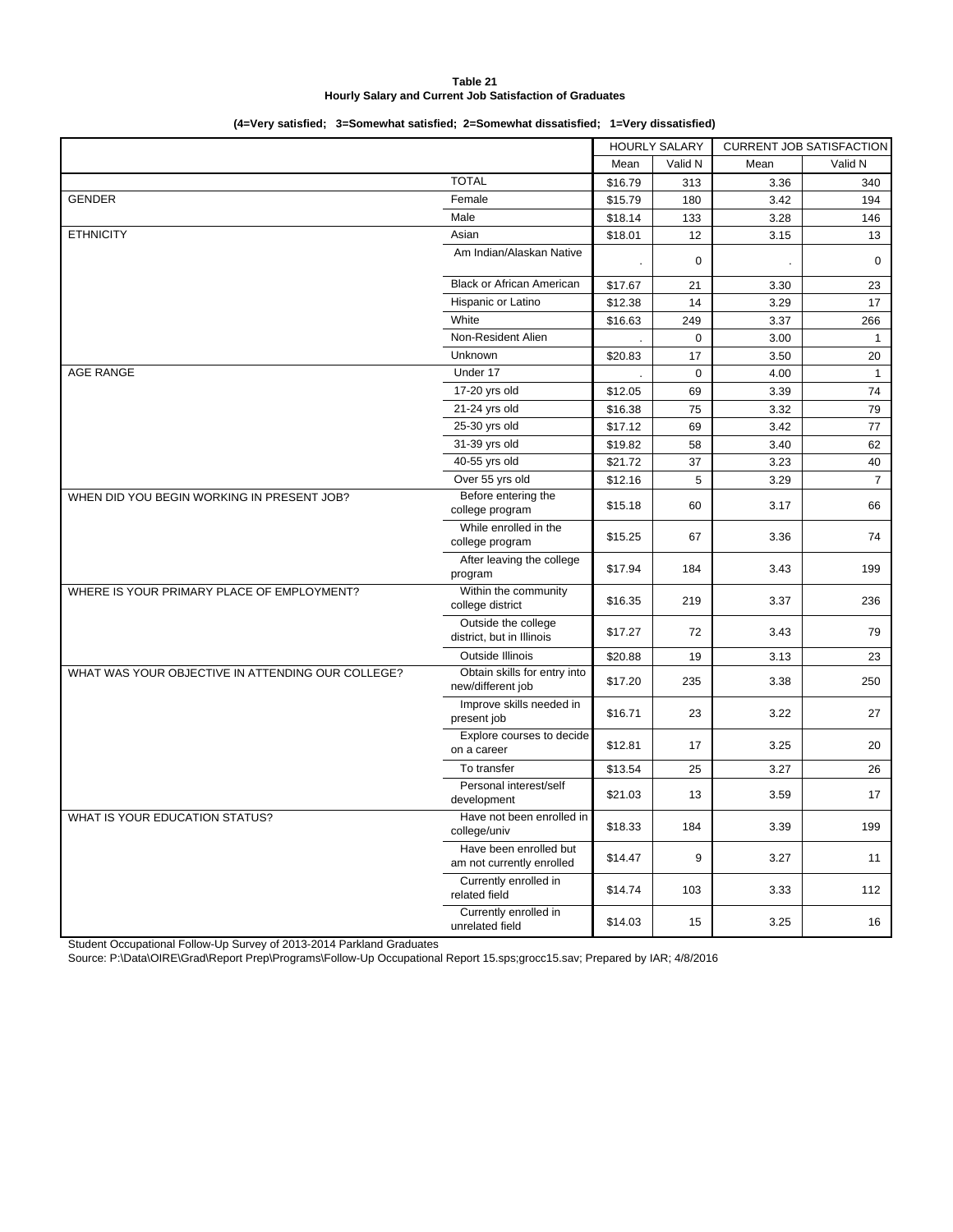**Table 21**
**Hourly Salary and Current Job Satisfaction of Graduates**

**(4=Very satisfied; 3=Somewhat satisfied; 2=Somewhat dissatisfied; 1=Very dissatisfied)**

| | | HOURLY SALARY | | CURRENT JOB SATISFACTION | |
|---|---|---|---|---|---|
| | | Mean | Valid N | Mean | Valid N |
| | TOTAL | $16.79 | 313 | 3.36 | 340 |
| GENDER | Female | $15.79 | 180 | 3.42 | 194 |
| | Male | $18.14 | 133 | 3.28 | 146 |
| ETHNICITY | Asian | $18.01 | 12 | 3.15 | 13 |
| | Am Indian/Alaskan Native | . | 0 | . | 0 |
| | Black or African American | $17.67 | 21 | 3.30 | 23 |
| | Hispanic or Latino | $12.38 | 14 | 3.29 | 17 |
| | White | $16.63 | 249 | 3.37 | 266 |
| | Non-Resident Alien | . | 0 | 3.00 | 1 |
| | Unknown | $20.83 | 17 | 3.50 | 20 |
| AGE RANGE | Under 17 | . | 0 | 4.00 | 1 |
| | 17-20 yrs old | $12.05 | 69 | 3.39 | 74 |
| | 21-24 yrs old | $16.38 | 75 | 3.32 | 79 |
| | 25-30 yrs old | $17.12 | 69 | 3.42 | 77 |
| | 31-39 yrs old | $19.82 | 58 | 3.40 | 62 |
| | 40-55 yrs old | $21.72 | 37 | 3.23 | 40 |
| | Over 55 yrs old | $12.16 | 5 | 3.29 | 7 |
| WHEN DID YOU BEGIN WORKING IN PRESENT JOB? | Before entering the college program | $15.18 | 60 | 3.17 | 66 |
| | While enrolled in the college program | $15.25 | 67 | 3.36 | 74 |
| | After leaving the college program | $17.94 | 184 | 3.43 | 199 |
| WHERE IS YOUR PRIMARY PLACE OF EMPLOYMENT? | Within the community college district | $16.35 | 219 | 3.37 | 236 |
| | Outside the college district, but in Illinois | $17.27 | 72 | 3.43 | 79 |
| | Outside Illinois | $20.88 | 19 | 3.13 | 23 |
| WHAT WAS YOUR OBJECTIVE IN ATTENDING OUR COLLEGE? | Obtain skills for entry into new/different job | $17.20 | 235 | 3.38 | 250 |
| | Improve skills needed in present job | $16.71 | 23 | 3.22 | 27 |
| | Explore courses to decide on a career | $12.81 | 17 | 3.25 | 20 |
| | To transfer | $13.54 | 25 | 3.27 | 26 |
| | Personal interest/self development | $21.03 | 13 | 3.59 | 17 |
| WHAT IS YOUR EDUCATION STATUS? | Have not been enrolled in college/univ | $18.33 | 184 | 3.39 | 199 |
| | Have been enrolled but am not currently enrolled | $14.47 | 9 | 3.27 | 11 |
| | Currently enrolled in related field | $14.74 | 103 | 3.33 | 112 |
| | Currently enrolled in unrelated field | $14.03 | 15 | 3.25 | 16 |

Student Occupational Follow-Up Survey of 2013-2014 Parkland Graduates
Source: P:\Data\OIRE\Grad\Report Prep\Programs\Follow-Up Occupational Report 15.sps;grocc15.sav; Prepared by IAR; 4/8/2016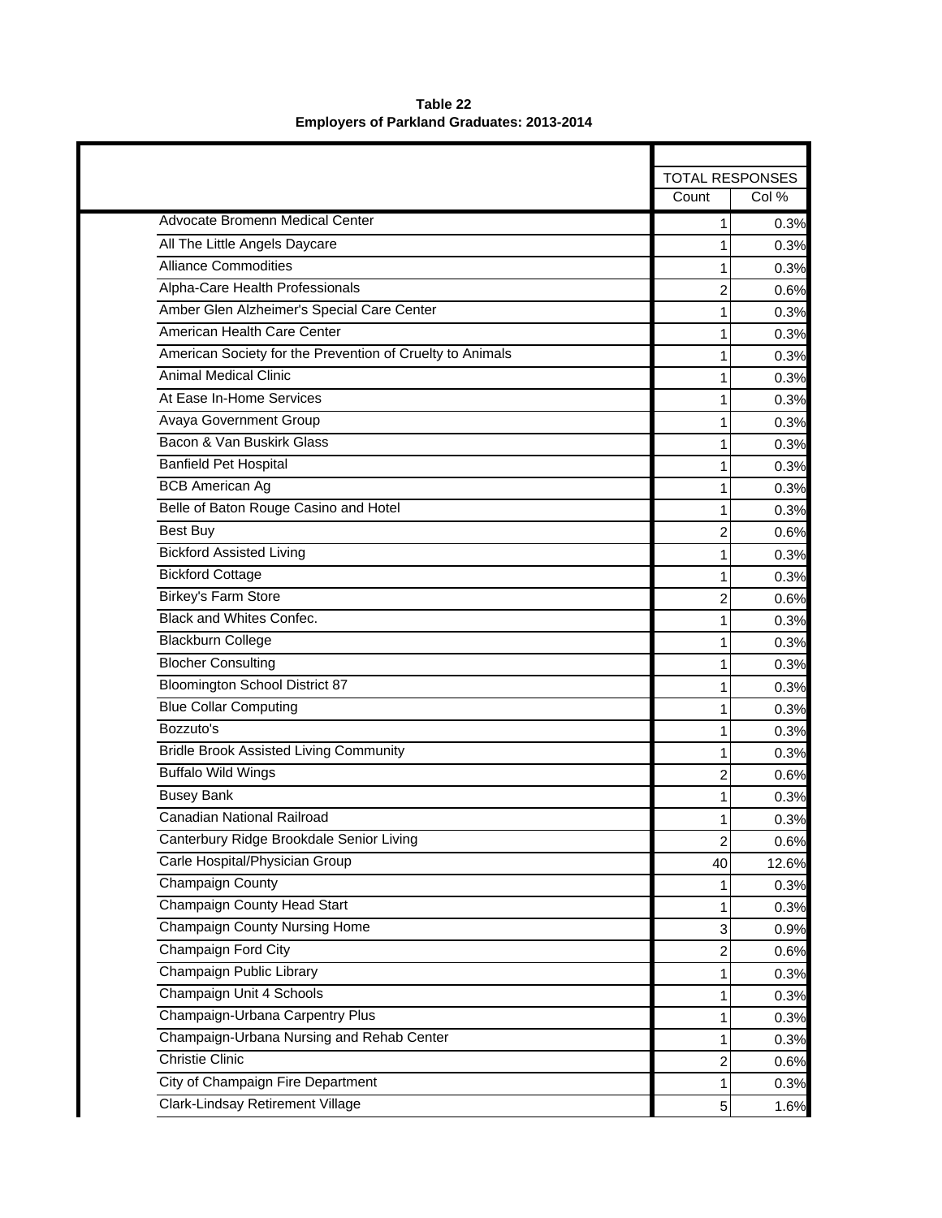**Table 22**
**Employers of Parkland Graduates: 2013-2014**

| | TOTAL RESPONSES | |
|---|---|---|
| | Count | Col % |
| Advocate Bromenn Medical Center | 1 | 0.3% |
| All The Little Angels Daycare | 1 | 0.3% |
| Alliance Commodities | 1 | 0.3% |
| Alpha-Care Health Professionals | 2 | 0.6% |
| Amber Glen Alzheimer's Special Care Center | 1 | 0.3% |
| American Health Care Center | 1 | 0.3% |
| American Society for the Prevention of Cruelty to Animals | 1 | 0.3% |
| Animal Medical Clinic | 1 | 0.3% |
| At Ease In-Home Services | 1 | 0.3% |
| Avaya Government Group | 1 | 0.3% |
| Bacon & Van Buskirk Glass | 1 | 0.3% |
| Banfield Pet Hospital | 1 | 0.3% |
| BCB American Ag | 1 | 0.3% |
| Belle of Baton Rouge Casino and Hotel | 1 | 0.3% |
| Best Buy | 2 | 0.6% |
| Bickford Assisted Living | 1 | 0.3% |
| Bickford Cottage | 1 | 0.3% |
| Birkey's Farm Store | 2 | 0.6% |
| Black and Whites Confec. | 1 | 0.3% |
| Blackburn College | 1 | 0.3% |
| Blocher Consulting | 1 | 0.3% |
| Bloomington School District 87 | 1 | 0.3% |
| Blue Collar Computing | 1 | 0.3% |
| Bozzuto's | 1 | 0.3% |
| Bridle Brook Assisted Living Community | 1 | 0.3% |
| Buffalo Wild Wings | 2 | 0.6% |
| Busey Bank | 1 | 0.3% |
| Canadian National Railroad | 1 | 0.3% |
| Canterbury Ridge Brookdale Senior Living | 2 | 0.6% |
| Carle Hospital/Physician Group | 40 | 12.6% |
| Champaign County | 1 | 0.3% |
| Champaign County Head Start | 1 | 0.3% |
| Champaign County Nursing Home | 3 | 0.9% |
| Champaign Ford City | 2 | 0.6% |
| Champaign Public Library | 1 | 0.3% |
| Champaign Unit 4 Schools | 1 | 0.3% |
| Champaign-Urbana Carpentry Plus | 1 | 0.3% |
| Champaign-Urbana Nursing and Rehab Center | 1 | 0.3% |
| Christie Clinic | 2 | 0.6% |
| City of Champaign Fire Department | 1 | 0.3% |
| Clark-Lindsay Retirement Village | 5 | 1.6% |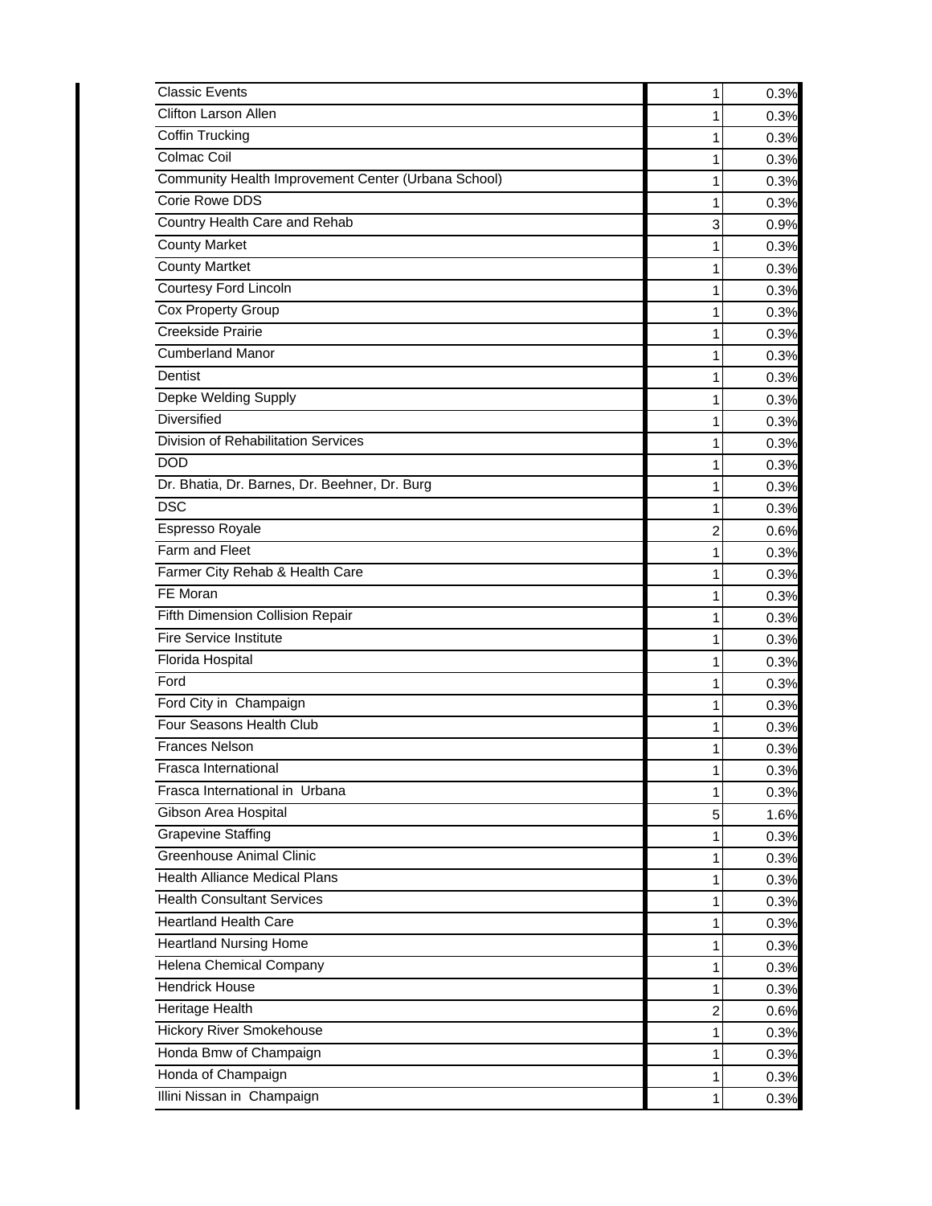| | | |
|---|---|---|
| Classic Events | 1 | 0.3% |
| Clifton Larson Allen | 1 | 0.3% |
| Coffin Trucking | 1 | 0.3% |
| Colmac Coil | 1 | 0.3% |
| Community Health Improvement Center (Urbana School) | 1 | 0.3% |
| Corie Rowe DDS | 1 | 0.3% |
| Country Health Care and Rehab | 3 | 0.9% |
| County Market | 1 | 0.3% |
| County Martket | 1 | 0.3% |
| Courtesy Ford Lincoln | 1 | 0.3% |
| Cox Property Group | 1 | 0.3% |
| Creekside Prairie | 1 | 0.3% |
| Cumberland Manor | 1 | 0.3% |
| Dentist | 1 | 0.3% |
| Depke Welding Supply | 1 | 0.3% |
| Diversified | 1 | 0.3% |
| Division of Rehabilitation Services | 1 | 0.3% |
| DOD | 1 | 0.3% |
| Dr. Bhatia, Dr. Barnes, Dr. Beehner, Dr. Burg | 1 | 0.3% |
| DSC | 1 | 0.3% |
| Espresso Royale | 2 | 0.6% |
| Farm and Fleet | 1 | 0.3% |
| Farmer City Rehab & Health Care | 1 | 0.3% |
| FE Moran | 1 | 0.3% |
| Fifth Dimension Collision Repair | 1 | 0.3% |
| Fire Service Institute | 1 | 0.3% |
| Florida Hospital | 1 | 0.3% |
| Ford | 1 | 0.3% |
| Ford City in Champaign | 1 | 0.3% |
| Four Seasons Health Club | 1 | 0.3% |
| Frances Nelson | 1 | 0.3% |
| Frasca International | 1 | 0.3% |
| Frasca International in Urbana | 1 | 0.3% |
| Gibson Area Hospital | 5 | 1.6% |
| Grapevine Staffing | 1 | 0.3% |
| Greenhouse Animal Clinic | 1 | 0.3% |
| Health Alliance Medical Plans | 1 | 0.3% |
| Health Consultant Services | 1 | 0.3% |
| Heartland Health Care | 1 | 0.3% |
| Heartland Nursing Home | 1 | 0.3% |
| Helena Chemical Company | 1 | 0.3% |
| Hendrick House | 1 | 0.3% |
| Heritage Health | 2 | 0.6% |
| Hickory River Smokehouse | 1 | 0.3% |
| Honda Bmw of Champaign | 1 | 0.3% |
| Honda of Champaign | 1 | 0.3% |
| Illini Nissan in Champaign | 1 | 0.3% |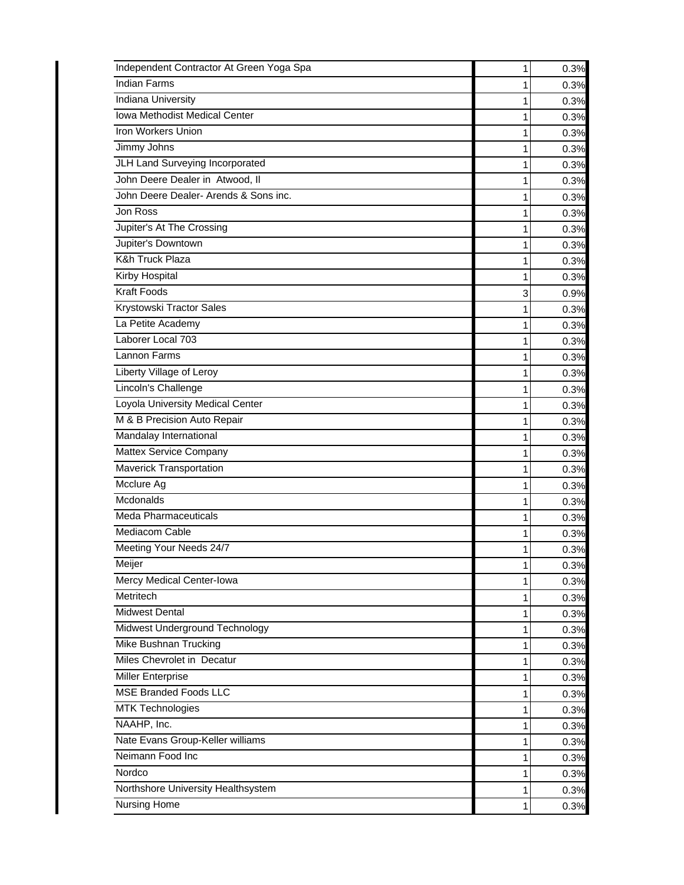| | | |
|---|---|---|
| Independent Contractor At Green Yoga Spa | 1 | 0.3% |
| Indian Farms | 1 | 0.3% |
| Indiana University | 1 | 0.3% |
| Iowa Methodist Medical Center | 1 | 0.3% |
| Iron Workers Union | 1 | 0.3% |
| Jimmy Johns | 1 | 0.3% |
| JLH Land Surveying Incorporated | 1 | 0.3% |
| John Deere Dealer in  Atwood, Il | 1 | 0.3% |
| John Deere Dealer- Arends & Sons inc. | 1 | 0.3% |
| Jon Ross | 1 | 0.3% |
| Jupiter's At The Crossing | 1 | 0.3% |
| Jupiter's Downtown | 1 | 0.3% |
| K&h Truck Plaza | 1 | 0.3% |
| Kirby Hospital | 1 | 0.3% |
| Kraft Foods | 3 | 0.9% |
| Krystowski Tractor Sales | 1 | 0.3% |
| La Petite Academy | 1 | 0.3% |
| Laborer Local 703 | 1 | 0.3% |
| Lannon Farms | 1 | 0.3% |
| Liberty Village of Leroy | 1 | 0.3% |
| Lincoln's Challenge | 1 | 0.3% |
| Loyola University Medical Center | 1 | 0.3% |
| M & B Precision Auto Repair | 1 | 0.3% |
| Mandalay International | 1 | 0.3% |
| Mattex Service Company | 1 | 0.3% |
| Maverick Transportation | 1 | 0.3% |
| Mcclure Ag | 1 | 0.3% |
| Mcdonalds | 1 | 0.3% |
| Meda Pharmaceuticals | 1 | 0.3% |
| Mediacom Cable | 1 | 0.3% |
| Meeting Your Needs 24/7 | 1 | 0.3% |
| Meijer | 1 | 0.3% |
| Mercy Medical Center-Iowa | 1 | 0.3% |
| Metritech | 1 | 0.3% |
| Midwest Dental | 1 | 0.3% |
| Midwest Underground Technology | 1 | 0.3% |
| Mike Bushnan Trucking | 1 | 0.3% |
| Miles Chevrolet in  Decatur | 1 | 0.3% |
| Miller Enterprise | 1 | 0.3% |
| MSE Branded Foods LLC | 1 | 0.3% |
| MTK Technologies | 1 | 0.3% |
| NAAHP, Inc. | 1 | 0.3% |
| Nate Evans Group-Keller williams | 1 | 0.3% |
| Neimann Food Inc | 1 | 0.3% |
| Nordco | 1 | 0.3% |
| Northshore University Healthsystem | 1 | 0.3% |
| Nursing Home | 1 | 0.3% |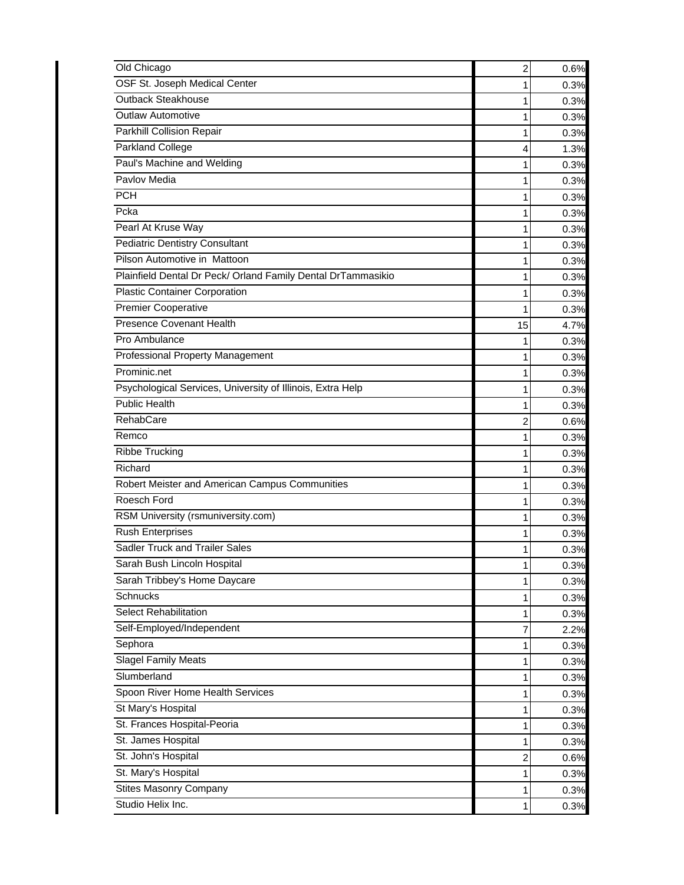| | | |
|---|---|---|
| Old Chicago | 2 | 0.6% |
| OSF St. Joseph Medical Center | 1 | 0.3% |
| Outback Steakhouse | 1 | 0.3% |
| Outlaw Automotive | 1 | 0.3% |
| Parkhill Collision Repair | 1 | 0.3% |
| Parkland College | 4 | 1.3% |
| Paul's Machine and Welding | 1 | 0.3% |
| Pavlov Media | 1 | 0.3% |
| PCH | 1 | 0.3% |
| Pcka | 1 | 0.3% |
| Pearl At Kruse Way | 1 | 0.3% |
| Pediatric Dentistry Consultant | 1 | 0.3% |
| Pilson Automotive in Mattoon | 1 | 0.3% |
| Plainfield Dental Dr Peck/ Orland Family Dental DrTammasikio | 1 | 0.3% |
| Plastic Container Corporation | 1 | 0.3% |
| Premier Cooperative | 1 | 0.3% |
| Presence Covenant Health | 15 | 4.7% |
| Pro Ambulance | 1 | 0.3% |
| Professional Property Management | 1 | 0.3% |
| Prominic.net | 1 | 0.3% |
| Psychological Services, University of Illinois, Extra Help | 1 | 0.3% |
| Public Health | 1 | 0.3% |
| RehabCare | 2 | 0.6% |
| Remco | 1 | 0.3% |
| Ribbe Trucking | 1 | 0.3% |
| Richard | 1 | 0.3% |
| Robert Meister and American Campus Communities | 1 | 0.3% |
| Roesch Ford | 1 | 0.3% |
| RSM University (rsmuniversity.com) | 1 | 0.3% |
| Rush Enterprises | 1 | 0.3% |
| Sadler Truck and Trailer Sales | 1 | 0.3% |
| Sarah Bush Lincoln Hospital | 1 | 0.3% |
| Sarah Tribbey's Home Daycare | 1 | 0.3% |
| Schnucks | 1 | 0.3% |
| Select Rehabilitation | 1 | 0.3% |
| Self-Employed/Independent | 7 | 2.2% |
| Sephora | 1 | 0.3% |
| Slagel Family Meats | 1 | 0.3% |
| Slumberland | 1 | 0.3% |
| Spoon River Home Health Services | 1 | 0.3% |
| St Mary's Hospital | 1 | 0.3% |
| St. Frances Hospital-Peoria | 1 | 0.3% |
| St. James Hospital | 1 | 0.3% |
| St. John's Hospital | 2 | 0.6% |
| St. Mary's Hospital | 1 | 0.3% |
| Stites Masonry Company | 1 | 0.3% |
| Studio Helix Inc. | 1 | 0.3% |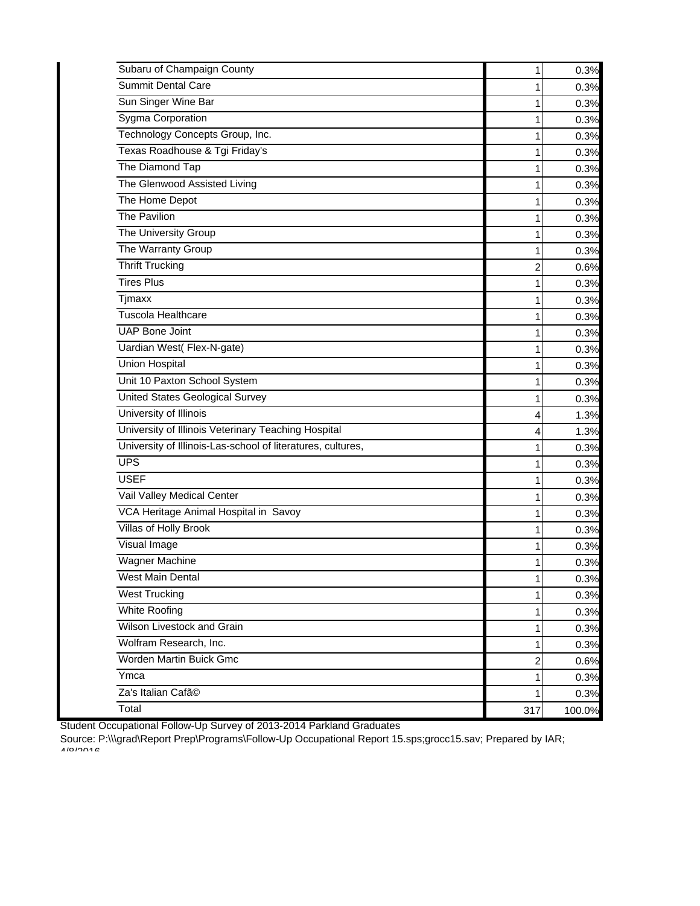| | | |
|---|---|---|
| Subaru of Champaign County | 1 | 0.3% |
| Summit Dental Care | 1 | 0.3% |
| Sun Singer Wine Bar | 1 | 0.3% |
| Sygma Corporation | 1 | 0.3% |
| Technology Concepts Group, Inc. | 1 | 0.3% |
| Texas Roadhouse & Tgi Friday's | 1 | 0.3% |
| The Diamond Tap | 1 | 0.3% |
| The Glenwood Assisted Living | 1 | 0.3% |
| The Home Depot | 1 | 0.3% |
| The Pavilion | 1 | 0.3% |
| The University Group | 1 | 0.3% |
| The Warranty Group | 1 | 0.3% |
| Thrift Trucking | 2 | 0.6% |
| Tires Plus | 1 | 0.3% |
| Tjmaxx | 1 | 0.3% |
| Tuscola Healthcare | 1 | 0.3% |
| UAP Bone Joint | 1 | 0.3% |
| Uardian West( Flex-N-gate) | 1 | 0.3% |
| Union Hospital | 1 | 0.3% |
| Unit 10 Paxton School System | 1 | 0.3% |
| United States Geological Survey | 1 | 0.3% |
| University of Illinois | 4 | 1.3% |
| University of Illinois Veterinary Teaching Hospital | 4 | 1.3% |
| University of Illinois-Las-school of literatures, cultures, | 1 | 0.3% |
| UPS | 1 | 0.3% |
| USEF | 1 | 0.3% |
| Vail Valley Medical Center | 1 | 0.3% |
| VCA Heritage Animal Hospital in Savoy | 1 | 0.3% |
| Villas of Holly Brook | 1 | 0.3% |
| Visual Image | 1 | 0.3% |
| Wagner Machine | 1 | 0.3% |
| West Main Dental | 1 | 0.3% |
| West Trucking | 1 | 0.3% |
| White Roofing | 1 | 0.3% |
| Wilson Livestock and Grain | 1 | 0.3% |
| Wolfram Research, Inc. | 1 | 0.3% |
| Worden Martin Buick Gmc | 2 | 0.6% |
| Ymca | 1 | 0.3% |
| Za's Italian Cafã© | 1 | 0.3% |
| Total | 317 | 100.0% |

Student Occupational Follow-Up Survey of 2013-2014 Parkland Graduates

Source: P:\\\grad\Report Prep\Programs\Follow-Up Occupational Report 15.sps;grocc15.sav; Prepared by IAR; 4/8/2016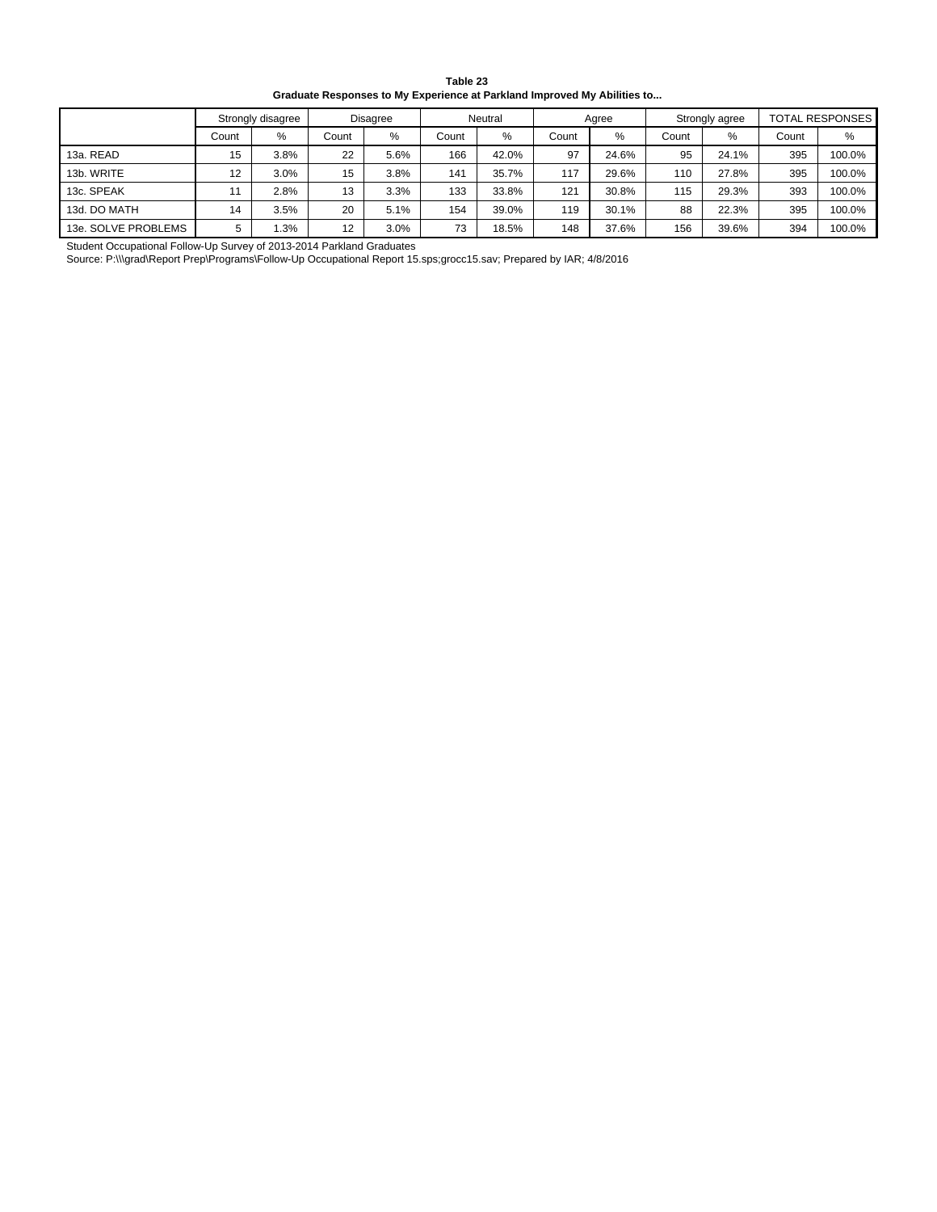**Table 23**

**Graduate Responses to My Experience at Parkland Improved My Abilities to...**

| | Strongly disagree | | Disagree | | Neutral | | Agree | | Strongly agree | | TOTAL RESPONSES | |
|---|---|---|---|---|---|---|---|---|---|---|---|---|
| | Count | % | Count | % | Count | % | Count | % | Count | % | Count | % |
| 13a. READ | 15 | 3.8% | 22 | 5.6% | 166 | 42.0% | 97 | 24.6% | 95 | 24.1% | 395 | 100.0% |
| 13b. WRITE | 12 | 3.0% | 15 | 3.8% | 141 | 35.7% | 117 | 29.6% | 110 | 27.8% | 395 | 100.0% |
| 13c. SPEAK | 11 | 2.8% | 13 | 3.3% | 133 | 33.8% | 121 | 30.8% | 115 | 29.3% | 393 | 100.0% |
| 13d. DO MATH | 14 | 3.5% | 20 | 5.1% | 154 | 39.0% | 119 | 30.1% | 88 | 22.3% | 395 | 100.0% |
| 13e. SOLVE PROBLEMS | 5 | 1.3% | 12 | 3.0% | 73 | 18.5% | 148 | 37.6% | 156 | 39.6% | 394 | 100.0% |

Student Occupational Follow-Up Survey of 2013-2014 Parkland Graduates

Source: P:\\\grad\Report Prep\Programs\Follow-Up Occupational Report 15.sps;grocc15.sav; Prepared by IAR; 4/8/2016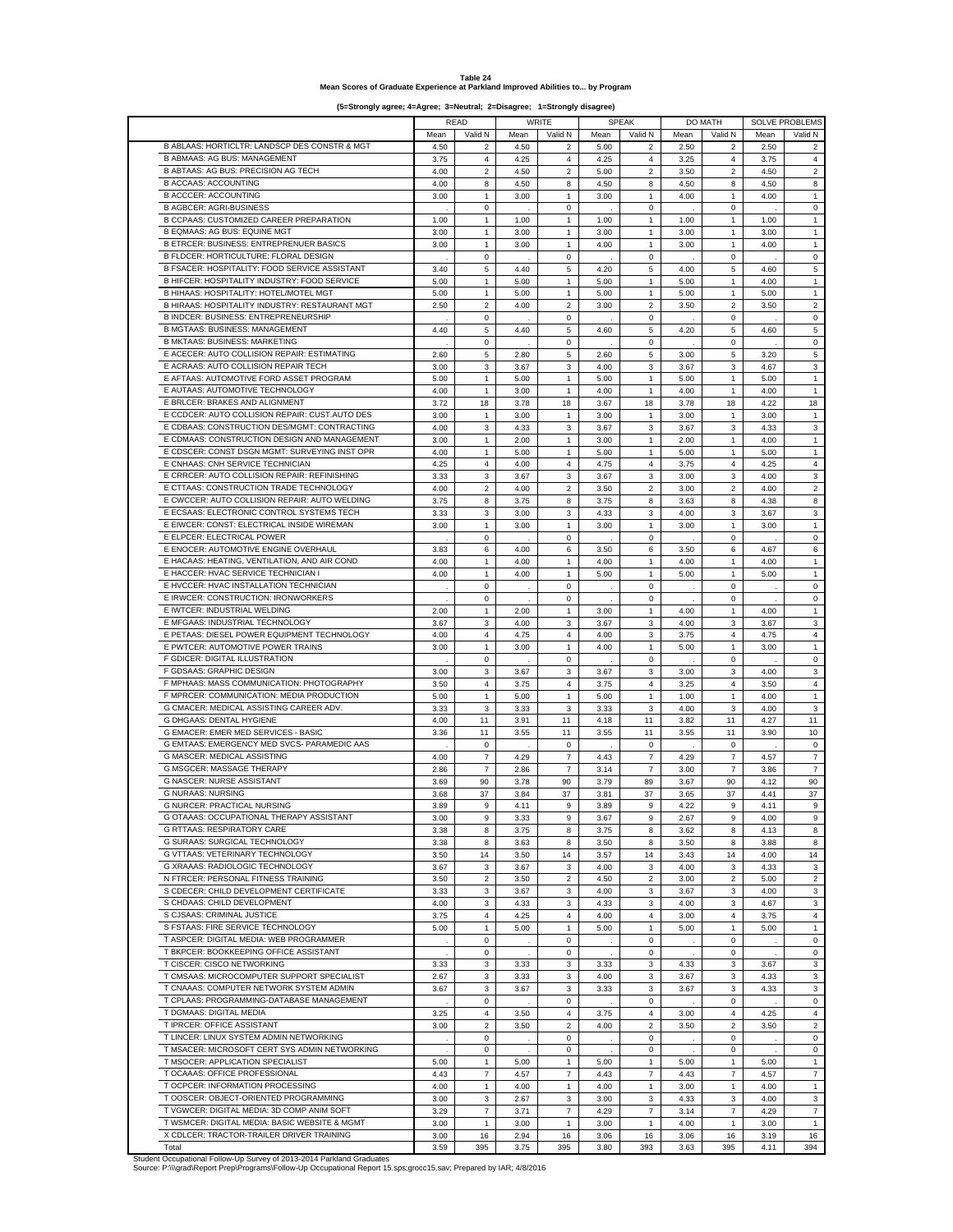**Table 24**
**Mean Scores of Graduate Experience at Parkland Improved Abilities to... by Program**

**(5=Strongly agree; 4=Agree; 3=Neutral; 2=Disagree; 1=Strongly disagree)**

| | READ | | WRITE | | SPEAK | | DO MATH | | SOLVE PROBLEMS | |
|---|---|---|---|---|---|---|---|---|---|---|
| | Mean | Valid N | Mean | Valid N | Mean | Valid N | Mean | Valid N | Mean | Valid N |
| B ABLAAS: HORTICLTR: LANDSCP DES CONSTR & MGT | 4.50 | 2 | 4.50 | 2 | 5.00 | 2 | 2.50 | 2 | 2.50 | 2 |
| B ABMAAS: AG BUS: MANAGEMENT | 3.75 | 4 | 4.25 | 4 | 4.25 | 4 | 3.25 | 4 | 3.75 | 4 |
| B ABTAAS: AG BUS: PRECISION AG TECH | 4.00 | 2 | 4.50 | 2 | 5.00 | 2 | 3.50 | 2 | 4.50 | 2 |
| B ACCAAS: ACCOUNTING | 4.00 | 8 | 4.50 | 8 | 4.50 | 8 | 4.50 | 8 | 4.50 | 8 |
| B ACCCER: ACCOUNTING | 3.00 | 1 | 3.00 | 1 | 3.00 | 1 | 4.00 | 1 | 4.00 | 1 |
| B AGBCER: AGRI-BUSINESS | . | 0 | . | 0 | . | 0 | . | 0 | . | 0 |
| B CCPAAS: CUSTOMIZED CAREER PREPARATION | 1.00 | 1 | 1.00 | 1 | 1.00 | 1 | 1.00 | 1 | 1.00 | 1 |
| B EQMAAS: AG BUS: EQUINE MGT | 3.00 | 1 | 3.00 | 1 | 3.00 | 1 | 3.00 | 1 | 3.00 | 1 |
| B ETRCER: BUSINESS: ENTREPRENUER BASICS | 3.00 | 1 | 3.00 | 1 | 4.00 | 1 | 3.00 | 1 | 4.00 | 1 |
| B FLDCER: HORTICULTURE: FLORAL DESIGN | . | 0 | . | 0 | . | 0 | . | 0 | . | 0 |
| B FSACER: HOSPITALITY: FOOD SERVICE ASSISTANT | 3.40 | 5 | 4.40 | 5 | 4.20 | 5 | 4.00 | 5 | 4.60 | 5 |
| B HIFCER: HOSPITALITY INDUSTRY: FOOD SERVICE | 5.00 | 1 | 5.00 | 1 | 5.00 | 1 | 5.00 | 1 | 4.00 | 1 |
| B HIHAAS: HOSPITALITY: HOTEL/MOTEL MGT | 5.00 | 1 | 5.00 | 1 | 5.00 | 1 | 5.00 | 1 | 5.00 | 1 |
| B HIRAAS: HOSPITALITY INDUSTRY: RESTAURANT MGT | 2.50 | 2 | 4.00 | 2 | 3.00 | 2 | 3.50 | 2 | 3.50 | 2 |
| B INDCER: BUSINESS: ENTREPRENEURSHIP | . | 0 | . | 0 | . | 0 | . | 0 | . | 0 |
| B MGTAAS: BUSINESS: MANAGEMENT | 4.40 | 5 | 4.40 | 5 | 4.60 | 5 | 4.20 | 5 | 4.60 | 5 |
| B MKTAAS: BUSINESS: MARKETING | . | 0 | . | 0 | . | 0 | . | 0 | . | 0 |
| E ACECER: AUTO COLLISION REPAIR: ESTIMATING | 2.60 | 5 | 2.80 | 5 | 2.60 | 5 | 3.00 | 5 | 3.20 | 5 |
| E ACRAAS: AUTO COLLISION REPAIR TECH | 3.00 | 3 | 3.67 | 3 | 4.00 | 3 | 3.67 | 3 | 4.67 | 3 |
| E AFTAAS: AUTOMOTIVE FORD ASSET PROGRAM | 5.00 | 1 | 5.00 | 1 | 5.00 | 1 | 5.00 | 1 | 5.00 | 1 |
| E AUTAAS: AUTOMOTIVE TECHNOLOGY | 4.00 | 1 | 3.00 | 1 | 4.00 | 1 | 4.00 | 1 | 4.00 | 1 |
| E BRLCER: BRAKES AND ALIGNMENT | 3.72 | 18 | 3.78 | 18 | 3.67 | 18 | 3.78 | 18 | 4.22 | 18 |
| E CCDCER: AUTO COLLISION REPAIR: CUST.AUTO DES | 3.00 | 1 | 3.00 | 1 | 3.00 | 1 | 3.00 | 1 | 3.00 | 1 |
| E CDBAAS: CONSTRUCTION DES/MGMT: CONTRACTING | 4.00 | 3 | 4.33 | 3 | 3.67 | 3 | 3.67 | 3 | 4.33 | 3 |
| E CDMAAS: CONSTRUCTION DESIGN AND MANAGEMENT | 3.00 | 1 | 2.00 | 1 | 3.00 | 1 | 2.00 | 1 | 4.00 | 1 |
| E CDSCER: CONST DSGN MGMT: SURVEYING INST OPR | 4.00 | 1 | 5.00 | 1 | 5.00 | 1 | 5.00 | 1 | 5.00 | 1 |
| E CNHAAS: CNH SERVICE TECHNICIAN | 4.25 | 4 | 4.00 | 4 | 4.75 | 4 | 3.75 | 4 | 4.25 | 4 |
| E CRRCER: AUTO COLLISION REPAIR: REFINISHING | 3.33 | 3 | 3.67 | 3 | 3.67 | 3 | 3.00 | 3 | 4.00 | 3 |
| E CTTAAS: CONSTRUCTION TRADE TECHNOLOGY | 4.00 | 2 | 4.00 | 2 | 3.50 | 2 | 3.00 | 2 | 4.00 | 2 |
| E CWCCER: AUTO COLLISION REPAIR: AUTO WELDING | 3.75 | 8 | 3.75 | 8 | 3.75 | 8 | 3.63 | 8 | 4.38 | 8 |
| E ECSAAS: ELECTRONIC CONTROL SYSTEMS TECH | 3.33 | 3 | 3.00 | 3 | 4.33 | 3 | 4.00 | 3 | 3.67 | 3 |
| E EIWCER: CONST: ELECTRICAL INSIDE WIREMAN | 3.00 | 1 | 3.00 | 1 | 3.00 | 1 | 3.00 | 1 | 3.00 | 1 |
| E ELPCER: ELECTRICAL POWER | . | 0 | . | 0 | . | 0 | . | 0 | . | 0 |
| E ENOCER: AUTOMOTIVE ENGINE OVERHAUL | 3.83 | 6 | 4.00 | 6 | 3.50 | 6 | 3.50 | 6 | 4.67 | 6 |
| E HACAAS: HEATING, VENTILATION, AND AIR COND | 4.00 | 1 | 4.00 | 1 | 4.00 | 1 | 4.00 | 1 | 4.00 | 1 |
| E HACCER: HVAC SERVICE TECHNICIAN I | 4.00 | 1 | 4.00 | 1 | 5.00 | 1 | 5.00 | 1 | 5.00 | 1 |
| E HVCCER: HVAC INSTALLATION TECHNICIAN | . | 0 | . | 0 | . | 0 | . | 0 | . | 0 |
| E IRWCER: CONSTRUCTION: IRONWORKERS | . | 0 | . | 0 | . | 0 | . | 0 | . | 0 |
| E IWTCER: INDUSTRIAL WELDING | 2.00 | 1 | 2.00 | 1 | 3.00 | 1 | 4.00 | 1 | 4.00 | 1 |
| E MFGAAS: INDUSTRIAL TECHNOLOGY | 3.67 | 3 | 4.00 | 3 | 3.67 | 3 | 4.00 | 3 | 3.67 | 3 |
| E PETAAS: DIESEL POWER EQUIPMENT TECHNOLOGY | 4.00 | 4 | 4.75 | 4 | 4.00 | 3 | 3.75 | 4 | 4.75 | 4 |
| E PWTCER: AUTOMOTIVE POWER TRAINS | 3.00 | 1 | 3.00 | 1 | 4.00 | 1 | 5.00 | 1 | 3.00 | 1 |
| F GDICER: DIGITAL ILLUSTRATION | . | 0 | . | 0 | . | 0 | . | 0 | . | 0 |
| F GDSAAS: GRAPHIC DESIGN | 3.00 | 3 | 3.67 | 3 | 3.67 | 3 | 3.00 | 3 | 4.00 | 3 |
| F MPHAAS: MASS COMMUNICATION: PHOTOGRAPHY | 3.50 | 4 | 3.75 | 4 | 3.75 | 4 | 3.25 | 4 | 3.50 | 4 |
| F MPRCER: COMMUNICATION: MEDIA PRODUCTION | 5.00 | 1 | 5.00 | 1 | 5.00 | 1 | 1.00 | 1 | 4.00 | 1 |
| G CMACER: MEDICAL ASSISTING CAREER ADV. | 3.33 | 3 | 3.33 | 3 | 3.33 | 3 | 4.00 | 3 | 4.00 | 3 |
| G DHGAAS: DENTAL HYGIENE | 4.00 | 11 | 3.91 | 11 | 4.18 | 11 | 3.82 | 11 | 4.27 | 11 |
| G EMACER: EMER MED SERVICES - BASIC | 3.36 | 11 | 3.55 | 11 | 3.55 | 11 | 3.55 | 11 | 3.90 | 10 |
| G EMTAAS: EMERGENCY MED SVCS- PARAMEDIC AAS | . | 0 | . | 0 | . | 0 | . | 0 | . | 0 |
| G MASCER: MEDICAL ASSISTING | 4.00 | 7 | 4.29 | 7 | 4.43 | 7 | 4.29 | 7 | 4.57 | 7 |
| G MSGCER: MASSAGE THERAPY | 2.86 | 7 | 2.86 | 7 | 3.14 | 7 | 3.00 | 7 | 3.86 | 7 |
| G NASCER: NURSE ASSISTANT | 3.69 | 90 | 3.78 | 90 | 3.79 | 89 | 3.67 | 90 | 4.12 | 90 |
| G NURAAS: NURSING | 3.68 | 37 | 3.84 | 37 | 3.81 | 37 | 3.65 | 37 | 4.41 | 37 |
| G NURCER: PRACTICAL NURSING | 3.89 | 9 | 4.11 | 9 | 3.89 | 9 | 4.22 | 9 | 4.11 | 9 |
| G OTAAAS: OCCUPATIONAL THERAPY ASSISTANT | 3.00 | 9 | 3.33 | 9 | 3.67 | 9 | 2.67 | 9 | 4.00 | 9 |
| G RTTAAS: RESPIRATORY CARE | 3.38 | 8 | 3.75 | 8 | 3.75 | 8 | 3.62 | 8 | 4.13 | 8 |
| G SURAAS: SURGICAL TECHNOLOGY | 3.38 | 8 | 3.63 | 8 | 3.50 | 8 | 3.50 | 8 | 3.88 | 8 |
| G VTTAAS: VETERINARY TECHNOLOGY | 3.50 | 14 | 3.50 | 14 | 3.57 | 14 | 3.43 | 14 | 4.00 | 14 |
| G XRAAAS: RADIOLOGIC TECHNOLOGY | 3.67 | 3 | 3.67 | 3 | 4.00 | 3 | 4.00 | 3 | 4.33 | 3 |
| N FTRCER: PERSONAL FITNESS TRAINING | 3.50 | 2 | 3.50 | 2 | 4.50 | 2 | 3.00 | 2 | 5.00 | 2 |
| S CDECER: CHILD DEVELOPMENT CERTIFICATE | 3.33 | 3 | 3.67 | 3 | 4.00 | 3 | 3.67 | 3 | 4.00 | 3 |
| S CHDAAS: CHILD DEVELOPMENT | 4.00 | 3 | 4.33 | 3 | 4.33 | 3 | 4.00 | 3 | 4.67 | 3 |
| S CJSAAS: CRIMINAL JUSTICE | 3.75 | 4 | 4.25 | 4 | 4.00 | 4 | 3.00 | 4 | 3.75 | 4 |
| S FSTAAS: FIRE SERVICE TECHNOLOGY | 5.00 | 1 | 5.00 | 1 | 5.00 | 1 | 5.00 | 1 | 5.00 | 1 |
| T ASPCER: DIGITAL MEDIA: WEB PROGRAMMER | . | 0 | . | 0 | . | 0 | . | 0 | . | 0 |
| T BKPCER: BOOKKEEPING OFFICE ASSISTANT | . | 0 | . | 0 | . | 0 | . | 0 | . | 0 |
| T CISCER: CISCO NETWORKING | 3.33 | 3 | 3.33 | 3 | 3.33 | 3 | 4.33 | 3 | 3.67 | 3 |
| T CMSAAS: MICROCOMPUTER SUPPORT SPECIALIST | 2.67 | 3 | 3.33 | 3 | 4.00 | 3 | 3.67 | 3 | 4.33 | 3 |
| T CNAAAS: COMPUTER NETWORK SYSTEM ADMIN | 3.67 | 3 | 3.67 | 3 | 3.33 | 3 | 3.67 | 3 | 4.33 | 3 |
| T CPLAAS: PROGRAMMING-DATABASE MANAGEMENT | . | 0 | . | 0 | . | 0 | . | 0 | . | 0 |
| T DGMAAS: DIGITAL MEDIA | 3.25 | 4 | 3.50 | 4 | 3.75 | 4 | 3.00 | 4 | 4.25 | 4 |
| T IPRCER: OFFICE ASSISTANT | 3.00 | 2 | 3.50 | 2 | 4.00 | 2 | 3.50 | 2 | 3.50 | 2 |
| T LINCER: LINUX SYSTEM ADMIN NETWORKING | . | 0 | . | 0 | . | 0 | . | 0 | . | 0 |
| T MSACER: MICROSOFT CERT SYS ADMIN NETWORKING | . | 0 | . | 0 | . | 0 | . | 0 | . | 0 |
| T MSOCER: APPLICATION SPECIALIST | 5.00 | 1 | 5.00 | 1 | 5.00 | 1 | 5.00 | 1 | 5.00 | 1 |
| T OCAAAS: OFFICE PROFESSIONAL | 4.43 | 7 | 4.57 | 7 | 4.43 | 7 | 4.43 | 7 | 4.57 | 7 |
| T OCPCER: INFORMATION PROCESSING | 4.00 | 1 | 4.00 | 1 | 4.00 | 1 | 3.00 | 1 | 4.00 | 1 |
| T OOSCER: OBJECT-ORIENTED PROGRAMMING | 3.00 | 3 | 2.67 | 3 | 3.00 | 3 | 4.33 | 3 | 4.00 | 3 |
| T VGWCER: DIGITAL MEDIA: 3D COMP ANIM SOFT | 3.29 | 7 | 3.71 | 7 | 4.29 | 7 | 3.14 | 7 | 4.29 | 7 |
| T WSMCER: DIGITAL MEDIA: BASIC WEBSITE & MGMT | 3.00 | 1 | 3.00 | 1 | 3.00 | 1 | 4.00 | 1 | 3.00 | 1 |
| X CDLCER: TRACTOR-TRAILER DRIVER TRAINING | 3.00 | 16 | 2.94 | 16 | 3.06 | 16 | 3.06 | 16 | 3.19 | 16 |
| Total | 3.59 | 395 | 3.75 | 395 | 3.80 | 393 | 3.63 | 395 | 4.11 | 394 |

Student Occupational Follow-Up Survey of 2013-2014 Parkland Graduates
Source: P:\\grad\Report Prep\Programs\Follow-Up Occupational Report 15.sps;grocc15.sav; Prepared by IAR; 4/8/2016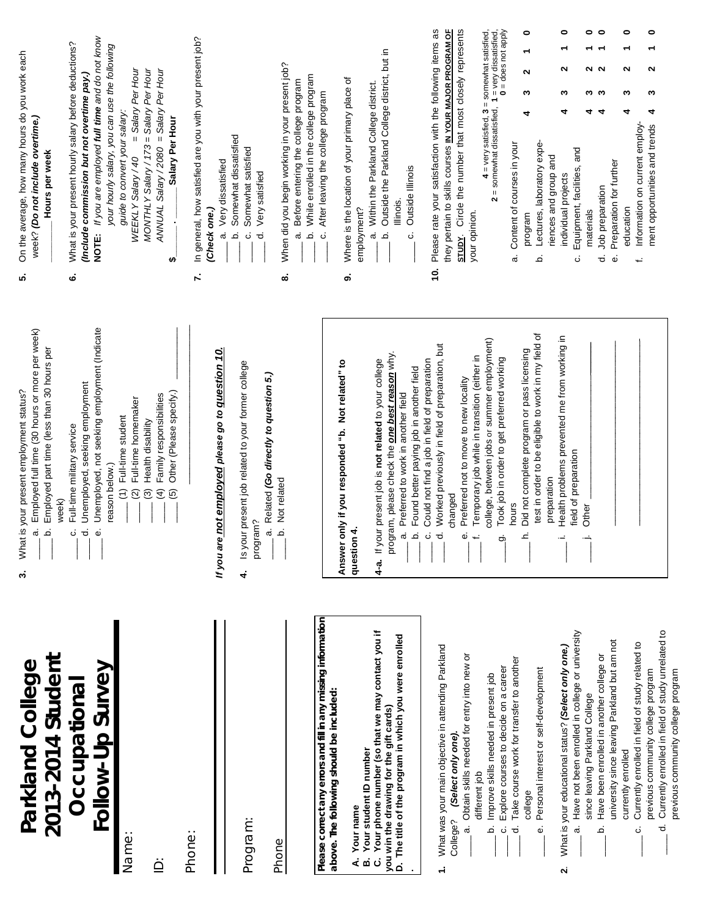# Parkland College 2013-2014 Student Occupational Follow-Up Survey

Name:

ID:

Phone:

Program:

Phone

**Please correct any errors and fill in any missing information above. The following should be included:**

**A. Your name**
**B. Your student ID number**
**C. Your phone number (so that we may contact you if you win the drawing for the gift cards)**
**D. The title of the program in which you were enrolled**
.

**1.** What was your main objective in attending Parkland College? ***(Select only one).***
___ a. Obtain skills needed for entry into new or different job
___ b. Improve skills needed in present job
___ c. Explore courses to decide on a career
___ d. Take course work for transfer to another college
___ e. Personal interest or self-development

**2.** What is your educational status? ***(Select only one.)***
___ a. Have not been enrolled in college or university since leaving Parkland College
___ b. Have been enrolled in another college or university since leaving Parkland but am not currently enrolled
___ c. Currently enrolled in field of study related to previous community college program
___ d. Currently enrolled in field of study unrelated to previous community college program

**3.** What is your present employment status?
___ a. Employed full time (30 hours or more per week)
___ b. Employed part time (less than 30 hours per week)
___ c. Full-time military service
___ d. Unemployed, seeking employment
___ e. Unemployed, not seeking employment (Indicate reason below.)
___ (1) Full-time student
___ (2) Full-time homemaker
___ (3) Health disability
___ (4) Family responsibilities
___ (5) Other (Please specify.) ___________

***If you are not employed please go to question 10.***

**4.** Is your present job related to your former college program?
___ a. Related ***(Go directly to question 5.)***
___ b. Not related

**Answer only if you responded "b. Not related" to question 4.**

**4-a.** If your present job is **not related** to your college program, please check the ***one best reason*** why.
___ a. Preferred to work in another field
___ b. Found better paying job in another field
___ c. Could not find a job in field of preparation
___ d. Worked previously in field of preparation, but changed
___ e. Preferred not to move to new locality
___ f. Temporary job while in transition (either in college, between jobs or summer employment)
___ g. Took job in order to get preferred working hours
___ h. Did not complete program or pass licensing test in order to be eligible to work in my field of preparation
___ i. Health problems prevented me from working in field of preparation
___ j. Other ___________

**5.** On the average, how many hours do you work each week? ***(Do not include overtime.)***
_______ **Hours per week**

**6.** What is your present hourly salary before deductions? ***(Include commission but not overtime pay.)***
**NOTE:** *If you are employed **full time** and do not know your hourly salary, you can use the following guide to convert your salary:*
*WEEKLY Salary / 40 = Salary Per Hour*
*MONTHLY Salary / 173 = Salary Per Hour*
*ANNUAL Salary / 2080 = Salary Per Hour*
**$**_____ . _____ **Salary Per Hour**

**7.** In general, how satisfied are you with your present job? ***(Check one.)***
___ a. Very dissatisfied
___ b. Somewhat dissatisfied
___ c. Somewhat satisfied
___ d. Very satisfied

**8.** When did you begin working in your present job?
___ a. Before entering the college program
___ b. While enrolled in the college program
___ c. After leaving the college program

**9.** Where is the location of your primary place of employment?
___ a. Within the Parkland College district.
___ b. Outside the Parkland College district, but in Illinois.
___ c. Outside Illinois

**10.** Please rate your satisfaction with the following items as they pertain to skills courses **IN YOUR MAJOR PROGRAM OF STUDY**. Circle the number that most closely represents your opinion.

**4** = very satisfied, **3** = somewhat satisfied, **2** = somewhat dissatisfied, **1** = very dissatisfied, **0** = does not apply

| Item | | | | | |
|---|---|---|---|---|---|
| a. Content of courses in your program | **4** | **3** | **2** | **1** | **0** |
| b. Lectures, laboratory experiences and group and individual projects | **4** | **3** | **2** | **1** | **0** |
| c. Equipment, facilities, and materials | **4** | **3** | **2** | **1** | **0** |
| d. Job preparation | **4** | **3** | **2** | **1** | **0** |
| e. Preparation for further education | **4** | **3** | **2** | **1** | **0** |
| f. Information on current employment opportunities and trends | **4** | **3** | **2** | **1** | **0** |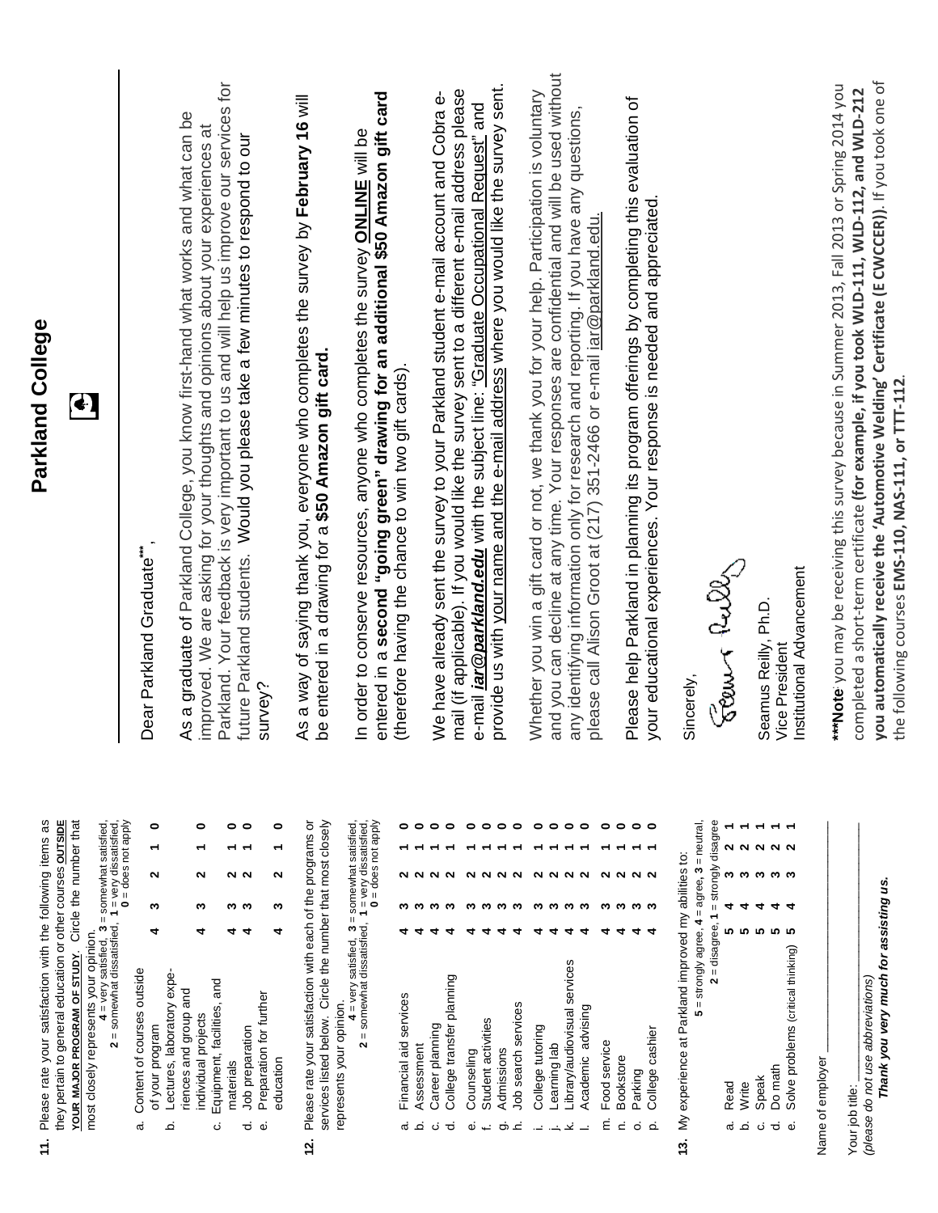**11.** Please rate your satisfaction with the following items as they pertain to general education or other courses **OUTSIDE YOUR MAJOR PROGRAM OF STUDY**. Circle the number that most closely represents your opinion.

**4** = very satisfied, **3** = somewhat satisfied, **2** = somewhat dissatisfied, **1** = very dissatisfied, **0** = does not apply

| | | | | | |
|---|---|---|---|---|---|
| a. Content of courses outside of your program | 4 | 3 | 2 | 1 | 0 |
| b. Lectures, laboratory experiences and group and individual projects | 4 | 3 | 2 | 1 | 0 |
| c. Equipment, facilities, and materials | 4 | 3 | 2 | 1 | 0 |
| d. Job preparation | 4 | 3 | 2 | 1 | 0 |
| e. Preparation for further education | 4 | 3 | 2 | 1 | 0 |

**12.** Please rate your satisfaction with each of the programs or services listed below. Circle the number that most closely represents your opinion.

**4** = very satisfied, **3** = somewhat satisfied, **2** = somewhat dissatisfied, **1** = very dissatisfied, **0** = does not apply

| | | | | | |
|---|---|---|---|---|---|
| a. Financial aid services | 4 | 3 | 2 | 1 | 0 |
| b. Assessment | 4 | 3 | 2 | 1 | 0 |
| c. Career planning | 4 | 3 | 2 | 1 | 0 |
| d. College transfer planning | 4 | 3 | 2 | 1 | 0 |
| e. Counseling | 4 | 3 | 2 | 1 | 0 |
| f. Student activities | 4 | 3 | 2 | 1 | 0 |
| g. Admissions | 4 | 3 | 2 | 1 | 0 |
| h. Job search services | 4 | 3 | 2 | 1 | 0 |
| i. College tutoring | 4 | 3 | 2 | 1 | 0 |
| j. Learning lab | 4 | 3 | 2 | 1 | 0 |
| k. Library/audiovisual services | 4 | 3 | 2 | 1 | 0 |
| l. Academic advising | 4 | 3 | 2 | 1 | 0 |
| m. Food service | 4 | 3 | 2 | 1 | 0 |
| n. Bookstore | 4 | 3 | 2 | 1 | 0 |
| o. Parking | 4 | 3 | 2 | 1 | 0 |
| p. College cashier | 4 | 3 | 2 | 1 | 0 |

**13.** My experience at Parkland improved my abilities to:

**5** = strongly agree, **4** = agree, **3** = neutral, **2** = disagree, **1** = strongly disagree

| | | | | | |
|---|---|---|---|---|---|
| a. Read | 5 | 4 | 3 | 2 | 1 |
| b. Write | 5 | 4 | 3 | 2 | 1 |
| c. Speak | 5 | 4 | 3 | 2 | 1 |
| d. Do math | 5 | 4 | 3 | 2 | 1 |
| e. Solve problems (critical thinking) | 5 | 4 | 3 | 2 | 1 |

Name of employer ____________________

Your job title: ____________________
(please do not use abbreviations)

***Thank you very much for assisting us.***

# Parkland College

Dear Parkland Graduate***,

As a graduate of Parkland College, you know first-hand what works and what can be improved. We are asking for your thoughts and opinions about your experiences at Parkland. Your feedback is very important to us and will help us improve our services for future Parkland students. Would you please take a few minutes to respond to our survey?

As a way of saying thank you, everyone who completes the survey by **February 16** will be entered in a drawing for a **$50 Amazon gift card.**

In order to conserve resources, anyone who completes the survey **ONLINE** will be entered in a **second "going green" drawing for an additional $50 Amazon gift card** (therefore having the chance to win two gift cards).

We have already sent the survey to your Parkland student e-mail account and Cobra e-mail (if applicable). If you would like the survey sent to a different e-mail address please e-mail ***iar@parkland.edu*** with the subject line: "Graduate Occupational Request" and provide us with your name and the e-mail address where you would like the survey sent.

Whether you win a gift card or not, we thank you for your help. Participation is voluntary and you can decline at any time. Your responses are confidential and will be used without any identifying information only for research and reporting. If you have any questions, please call Alison Groot at (217) 351-2466 or e-mail iar@parkland.edu.

Please help Parkland in planning its program offerings by completing this evaluation of your educational experiences. Your response is needed and appreciated.

Sincerely,

Seamus Reilly, Ph.D.
Vice President
Institutional Advancement

*****Note**: you may be receiving this survey because in Summer 2013, Fall 2013 or Spring 2014 you completed a short-term certificate **(for example, if you took WLD-111, WLD-112, and WLD-212 you automatically receive the 'Automotive Welding' Certificate (E CWCCER))**. If you took one of the following courses **EMS-110, NAS-111, or TTT-112**.